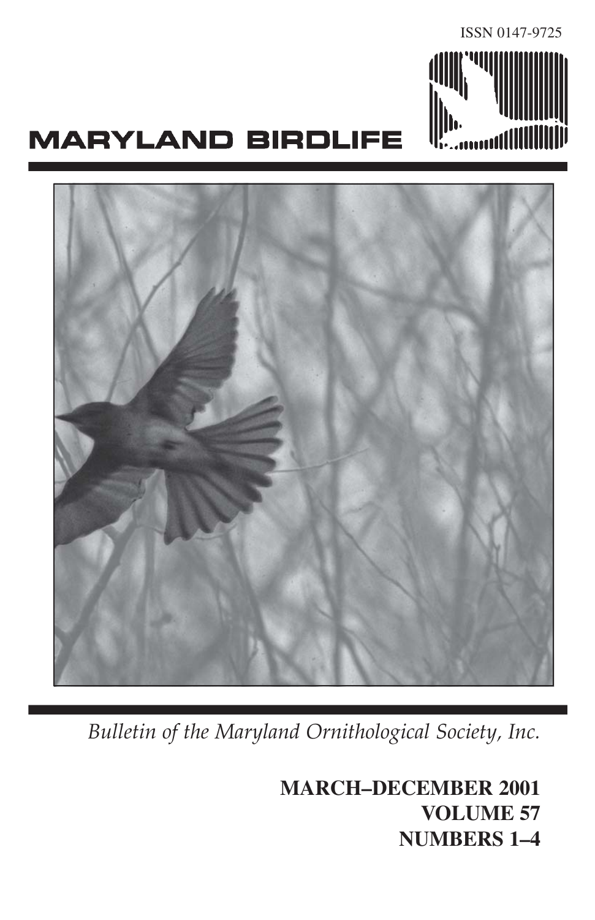ISSN 0147-9725

# MARYLAND BIRDLIFE

*Bulletin of the Maryland Ornithological Society, Inc.*

**MARCH–DECEMBER 2001**
**VOLUME 57**
**NUMBERS 1–4**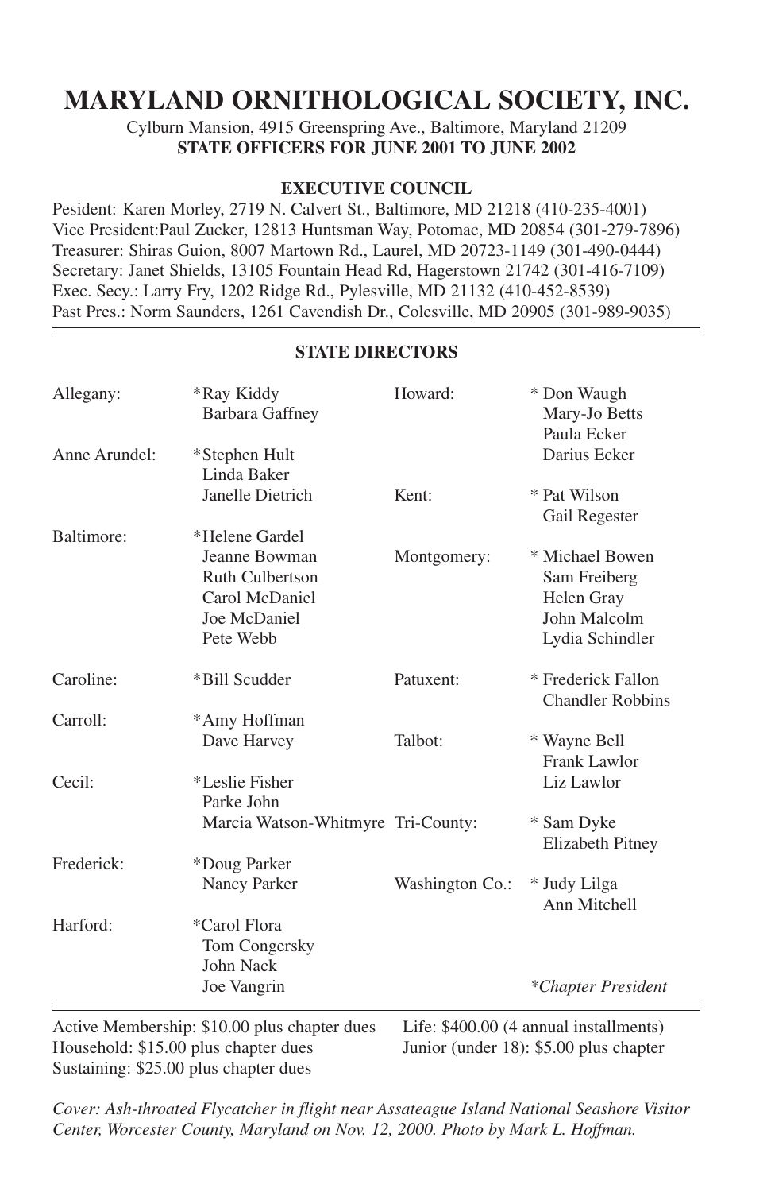# MARYLAND ORNITHOLOGICAL SOCIETY, INC.

Cylburn Mansion, 4915 Greenspring Ave., Baltimore, Maryland 21209

**STATE OFFICERS FOR JUNE 2001 TO JUNE 2002**

## EXECUTIVE COUNCIL

Pesident: Karen Morley, 2719 N. Calvert St., Baltimore, MD 21218 (410-235-4001)
Vice President:Paul Zucker, 12813 Huntsman Way, Potomac, MD 20854 (301-279-7896)
Treasurer: Shiras Guion, 8007 Martown Rd., Laurel, MD 20723-1149 (301-490-0444)
Secretary: Janet Shields, 13105 Fountain Head Rd, Hagerstown 21742 (301-416-7109)
Exec. Secy.: Larry Fry, 1202 Ridge Rd., Pylesville, MD 21132 (410-452-8539)
Past Pres.: Norm Saunders, 1261 Cavendish Dr., Colesville, MD 20905 (301-989-9035)

## STATE DIRECTORS

| Chapter | Directors |
|---|---|
| Allegany: | *Ray Kiddy, Barbara Gaffney |
| Anne Arundel: | *Stephen Hult, Linda Baker, Janelle Dietrich |
| Baltimore: | *Helene Gardel, Jeanne Bowman, Ruth Culbertson, Carol McDaniel, Joe McDaniel, Pete Webb |
| Caroline: | *Bill Scudder |
| Carroll: | *Amy Hoffman, Dave Harvey |
| Cecil: | *Leslie Fisher, Parke John, Marcia Watson-Whitmyre |
| Frederick: | *Doug Parker, Nancy Parker |
| Harford: | *Carol Flora, Tom Congersky, John Nack, Joe Vangrin |
| Howard: | * Don Waugh, Mary-Jo Betts, Paula Ecker, Darius Ecker |
| Kent: | * Pat Wilson, Gail Regester |
| Montgomery: | * Michael Bowen, Sam Freiberg, Helen Gray, John Malcolm, Lydia Schindler |
| Patuxent: | * Frederick Fallon, Chandler Robbins |
| Talbot: | * Wayne Bell, Frank Lawlor, Liz Lawlor |
| Tri-County: | * Sam Dyke, Elizabeth Pitney |
| Washington Co.: | * Judy Lilga, Ann Mitchell |

*\*Chapter President*

Active Membership: $10.00 plus chapter dues
Household: $15.00 plus chapter dues
Sustaining: $25.00 plus chapter dues
Life: $400.00 (4 annual installments)
Junior (under 18): $5.00 plus chapter

*Cover: Ash-throated Flycatcher in flight near Assateague Island National Seashore Visitor Center, Worcester County, Maryland on Nov. 12, 2000. Photo by Mark L. Hoffman.*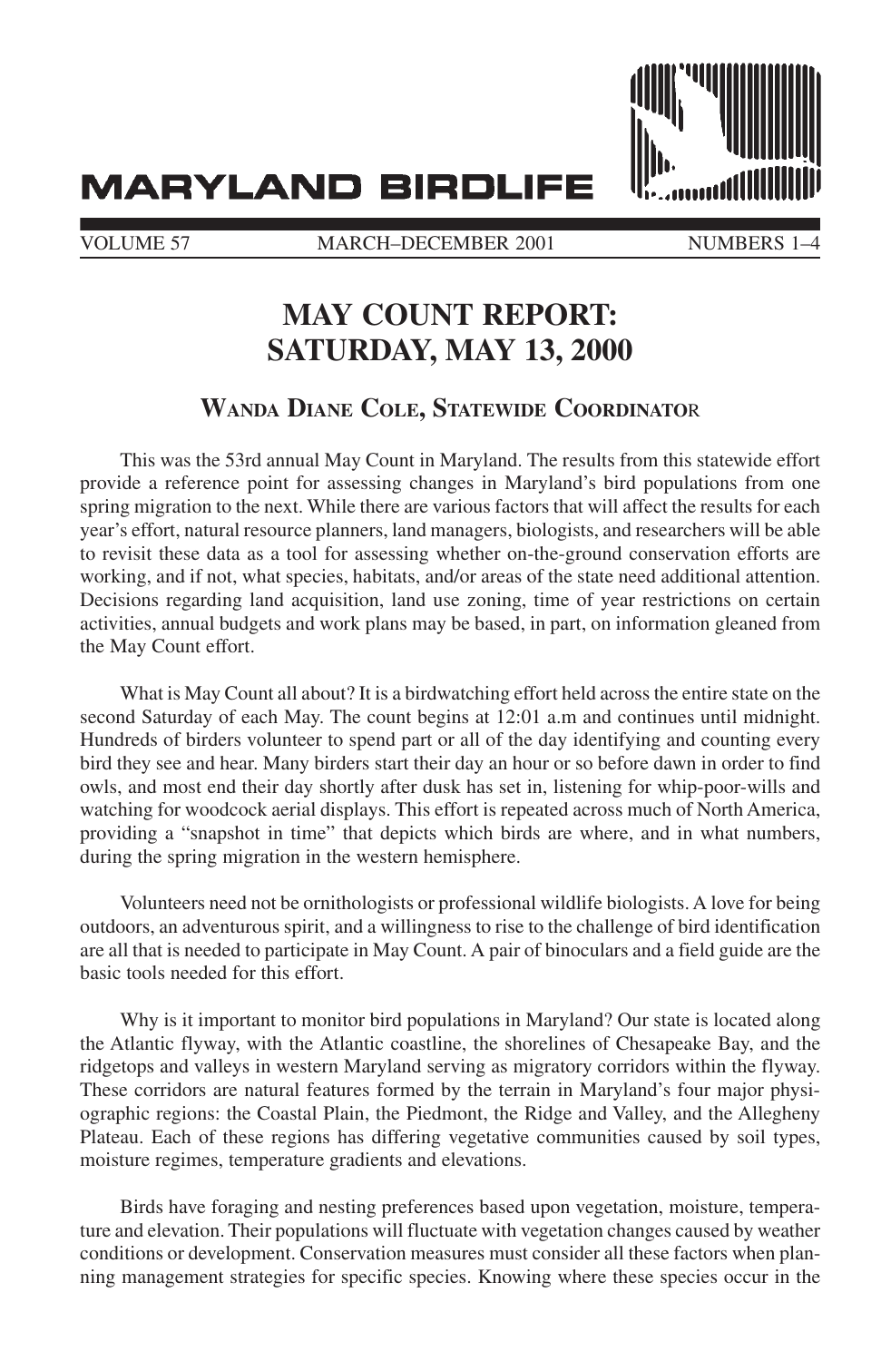# MARYLAND BIRDLIFE

VOLUME 57 MARCH–DECEMBER 2001 NUMBERS 1–4

## MAY COUNT REPORT: SATURDAY, MAY 13, 2000

### WANDA DIANE COLE, STATEWIDE COORDINATOR

This was the 53rd annual May Count in Maryland. The results from this statewide effort provide a reference point for assessing changes in Maryland's bird populations from one spring migration to the next. While there are various factors that will affect the results for each year's effort, natural resource planners, land managers, biologists, and researchers will be able to revisit these data as a tool for assessing whether on-the-ground conservation efforts are working, and if not, what species, habitats, and/or areas of the state need additional attention. Decisions regarding land acquisition, land use zoning, time of year restrictions on certain activities, annual budgets and work plans may be based, in part, on information gleaned from the May Count effort.

What is May Count all about? It is a birdwatching effort held across the entire state on the second Saturday of each May. The count begins at 12:01 a.m and continues until midnight. Hundreds of birders volunteer to spend part or all of the day identifying and counting every bird they see and hear. Many birders start their day an hour or so before dawn in order to find owls, and most end their day shortly after dusk has set in, listening for whip-poor-wills and watching for woodcock aerial displays. This effort is repeated across much of North America, providing a "snapshot in time" that depicts which birds are where, and in what numbers, during the spring migration in the western hemisphere.

Volunteers need not be ornithologists or professional wildlife biologists. A love for being outdoors, an adventurous spirit, and a willingness to rise to the challenge of bird identification are all that is needed to participate in May Count. A pair of binoculars and a field guide are the basic tools needed for this effort.

Why is it important to monitor bird populations in Maryland? Our state is located along the Atlantic flyway, with the Atlantic coastline, the shorelines of Chesapeake Bay, and the ridgetops and valleys in western Maryland serving as migratory corridors within the flyway. These corridors are natural features formed by the terrain in Maryland's four major physiographic regions: the Coastal Plain, the Piedmont, the Ridge and Valley, and the Allegheny Plateau. Each of these regions has differing vegetative communities caused by soil types, moisture regimes, temperature gradients and elevations.

Birds have foraging and nesting preferences based upon vegetation, moisture, temperature and elevation. Their populations will fluctuate with vegetation changes caused by weather conditions or development. Conservation measures must consider all these factors when planning management strategies for specific species. Knowing where these species occur in the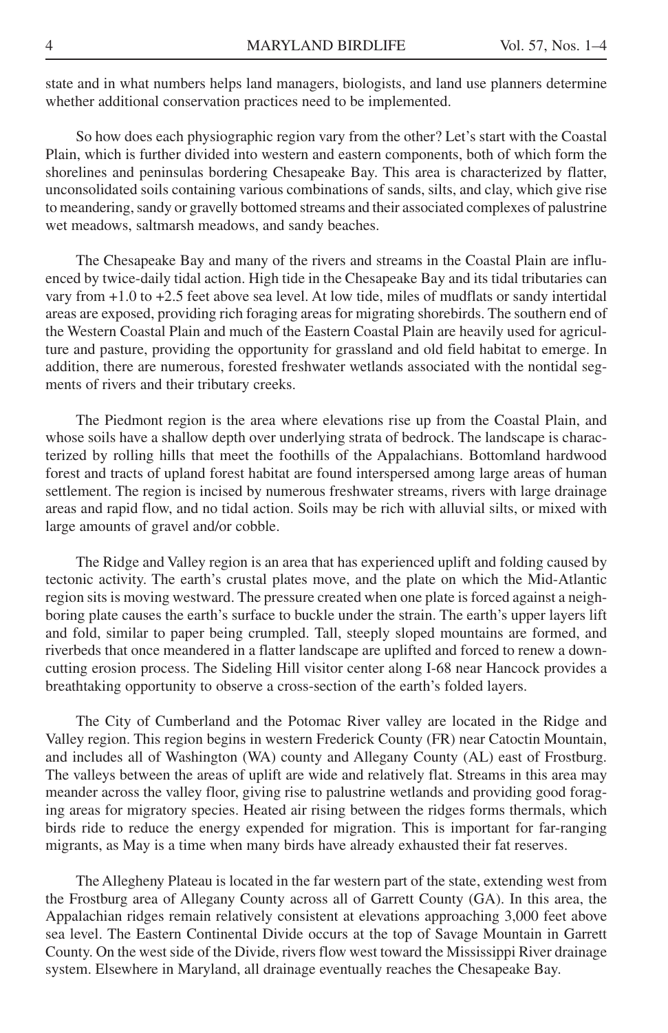state and in what numbers helps land managers, biologists, and land use planners determine whether additional conservation practices need to be implemented.

So how does each physiographic region vary from the other? Let's start with the Coastal Plain, which is further divided into western and eastern components, both of which form the shorelines and peninsulas bordering Chesapeake Bay. This area is characterized by flatter, unconsolidated soils containing various combinations of sands, silts, and clay, which give rise to meandering, sandy or gravelly bottomed streams and their associated complexes of palustrine wet meadows, saltmarsh meadows, and sandy beaches.

The Chesapeake Bay and many of the rivers and streams in the Coastal Plain are influenced by twice-daily tidal action. High tide in the Chesapeake Bay and its tidal tributaries can vary from +1.0 to +2.5 feet above sea level. At low tide, miles of mudflats or sandy intertidal areas are exposed, providing rich foraging areas for migrating shorebirds. The southern end of the Western Coastal Plain and much of the Eastern Coastal Plain are heavily used for agriculture and pasture, providing the opportunity for grassland and old field habitat to emerge. In addition, there are numerous, forested freshwater wetlands associated with the nontidal segments of rivers and their tributary creeks.

The Piedmont region is the area where elevations rise up from the Coastal Plain, and whose soils have a shallow depth over underlying strata of bedrock. The landscape is characterized by rolling hills that meet the foothills of the Appalachians. Bottomland hardwood forest and tracts of upland forest habitat are found interspersed among large areas of human settlement. The region is incised by numerous freshwater streams, rivers with large drainage areas and rapid flow, and no tidal action. Soils may be rich with alluvial silts, or mixed with large amounts of gravel and/or cobble.

The Ridge and Valley region is an area that has experienced uplift and folding caused by tectonic activity. The earth's crustal plates move, and the plate on which the Mid-Atlantic region sits is moving westward. The pressure created when one plate is forced against a neighboring plate causes the earth's surface to buckle under the strain. The earth's upper layers lift and fold, similar to paper being crumpled. Tall, steeply sloped mountains are formed, and riverbeds that once meandered in a flatter landscape are uplifted and forced to renew a downcutting erosion process. The Sideling Hill visitor center along I-68 near Hancock provides a breathtaking opportunity to observe a cross-section of the earth's folded layers.

The City of Cumberland and the Potomac River valley are located in the Ridge and Valley region. This region begins in western Frederick County (FR) near Catoctin Mountain, and includes all of Washington (WA) county and Allegany County (AL) east of Frostburg. The valleys between the areas of uplift are wide and relatively flat. Streams in this area may meander across the valley floor, giving rise to palustrine wetlands and providing good foraging areas for migratory species. Heated air rising between the ridges forms thermals, which birds ride to reduce the energy expended for migration. This is important for far-ranging migrants, as May is a time when many birds have already exhausted their fat reserves.

The Allegheny Plateau is located in the far western part of the state, extending west from the Frostburg area of Allegany County across all of Garrett County (GA). In this area, the Appalachian ridges remain relatively consistent at elevations approaching 3,000 feet above sea level. The Eastern Continental Divide occurs at the top of Savage Mountain in Garrett County. On the west side of the Divide, rivers flow west toward the Mississippi River drainage system. Elsewhere in Maryland, all drainage eventually reaches the Chesapeake Bay.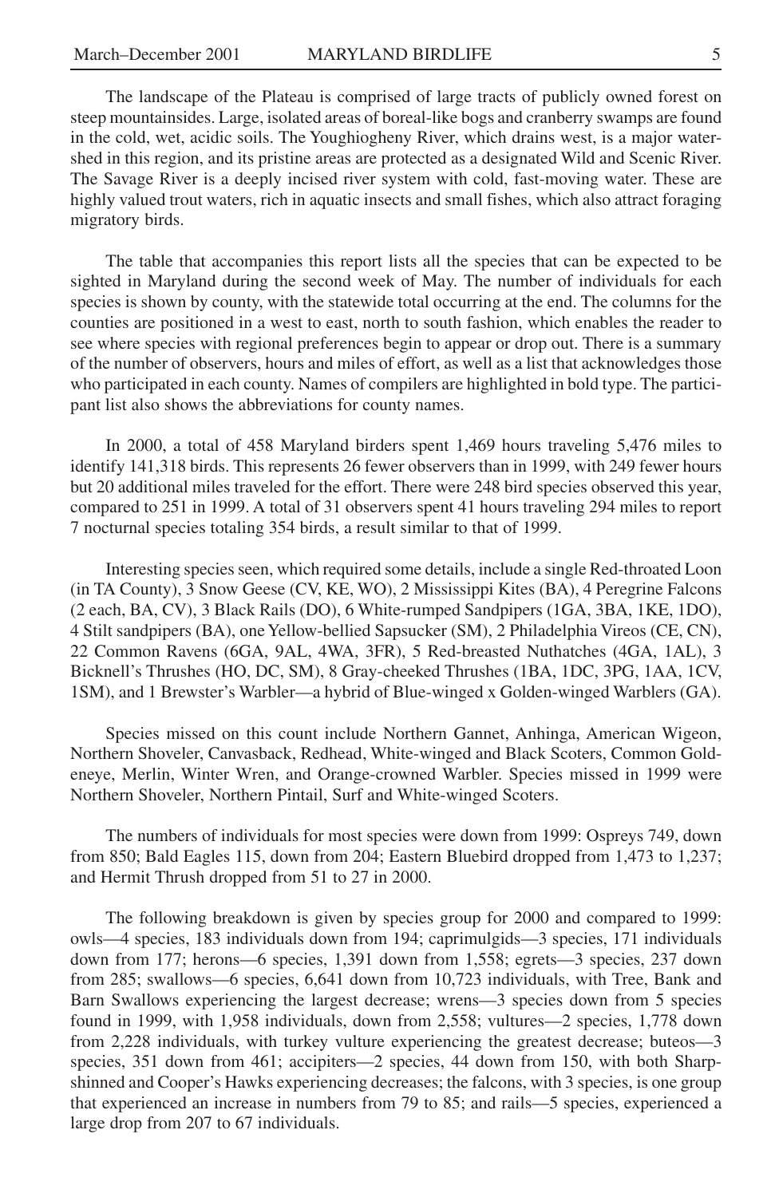The landscape of the Plateau is comprised of large tracts of publicly owned forest on steep mountainsides. Large, isolated areas of boreal-like bogs and cranberry swamps are found in the cold, wet, acidic soils. The Youghiogheny River, which drains west, is a major watershed in this region, and its pristine areas are protected as a designated Wild and Scenic River. The Savage River is a deeply incised river system with cold, fast-moving water. These are highly valued trout waters, rich in aquatic insects and small fishes, which also attract foraging migratory birds.

The table that accompanies this report lists all the species that can be expected to be sighted in Maryland during the second week of May. The number of individuals for each species is shown by county, with the statewide total occurring at the end. The columns for the counties are positioned in a west to east, north to south fashion, which enables the reader to see where species with regional preferences begin to appear or drop out. There is a summary of the number of observers, hours and miles of effort, as well as a list that acknowledges those who participated in each county. Names of compilers are highlighted in bold type. The participant list also shows the abbreviations for county names.

In 2000, a total of 458 Maryland birders spent 1,469 hours traveling 5,476 miles to identify 141,318 birds. This represents 26 fewer observers than in 1999, with 249 fewer hours but 20 additional miles traveled for the effort. There were 248 bird species observed this year, compared to 251 in 1999. A total of 31 observers spent 41 hours traveling 294 miles to report 7 nocturnal species totaling 354 birds, a result similar to that of 1999.

Interesting species seen, which required some details, include a single Red-throated Loon (in TA County), 3 Snow Geese (CV, KE, WO), 2 Mississippi Kites (BA), 4 Peregrine Falcons (2 each, BA, CV), 3 Black Rails (DO), 6 White-rumped Sandpipers (1GA, 3BA, 1KE, 1DO), 4 Stilt sandpipers (BA), one Yellow-bellied Sapsucker (SM), 2 Philadelphia Vireos (CE, CN), 22 Common Ravens (6GA, 9AL, 4WA, 3FR), 5 Red-breasted Nuthatches (4GA, 1AL), 3 Bicknell's Thrushes (HO, DC, SM), 8 Gray-cheeked Thrushes (1BA, 1DC, 3PG, 1AA, 1CV, 1SM), and 1 Brewster's Warbler—a hybrid of Blue-winged x Golden-winged Warblers (GA).

Species missed on this count include Northern Gannet, Anhinga, American Wigeon, Northern Shoveler, Canvasback, Redhead, White-winged and Black Scoters, Common Goldeneye, Merlin, Winter Wren, and Orange-crowned Warbler. Species missed in 1999 were Northern Shoveler, Northern Pintail, Surf and White-winged Scoters.

The numbers of individuals for most species were down from 1999: Ospreys 749, down from 850; Bald Eagles 115, down from 204; Eastern Bluebird dropped from 1,473 to 1,237; and Hermit Thrush dropped from 51 to 27 in 2000.

The following breakdown is given by species group for 2000 and compared to 1999: owls—4 species, 183 individuals down from 194; caprimulgids—3 species, 171 individuals down from 177; herons—6 species, 1,391 down from 1,558; egrets—3 species, 237 down from 285; swallows—6 species, 6,641 down from 10,723 individuals, with Tree, Bank and Barn Swallows experiencing the largest decrease; wrens—3 species down from 5 species found in 1999, with 1,958 individuals, down from 2,558; vultures—2 species, 1,778 down from 2,228 individuals, with turkey vulture experiencing the greatest decrease; buteos—3 species, 351 down from 461; accipiters—2 species, 44 down from 150, with both Sharp-shinned and Cooper's Hawks experiencing decreases; the falcons, with 3 species, is one group that experienced an increase in numbers from 79 to 85; and rails—5 species, experienced a large drop from 207 to 67 individuals.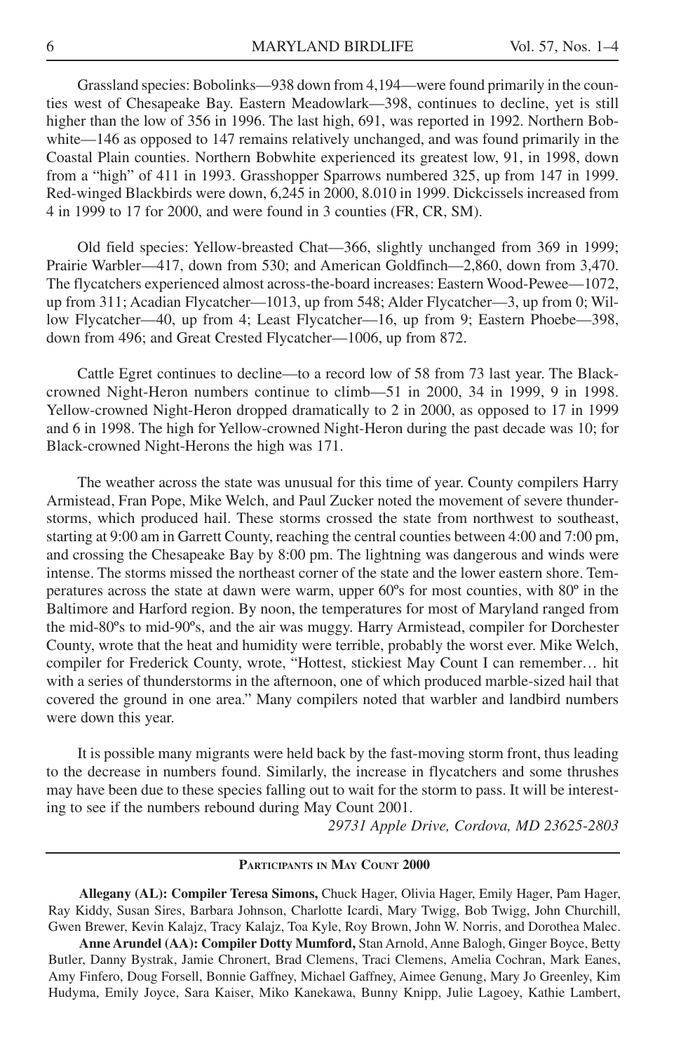Grassland species: Bobolinks—938 down from 4,194—were found primarily in the counties west of Chesapeake Bay. Eastern Meadowlark—398, continues to decline, yet is still higher than the low of 356 in 1996. The last high, 691, was reported in 1992. Northern Bobwhite—146 as opposed to 147 remains relatively unchanged, and was found primarily in the Coastal Plain counties. Northern Bobwhite experienced its greatest low, 91, in 1998, down from a "high" of 411 in 1993. Grasshopper Sparrows numbered 325, up from 147 in 1999. Red-winged Blackbirds were down, 6,245 in 2000, 8.010 in 1999. Dickcissels increased from 4 in 1999 to 17 for 2000, and were found in 3 counties (FR, CR, SM).

Old field species: Yellow-breasted Chat—366, slightly unchanged from 369 in 1999; Prairie Warbler—417, down from 530; and American Goldfinch—2,860, down from 3,470. The flycatchers experienced almost across-the-board increases: Eastern Wood-Pewee—1072, up from 311; Acadian Flycatcher—1013, up from 548; Alder Flycatcher—3, up from 0; Willow Flycatcher—40, up from 4; Least Flycatcher—16, up from 9; Eastern Phoebe—398, down from 496; and Great Crested Flycatcher—1006, up from 872.

Cattle Egret continues to decline—to a record low of 58 from 73 last year. The Black-crowned Night-Heron numbers continue to climb—51 in 2000, 34 in 1999, 9 in 1998. Yellow-crowned Night-Heron dropped dramatically to 2 in 2000, as opposed to 17 in 1999 and 6 in 1998. The high for Yellow-crowned Night-Heron during the past decade was 10; for Black-crowned Night-Herons the high was 171.

The weather across the state was unusual for this time of year. County compilers Harry Armistead, Fran Pope, Mike Welch, and Paul Zucker noted the movement of severe thunderstorms, which produced hail. These storms crossed the state from northwest to southeast, starting at 9:00 am in Garrett County, reaching the central counties between 4:00 and 7:00 pm, and crossing the Chesapeake Bay by 8:00 pm. The lightning was dangerous and winds were intense. The storms missed the northeast corner of the state and the lower eastern shore. Temperatures across the state at dawn were warm, upper 60ºs for most counties, with 80º in the Baltimore and Harford region. By noon, the temperatures for most of Maryland ranged from the mid-80ºs to mid-90ºs, and the air was muggy. Harry Armistead, compiler for Dorchester County, wrote that the heat and humidity were terrible, probably the worst ever. Mike Welch, compiler for Frederick County, wrote, "Hottest, stickiest May Count I can remember… hit with a series of thunderstorms in the afternoon, one of which produced marble-sized hail that covered the ground in one area." Many compilers noted that warbler and landbird numbers were down this year.

It is possible many migrants were held back by the fast-moving storm front, thus leading to the decrease in numbers found. Similarly, the increase in flycatchers and some thrushes may have been due to these species falling out to wait for the storm to pass. It will be interesting to see if the numbers rebound during May Count 2001.

*29731 Apple Drive, Cordova, MD 23625-2803*

---

## Participants in May Count 2000

**Allegany (AL): Compiler Teresa Simons,** Chuck Hager, Olivia Hager, Emily Hager, Pam Hager, Ray Kiddy, Susan Sires, Barbara Johnson, Charlotte Icardi, Mary Twigg, Bob Twigg, John Churchill, Gwen Brewer, Kevin Kalajz, Tracy Kalajz, Toa Kyle, Roy Brown, John W. Norris, and Dorothea Malec.

**Anne Arundel (AA): Compiler Dotty Mumford,** Stan Arnold, Anne Balogh, Ginger Boyce, Betty Butler, Danny Bystrak, Jamie Chronert, Brad Clemens, Traci Clemens, Amelia Cochran, Mark Eanes, Amy Finfero, Doug Forsell, Bonnie Gaffney, Michael Gaffney, Aimee Genung, Mary Jo Greenley, Kim Hudyma, Emily Joyce, Sara Kaiser, Miko Kanekawa, Bunny Knipp, Julie Lagoey, Kathie Lambert,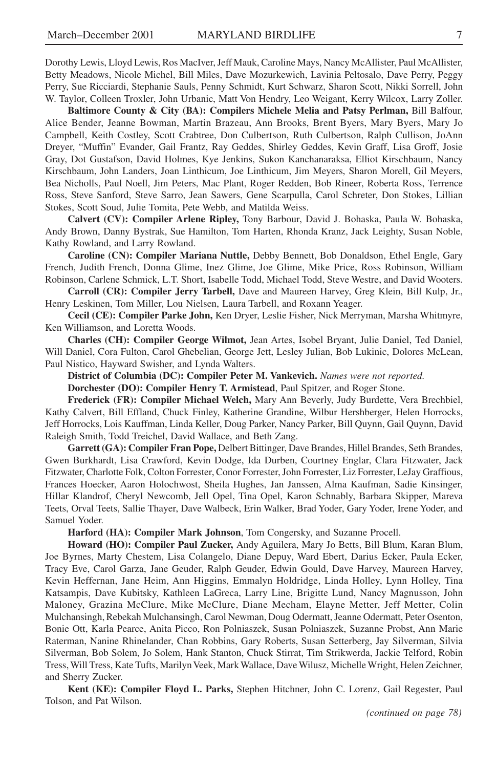Dorothy Lewis, Lloyd Lewis, Ros MacIver, Jeff Mauk, Caroline Mays, Nancy McAllister, Paul McAllister, Betty Meadows, Nicole Michel, Bill Miles, Dave Mozurkewich, Lavinia Peltosalo, Dave Perry, Peggy Perry, Sue Ricciardi, Stephanie Sauls, Penny Schmidt, Kurt Schwarz, Sharon Scott, Nikki Sorrell, John W. Taylor, Colleen Troxler, John Urbanic, Matt Von Hendry, Leo Weigant, Kerry Wilcox, Larry Zoller.

**Baltimore County & City (BA): Compilers Michele Melia and Patsy Perlman,** Bill Balfour, Alice Bender, Jeanne Bowman, Martin Brazeau, Ann Brooks, Brent Byers, Mary Byers, Mary Jo Campbell, Keith Costley, Scott Crabtree, Don Culbertson, Ruth Culbertson, Ralph Cullison, JoAnn Dreyer, "Muffin" Evander, Gail Frantz, Ray Geddes, Shirley Geddes, Kevin Graff, Lisa Groff, Josie Gray, Dot Gustafson, David Holmes, Kye Jenkins, Sukon Kanchanaraksa, Elliot Kirschbaum, Nancy Kirschbaum, John Landers, Joan Linthicum, Joe Linthicum, Jim Meyers, Sharon Morell, Gil Meyers, Bea Nicholls, Paul Noell, Jim Peters, Mac Plant, Roger Redden, Bob Rineer, Roberta Ross, Terrence Ross, Steve Sanford, Steve Sarro, Jean Sawers, Gene Scarpulla, Carol Schreter, Don Stokes, Lillian Stokes, Scott Soud, Julie Tomita, Pete Webb, and Matilda Weiss.

**Calvert (CV): Compiler Arlene Ripley,** Tony Barbour, David J. Bohaska, Paula W. Bohaska, Andy Brown, Danny Bystrak, Sue Hamilton, Tom Harten, Rhonda Kranz, Jack Leighty, Susan Noble, Kathy Rowland, and Larry Rowland.

**Caroline (CN): Compiler Mariana Nuttle,** Debby Bennett, Bob Donaldson, Ethel Engle, Gary French, Judith French, Donna Glime, Inez Glime, Joe Glime, Mike Price, Ross Robinson, William Robinson, Carlene Schmick, L.T. Short, Isabelle Todd, Michael Todd, Steve Westre, and David Wooters.

**Carroll (CR): Compiler Jerry Tarbell,** Dave and Maureen Harvey, Greg Klein, Bill Kulp, Jr., Henry Leskinen, Tom Miller, Lou Nielsen, Laura Tarbell, and Roxann Yeager.

**Cecil (CE): Compiler Parke John,** Ken Dryer, Leslie Fisher, Nick Merryman, Marsha Whitmyre, Ken Williamson, and Loretta Woods.

**Charles (CH): Compiler George Wilmot,** Jean Artes, Isobel Bryant, Julie Daniel, Ted Daniel, Will Daniel, Cora Fulton, Carol Ghebelian, George Jett, Lesley Julian, Bob Lukinic, Dolores McLean, Paul Nistico, Hayward Swisher, and Lynda Walters.

**District of Columbia (DC): Compiler Peter M. Vankevich.** *Names were not reported.*

**Dorchester (DO): Compiler Henry T. Armistead**, Paul Spitzer, and Roger Stone.

**Frederick (FR): Compiler Michael Welch,** Mary Ann Beverly, Judy Burdette, Vera Brechbiel, Kathy Calvert, Bill Effland, Chuck Finley, Katherine Grandine, Wilbur Hershberger, Helen Horrocks, Jeff Horrocks, Lois Kauffman, Linda Keller, Doug Parker, Nancy Parker, Bill Quynn, Gail Quynn, David Raleigh Smith, Todd Treichel, David Wallace, and Beth Zang.

**Garrett (GA): Compiler Fran Pope,** Delbert Bittinger, Dave Brandes, Hillel Brandes, Seth Brandes, Gwen Burkhardt, Lisa Crawford, Kevin Dodge, Ida Durben, Courtney Englar, Clara Fitzwater, Jack Fitzwater, Charlotte Folk, Colton Forrester, Conor Forrester, John Forrester, Liz Forrester, LeJay Graffious, Frances Hoecker, Aaron Holochwost, Sheila Hughes, Jan Janssen, Alma Kaufman, Sadie Kinsinger, Hillar Klandrof, Cheryl Newcomb, Jell Opel, Tina Opel, Karon Schnably, Barbara Skipper, Mareva Teets, Orval Teets, Sallie Thayer, Dave Walbeck, Erin Walker, Brad Yoder, Gary Yoder, Irene Yoder, and Samuel Yoder.

**Harford (HA): Compiler Mark Johnson**, Tom Congersky, and Suzanne Procell.

**Howard (HO): Compiler Paul Zucker,** Andy Aguilera, Mary Jo Betts, Bill Blum, Karan Blum, Joe Byrnes, Marty Chestem, Lisa Colangelo, Diane Depuy, Ward Ebert, Darius Ecker, Paula Ecker, Tracy Eve, Carol Garza, Jane Geuder, Ralph Geuder, Edwin Gould, Dave Harvey, Maureen Harvey, Kevin Heffernan, Jane Heim, Ann Higgins, Emmalyn Holdridge, Linda Holley, Lynn Holley, Tina Katsampis, Dave Kubitsky, Kathleen LaGreca, Larry Line, Brigitte Lund, Nancy Magnusson, John Maloney, Grazina McClure, Mike McClure, Diane Mecham, Elayne Metter, Jeff Metter, Colin Mulchansingh, Rebekah Mulchansingh, Carol Newman, Doug Odermatt, Jeanne Odermatt, Peter Osenton, Bonie Ott, Karla Pearce, Anita Picco, Ron Polniaszek, Susan Polniaszek, Suzanne Probst, Ann Marie Raterman, Nanine Rhinelander, Chan Robbins, Gary Roberts, Susan Setterberg, Jay Silverman, Silvia Silverman, Bob Solem, Jo Solem, Hank Stanton, Chuck Stirrat, Tim Strikwerda, Jackie Telford, Robin Tress, Will Tress, Kate Tufts, Marilyn Veek, Mark Wallace, Dave Wilusz, Michelle Wright, Helen Zeichner, and Sherry Zucker.

**Kent (KE): Compiler Floyd L. Parks,** Stephen Hitchner, John C. Lorenz, Gail Regester, Paul Tolson, and Pat Wilson.

*(continued on page 78)*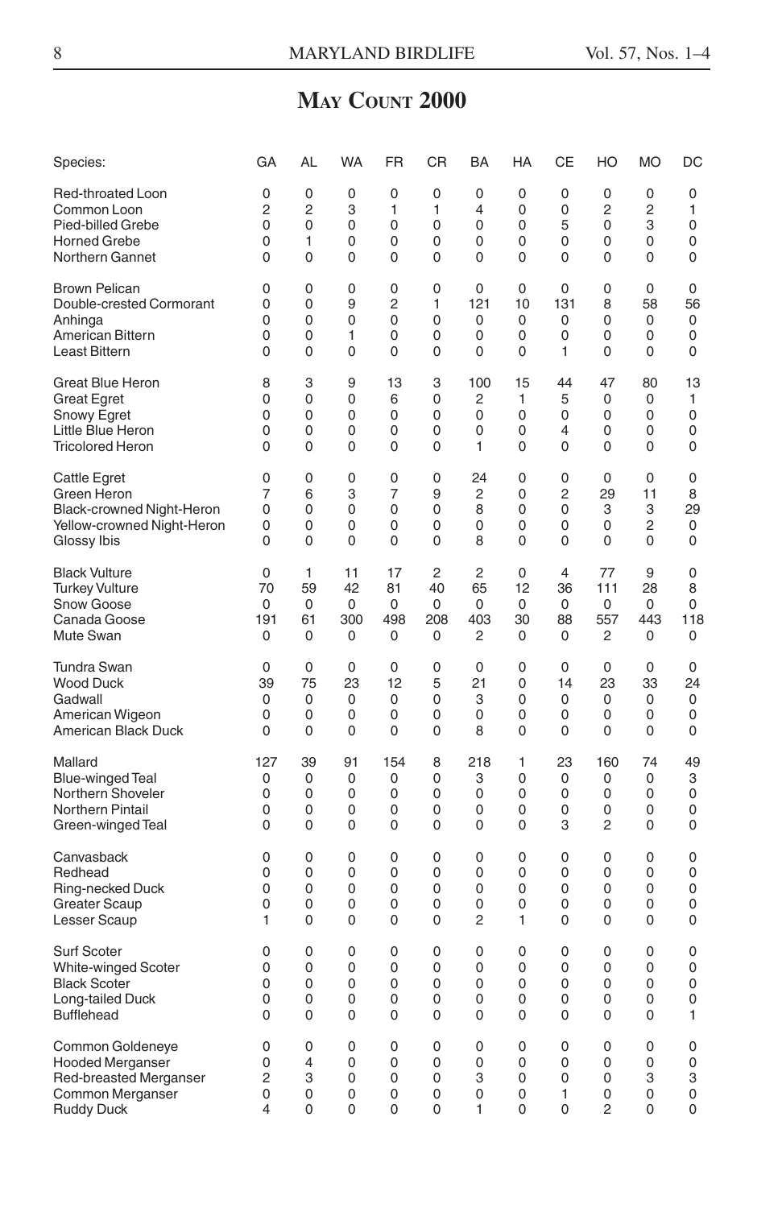## May Count 2000

| Species: | GA | AL | WA | FR | CR | BA | HA | CE | HO | MO | DC |
|---|---|---|---|---|---|---|---|---|---|---|---|
| Red-throated Loon | 0 | 0 | 0 | 0 | 0 | 0 | 0 | 0 | 0 | 0 | 0 |
| Common Loon | 2 | 2 | 3 | 1 | 1 | 4 | 0 | 0 | 2 | 2 | 1 |
| Pied-billed Grebe | 0 | 0 | 0 | 0 | 0 | 0 | 0 | 5 | 0 | 3 | 0 |
| Horned Grebe | 0 | 1 | 0 | 0 | 0 | 0 | 0 | 0 | 0 | 0 | 0 |
| Northern Gannet | 0 | 0 | 0 | 0 | 0 | 0 | 0 | 0 | 0 | 0 | 0 |
| Brown Pelican | 0 | 0 | 0 | 0 | 0 | 0 | 0 | 0 | 0 | 0 | 0 |
| Double-crested Cormorant | 0 | 0 | 9 | 2 | 1 | 121 | 10 | 131 | 8 | 58 | 56 |
| Anhinga | 0 | 0 | 0 | 0 | 0 | 0 | 0 | 0 | 0 | 0 | 0 |
| American Bittern | 0 | 0 | 1 | 0 | 0 | 0 | 0 | 0 | 0 | 0 | 0 |
| Least Bittern | 0 | 0 | 0 | 0 | 0 | 0 | 0 | 1 | 0 | 0 | 0 |
| Great Blue Heron | 8 | 3 | 9 | 13 | 3 | 100 | 15 | 44 | 47 | 80 | 13 |
| Great Egret | 0 | 0 | 0 | 6 | 0 | 2 | 1 | 5 | 0 | 0 | 1 |
| Snowy Egret | 0 | 0 | 0 | 0 | 0 | 0 | 0 | 0 | 0 | 0 | 0 |
| Little Blue Heron | 0 | 0 | 0 | 0 | 0 | 0 | 0 | 4 | 0 | 0 | 0 |
| Tricolored Heron | 0 | 0 | 0 | 0 | 0 | 1 | 0 | 0 | 0 | 0 | 0 |
| Cattle Egret | 0 | 0 | 0 | 0 | 0 | 24 | 0 | 0 | 0 | 0 | 0 |
| Green Heron | 7 | 6 | 3 | 7 | 9 | 2 | 0 | 2 | 29 | 11 | 8 |
| Black-crowned Night-Heron | 0 | 0 | 0 | 0 | 0 | 8 | 0 | 0 | 3 | 3 | 29 |
| Yellow-crowned Night-Heron | 0 | 0 | 0 | 0 | 0 | 0 | 0 | 0 | 0 | 2 | 0 |
| Glossy Ibis | 0 | 0 | 0 | 0 | 0 | 8 | 0 | 0 | 0 | 0 | 0 |
| Black Vulture | 0 | 1 | 11 | 17 | 2 | 2 | 0 | 4 | 77 | 9 | 0 |
| Turkey Vulture | 70 | 59 | 42 | 81 | 40 | 65 | 12 | 36 | 111 | 28 | 8 |
| Snow Goose | 0 | 0 | 0 | 0 | 0 | 0 | 0 | 0 | 0 | 0 | 0 |
| Canada Goose | 191 | 61 | 300 | 498 | 208 | 403 | 30 | 88 | 557 | 443 | 118 |
| Mute Swan | 0 | 0 | 0 | 0 | 0 | 2 | 0 | 0 | 2 | 0 | 0 |
| Tundra Swan | 0 | 0 | 0 | 0 | 0 | 0 | 0 | 0 | 0 | 0 | 0 |
| Wood Duck | 39 | 75 | 23 | 12 | 5 | 21 | 0 | 14 | 23 | 33 | 24 |
| Gadwall | 0 | 0 | 0 | 0 | 0 | 3 | 0 | 0 | 0 | 0 | 0 |
| American Wigeon | 0 | 0 | 0 | 0 | 0 | 0 | 0 | 0 | 0 | 0 | 0 |
| American Black Duck | 0 | 0 | 0 | 0 | 0 | 8 | 0 | 0 | 0 | 0 | 0 |
| Mallard | 127 | 39 | 91 | 154 | 8 | 218 | 1 | 23 | 160 | 74 | 49 |
| Blue-winged Teal | 0 | 0 | 0 | 0 | 0 | 3 | 0 | 0 | 0 | 0 | 3 |
| Northern Shoveler | 0 | 0 | 0 | 0 | 0 | 0 | 0 | 0 | 0 | 0 | 0 |
| Northern Pintail | 0 | 0 | 0 | 0 | 0 | 0 | 0 | 0 | 0 | 0 | 0 |
| Green-winged Teal | 0 | 0 | 0 | 0 | 0 | 0 | 0 | 3 | 2 | 0 | 0 |
| Canvasback | 0 | 0 | 0 | 0 | 0 | 0 | 0 | 0 | 0 | 0 | 0 |
| Redhead | 0 | 0 | 0 | 0 | 0 | 0 | 0 | 0 | 0 | 0 | 0 |
| Ring-necked Duck | 0 | 0 | 0 | 0 | 0 | 0 | 0 | 0 | 0 | 0 | 0 |
| Greater Scaup | 0 | 0 | 0 | 0 | 0 | 0 | 0 | 0 | 0 | 0 | 0 |
| Lesser Scaup | 1 | 0 | 0 | 0 | 0 | 2 | 1 | 0 | 0 | 0 | 0 |
| Surf Scoter | 0 | 0 | 0 | 0 | 0 | 0 | 0 | 0 | 0 | 0 | 0 |
| White-winged Scoter | 0 | 0 | 0 | 0 | 0 | 0 | 0 | 0 | 0 | 0 | 0 |
| Black Scoter | 0 | 0 | 0 | 0 | 0 | 0 | 0 | 0 | 0 | 0 | 0 |
| Long-tailed Duck | 0 | 0 | 0 | 0 | 0 | 0 | 0 | 0 | 0 | 0 | 0 |
| Bufflehead | 0 | 0 | 0 | 0 | 0 | 0 | 0 | 0 | 0 | 0 | 1 |
| Common Goldeneye | 0 | 0 | 0 | 0 | 0 | 0 | 0 | 0 | 0 | 0 | 0 |
| Hooded Merganser | 0 | 4 | 0 | 0 | 0 | 0 | 0 | 0 | 0 | 0 | 0 |
| Red-breasted Merganser | 2 | 3 | 0 | 0 | 0 | 3 | 0 | 0 | 0 | 3 | 3 |
| Common Merganser | 0 | 0 | 0 | 0 | 0 | 0 | 0 | 1 | 0 | 0 | 0 |
| Ruddy Duck | 4 | 0 | 0 | 0 | 0 | 1 | 0 | 0 | 2 | 0 | 0 |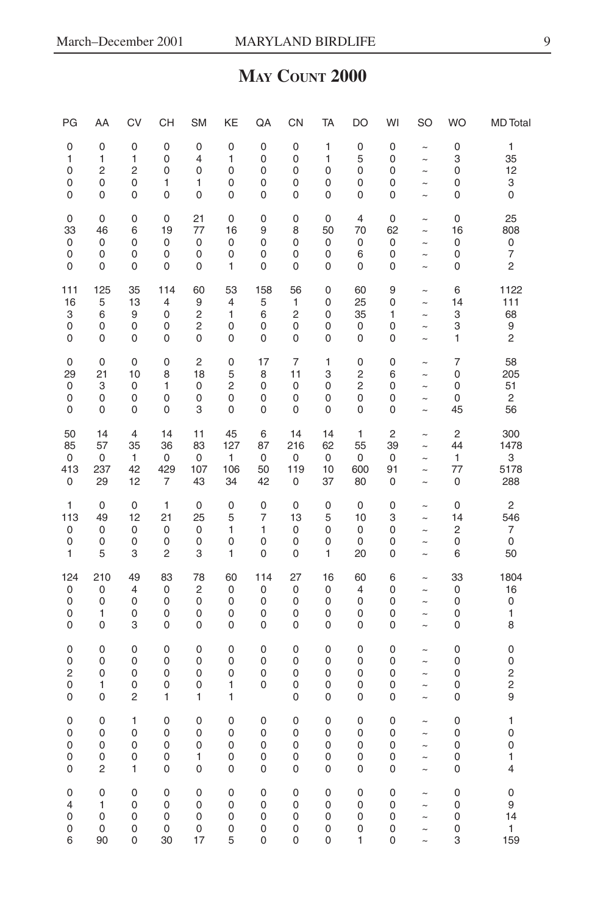# May Count 2000

| PG | AA | CV | CH | SM | KE | QA | CN | TA | DO | WI | SO | WO | MD Total |
|---|---|---|---|---|---|---|---|---|---|---|---|---|---|
| 0 | 0 | 0 | 0 | 0 | 0 | 0 | 0 | 1 | 0 | 0 | ~ | 0 | 1 |
| 1 | 1 | 1 | 0 | 4 | 1 | 0 | 0 | 1 | 5 | 0 | ~ | 3 | 35 |
| 0 | 2 | 2 | 0 | 0 | 0 | 0 | 0 | 0 | 0 | 0 | ~ | 0 | 12 |
| 0 | 0 | 0 | 1 | 1 | 0 | 0 | 0 | 0 | 0 | 0 | ~ | 0 | 3 |
| 0 | 0 | 0 | 0 | 0 | 0 | 0 | 0 | 0 | 0 | 0 | ~ | 0 | 0 |
| 0 | 0 | 0 | 0 | 21 | 0 | 0 | 0 | 0 | 4 | 0 | ~ | 0 | 25 |
| 33 | 46 | 6 | 19 | 77 | 16 | 9 | 8 | 50 | 70 | 62 | ~ | 16 | 808 |
| 0 | 0 | 0 | 0 | 0 | 0 | 0 | 0 | 0 | 0 | 0 | ~ | 0 | 0 |
| 0 | 0 | 0 | 0 | 0 | 0 | 0 | 0 | 0 | 6 | 0 | ~ | 0 | 7 |
| 0 | 0 | 0 | 0 | 0 | 1 | 0 | 0 | 0 | 0 | 0 | ~ | 0 | 2 |
| 111 | 125 | 35 | 114 | 60 | 53 | 158 | 56 | 0 | 60 | 9 | ~ | 6 | 1122 |
| 16 | 5 | 13 | 4 | 9 | 4 | 5 | 1 | 0 | 25 | 0 | ~ | 14 | 111 |
| 3 | 6 | 9 | 0 | 2 | 1 | 6 | 2 | 0 | 35 | 1 | ~ | 3 | 68 |
| 0 | 0 | 0 | 0 | 2 | 0 | 0 | 0 | 0 | 0 | 0 | ~ | 3 | 9 |
| 0 | 0 | 0 | 0 | 0 | 0 | 0 | 0 | 0 | 0 | 0 | ~ | 1 | 2 |
| 0 | 0 | 0 | 0 | 2 | 0 | 17 | 7 | 1 | 0 | 0 | ~ | 7 | 58 |
| 29 | 21 | 10 | 8 | 18 | 5 | 8 | 11 | 3 | 2 | 6 | ~ | 0 | 205 |
| 0 | 3 | 0 | 1 | 0 | 2 | 0 | 0 | 0 | 2 | 0 | ~ | 0 | 51 |
| 0 | 0 | 0 | 0 | 0 | 0 | 0 | 0 | 0 | 0 | 0 | ~ | 0 | 2 |
| 0 | 0 | 0 | 0 | 3 | 0 | 0 | 0 | 0 | 0 | 0 | ~ | 45 | 56 |
| 50 | 14 | 4 | 14 | 11 | 45 | 6 | 14 | 14 | 1 | 2 | ~ | 2 | 300 |
| 85 | 57 | 35 | 36 | 83 | 127 | 87 | 216 | 62 | 55 | 39 | ~ | 44 | 1478 |
| 0 | 0 | 1 | 0 | 0 | 1 | 0 | 0 | 0 | 0 | 0 | ~ | 1 | 3 |
| 413 | 237 | 42 | 429 | 107 | 106 | 50 | 119 | 10 | 600 | 91 | ~ | 77 | 5178 |
| 0 | 29 | 12 | 7 | 43 | 34 | 42 | 0 | 37 | 80 | 0 | ~ | 0 | 288 |
| 1 | 0 | 0 | 1 | 0 | 0 | 0 | 0 | 0 | 0 | 0 | ~ | 0 | 2 |
| 113 | 49 | 12 | 21 | 25 | 5 | 7 | 13 | 5 | 10 | 3 | ~ | 14 | 546 |
| 0 | 0 | 0 | 0 | 0 | 1 | 1 | 0 | 0 | 0 | 0 | ~ | 2 | 7 |
| 0 | 0 | 0 | 0 | 0 | 0 | 0 | 0 | 0 | 0 | 0 | ~ | 0 | 0 |
| 1 | 5 | 3 | 2 | 3 | 1 | 0 | 0 | 1 | 20 | 0 | ~ | 6 | 50 |
| 124 | 210 | 49 | 83 | 78 | 60 | 114 | 27 | 16 | 60 | 6 | ~ | 33 | 1804 |
| 0 | 0 | 4 | 0 | 2 | 0 | 0 | 0 | 0 | 4 | 0 | ~ | 0 | 16 |
| 0 | 0 | 0 | 0 | 0 | 0 | 0 | 0 | 0 | 0 | 0 | ~ | 0 | 0 |
| 0 | 1 | 0 | 0 | 0 | 0 | 0 | 0 | 0 | 0 | 0 | ~ | 0 | 1 |
| 0 | 0 | 3 | 0 | 0 | 0 | 0 | 0 | 0 | 0 | 0 | ~ | 0 | 8 |
| 0 | 0 | 0 | 0 | 0 | 0 | 0 | 0 | 0 | 0 | 0 | ~ | 0 | 0 |
| 0 | 0 | 0 | 0 | 0 | 0 | 0 | 0 | 0 | 0 | 0 | ~ | 0 | 0 |
| 2 | 0 | 0 | 0 | 0 | 0 | 0 | 0 | 0 | 0 | 0 | ~ | 0 | 2 |
| 0 | 1 | 0 | 0 | 0 | 1 | 0 | 0 | 0 | 0 | 0 | ~ | 0 | 2 |
| 0 | 0 | 2 | 1 | 1 | 1 | | 0 | 0 | 0 | 0 | ~ | 0 | 9 |
| 0 | 0 | 1 | 0 | 0 | 0 | 0 | 0 | 0 | 0 | 0 | ~ | 0 | 1 |
| 0 | 0 | 0 | 0 | 0 | 0 | 0 | 0 | 0 | 0 | 0 | ~ | 0 | 0 |
| 0 | 0 | 0 | 0 | 0 | 0 | 0 | 0 | 0 | 0 | 0 | ~ | 0 | 0 |
| 0 | 0 | 0 | 0 | 1 | 0 | 0 | 0 | 0 | 0 | 0 | ~ | 0 | 1 |
| 0 | 2 | 1 | 0 | 0 | 0 | 0 | 0 | 0 | 0 | 0 | ~ | 0 | 4 |
| 0 | 0 | 0 | 0 | 0 | 0 | 0 | 0 | 0 | 0 | 0 | ~ | 0 | 0 |
| 4 | 1 | 0 | 0 | 0 | 0 | 0 | 0 | 0 | 0 | 0 | ~ | 0 | 9 |
| 0 | 0 | 0 | 0 | 0 | 0 | 0 | 0 | 0 | 0 | 0 | ~ | 0 | 14 |
| 0 | 0 | 0 | 0 | 0 | 0 | 0 | 0 | 0 | 0 | 0 | ~ | 0 | 1 |
| 6 | 90 | 0 | 30 | 17 | 5 | 0 | 0 | 0 | 1 | 0 | ~ | 3 | 159 |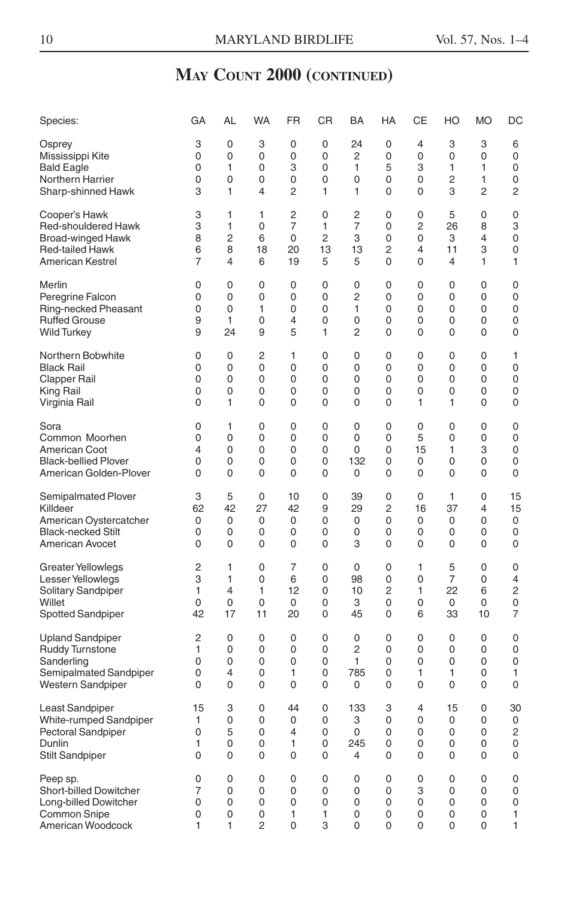## May Count 2000 (continued)

| Species: | GA | AL | WA | FR | CR | BA | HA | CE | HO | MO | DC |
|---|---|---|---|---|---|---|---|---|---|---|---|
| Osprey | 3 | 0 | 3 | 0 | 0 | 24 | 0 | 4 | 3 | 3 | 6 |
| Mississippi Kite | 0 | 0 | 0 | 0 | 0 | 2 | 0 | 0 | 0 | 0 | 0 |
| Bald Eagle | 0 | 1 | 0 | 3 | 0 | 1 | 5 | 3 | 1 | 1 | 0 |
| Northern Harrier | 0 | 0 | 0 | 0 | 0 | 0 | 0 | 0 | 2 | 1 | 0 |
| Sharp-shinned Hawk | 3 | 1 | 4 | 2 | 1 | 1 | 0 | 0 | 3 | 2 | 2 |
| Cooper's Hawk | 3 | 1 | 1 | 2 | 0 | 2 | 0 | 0 | 5 | 0 | 0 |
| Red-shouldered Hawk | 3 | 1 | 0 | 7 | 1 | 7 | 0 | 2 | 26 | 8 | 3 |
| Broad-winged Hawk | 8 | 2 | 6 | 0 | 2 | 3 | 0 | 0 | 3 | 4 | 0 |
| Red-tailed Hawk | 6 | 8 | 18 | 20 | 13 | 13 | 2 | 4 | 11 | 3 | 0 |
| American Kestrel | 7 | 4 | 6 | 19 | 5 | 5 | 0 | 0 | 4 | 1 | 1 |
| Merlin | 0 | 0 | 0 | 0 | 0 | 0 | 0 | 0 | 0 | 0 | 0 |
| Peregrine Falcon | 0 | 0 | 0 | 0 | 0 | 2 | 0 | 0 | 0 | 0 | 0 |
| Ring-necked Pheasant | 0 | 0 | 1 | 0 | 0 | 1 | 0 | 0 | 0 | 0 | 0 |
| Ruffed Grouse | 9 | 1 | 0 | 4 | 0 | 0 | 0 | 0 | 0 | 0 | 0 |
| Wild Turkey | 9 | 24 | 9 | 5 | 1 | 2 | 0 | 0 | 0 | 0 | 0 |
| Northern Bobwhite | 0 | 0 | 2 | 1 | 0 | 0 | 0 | 0 | 0 | 0 | 1 |
| Black Rail | 0 | 0 | 0 | 0 | 0 | 0 | 0 | 0 | 0 | 0 | 0 |
| Clapper Rail | 0 | 0 | 0 | 0 | 0 | 0 | 0 | 0 | 0 | 0 | 0 |
| King Rail | 0 | 0 | 0 | 0 | 0 | 0 | 0 | 0 | 0 | 0 | 0 |
| Virginia Rail | 0 | 1 | 0 | 0 | 0 | 0 | 0 | 1 | 1 | 0 | 0 |
| Sora | 0 | 1 | 0 | 0 | 0 | 0 | 0 | 0 | 0 | 0 | 0 |
| Common Moorhen | 0 | 0 | 0 | 0 | 0 | 0 | 0 | 5 | 0 | 0 | 0 |
| American Coot | 4 | 0 | 0 | 0 | 0 | 0 | 0 | 15 | 1 | 3 | 0 |
| Black-bellied Plover | 0 | 0 | 0 | 0 | 0 | 132 | 0 | 0 | 0 | 0 | 0 |
| American Golden-Plover | 0 | 0 | 0 | 0 | 0 | 0 | 0 | 0 | 0 | 0 | 0 |
| Semipalmated Plover | 3 | 5 | 0 | 10 | 0 | 39 | 0 | 0 | 1 | 0 | 15 |
| Killdeer | 62 | 42 | 27 | 42 | 9 | 29 | 2 | 16 | 37 | 4 | 15 |
| American Oystercatcher | 0 | 0 | 0 | 0 | 0 | 0 | 0 | 0 | 0 | 0 | 0 |
| Black-necked Stilt | 0 | 0 | 0 | 0 | 0 | 0 | 0 | 0 | 0 | 0 | 0 |
| American Avocet | 0 | 0 | 0 | 0 | 0 | 3 | 0 | 0 | 0 | 0 | 0 |
| Greater Yellowlegs | 2 | 1 | 0 | 7 | 0 | 0 | 0 | 1 | 5 | 0 | 0 |
| Lesser Yellowlegs | 3 | 1 | 0 | 6 | 0 | 98 | 0 | 0 | 7 | 0 | 4 |
| Solitary Sandpiper | 1 | 4 | 1 | 12 | 0 | 10 | 2 | 1 | 22 | 6 | 2 |
| Willet | 0 | 0 | 0 | 0 | 0 | 3 | 0 | 0 | 0 | 0 | 0 |
| Spotted Sandpiper | 42 | 17 | 11 | 20 | 0 | 45 | 0 | 6 | 33 | 10 | 7 |
| Upland Sandpiper | 2 | 0 | 0 | 0 | 0 | 0 | 0 | 0 | 0 | 0 | 0 |
| Ruddy Turnstone | 1 | 0 | 0 | 0 | 0 | 2 | 0 | 0 | 0 | 0 | 0 |
| Sanderling | 0 | 0 | 0 | 0 | 0 | 1 | 0 | 0 | 0 | 0 | 0 |
| Semipalmated Sandpiper | 0 | 4 | 0 | 1 | 0 | 785 | 0 | 1 | 1 | 0 | 1 |
| Western Sandpiper | 0 | 0 | 0 | 0 | 0 | 0 | 0 | 0 | 0 | 0 | 0 |
| Least Sandpiper | 15 | 3 | 0 | 44 | 0 | 133 | 3 | 4 | 15 | 0 | 30 |
| White-rumped Sandpiper | 1 | 0 | 0 | 0 | 0 | 3 | 0 | 0 | 0 | 0 | 0 |
| Pectoral Sandpiper | 0 | 5 | 0 | 4 | 0 | 0 | 0 | 0 | 0 | 0 | 2 |
| Dunlin | 1 | 0 | 0 | 1 | 0 | 245 | 0 | 0 | 0 | 0 | 0 |
| Stilt Sandpiper | 0 | 0 | 0 | 0 | 0 | 4 | 0 | 0 | 0 | 0 | 0 |
| Peep sp. | 0 | 0 | 0 | 0 | 0 | 0 | 0 | 0 | 0 | 0 | 0 |
| Short-billed Dowitcher | 7 | 0 | 0 | 0 | 0 | 0 | 0 | 3 | 0 | 0 | 0 |
| Long-billed Dowitcher | 0 | 0 | 0 | 0 | 0 | 0 | 0 | 0 | 0 | 0 | 0 |
| Common Snipe | 0 | 0 | 0 | 1 | 1 | 0 | 0 | 0 | 0 | 0 | 1 |
| American Woodcock | 1 | 1 | 2 | 0 | 3 | 0 | 0 | 0 | 0 | 0 | 1 |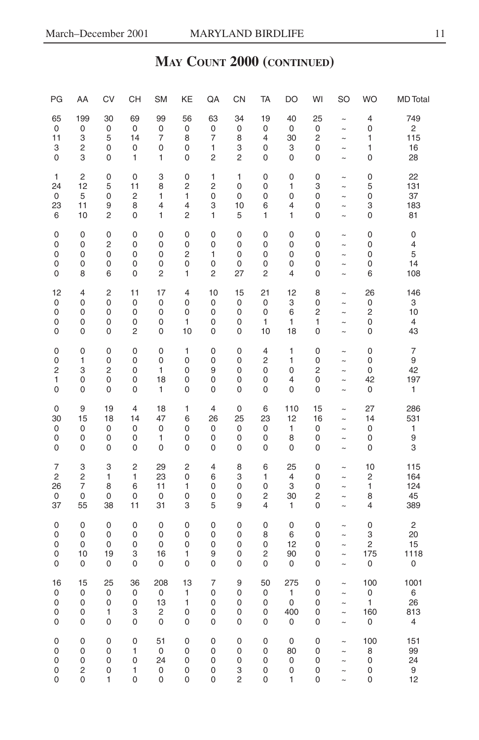# May Count 2000 (continued)

| PG | AA | CV | CH | SM | KE | QA | CN | TA | DO | WI | SO | WO | MD Total |
|---|---|---|---|---|---|---|---|---|---|---|---|---|---|
| 65 | 199 | 30 | 69 | 99 | 56 | 63 | 34 | 19 | 40 | 25 | ~ | 4 | 749 |
| 0 | 0 | 0 | 0 | 0 | 0 | 0 | 0 | 0 | 0 | 0 | ~ | 0 | 2 |
| 11 | 3 | 5 | 14 | 7 | 8 | 7 | 8 | 4 | 30 | 2 | ~ | 1 | 115 |
| 3 | 2 | 0 | 0 | 0 | 0 | 1 | 3 | 0 | 3 | 0 | ~ | 1 | 16 |
| 0 | 3 | 0 | 1 | 1 | 0 | 2 | 2 | 0 | 0 | 0 | ~ | 0 | 28 |
| 1 | 2 | 0 | 0 | 3 | 0 | 1 | 1 | 0 | 0 | 0 | ~ | 0 | 22 |
| 24 | 12 | 5 | 11 | 8 | 2 | 2 | 0 | 0 | 1 | 3 | ~ | 5 | 131 |
| 0 | 5 | 0 | 2 | 1 | 1 | 0 | 0 | 0 | 0 | 0 | ~ | 0 | 37 |
| 23 | 11 | 9 | 8 | 4 | 4 | 3 | 10 | 6 | 4 | 0 | ~ | 3 | 183 |
| 6 | 10 | 2 | 0 | 1 | 2 | 1 | 5 | 1 | 1 | 0 | ~ | 0 | 81 |
| 0 | 0 | 0 | 0 | 0 | 0 | 0 | 0 | 0 | 0 | 0 | ~ | 0 | 0 |
| 0 | 0 | 2 | 0 | 0 | 0 | 0 | 0 | 0 | 0 | 0 | ~ | 0 | 4 |
| 0 | 0 | 0 | 0 | 0 | 2 | 1 | 0 | 0 | 0 | 0 | ~ | 0 | 5 |
| 0 | 0 | 0 | 0 | 0 | 0 | 0 | 0 | 0 | 0 | 0 | ~ | 0 | 14 |
| 0 | 8 | 6 | 0 | 2 | 1 | 2 | 27 | 2 | 4 | 0 | ~ | 6 | 108 |
| 12 | 4 | 2 | 11 | 17 | 4 | 10 | 15 | 21 | 12 | 8 | ~ | 26 | 146 |
| 0 | 0 | 0 | 0 | 0 | 0 | 0 | 0 | 0 | 3 | 0 | ~ | 0 | 3 |
| 0 | 0 | 0 | 0 | 0 | 0 | 0 | 0 | 0 | 6 | 2 | ~ | 2 | 10 |
| 0 | 0 | 0 | 0 | 0 | 1 | 0 | 0 | 1 | 1 | 1 | ~ | 0 | 4 |
| 0 | 0 | 0 | 2 | 0 | 10 | 0 | 0 | 10 | 18 | 0 | ~ | 0 | 43 |
| 0 | 0 | 0 | 0 | 0 | 1 | 0 | 0 | 4 | 1 | 0 | ~ | 0 | 7 |
| 0 | 1 | 0 | 0 | 0 | 0 | 0 | 0 | 2 | 1 | 0 | ~ | 0 | 9 |
| 2 | 3 | 2 | 0 | 1 | 0 | 9 | 0 | 0 | 0 | 2 | ~ | 0 | 42 |
| 1 | 0 | 0 | 0 | 18 | 0 | 0 | 0 | 0 | 4 | 0 | ~ | 42 | 197 |
| 0 | 0 | 0 | 0 | 1 | 0 | 0 | 0 | 0 | 0 | 0 | ~ | 0 | 1 |
| 0 | 9 | 19 | 4 | 18 | 1 | 4 | 0 | 6 | 110 | 15 | ~ | 27 | 286 |
| 30 | 15 | 18 | 14 | 47 | 6 | 26 | 25 | 23 | 12 | 16 | ~ | 14 | 531 |
| 0 | 0 | 0 | 0 | 0 | 0 | 0 | 0 | 0 | 1 | 0 | ~ | 0 | 1 |
| 0 | 0 | 0 | 0 | 1 | 0 | 0 | 0 | 0 | 8 | 0 | ~ | 0 | 9 |
| 0 | 0 | 0 | 0 | 0 | 0 | 0 | 0 | 0 | 0 | 0 | ~ | 0 | 3 |
| 7 | 3 | 3 | 2 | 29 | 2 | 4 | 8 | 6 | 25 | 0 | ~ | 10 | 115 |
| 2 | 2 | 1 | 1 | 23 | 0 | 6 | 3 | 1 | 4 | 0 | ~ | 2 | 164 |
| 26 | 7 | 8 | 6 | 11 | 1 | 0 | 0 | 0 | 3 | 0 | ~ | 1 | 124 |
| 0 | 0 | 0 | 0 | 0 | 0 | 0 | 0 | 2 | 30 | 2 | ~ | 8 | 45 |
| 37 | 55 | 38 | 11 | 31 | 3 | 5 | 9 | 4 | 1 | 0 | ~ | 4 | 389 |
| 0 | 0 | 0 | 0 | 0 | 0 | 0 | 0 | 0 | 0 | 0 | ~ | 0 | 2 |
| 0 | 0 | 0 | 0 | 0 | 0 | 0 | 0 | 8 | 6 | 0 | ~ | 3 | 20 |
| 0 | 0 | 0 | 0 | 0 | 0 | 0 | 0 | 0 | 12 | 0 | ~ | 2 | 15 |
| 0 | 10 | 19 | 3 | 16 | 1 | 9 | 0 | 2 | 90 | 0 | ~ | 175 | 1118 |
| 0 | 0 | 0 | 0 | 0 | 0 | 0 | 0 | 0 | 0 | 0 | ~ | 0 | 0 |
| 16 | 15 | 25 | 36 | 208 | 13 | 7 | 9 | 50 | 275 | 0 | ~ | 100 | 1001 |
| 0 | 0 | 0 | 0 | 0 | 1 | 0 | 0 | 0 | 1 | 0 | ~ | 0 | 6 |
| 0 | 0 | 0 | 0 | 13 | 1 | 0 | 0 | 0 | 0 | 0 | ~ | 1 | 26 |
| 0 | 0 | 1 | 3 | 2 | 0 | 0 | 0 | 0 | 400 | 0 | ~ | 160 | 813 |
| 0 | 0 | 0 | 0 | 0 | 0 | 0 | 0 | 0 | 0 | 0 | ~ | 0 | 4 |
| 0 | 0 | 0 | 0 | 51 | 0 | 0 | 0 | 0 | 0 | 0 | ~ | 100 | 151 |
| 0 | 0 | 0 | 1 | 0 | 0 | 0 | 0 | 0 | 80 | 0 | ~ | 8 | 99 |
| 0 | 0 | 0 | 0 | 24 | 0 | 0 | 0 | 0 | 0 | 0 | ~ | 0 | 24 |
| 0 | 2 | 0 | 1 | 0 | 0 | 0 | 3 | 0 | 0 | 0 | ~ | 0 | 9 |
| 0 | 0 | 1 | 0 | 0 | 0 | 0 | 2 | 0 | 1 | 0 | ~ | 0 | 12 |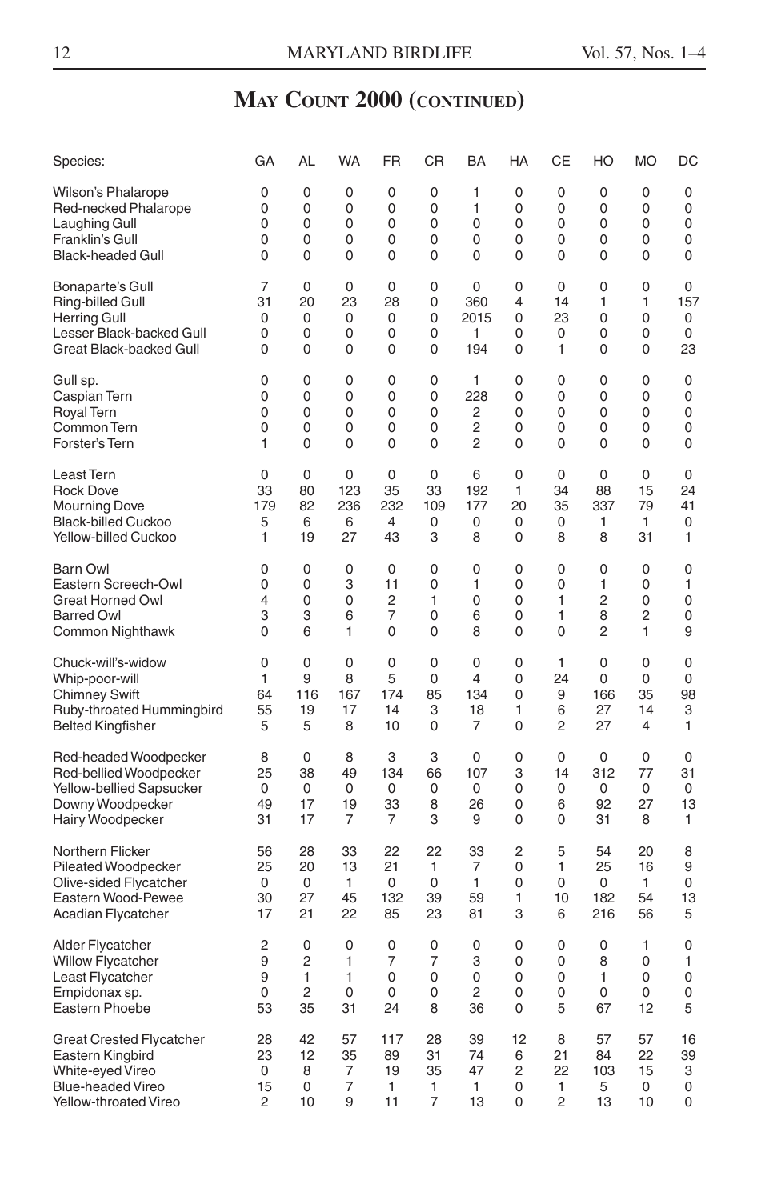## May Count 2000 (continued)

| Species: | GA | AL | WA | FR | CR | BA | HA | CE | HO | MO | DC |
|---|---|---|---|---|---|---|---|---|---|---|---|
| Wilson's Phalarope | 0 | 0 | 0 | 0 | 0 | 1 | 0 | 0 | 0 | 0 | 0 |
| Red-necked Phalarope | 0 | 0 | 0 | 0 | 0 | 1 | 0 | 0 | 0 | 0 | 0 |
| Laughing Gull | 0 | 0 | 0 | 0 | 0 | 0 | 0 | 0 | 0 | 0 | 0 |
| Franklin's Gull | 0 | 0 | 0 | 0 | 0 | 0 | 0 | 0 | 0 | 0 | 0 |
| Black-headed Gull | 0 | 0 | 0 | 0 | 0 | 0 | 0 | 0 | 0 | 0 | 0 |
| Bonaparte's Gull | 7 | 0 | 0 | 0 | 0 | 0 | 0 | 0 | 0 | 0 | 0 |
| Ring-billed Gull | 31 | 20 | 23 | 28 | 0 | 360 | 4 | 14 | 1 | 1 | 157 |
| Herring Gull | 0 | 0 | 0 | 0 | 0 | 2015 | 0 | 23 | 0 | 0 | 0 |
| Lesser Black-backed Gull | 0 | 0 | 0 | 0 | 0 | 1 | 0 | 0 | 0 | 0 | 0 |
| Great Black-backed Gull | 0 | 0 | 0 | 0 | 0 | 194 | 0 | 1 | 0 | 0 | 23 |
| Gull sp. | 0 | 0 | 0 | 0 | 0 | 1 | 0 | 0 | 0 | 0 | 0 |
| Caspian Tern | 0 | 0 | 0 | 0 | 0 | 228 | 0 | 0 | 0 | 0 | 0 |
| Royal Tern | 0 | 0 | 0 | 0 | 0 | 2 | 0 | 0 | 0 | 0 | 0 |
| Common Tern | 0 | 0 | 0 | 0 | 0 | 2 | 0 | 0 | 0 | 0 | 0 |
| Forster's Tern | 1 | 0 | 0 | 0 | 0 | 2 | 0 | 0 | 0 | 0 | 0 |
| Least Tern | 0 | 0 | 0 | 0 | 0 | 6 | 0 | 0 | 0 | 0 | 0 |
| Rock Dove | 33 | 80 | 123 | 35 | 33 | 192 | 1 | 34 | 88 | 15 | 24 |
| Mourning Dove | 179 | 82 | 236 | 232 | 109 | 177 | 20 | 35 | 337 | 79 | 41 |
| Black-billed Cuckoo | 5 | 6 | 6 | 4 | 0 | 0 | 0 | 0 | 1 | 1 | 0 |
| Yellow-billed Cuckoo | 1 | 19 | 27 | 43 | 3 | 8 | 0 | 8 | 8 | 31 | 1 |
| Barn Owl | 0 | 0 | 0 | 0 | 0 | 0 | 0 | 0 | 0 | 0 | 0 |
| Eastern Screech-Owl | 0 | 0 | 3 | 11 | 0 | 1 | 0 | 0 | 1 | 0 | 1 |
| Great Horned Owl | 4 | 0 | 0 | 2 | 1 | 0 | 0 | 1 | 2 | 0 | 0 |
| Barred Owl | 3 | 3 | 6 | 7 | 0 | 6 | 0 | 1 | 8 | 2 | 0 |
| Common Nighthawk | 0 | 6 | 1 | 0 | 0 | 8 | 0 | 0 | 2 | 1 | 9 |
| Chuck-will's-widow | 0 | 0 | 0 | 0 | 0 | 0 | 0 | 1 | 0 | 0 | 0 |
| Whip-poor-will | 1 | 9 | 8 | 5 | 0 | 4 | 0 | 24 | 0 | 0 | 0 |
| Chimney Swift | 64 | 116 | 167 | 174 | 85 | 134 | 0 | 9 | 166 | 35 | 98 |
| Ruby-throated Hummingbird | 55 | 19 | 17 | 14 | 3 | 18 | 1 | 6 | 27 | 14 | 3 |
| Belted Kingfisher | 5 | 5 | 8 | 10 | 0 | 7 | 0 | 2 | 27 | 4 | 1 |
| Red-headed Woodpecker | 8 | 0 | 8 | 3 | 3 | 0 | 0 | 0 | 0 | 0 | 0 |
| Red-bellied Woodpecker | 25 | 38 | 49 | 134 | 66 | 107 | 3 | 14 | 312 | 77 | 31 |
| Yellow-bellied Sapsucker | 0 | 0 | 0 | 0 | 0 | 0 | 0 | 0 | 0 | 0 | 0 |
| Downy Woodpecker | 49 | 17 | 19 | 33 | 8 | 26 | 0 | 6 | 92 | 27 | 13 |
| Hairy Woodpecker | 31 | 17 | 7 | 7 | 3 | 9 | 0 | 0 | 31 | 8 | 1 |
| Northern Flicker | 56 | 28 | 33 | 22 | 22 | 33 | 2 | 5 | 54 | 20 | 8 |
| Pileated Woodpecker | 25 | 20 | 13 | 21 | 1 | 7 | 0 | 1 | 25 | 16 | 9 |
| Olive-sided Flycatcher | 0 | 0 | 1 | 0 | 0 | 1 | 0 | 0 | 0 | 1 | 0 |
| Eastern Wood-Pewee | 30 | 27 | 45 | 132 | 39 | 59 | 1 | 10 | 182 | 54 | 13 |
| Acadian Flycatcher | 17 | 21 | 22 | 85 | 23 | 81 | 3 | 6 | 216 | 56 | 5 |
| Alder Flycatcher | 2 | 0 | 0 | 0 | 0 | 0 | 0 | 0 | 0 | 1 | 0 |
| Willow Flycatcher | 9 | 2 | 1 | 7 | 7 | 3 | 0 | 0 | 8 | 0 | 1 |
| Least Flycatcher | 9 | 1 | 1 | 0 | 0 | 0 | 0 | 0 | 1 | 0 | 0 |
| Empidonax sp. | 0 | 2 | 0 | 0 | 0 | 2 | 0 | 0 | 0 | 0 | 0 |
| Eastern Phoebe | 53 | 35 | 31 | 24 | 8 | 36 | 0 | 5 | 67 | 12 | 5 |
| Great Crested Flycatcher | 28 | 42 | 57 | 117 | 28 | 39 | 12 | 8 | 57 | 57 | 16 |
| Eastern Kingbird | 23 | 12 | 35 | 89 | 31 | 74 | 6 | 21 | 84 | 22 | 39 |
| White-eyed Vireo | 0 | 8 | 7 | 19 | 35 | 47 | 2 | 22 | 103 | 15 | 3 |
| Blue-headed Vireo | 15 | 0 | 7 | 1 | 1 | 1 | 0 | 1 | 5 | 0 | 0 |
| Yellow-throated Vireo | 2 | 10 | 9 | 11 | 7 | 13 | 0 | 2 | 13 | 10 | 0 |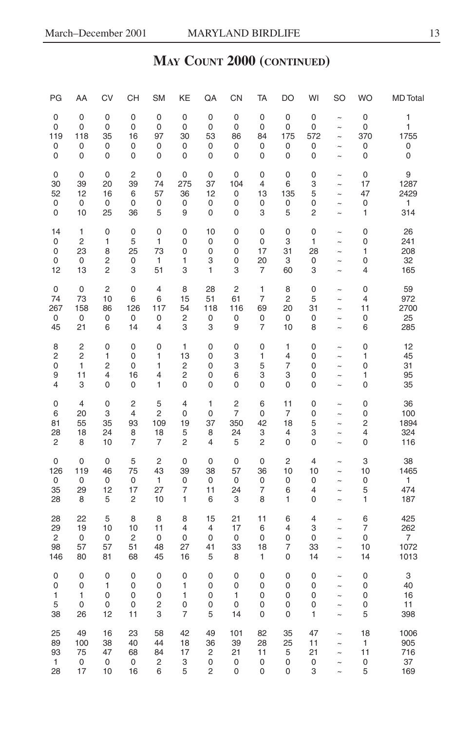## May Count 2000 (continued)

| PG | AA | CV | CH | SM | KE | QA | CN | TA | DO | WI | SO | WO | MD Total |
|---|---|---|---|---|---|---|---|---|---|---|---|---|---|
| 0 | 0 | 0 | 0 | 0 | 0 | 0 | 0 | 0 | 0 | 0 | ~ | 0 | 1 |
| 0 | 0 | 0 | 0 | 0 | 0 | 0 | 0 | 0 | 0 | 0 | ~ | 0 | 1 |
| 119 | 118 | 35 | 16 | 97 | 30 | 53 | 86 | 84 | 175 | 572 | ~ | 370 | 1755 |
| 0 | 0 | 0 | 0 | 0 | 0 | 0 | 0 | 0 | 0 | 0 | ~ | 0 | 0 |
| 0 | 0 | 0 | 0 | 0 | 0 | 0 | 0 | 0 | 0 | 0 | ~ | 0 | 0 |
| 0 | 0 | 0 | 2 | 0 | 0 | 0 | 0 | 0 | 0 | 0 | ~ | 0 | 9 |
| 30 | 39 | 20 | 39 | 74 | 275 | 37 | 104 | 4 | 6 | 3 | ~ | 17 | 1287 |
| 52 | 12 | 16 | 6 | 57 | 36 | 12 | 0 | 13 | 135 | 5 | ~ | 47 | 2429 |
| 0 | 0 | 0 | 0 | 0 | 0 | 0 | 0 | 0 | 0 | 0 | ~ | 0 | 1 |
| 0 | 10 | 25 | 36 | 5 | 9 | 0 | 0 | 3 | 5 | 2 | ~ | 1 | 314 |
| 14 | 1 | 0 | 0 | 0 | 0 | 10 | 0 | 0 | 0 | 0 | ~ | 0 | 26 |
| 0 | 2 | 1 | 5 | 1 | 0 | 0 | 0 | 0 | 3 | 1 | ~ | 0 | 241 |
| 0 | 23 | 8 | 25 | 73 | 0 | 0 | 0 | 17 | 31 | 28 | ~ | 1 | 208 |
| 0 | 0 | 2 | 0 | 1 | 1 | 3 | 0 | 20 | 3 | 0 | ~ | 0 | 32 |
| 12 | 13 | 2 | 3 | 51 | 3 | 1 | 3 | 7 | 60 | 3 | ~ | 4 | 165 |
| 0 | 0 | 2 | 0 | 4 | 8 | 28 | 2 | 1 | 8 | 0 | ~ | 0 | 59 |
| 74 | 73 | 10 | 6 | 6 | 15 | 51 | 61 | 7 | 2 | 5 | ~ | 4 | 972 |
| 267 | 158 | 86 | 126 | 117 | 54 | 118 | 116 | 69 | 20 | 31 | ~ | 11 | 2700 |
| 0 | 0 | 0 | 0 | 0 | 2 | 0 | 0 | 0 | 0 | 0 | ~ | 0 | 25 |
| 45 | 21 | 6 | 14 | 4 | 3 | 3 | 9 | 7 | 10 | 8 | ~ | 6 | 285 |
| 8 | 2 | 0 | 0 | 0 | 1 | 0 | 0 | 0 | 1 | 0 | ~ | 0 | 12 |
| 2 | 2 | 1 | 0 | 1 | 13 | 0 | 3 | 1 | 4 | 0 | ~ | 1 | 45 |
| 0 | 1 | 2 | 0 | 1 | 2 | 0 | 3 | 5 | 7 | 0 | ~ | 0 | 31 |
| 9 | 11 | 4 | 16 | 4 | 2 | 0 | 6 | 3 | 3 | 0 | ~ | 1 | 95 |
| 4 | 3 | 0 | 0 | 1 | 0 | 0 | 0 | 0 | 0 | 0 | ~ | 0 | 35 |
| 0 | 4 | 0 | 2 | 5 | 4 | 1 | 2 | 6 | 11 | 0 | ~ | 0 | 36 |
| 6 | 20 | 3 | 4 | 2 | 0 | 0 | 7 | 0 | 7 | 0 | ~ | 0 | 100 |
| 81 | 55 | 35 | 93 | 109 | 19 | 37 | 350 | 42 | 18 | 5 | ~ | 2 | 1894 |
| 28 | 18 | 24 | 8 | 18 | 5 | 8 | 24 | 3 | 4 | 3 | ~ | 4 | 324 |
| 2 | 8 | 10 | 7 | 7 | 2 | 4 | 5 | 2 | 0 | 0 | ~ | 0 | 116 |
| 0 | 0 | 0 | 5 | 2 | 0 | 0 | 0 | 0 | 2 | 4 | ~ | 3 | 38 |
| 126 | 119 | 46 | 75 | 43 | 39 | 38 | 57 | 36 | 10 | 10 | ~ | 10 | 1465 |
| 0 | 0 | 0 | 0 | 1 | 0 | 0 | 0 | 0 | 0 | 0 | ~ | 0 | 1 |
| 35 | 29 | 12 | 17 | 27 | 7 | 11 | 24 | 7 | 6 | 4 | ~ | 5 | 474 |
| 28 | 8 | 5 | 2 | 10 | 1 | 6 | 3 | 8 | 1 | 0 | ~ | 1 | 187 |
| 28 | 22 | 5 | 8 | 8 | 8 | 15 | 21 | 11 | 6 | 4 | ~ | 6 | 425 |
| 29 | 19 | 10 | 10 | 11 | 4 | 4 | 17 | 6 | 4 | 3 | ~ | 7 | 262 |
| 2 | 0 | 0 | 2 | 0 | 0 | 0 | 0 | 0 | 0 | 0 | ~ | 0 | 7 |
| 98 | 57 | 57 | 51 | 48 | 27 | 41 | 33 | 18 | 7 | 33 | ~ | 10 | 1072 |
| 146 | 80 | 81 | 68 | 45 | 16 | 5 | 8 | 1 | 0 | 14 | ~ | 14 | 1013 |
| 0 | 0 | 0 | 0 | 0 | 0 | 0 | 0 | 0 | 0 | 0 | ~ | 0 | 3 |
| 0 | 0 | 1 | 0 | 0 | 1 | 0 | 0 | 0 | 0 | 0 | ~ | 0 | 40 |
| 1 | 1 | 0 | 0 | 0 | 1 | 0 | 1 | 0 | 0 | 0 | ~ | 0 | 16 |
| 5 | 0 | 0 | 0 | 2 | 0 | 0 | 0 | 0 | 0 | 0 | ~ | 0 | 11 |
| 38 | 26 | 12 | 11 | 3 | 7 | 5 | 14 | 0 | 0 | 1 | ~ | 5 | 398 |
| 25 | 49 | 16 | 23 | 58 | 42 | 49 | 101 | 82 | 35 | 47 | ~ | 18 | 1006 |
| 89 | 100 | 38 | 40 | 44 | 18 | 36 | 39 | 28 | 25 | 11 | ~ | 1 | 905 |
| 93 | 75 | 47 | 68 | 84 | 17 | 2 | 21 | 11 | 5 | 21 | ~ | 11 | 716 |
| 1 | 0 | 0 | 0 | 2 | 3 | 0 | 0 | 0 | 0 | 0 | ~ | 0 | 37 |
| 28 | 17 | 10 | 16 | 6 | 5 | 2 | 0 | 0 | 0 | 3 | ~ | 5 | 169 |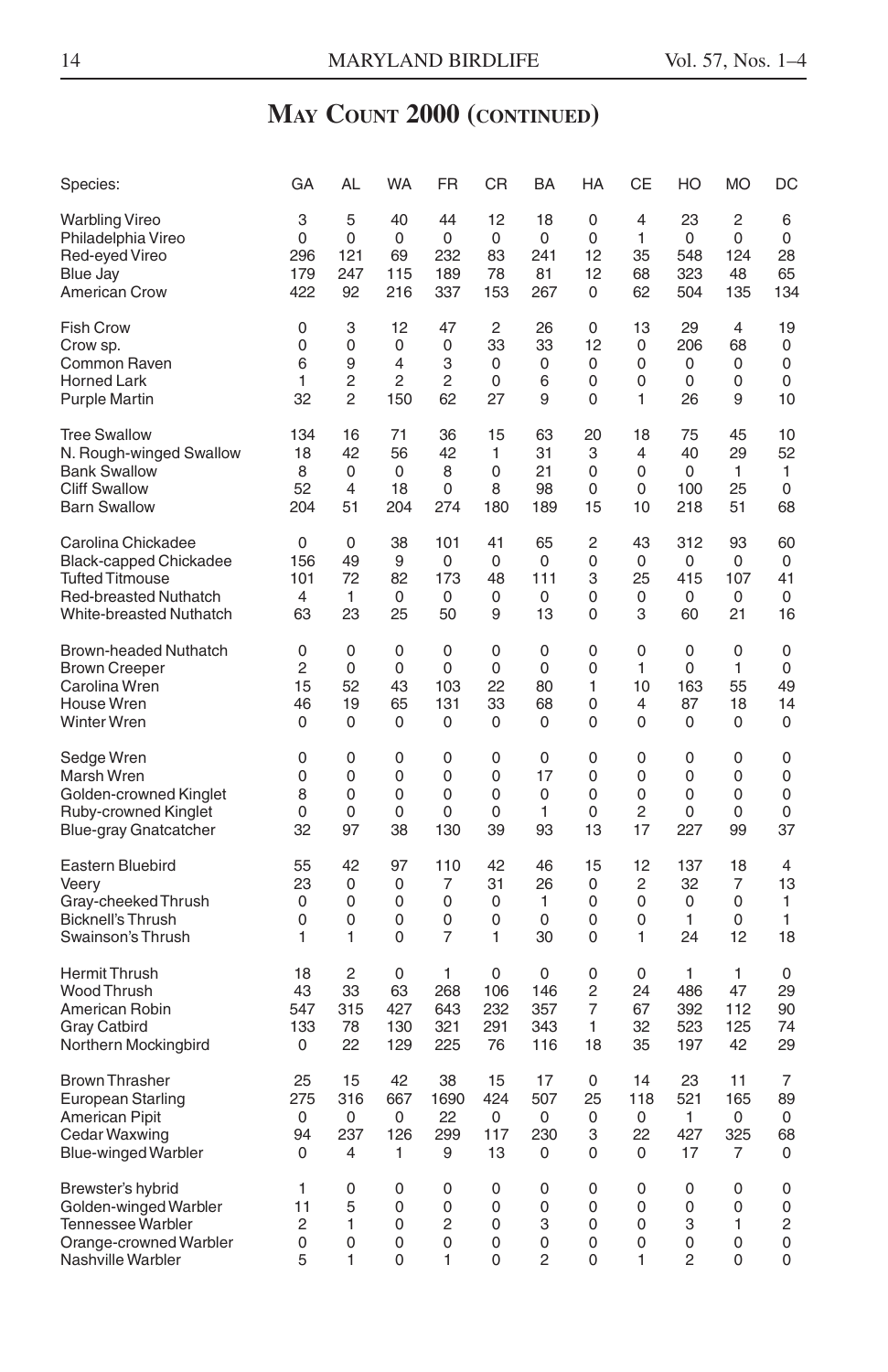## May Count 2000 (continued)

| Species: | GA | AL | WA | FR | CR | BA | HA | CE | HO | MO | DC |
|---|---|---|---|---|---|---|---|---|---|---|---|
| Warbling Vireo | 3 | 5 | 40 | 44 | 12 | 18 | 0 | 4 | 23 | 2 | 6 |
| Philadelphia Vireo | 0 | 0 | 0 | 0 | 0 | 0 | 0 | 1 | 0 | 0 | 0 |
| Red-eyed Vireo | 296 | 121 | 69 | 232 | 83 | 241 | 12 | 35 | 548 | 124 | 28 |
| Blue Jay | 179 | 247 | 115 | 189 | 78 | 81 | 12 | 68 | 323 | 48 | 65 |
| American Crow | 422 | 92 | 216 | 337 | 153 | 267 | 0 | 62 | 504 | 135 | 134 |
| Fish Crow | 0 | 3 | 12 | 47 | 2 | 26 | 0 | 13 | 29 | 4 | 19 |
| Crow sp. | 0 | 0 | 0 | 0 | 33 | 33 | 12 | 0 | 206 | 68 | 0 |
| Common Raven | 6 | 9 | 4 | 3 | 0 | 0 | 0 | 0 | 0 | 0 | 0 |
| Horned Lark | 1 | 2 | 2 | 2 | 0 | 6 | 0 | 0 | 0 | 0 | 0 |
| Purple Martin | 32 | 2 | 150 | 62 | 27 | 9 | 0 | 1 | 26 | 9 | 10 |
| Tree Swallow | 134 | 16 | 71 | 36 | 15 | 63 | 20 | 18 | 75 | 45 | 10 |
| N. Rough-winged Swallow | 18 | 42 | 56 | 42 | 1 | 31 | 3 | 4 | 40 | 29 | 52 |
| Bank Swallow | 8 | 0 | 0 | 8 | 0 | 21 | 0 | 0 | 0 | 1 | 1 |
| Cliff Swallow | 52 | 4 | 18 | 0 | 8 | 98 | 0 | 0 | 100 | 25 | 0 |
| Barn Swallow | 204 | 51 | 204 | 274 | 180 | 189 | 15 | 10 | 218 | 51 | 68 |
| Carolina Chickadee | 0 | 0 | 38 | 101 | 41 | 65 | 2 | 43 | 312 | 93 | 60 |
| Black-capped Chickadee | 156 | 49 | 9 | 0 | 0 | 0 | 0 | 0 | 0 | 0 | 0 |
| Tufted Titmouse | 101 | 72 | 82 | 173 | 48 | 111 | 3 | 25 | 415 | 107 | 41 |
| Red-breasted Nuthatch | 4 | 1 | 0 | 0 | 0 | 0 | 0 | 0 | 0 | 0 | 0 |
| White-breasted Nuthatch | 63 | 23 | 25 | 50 | 9 | 13 | 0 | 3 | 60 | 21 | 16 |
| Brown-headed Nuthatch | 0 | 0 | 0 | 0 | 0 | 0 | 0 | 0 | 0 | 0 | 0 |
| Brown Creeper | 2 | 0 | 0 | 0 | 0 | 0 | 0 | 1 | 0 | 1 | 0 |
| Carolina Wren | 15 | 52 | 43 | 103 | 22 | 80 | 1 | 10 | 163 | 55 | 49 |
| House Wren | 46 | 19 | 65 | 131 | 33 | 68 | 0 | 4 | 87 | 18 | 14 |
| Winter Wren | 0 | 0 | 0 | 0 | 0 | 0 | 0 | 0 | 0 | 0 | 0 |
| Sedge Wren | 0 | 0 | 0 | 0 | 0 | 0 | 0 | 0 | 0 | 0 | 0 |
| Marsh Wren | 0 | 0 | 0 | 0 | 0 | 17 | 0 | 0 | 0 | 0 | 0 |
| Golden-crowned Kinglet | 8 | 0 | 0 | 0 | 0 | 0 | 0 | 0 | 0 | 0 | 0 |
| Ruby-crowned Kinglet | 0 | 0 | 0 | 0 | 0 | 1 | 0 | 2 | 0 | 0 | 0 |
| Blue-gray Gnatcatcher | 32 | 97 | 38 | 130 | 39 | 93 | 13 | 17 | 227 | 99 | 37 |
| Eastern Bluebird | 55 | 42 | 97 | 110 | 42 | 46 | 15 | 12 | 137 | 18 | 4 |
| Veery | 23 | 0 | 0 | 7 | 31 | 26 | 0 | 2 | 32 | 7 | 13 |
| Gray-cheeked Thrush | 0 | 0 | 0 | 0 | 0 | 1 | 0 | 0 | 0 | 0 | 1 |
| Bicknell's Thrush | 0 | 0 | 0 | 0 | 0 | 0 | 0 | 0 | 1 | 0 | 1 |
| Swainson's Thrush | 1 | 1 | 0 | 7 | 1 | 30 | 0 | 1 | 24 | 12 | 18 |
| Hermit Thrush | 18 | 2 | 0 | 1 | 0 | 0 | 0 | 0 | 1 | 1 | 0 |
| Wood Thrush | 43 | 33 | 63 | 268 | 106 | 146 | 2 | 24 | 486 | 47 | 29 |
| American Robin | 547 | 315 | 427 | 643 | 232 | 357 | 7 | 67 | 392 | 112 | 90 |
| Gray Catbird | 133 | 78 | 130 | 321 | 291 | 343 | 1 | 32 | 523 | 125 | 74 |
| Northern Mockingbird | 0 | 22 | 129 | 225 | 76 | 116 | 18 | 35 | 197 | 42 | 29 |
| Brown Thrasher | 25 | 15 | 42 | 38 | 15 | 17 | 0 | 14 | 23 | 11 | 7 |
| European Starling | 275 | 316 | 667 | 1690 | 424 | 507 | 25 | 118 | 521 | 165 | 89 |
| American Pipit | 0 | 0 | 0 | 22 | 0 | 0 | 0 | 0 | 1 | 0 | 0 |
| Cedar Waxwing | 94 | 237 | 126 | 299 | 117 | 230 | 3 | 22 | 427 | 325 | 68 |
| Blue-winged Warbler | 0 | 4 | 1 | 9 | 13 | 0 | 0 | 0 | 17 | 7 | 0 |
| Brewster's hybrid | 1 | 0 | 0 | 0 | 0 | 0 | 0 | 0 | 0 | 0 | 0 |
| Golden-winged Warbler | 11 | 5 | 0 | 0 | 0 | 0 | 0 | 0 | 0 | 0 | 0 |
| Tennessee Warbler | 2 | 1 | 0 | 2 | 0 | 3 | 0 | 0 | 3 | 1 | 2 |
| Orange-crowned Warbler | 0 | 0 | 0 | 0 | 0 | 0 | 0 | 0 | 0 | 0 | 0 |
| Nashville Warbler | 5 | 1 | 0 | 1 | 0 | 2 | 0 | 1 | 2 | 0 | 0 |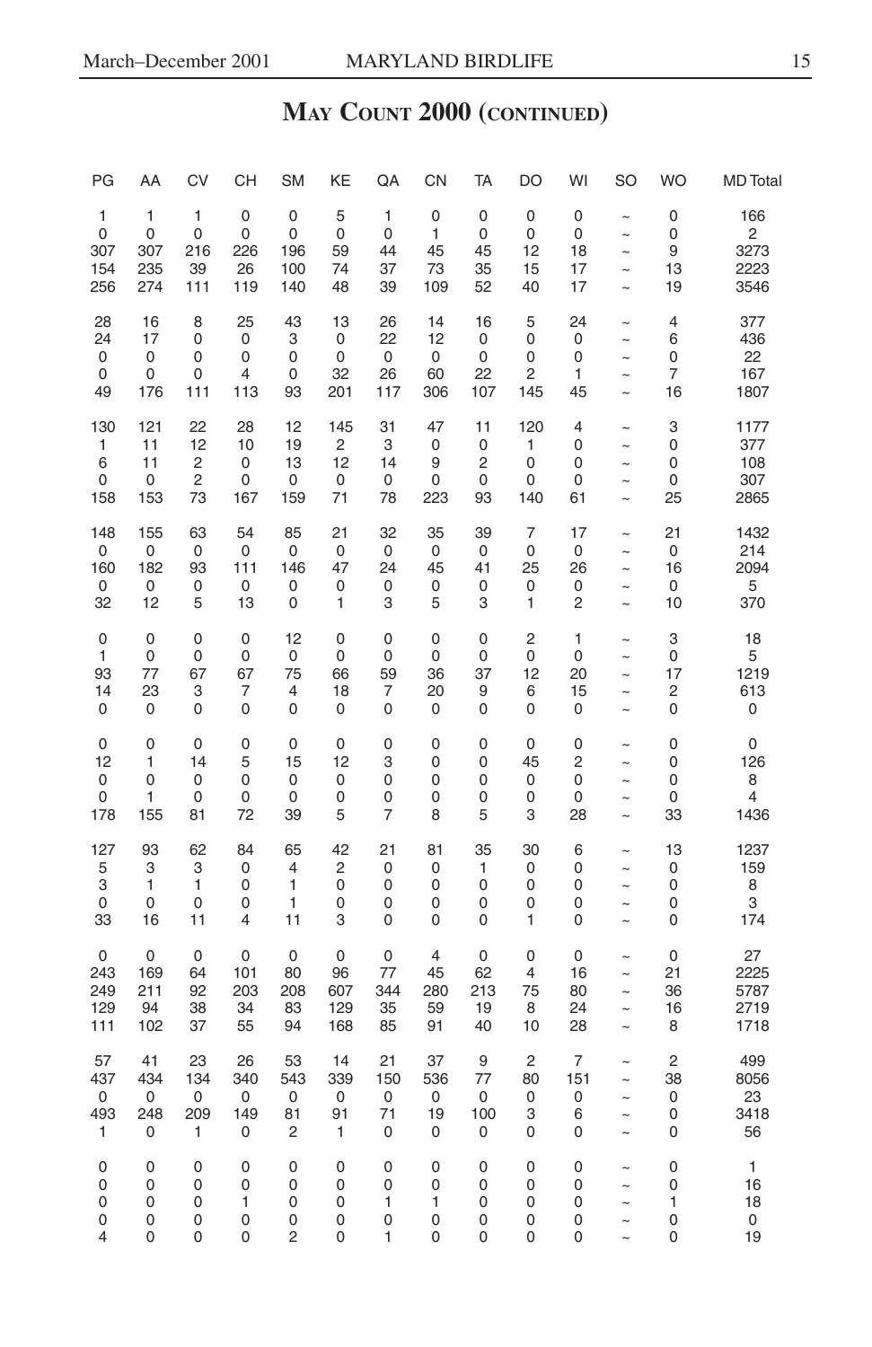# May Count 2000 (continued)

| PG | AA | CV | CH | SM | KE | QA | CN | TA | DO | WI | SO | WO | MD Total |
|---|---|---|---|---|---|---|---|---|---|---|---|---|---|
| 1 | 1 | 1 | 0 | 0 | 5 | 1 | 0 | 0 | 0 | 0 | ~ | 0 | 166 |
| 0 | 0 | 0 | 0 | 0 | 0 | 0 | 1 | 0 | 0 | 0 | ~ | 0 | 2 |
| 307 | 307 | 216 | 226 | 196 | 59 | 44 | 45 | 45 | 12 | 18 | ~ | 9 | 3273 |
| 154 | 235 | 39 | 26 | 100 | 74 | 37 | 73 | 35 | 15 | 17 | ~ | 13 | 2223 |
| 256 | 274 | 111 | 119 | 140 | 48 | 39 | 109 | 52 | 40 | 17 | ~ | 19 | 3546 |
| | | | | | | | | | | | | | |
| 28 | 16 | 8 | 25 | 43 | 13 | 26 | 14 | 16 | 5 | 24 | ~ | 4 | 377 |
| 24 | 17 | 0 | 0 | 3 | 0 | 22 | 12 | 0 | 0 | 0 | ~ | 6 | 436 |
| 0 | 0 | 0 | 0 | 0 | 0 | 0 | 0 | 0 | 0 | 0 | ~ | 0 | 22 |
| 0 | 0 | 0 | 4 | 0 | 32 | 26 | 60 | 22 | 2 | 1 | ~ | 7 | 167 |
| 49 | 176 | 111 | 113 | 93 | 201 | 117 | 306 | 107 | 145 | 45 | ~ | 16 | 1807 |
| | | | | | | | | | | | | | |
| 130 | 121 | 22 | 28 | 12 | 145 | 31 | 47 | 11 | 120 | 4 | ~ | 3 | 1177 |
| 1 | 11 | 12 | 10 | 19 | 2 | 3 | 0 | 0 | 1 | 0 | ~ | 0 | 377 |
| 6 | 11 | 2 | 0 | 13 | 12 | 14 | 9 | 2 | 0 | 0 | ~ | 0 | 108 |
| 0 | 0 | 2 | 0 | 0 | 0 | 0 | 0 | 0 | 0 | 0 | ~ | 0 | 307 |
| 158 | 153 | 73 | 167 | 159 | 71 | 78 | 223 | 93 | 140 | 61 | ~ | 25 | 2865 |
| | | | | | | | | | | | | | |
| 148 | 155 | 63 | 54 | 85 | 21 | 32 | 35 | 39 | 7 | 17 | ~ | 21 | 1432 |
| 0 | 0 | 0 | 0 | 0 | 0 | 0 | 0 | 0 | 0 | 0 | ~ | 0 | 214 |
| 160 | 182 | 93 | 111 | 146 | 47 | 24 | 45 | 41 | 25 | 26 | ~ | 16 | 2094 |
| 0 | 0 | 0 | 0 | 0 | 0 | 0 | 0 | 0 | 0 | 0 | ~ | 0 | 5 |
| 32 | 12 | 5 | 13 | 0 | 1 | 3 | 5 | 3 | 1 | 2 | ~ | 10 | 370 |
| | | | | | | | | | | | | | |
| 0 | 0 | 0 | 0 | 12 | 0 | 0 | 0 | 0 | 2 | 1 | ~ | 3 | 18 |
| 1 | 0 | 0 | 0 | 0 | 0 | 0 | 0 | 0 | 0 | 0 | ~ | 0 | 5 |
| 93 | 77 | 67 | 67 | 75 | 66 | 59 | 36 | 37 | 12 | 20 | ~ | 17 | 1219 |
| 14 | 23 | 3 | 7 | 4 | 18 | 7 | 20 | 9 | 6 | 15 | ~ | 2 | 613 |
| 0 | 0 | 0 | 0 | 0 | 0 | 0 | 0 | 0 | 0 | 0 | ~ | 0 | 0 |
| | | | | | | | | | | | | | |
| 0 | 0 | 0 | 0 | 0 | 0 | 0 | 0 | 0 | 0 | 0 | ~ | 0 | 0 |
| 12 | 1 | 14 | 5 | 15 | 12 | 3 | 0 | 0 | 45 | 2 | ~ | 0 | 126 |
| 0 | 0 | 0 | 0 | 0 | 0 | 0 | 0 | 0 | 0 | 0 | ~ | 0 | 8 |
| 0 | 1 | 0 | 0 | 0 | 0 | 0 | 0 | 0 | 0 | 0 | ~ | 0 | 4 |
| 178 | 155 | 81 | 72 | 39 | 5 | 7 | 8 | 5 | 3 | 28 | ~ | 33 | 1436 |
| | | | | | | | | | | | | | |
| 127 | 93 | 62 | 84 | 65 | 42 | 21 | 81 | 35 | 30 | 6 | ~ | 13 | 1237 |
| 5 | 3 | 3 | 0 | 4 | 2 | 0 | 0 | 1 | 0 | 0 | ~ | 0 | 159 |
| 3 | 1 | 1 | 0 | 1 | 0 | 0 | 0 | 0 | 0 | 0 | ~ | 0 | 8 |
| 0 | 0 | 0 | 0 | 1 | 0 | 0 | 0 | 0 | 0 | 0 | ~ | 0 | 3 |
| 33 | 16 | 11 | 4 | 11 | 3 | 0 | 0 | 0 | 1 | 0 | ~ | 0 | 174 |
| | | | | | | | | | | | | | |
| 0 | 0 | 0 | 0 | 0 | 0 | 0 | 4 | 0 | 0 | 0 | ~ | 0 | 27 |
| 243 | 169 | 64 | 101 | 80 | 96 | 77 | 45 | 62 | 4 | 16 | ~ | 21 | 2225 |
| 249 | 211 | 92 | 203 | 208 | 607 | 344 | 280 | 213 | 75 | 80 | ~ | 36 | 5787 |
| 129 | 94 | 38 | 34 | 83 | 129 | 35 | 59 | 19 | 8 | 24 | ~ | 16 | 2719 |
| 111 | 102 | 37 | 55 | 94 | 168 | 85 | 91 | 40 | 10 | 28 | ~ | 8 | 1718 |
| | | | | | | | | | | | | | |
| 57 | 41 | 23 | 26 | 53 | 14 | 21 | 37 | 9 | 2 | 7 | ~ | 2 | 499 |
| 437 | 434 | 134 | 340 | 543 | 339 | 150 | 536 | 77 | 80 | 151 | ~ | 38 | 8056 |
| 0 | 0 | 0 | 0 | 0 | 0 | 0 | 0 | 0 | 0 | 0 | ~ | 0 | 23 |
| 493 | 248 | 209 | 149 | 81 | 91 | 71 | 19 | 100 | 3 | 6 | ~ | 0 | 3418 |
| 1 | 0 | 1 | 0 | 2 | 1 | 0 | 0 | 0 | 0 | 0 | ~ | 0 | 56 |
| | | | | | | | | | | | | | |
| 0 | 0 | 0 | 0 | 0 | 0 | 0 | 0 | 0 | 0 | 0 | ~ | 0 | 1 |
| 0 | 0 | 0 | 0 | 0 | 0 | 0 | 0 | 0 | 0 | 0 | ~ | 0 | 16 |
| 0 | 0 | 0 | 1 | 0 | 0 | 1 | 1 | 0 | 0 | 0 | ~ | 1 | 18 |
| 0 | 0 | 0 | 0 | 0 | 0 | 0 | 0 | 0 | 0 | 0 | ~ | 0 | 0 |
| 4 | 0 | 0 | 0 | 2 | 0 | 1 | 0 | 0 | 0 | 0 | ~ | 0 | 19 |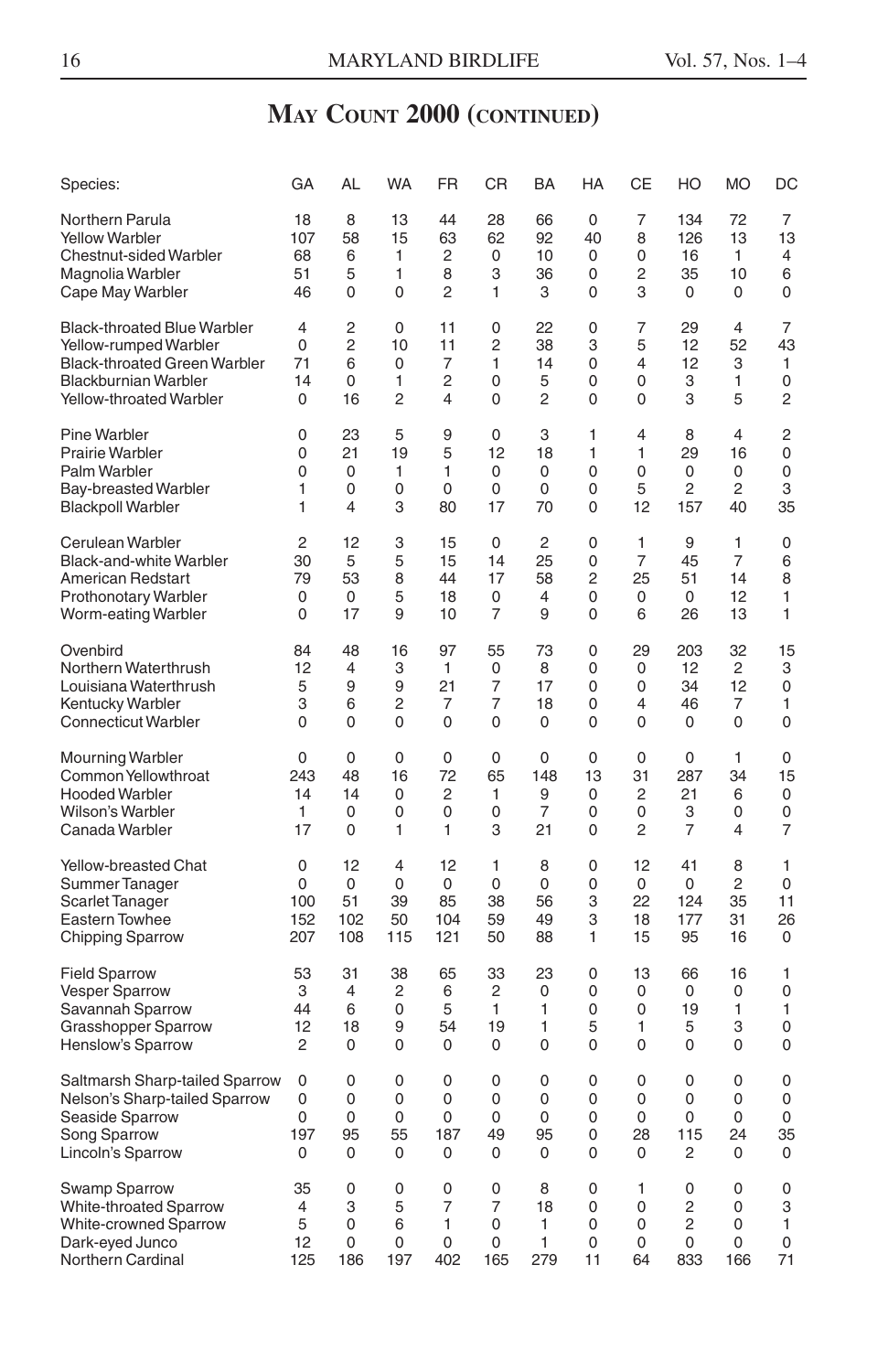## May Count 2000 (continued)

| Species: | GA | AL | WA | FR | CR | BA | HA | CE | HO | MO | DC |
|---|---|---|---|---|---|---|---|---|---|---|---|
| Northern Parula | 18 | 8 | 13 | 44 | 28 | 66 | 0 | 7 | 134 | 72 | 7 |
| Yellow Warbler | 107 | 58 | 15 | 63 | 62 | 92 | 40 | 8 | 126 | 13 | 13 |
| Chestnut-sided Warbler | 68 | 6 | 1 | 2 | 0 | 10 | 0 | 0 | 16 | 1 | 4 |
| Magnolia Warbler | 51 | 5 | 1 | 8 | 3 | 36 | 0 | 2 | 35 | 10 | 6 |
| Cape May Warbler | 46 | 0 | 0 | 2 | 1 | 3 | 0 | 3 | 0 | 0 | 0 |
| Black-throated Blue Warbler | 4 | 2 | 0 | 11 | 0 | 22 | 0 | 7 | 29 | 4 | 7 |
| Yellow-rumped Warbler | 0 | 2 | 10 | 11 | 2 | 38 | 3 | 5 | 12 | 52 | 43 |
| Black-throated Green Warbler | 71 | 6 | 0 | 7 | 1 | 14 | 0 | 4 | 12 | 3 | 1 |
| Blackburnian Warbler | 14 | 0 | 1 | 2 | 0 | 5 | 0 | 0 | 3 | 1 | 0 |
| Yellow-throated Warbler | 0 | 16 | 2 | 4 | 0 | 2 | 0 | 0 | 3 | 5 | 2 |
| Pine Warbler | 0 | 23 | 5 | 9 | 0 | 3 | 1 | 4 | 8 | 4 | 2 |
| Prairie Warbler | 0 | 21 | 19 | 5 | 12 | 18 | 1 | 1 | 29 | 16 | 0 |
| Palm Warbler | 0 | 0 | 1 | 1 | 0 | 0 | 0 | 0 | 0 | 0 | 0 |
| Bay-breasted Warbler | 1 | 0 | 0 | 0 | 0 | 0 | 0 | 5 | 2 | 2 | 3 |
| Blackpoll Warbler | 1 | 4 | 3 | 80 | 17 | 70 | 0 | 12 | 157 | 40 | 35 |
| Cerulean Warbler | 2 | 12 | 3 | 15 | 0 | 2 | 0 | 1 | 9 | 1 | 0 |
| Black-and-white Warbler | 30 | 5 | 5 | 15 | 14 | 25 | 0 | 7 | 45 | 7 | 6 |
| American Redstart | 79 | 53 | 8 | 44 | 17 | 58 | 2 | 25 | 51 | 14 | 8 |
| Prothonotary Warbler | 0 | 0 | 5 | 18 | 0 | 4 | 0 | 0 | 0 | 12 | 1 |
| Worm-eating Warbler | 0 | 17 | 9 | 10 | 7 | 9 | 0 | 6 | 26 | 13 | 1 |
| Ovenbird | 84 | 48 | 16 | 97 | 55 | 73 | 0 | 29 | 203 | 32 | 15 |
| Northern Waterthrush | 12 | 4 | 3 | 1 | 0 | 8 | 0 | 0 | 12 | 2 | 3 |
| Louisiana Waterthrush | 5 | 9 | 9 | 21 | 7 | 17 | 0 | 0 | 34 | 12 | 0 |
| Kentucky Warbler | 3 | 6 | 2 | 7 | 7 | 18 | 0 | 4 | 46 | 7 | 1 |
| Connecticut Warbler | 0 | 0 | 0 | 0 | 0 | 0 | 0 | 0 | 0 | 0 | 0 |
| Mourning Warbler | 0 | 0 | 0 | 0 | 0 | 0 | 0 | 0 | 0 | 1 | 0 |
| Common Yellowthroat | 243 | 48 | 16 | 72 | 65 | 148 | 13 | 31 | 287 | 34 | 15 |
| Hooded Warbler | 14 | 14 | 0 | 2 | 1 | 9 | 0 | 2 | 21 | 6 | 0 |
| Wilson's Warbler | 1 | 0 | 0 | 0 | 0 | 7 | 0 | 0 | 3 | 0 | 0 |
| Canada Warbler | 17 | 0 | 1 | 1 | 3 | 21 | 0 | 2 | 7 | 4 | 7 |
| Yellow-breasted Chat | 0 | 12 | 4 | 12 | 1 | 8 | 0 | 12 | 41 | 8 | 1 |
| Summer Tanager | 0 | 0 | 0 | 0 | 0 | 0 | 0 | 0 | 0 | 2 | 0 |
| Scarlet Tanager | 100 | 51 | 39 | 85 | 38 | 56 | 3 | 22 | 124 | 35 | 11 |
| Eastern Towhee | 152 | 102 | 50 | 104 | 59 | 49 | 3 | 18 | 177 | 31 | 26 |
| Chipping Sparrow | 207 | 108 | 115 | 121 | 50 | 88 | 1 | 15 | 95 | 16 | 0 |
| Field Sparrow | 53 | 31 | 38 | 65 | 33 | 23 | 0 | 13 | 66 | 16 | 1 |
| Vesper Sparrow | 3 | 4 | 2 | 6 | 2 | 0 | 0 | 0 | 0 | 0 | 0 |
| Savannah Sparrow | 44 | 6 | 0 | 5 | 1 | 1 | 0 | 0 | 19 | 1 | 1 |
| Grasshopper Sparrow | 12 | 18 | 9 | 54 | 19 | 1 | 5 | 1 | 5 | 3 | 0 |
| Henslow's Sparrow | 2 | 0 | 0 | 0 | 0 | 0 | 0 | 0 | 0 | 0 | 0 |
| Saltmarsh Sharp-tailed Sparrow | 0 | 0 | 0 | 0 | 0 | 0 | 0 | 0 | 0 | 0 | 0 |
| Nelson's Sharp-tailed Sparrow | 0 | 0 | 0 | 0 | 0 | 0 | 0 | 0 | 0 | 0 | 0 |
| Seaside Sparrow | 0 | 0 | 0 | 0 | 0 | 0 | 0 | 0 | 0 | 0 | 0 |
| Song Sparrow | 197 | 95 | 55 | 187 | 49 | 95 | 0 | 28 | 115 | 24 | 35 |
| Lincoln's Sparrow | 0 | 0 | 0 | 0 | 0 | 0 | 0 | 0 | 2 | 0 | 0 |
| Swamp Sparrow | 35 | 0 | 0 | 0 | 0 | 8 | 0 | 1 | 0 | 0 | 0 |
| White-throated Sparrow | 4 | 3 | 5 | 7 | 7 | 18 | 0 | 0 | 2 | 0 | 3 |
| White-crowned Sparrow | 5 | 0 | 6 | 1 | 0 | 1 | 0 | 0 | 2 | 0 | 1 |
| Dark-eyed Junco | 12 | 0 | 0 | 0 | 0 | 1 | 0 | 0 | 0 | 0 | 0 |
| Northern Cardinal | 125 | 186 | 197 | 402 | 165 | 279 | 11 | 64 | 833 | 166 | 71 |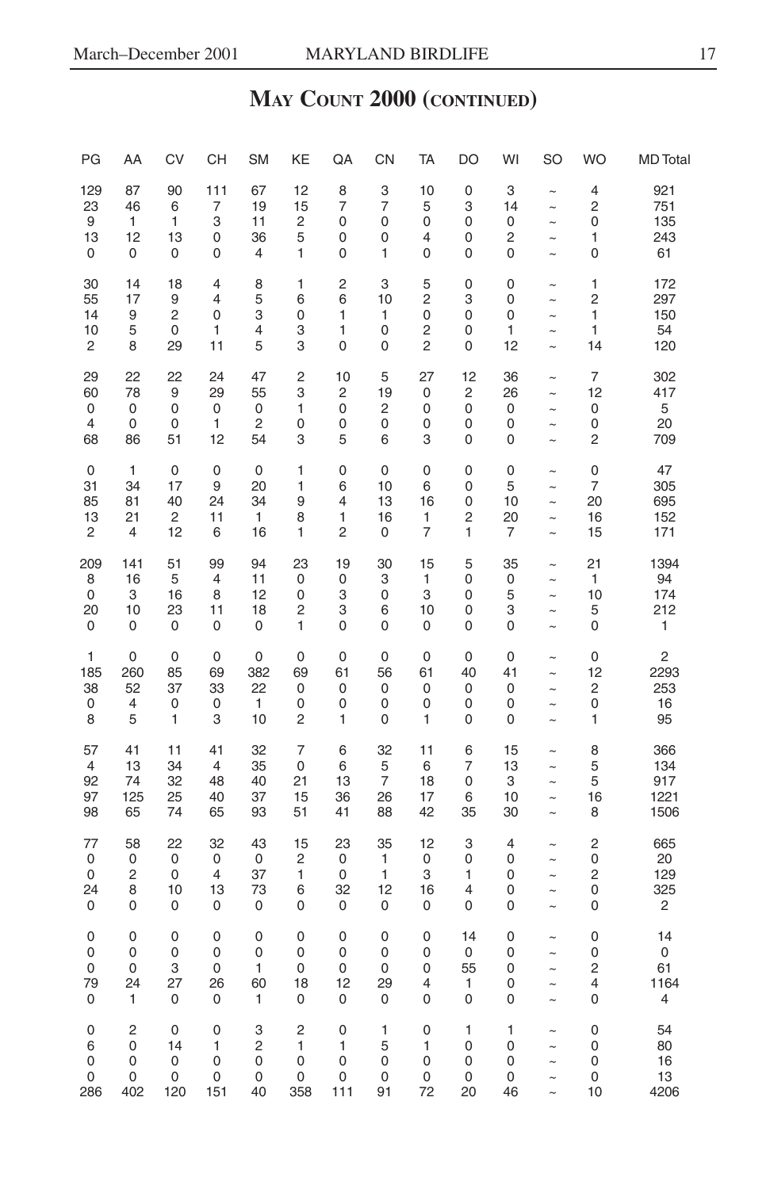# May Count 2000 (continued)

| PG | AA | CV | CH | SM | KE | QA | CN | TA | DO | WI | SO | WO | MD Total |
|---|---|---|---|---|---|---|---|---|---|---|---|---|---|
| 129 | 87 | 90 | 111 | 67 | 12 | 8 | 3 | 10 | 0 | 3 | ~ | 4 | 921 |
| 23 | 46 | 6 | 7 | 19 | 15 | 7 | 7 | 5 | 3 | 14 | ~ | 2 | 751 |
| 9 | 1 | 1 | 3 | 11 | 2 | 0 | 0 | 0 | 0 | 0 | ~ | 0 | 135 |
| 13 | 12 | 13 | 0 | 36 | 5 | 0 | 0 | 4 | 0 | 2 | ~ | 1 | 243 |
| 0 | 0 | 0 | 0 | 4 | 1 | 0 | 1 | 0 | 0 | 0 | ~ | 0 | 61 |
| 30 | 14 | 18 | 4 | 8 | 1 | 2 | 3 | 5 | 0 | 0 | ~ | 1 | 172 |
| 55 | 17 | 9 | 4 | 5 | 6 | 6 | 10 | 2 | 3 | 0 | ~ | 2 | 297 |
| 14 | 9 | 2 | 0 | 3 | 0 | 1 | 1 | 0 | 0 | 0 | ~ | 1 | 150 |
| 10 | 5 | 0 | 1 | 4 | 3 | 1 | 0 | 2 | 0 | 1 | ~ | 1 | 54 |
| 2 | 8 | 29 | 11 | 5 | 3 | 0 | 0 | 2 | 0 | 12 | ~ | 14 | 120 |
| 29 | 22 | 22 | 24 | 47 | 2 | 10 | 5 | 27 | 12 | 36 | ~ | 7 | 302 |
| 60 | 78 | 9 | 29 | 55 | 3 | 2 | 19 | 0 | 2 | 26 | ~ | 12 | 417 |
| 0 | 0 | 0 | 0 | 0 | 1 | 0 | 2 | 0 | 0 | 0 | ~ | 0 | 5 |
| 4 | 0 | 0 | 1 | 2 | 0 | 0 | 0 | 0 | 0 | 0 | ~ | 0 | 20 |
| 68 | 86 | 51 | 12 | 54 | 3 | 5 | 6 | 3 | 0 | 0 | ~ | 2 | 709 |
| 0 | 1 | 0 | 0 | 0 | 1 | 0 | 0 | 0 | 0 | 0 | ~ | 0 | 47 |
| 31 | 34 | 17 | 9 | 20 | 1 | 6 | 10 | 6 | 0 | 5 | ~ | 7 | 305 |
| 85 | 81 | 40 | 24 | 34 | 9 | 4 | 13 | 16 | 0 | 10 | ~ | 20 | 695 |
| 13 | 21 | 2 | 11 | 1 | 8 | 1 | 16 | 1 | 2 | 20 | ~ | 16 | 152 |
| 2 | 4 | 12 | 6 | 16 | 1 | 2 | 0 | 7 | 1 | 7 | ~ | 15 | 171 |
| 209 | 141 | 51 | 99 | 94 | 23 | 19 | 30 | 15 | 5 | 35 | ~ | 21 | 1394 |
| 8 | 16 | 5 | 4 | 11 | 0 | 0 | 3 | 1 | 0 | 0 | ~ | 1 | 94 |
| 0 | 3 | 16 | 8 | 12 | 0 | 3 | 0 | 3 | 0 | 5 | ~ | 10 | 174 |
| 20 | 10 | 23 | 11 | 18 | 2 | 3 | 6 | 10 | 0 | 3 | ~ | 5 | 212 |
| 0 | 0 | 0 | 0 | 0 | 1 | 0 | 0 | 0 | 0 | 0 | ~ | 0 | 1 |
| 1 | 0 | 0 | 0 | 0 | 0 | 0 | 0 | 0 | 0 | 0 | ~ | 0 | 2 |
| 185 | 260 | 85 | 69 | 382 | 69 | 61 | 56 | 61 | 40 | 41 | ~ | 12 | 2293 |
| 38 | 52 | 37 | 33 | 22 | 0 | 0 | 0 | 0 | 0 | 0 | ~ | 2 | 253 |
| 0 | 4 | 0 | 0 | 1 | 0 | 0 | 0 | 0 | 0 | 0 | ~ | 0 | 16 |
| 8 | 5 | 1 | 3 | 10 | 2 | 1 | 0 | 1 | 0 | 0 | ~ | 1 | 95 |
| 57 | 41 | 11 | 41 | 32 | 7 | 6 | 32 | 11 | 6 | 15 | ~ | 8 | 366 |
| 4 | 13 | 34 | 4 | 35 | 0 | 6 | 5 | 6 | 7 | 13 | ~ | 5 | 134 |
| 92 | 74 | 32 | 48 | 40 | 21 | 13 | 7 | 18 | 0 | 3 | ~ | 5 | 917 |
| 97 | 125 | 25 | 40 | 37 | 15 | 36 | 26 | 17 | 6 | 10 | ~ | 16 | 1221 |
| 98 | 65 | 74 | 65 | 93 | 51 | 41 | 88 | 42 | 35 | 30 | ~ | 8 | 1506 |
| 77 | 58 | 22 | 32 | 43 | 15 | 23 | 35 | 12 | 3 | 4 | ~ | 2 | 665 |
| 0 | 0 | 0 | 0 | 0 | 2 | 0 | 1 | 0 | 0 | 0 | ~ | 0 | 20 |
| 0 | 2 | 0 | 4 | 37 | 1 | 0 | 1 | 3 | 1 | 0 | ~ | 2 | 129 |
| 24 | 8 | 10 | 13 | 73 | 6 | 32 | 12 | 16 | 4 | 0 | ~ | 0 | 325 |
| 0 | 0 | 0 | 0 | 0 | 0 | 0 | 0 | 0 | 0 | 0 | ~ | 0 | 2 |
| 0 | 0 | 0 | 0 | 0 | 0 | 0 | 0 | 0 | 14 | 0 | ~ | 0 | 14 |
| 0 | 0 | 0 | 0 | 0 | 0 | 0 | 0 | 0 | 0 | 0 | ~ | 0 | 0 |
| 0 | 0 | 3 | 0 | 1 | 0 | 0 | 0 | 0 | 55 | 0 | ~ | 2 | 61 |
| 79 | 24 | 27 | 26 | 60 | 18 | 12 | 29 | 4 | 1 | 0 | ~ | 4 | 1164 |
| 0 | 1 | 0 | 0 | 1 | 0 | 0 | 0 | 0 | 0 | 0 | ~ | 0 | 4 |
| 0 | 2 | 0 | 0 | 3 | 2 | 0 | 1 | 0 | 1 | 1 | ~ | 0 | 54 |
| 6 | 0 | 14 | 1 | 2 | 1 | 1 | 5 | 1 | 0 | 0 | ~ | 0 | 80 |
| 0 | 0 | 0 | 0 | 0 | 0 | 0 | 0 | 0 | 0 | 0 | ~ | 0 | 16 |
| 0 | 0 | 0 | 0 | 0 | 0 | 0 | 0 | 0 | 0 | 0 | ~ | 0 | 13 |
| 286 | 402 | 120 | 151 | 40 | 358 | 111 | 91 | 72 | 20 | 46 | ~ | 10 | 4206 |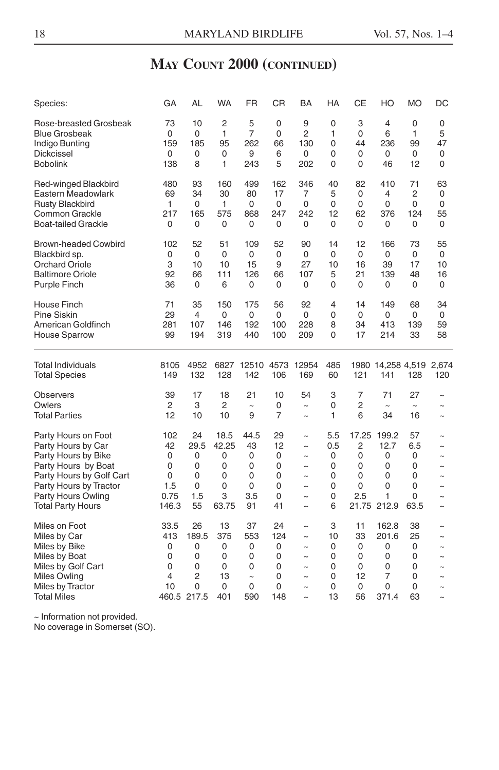## May Count 2000 (continued)

| Species: | GA | AL | WA | FR | CR | BA | HA | CE | HO | MO | DC |
|---|---|---|---|---|---|---|---|---|---|---|---|
| Rose-breasted Grosbeak | 73 | 10 | 2 | 5 | 0 | 9 | 0 | 3 | 4 | 0 | 0 |
| Blue Grosbeak | 0 | 0 | 1 | 7 | 0 | 2 | 1 | 0 | 6 | 1 | 5 |
| Indigo Bunting | 159 | 185 | 95 | 262 | 66 | 130 | 0 | 44 | 236 | 99 | 47 |
| Dickcissel | 0 | 0 | 0 | 9 | 6 | 0 | 0 | 0 | 0 | 0 | 0 |
| Bobolink | 138 | 8 | 1 | 243 | 5 | 202 | 0 | 0 | 46 | 12 | 0 |
| Red-winged Blackbird | 480 | 93 | 160 | 499 | 162 | 346 | 40 | 82 | 410 | 71 | 63 |
| Eastern Meadowlark | 69 | 34 | 30 | 80 | 17 | 7 | 5 | 0 | 4 | 2 | 0 |
| Rusty Blackbird | 1 | 0 | 1 | 0 | 0 | 0 | 0 | 0 | 0 | 0 | 0 |
| Common Grackle | 217 | 165 | 575 | 868 | 247 | 242 | 12 | 62 | 376 | 124 | 55 |
| Boat-tailed Grackle | 0 | 0 | 0 | 0 | 0 | 0 | 0 | 0 | 0 | 0 | 0 |
| Brown-headed Cowbird | 102 | 52 | 51 | 109 | 52 | 90 | 14 | 12 | 166 | 73 | 55 |
| Blackbird sp. | 0 | 0 | 0 | 0 | 0 | 0 | 0 | 0 | 0 | 0 | 0 |
| Orchard Oriole | 3 | 10 | 10 | 15 | 9 | 27 | 10 | 16 | 39 | 17 | 10 |
| Baltimore Oriole | 92 | 66 | 111 | 126 | 66 | 107 | 5 | 21 | 139 | 48 | 16 |
| Purple Finch | 36 | 0 | 6 | 0 | 0 | 0 | 0 | 0 | 0 | 0 | 0 |
| House Finch | 71 | 35 | 150 | 175 | 56 | 92 | 4 | 14 | 149 | 68 | 34 |
| Pine Siskin | 29 | 4 | 0 | 0 | 0 | 0 | 0 | 0 | 0 | 0 | 0 |
| American Goldfinch | 281 | 107 | 146 | 192 | 100 | 228 | 8 | 34 | 413 | 139 | 59 |
| House Sparrow | 99 | 194 | 319 | 440 | 100 | 209 | 0 | 17 | 214 | 33 | 58 |
| Total Individuals | 8105 | 4952 | 6827 | 12510 | 4573 | 12954 | 485 | 1980 | 14,258 | 4,519 | 2,674 |
| Total Species | 149 | 132 | 128 | 142 | 106 | 169 | 60 | 121 | 141 | 128 | 120 |
| Observers | 39 | 17 | 18 | 21 | 10 | 54 | 3 | 7 | 71 | 27 | ~ |
| Owlers | 2 | 3 | 2 | ~ | 0 | ~ | 0 | 2 | ~ | ~ | ~ |
| Total Parties | 12 | 10 | 10 | 9 | 7 | ~ | 1 | 6 | 34 | 16 | ~ |
| Party Hours on Foot | 102 | 24 | 18.5 | 44.5 | 29 | ~ | 5.5 | 17.25 | 199.2 | 57 | ~ |
| Party Hours by Car | 42 | 29.5 | 42.25 | 43 | 12 | ~ | 0.5 | 2 | 12.7 | 6.5 | ~ |
| Party Hours by Bike | 0 | 0 | 0 | 0 | 0 | ~ | 0 | 0 | 0 | 0 | ~ |
| Party Hours by Boat | 0 | 0 | 0 | 0 | 0 | ~ | 0 | 0 | 0 | 0 | ~ |
| Party Hours by Golf Cart | 0 | 0 | 0 | 0 | 0 | ~ | 0 | 0 | 0 | 0 | ~ |
| Party Hours by Tractor | 1.5 | 0 | 0 | 0 | 0 | ~ | 0 | 0 | 0 | 0 | ~ |
| Party Hours Owling | 0.75 | 1.5 | 3 | 3.5 | 0 | ~ | 0 | 2.5 | 1 | 0 | ~ |
| Total Party Hours | 146.3 | 55 | 63.75 | 91 | 41 | ~ | 6 | 21.75 | 212.9 | 63.5 | ~ |
| Miles on Foot | 33.5 | 26 | 13 | 37 | 24 | ~ | 3 | 11 | 162.8 | 38 | ~ |
| Miles by Car | 413 | 189.5 | 375 | 553 | 124 | ~ | 10 | 33 | 201.6 | 25 | ~ |
| Miles by Bike | 0 | 0 | 0 | 0 | 0 | ~ | 0 | 0 | 0 | 0 | ~ |
| Miles by Boat | 0 | 0 | 0 | 0 | 0 | ~ | 0 | 0 | 0 | 0 | ~ |
| Miles by Golf Cart | 0 | 0 | 0 | 0 | 0 | ~ | 0 | 0 | 0 | 0 | ~ |
| Miles Owling | 4 | 2 | 13 | ~ | 0 | ~ | 0 | 12 | 7 | 0 | ~ |
| Miles by Tractor | 10 | 0 | 0 | 0 | 0 | ~ | 0 | 0 | 0 | 0 | ~ |
| Total Miles | 460.5 | 217.5 | 401 | 590 | 148 | ~ | 13 | 56 | 371.4 | 63 | ~ |

~ Information not provided.
No coverage in Somerset (SO).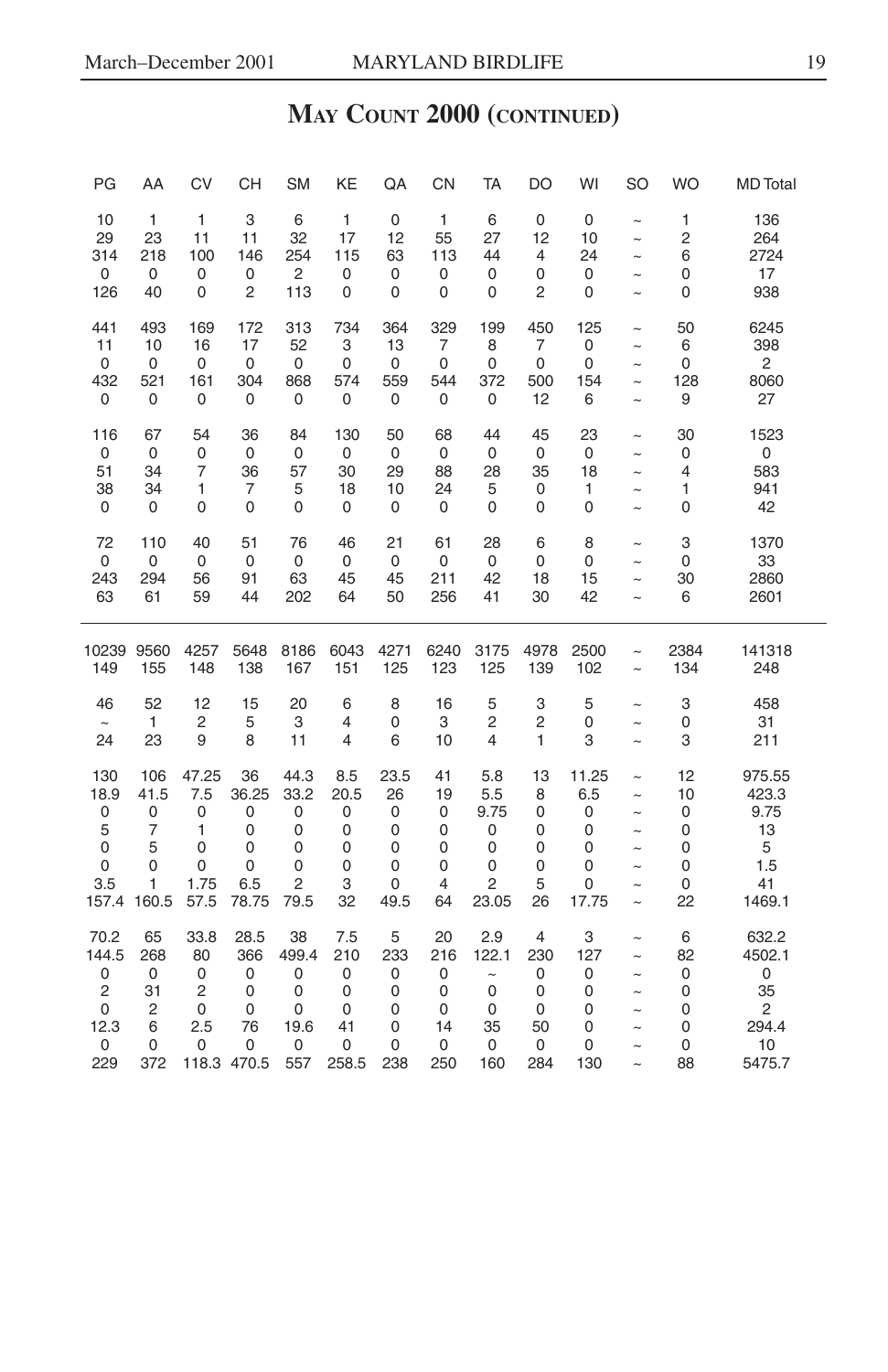# May Count 2000 (continued)

| PG | AA | CV | CH | SM | KE | QA | CN | TA | DO | WI | SO | WO | MD Total |
|---|---|---|---|---|---|---|---|---|---|---|---|---|---|
| 10 | 1 | 1 | 3 | 6 | 1 | 0 | 1 | 6 | 0 | 0 | ~ | 1 | 136 |
| 29 | 23 | 11 | 11 | 32 | 17 | 12 | 55 | 27 | 12 | 10 | ~ | 2 | 264 |
| 314 | 218 | 100 | 146 | 254 | 115 | 63 | 113 | 44 | 4 | 24 | ~ | 6 | 2724 |
| 0 | 0 | 0 | 0 | 2 | 0 | 0 | 0 | 0 | 0 | 0 | ~ | 0 | 17 |
| 126 | 40 | 0 | 2 | 113 | 0 | 0 | 0 | 0 | 2 | 0 | ~ | 0 | 938 |
| | | | | | | | | | | | | | |
| 441 | 493 | 169 | 172 | 313 | 734 | 364 | 329 | 199 | 450 | 125 | ~ | 50 | 6245 |
| 11 | 10 | 16 | 17 | 52 | 3 | 13 | 7 | 8 | 7 | 0 | ~ | 6 | 398 |
| 0 | 0 | 0 | 0 | 0 | 0 | 0 | 0 | 0 | 0 | 0 | ~ | 0 | 2 |
| 432 | 521 | 161 | 304 | 868 | 574 | 559 | 544 | 372 | 500 | 154 | ~ | 128 | 8060 |
| 0 | 0 | 0 | 0 | 0 | 0 | 0 | 0 | 0 | 12 | 6 | ~ | 9 | 27 |
| | | | | | | | | | | | | | |
| 116 | 67 | 54 | 36 | 84 | 130 | 50 | 68 | 44 | 45 | 23 | ~ | 30 | 1523 |
| 0 | 0 | 0 | 0 | 0 | 0 | 0 | 0 | 0 | 0 | 0 | ~ | 0 | 0 |
| 51 | 34 | 7 | 36 | 57 | 30 | 29 | 88 | 28 | 35 | 18 | ~ | 4 | 583 |
| 38 | 34 | 1 | 7 | 5 | 18 | 10 | 24 | 5 | 0 | 1 | ~ | 1 | 941 |
| 0 | 0 | 0 | 0 | 0 | 0 | 0 | 0 | 0 | 0 | 0 | ~ | 0 | 42 |
| | | | | | | | | | | | | | |
| 72 | 110 | 40 | 51 | 76 | 46 | 21 | 61 | 28 | 6 | 8 | ~ | 3 | 1370 |
| 0 | 0 | 0 | 0 | 0 | 0 | 0 | 0 | 0 | 0 | 0 | ~ | 0 | 33 |
| 243 | 294 | 56 | 91 | 63 | 45 | 45 | 211 | 42 | 18 | 15 | ~ | 30 | 2860 |
| 63 | 61 | 59 | 44 | 202 | 64 | 50 | 256 | 41 | 30 | 42 | ~ | 6 | 2601 |
| | | | | | | | | | | | | | |
| 10239 | 9560 | 4257 | 5648 | 8186 | 6043 | 4271 | 6240 | 3175 | 4978 | 2500 | ~ | 2384 | 141318 |
| 149 | 155 | 148 | 138 | 167 | 151 | 125 | 123 | 125 | 139 | 102 | ~ | 134 | 248 |
| | | | | | | | | | | | | | |
| 46 | 52 | 12 | 15 | 20 | 6 | 8 | 16 | 5 | 3 | 5 | ~ | 3 | 458 |
| ~ | 1 | 2 | 5 | 3 | 4 | 0 | 3 | 2 | 2 | 0 | ~ | 0 | 31 |
| 24 | 23 | 9 | 8 | 11 | 4 | 6 | 10 | 4 | 1 | 3 | ~ | 3 | 211 |
| | | | | | | | | | | | | | |
| 130 | 106 | 47.25 | 36 | 44.3 | 8.5 | 23.5 | 41 | 5.8 | 13 | 11.25 | ~ | 12 | 975.55 |
| 18.9 | 41.5 | 7.5 | 36.25 | 33.2 | 20.5 | 26 | 19 | 5.5 | 8 | 6.5 | ~ | 10 | 423.3 |
| 0 | 0 | 0 | 0 | 0 | 0 | 0 | 0 | 9.75 | 0 | 0 | ~ | 0 | 9.75 |
| 5 | 7 | 1 | 0 | 0 | 0 | 0 | 0 | 0 | 0 | 0 | ~ | 0 | 13 |
| 0 | 5 | 0 | 0 | 0 | 0 | 0 | 0 | 0 | 0 | 0 | ~ | 0 | 5 |
| 0 | 0 | 0 | 0 | 0 | 0 | 0 | 0 | 0 | 0 | 0 | ~ | 0 | 1.5 |
| 3.5 | 1 | 1.75 | 6.5 | 2 | 3 | 0 | 4 | 2 | 5 | 0 | ~ | 0 | 41 |
| 157.4 | 160.5 | 57.5 | 78.75 | 79.5 | 32 | 49.5 | 64 | 23.05 | 26 | 17.75 | ~ | 22 | 1469.1 |
| | | | | | | | | | | | | | |
| 70.2 | 65 | 33.8 | 28.5 | 38 | 7.5 | 5 | 20 | 2.9 | 4 | 3 | ~ | 6 | 632.2 |
| 144.5 | 268 | 80 | 366 | 499.4 | 210 | 233 | 216 | 122.1 | 230 | 127 | ~ | 82 | 4502.1 |
| 0 | 0 | 0 | 0 | 0 | 0 | 0 | 0 | ~ | 0 | 0 | ~ | 0 | 0 |
| 2 | 31 | 2 | 0 | 0 | 0 | 0 | 0 | 0 | 0 | 0 | ~ | 0 | 35 |
| 0 | 2 | 0 | 0 | 0 | 0 | 0 | 0 | 0 | 0 | 0 | ~ | 0 | 2 |
| 12.3 | 6 | 2.5 | 76 | 19.6 | 41 | 0 | 14 | 35 | 50 | 0 | ~ | 0 | 294.4 |
| 0 | 0 | 0 | 0 | 0 | 0 | 0 | 0 | 0 | 0 | 0 | ~ | 0 | 10 |
| 229 | 372 | 118.3 | 470.5 | 557 | 258.5 | 238 | 250 | 160 | 284 | 130 | ~ | 88 | 5475.7 |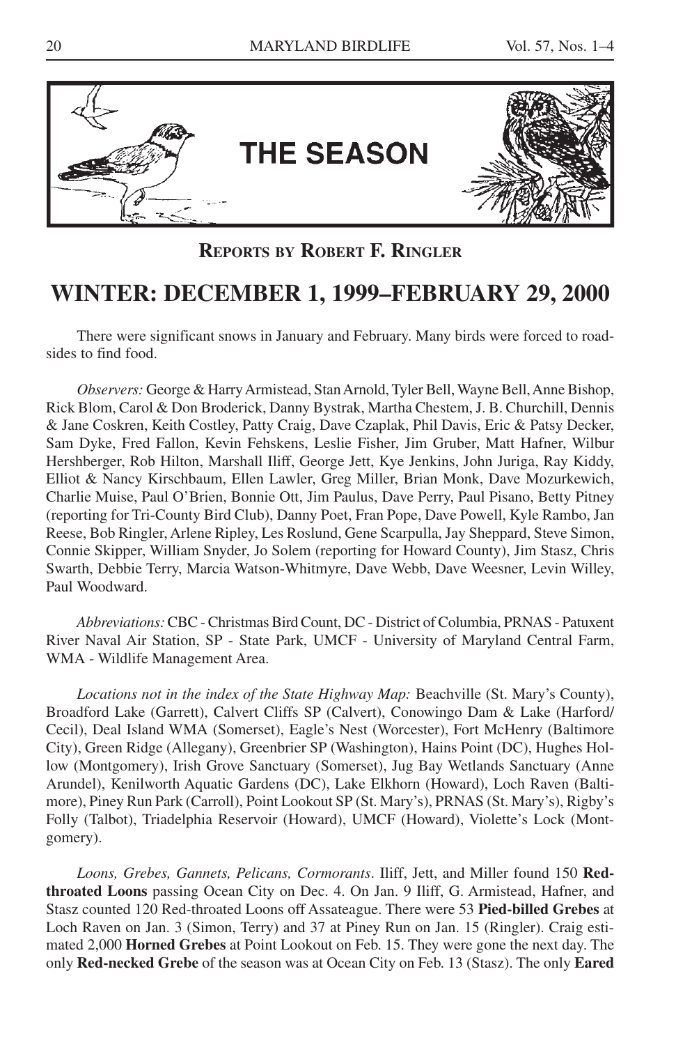# THE SEASON

**REPORTS BY ROBERT F. RINGLER**

## WINTER: DECEMBER 1, 1999–FEBRUARY 29, 2000

There were significant snows in January and February. Many birds were forced to roadsides to find food.

*Observers:* George & Harry Armistead, Stan Arnold, Tyler Bell, Wayne Bell, Anne Bishop, Rick Blom, Carol & Don Broderick, Danny Bystrak, Martha Chestem, J. B. Churchill, Dennis & Jane Coskren, Keith Costley, Patty Craig, Dave Czaplak, Phil Davis, Eric & Patsy Decker, Sam Dyke, Fred Fallon, Kevin Fehskens, Leslie Fisher, Jim Gruber, Matt Hafner, Wilbur Hershberger, Rob Hilton, Marshall Iliff, George Jett, Kye Jenkins, John Juriga, Ray Kiddy, Elliot & Nancy Kirschbaum, Ellen Lawler, Greg Miller, Brian Monk, Dave Mozurkewich, Charlie Muise, Paul O'Brien, Bonnie Ott, Jim Paulus, Dave Perry, Paul Pisano, Betty Pitney (reporting for Tri-County Bird Club), Danny Poet, Fran Pope, Dave Powell, Kyle Rambo, Jan Reese, Bob Ringler, Arlene Ripley, Les Roslund, Gene Scarpulla, Jay Sheppard, Steve Simon, Connie Skipper, William Snyder, Jo Solem (reporting for Howard County), Jim Stasz, Chris Swarth, Debbie Terry, Marcia Watson-Whitmyre, Dave Webb, Dave Weesner, Levin Willey, Paul Woodward.

*Abbreviations:* CBC - Christmas Bird Count, DC - District of Columbia, PRNAS - Patuxent River Naval Air Station, SP - State Park, UMCF - University of Maryland Central Farm, WMA - Wildlife Management Area.

*Locations not in the index of the State Highway Map:* Beachville (St. Mary's County), Broadford Lake (Garrett), Calvert Cliffs SP (Calvert), Conowingo Dam & Lake (Harford/Cecil), Deal Island WMA (Somerset), Eagle's Nest (Worcester), Fort McHenry (Baltimore City), Green Ridge (Allegany), Greenbrier SP (Washington), Hains Point (DC), Hughes Hollow (Montgomery), Irish Grove Sanctuary (Somerset), Jug Bay Wetlands Sanctuary (Anne Arundel), Kenilworth Aquatic Gardens (DC), Lake Elkhorn (Howard), Loch Raven (Baltimore), Piney Run Park (Carroll), Point Lookout SP (St. Mary's), PRNAS (St. Mary's), Rigby's Folly (Talbot), Triadelphia Reservoir (Howard), UMCF (Howard), Violette's Lock (Montgomery).

*Loons, Grebes, Gannets, Pelicans, Cormorants*. Iliff, Jett, and Miller found 150 **Red-throated Loons** passing Ocean City on Dec. 4. On Jan. 9 Iliff, G. Armistead, Hafner, and Stasz counted 120 Red-throated Loons off Assateague. There were 53 **Pied-billed Grebes** at Loch Raven on Jan. 3 (Simon, Terry) and 37 at Piney Run on Jan. 15 (Ringler). Craig estimated 2,000 **Horned Grebes** at Point Lookout on Feb. 15. They were gone the next day. The only **Red-necked Grebe** of the season was at Ocean City on Feb. 13 (Stasz). The only **Eared**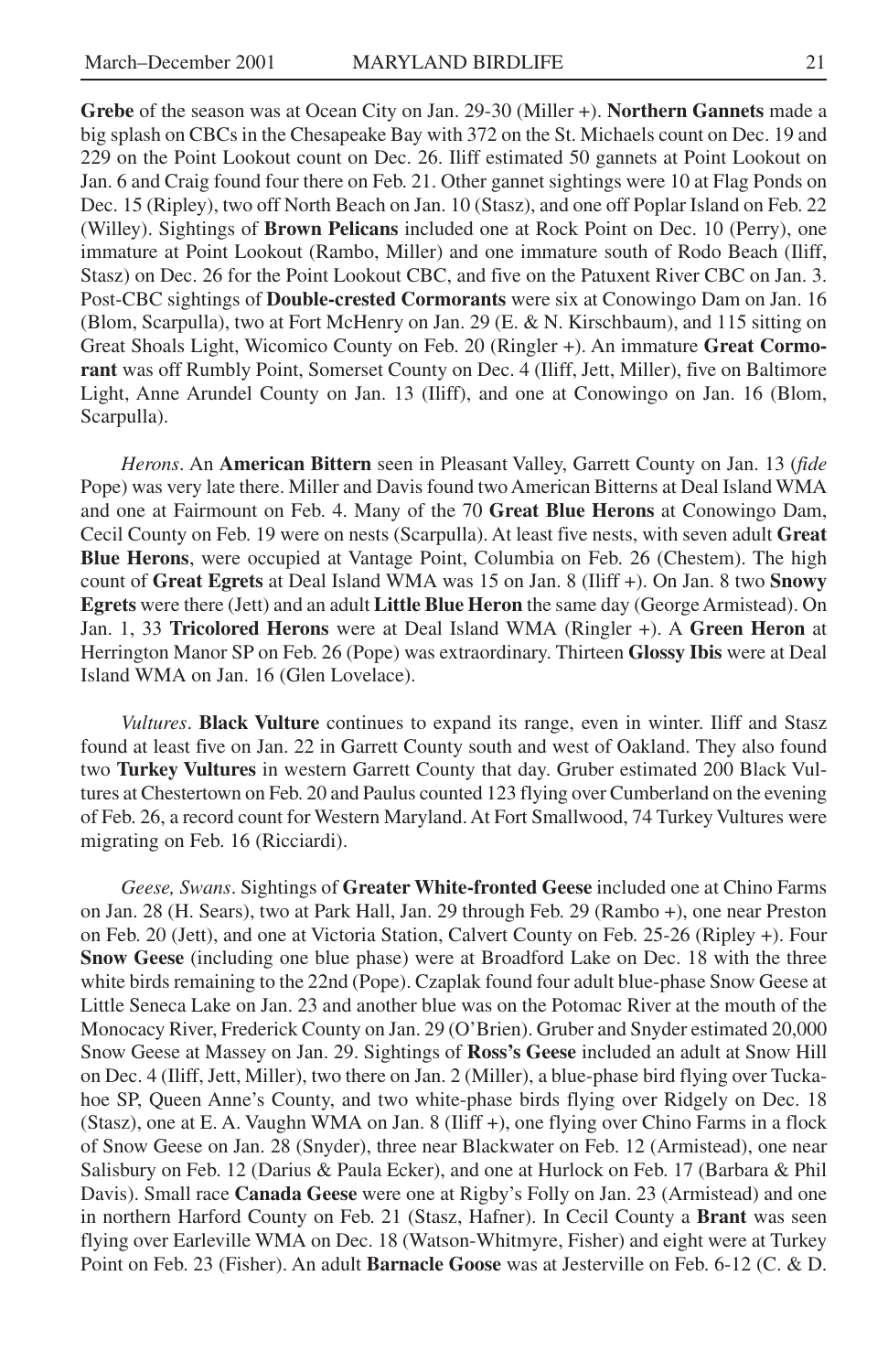**Grebe** of the season was at Ocean City on Jan. 29-30 (Miller +). **Northern Gannets** made a big splash on CBCs in the Chesapeake Bay with 372 on the St. Michaels count on Dec. 19 and 229 on the Point Lookout count on Dec. 26. Iliff estimated 50 gannets at Point Lookout on Jan. 6 and Craig found four there on Feb. 21. Other gannet sightings were 10 at Flag Ponds on Dec. 15 (Ripley), two off North Beach on Jan. 10 (Stasz), and one off Poplar Island on Feb. 22 (Willey). Sightings of **Brown Pelicans** included one at Rock Point on Dec. 10 (Perry), one immature at Point Lookout (Rambo, Miller) and one immature south of Rodo Beach (Iliff, Stasz) on Dec. 26 for the Point Lookout CBC, and five on the Patuxent River CBC on Jan. 3. Post-CBC sightings of **Double-crested Cormorants** were six at Conowingo Dam on Jan. 16 (Blom, Scarpulla), two at Fort McHenry on Jan. 29 (E. & N. Kirschbaum), and 115 sitting on Great Shoals Light, Wicomico County on Feb. 20 (Ringler +). An immature **Great Cormorant** was off Rumbly Point, Somerset County on Dec. 4 (Iliff, Jett, Miller), five on Baltimore Light, Anne Arundel County on Jan. 13 (Iliff), and one at Conowingo on Jan. 16 (Blom, Scarpulla).

*Herons*. An **American Bittern** seen in Pleasant Valley, Garrett County on Jan. 13 (*fide* Pope) was very late there. Miller and Davis found two American Bitterns at Deal Island WMA and one at Fairmount on Feb. 4. Many of the 70 **Great Blue Herons** at Conowingo Dam, Cecil County on Feb. 19 were on nests (Scarpulla). At least five nests, with seven adult **Great Blue Herons**, were occupied at Vantage Point, Columbia on Feb. 26 (Chestem). The high count of **Great Egrets** at Deal Island WMA was 15 on Jan. 8 (Iliff +). On Jan. 8 two **Snowy Egrets** were there (Jett) and an adult **Little Blue Heron** the same day (George Armistead). On Jan. 1, 33 **Tricolored Herons** were at Deal Island WMA (Ringler +). A **Green Heron** at Herrington Manor SP on Feb. 26 (Pope) was extraordinary. Thirteen **Glossy Ibis** were at Deal Island WMA on Jan. 16 (Glen Lovelace).

*Vultures*. **Black Vulture** continues to expand its range, even in winter. Iliff and Stasz found at least five on Jan. 22 in Garrett County south and west of Oakland. They also found two **Turkey Vultures** in western Garrett County that day. Gruber estimated 200 Black Vultures at Chestertown on Feb. 20 and Paulus counted 123 flying over Cumberland on the evening of Feb. 26, a record count for Western Maryland. At Fort Smallwood, 74 Turkey Vultures were migrating on Feb. 16 (Ricciardi).

*Geese, Swans*. Sightings of **Greater White-fronted Geese** included one at Chino Farms on Jan. 28 (H. Sears), two at Park Hall, Jan. 29 through Feb. 29 (Rambo +), one near Preston on Feb. 20 (Jett), and one at Victoria Station, Calvert County on Feb. 25-26 (Ripley +). Four **Snow Geese** (including one blue phase) were at Broadford Lake on Dec. 18 with the three white birds remaining to the 22nd (Pope). Czaplak found four adult blue-phase Snow Geese at Little Seneca Lake on Jan. 23 and another blue was on the Potomac River at the mouth of the Monocacy River, Frederick County on Jan. 29 (O'Brien). Gruber and Snyder estimated 20,000 Snow Geese at Massey on Jan. 29. Sightings of **Ross's Geese** included an adult at Snow Hill on Dec. 4 (Iliff, Jett, Miller), two there on Jan. 2 (Miller), a blue-phase bird flying over Tuckahoe SP, Queen Anne's County, and two white-phase birds flying over Ridgely on Dec. 18 (Stasz), one at E. A. Vaughn WMA on Jan. 8 (Iliff +), one flying over Chino Farms in a flock of Snow Geese on Jan. 28 (Snyder), three near Blackwater on Feb. 12 (Armistead), one near Salisbury on Feb. 12 (Darius & Paula Ecker), and one at Hurlock on Feb. 17 (Barbara & Phil Davis). Small race **Canada Geese** were one at Rigby's Folly on Jan. 23 (Armistead) and one in northern Harford County on Feb. 21 (Stasz, Hafner). In Cecil County a **Brant** was seen flying over Earleville WMA on Dec. 18 (Watson-Whitmyre, Fisher) and eight were at Turkey Point on Feb. 23 (Fisher). An adult **Barnacle Goose** was at Jesterville on Feb. 6-12 (C. & D.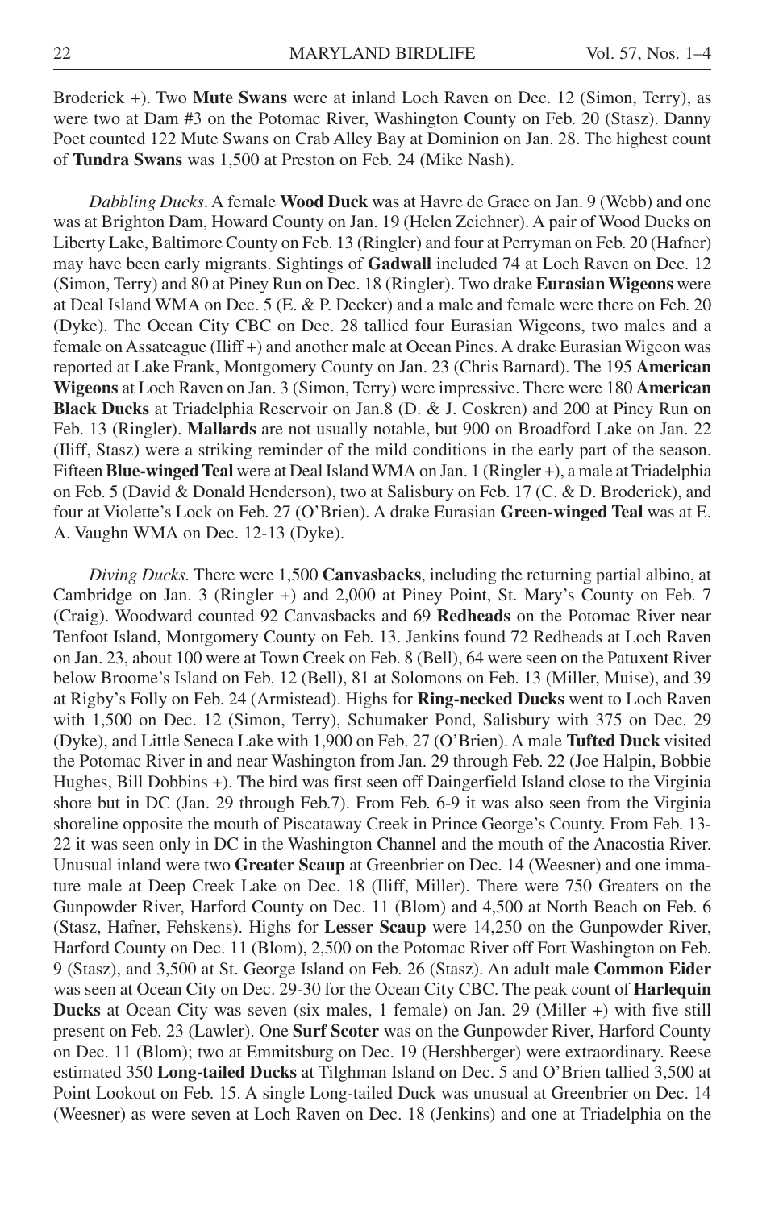Broderick +). Two **Mute Swans** were at inland Loch Raven on Dec. 12 (Simon, Terry), as were two at Dam #3 on the Potomac River, Washington County on Feb. 20 (Stasz). Danny Poet counted 122 Mute Swans on Crab Alley Bay at Dominion on Jan. 28. The highest count of **Tundra Swans** was 1,500 at Preston on Feb. 24 (Mike Nash).

*Dabbling Ducks*. A female **Wood Duck** was at Havre de Grace on Jan. 9 (Webb) and one was at Brighton Dam, Howard County on Jan. 19 (Helen Zeichner). A pair of Wood Ducks on Liberty Lake, Baltimore County on Feb. 13 (Ringler) and four at Perryman on Feb. 20 (Hafner) may have been early migrants. Sightings of **Gadwall** included 74 at Loch Raven on Dec. 12 (Simon, Terry) and 80 at Piney Run on Dec. 18 (Ringler). Two drake **Eurasian Wigeons** were at Deal Island WMA on Dec. 5 (E. & P. Decker) and a male and female were there on Feb. 20 (Dyke). The Ocean City CBC on Dec. 28 tallied four Eurasian Wigeons, two males and a female on Assateague (Iliff +) and another male at Ocean Pines. A drake Eurasian Wigeon was reported at Lake Frank, Montgomery County on Jan. 23 (Chris Barnard). The 195 **American Wigeons** at Loch Raven on Jan. 3 (Simon, Terry) were impressive. There were 180 **American Black Ducks** at Triadelphia Reservoir on Jan.8 (D. & J. Coskren) and 200 at Piney Run on Feb. 13 (Ringler). **Mallards** are not usually notable, but 900 on Broadford Lake on Jan. 22 (Iliff, Stasz) were a striking reminder of the mild conditions in the early part of the season. Fifteen **Blue-winged Teal** were at Deal Island WMA on Jan. 1 (Ringler +), a male at Triadelphia on Feb. 5 (David & Donald Henderson), two at Salisbury on Feb. 17 (C. & D. Broderick), and four at Violette's Lock on Feb. 27 (O'Brien). A drake Eurasian **Green-winged Teal** was at E. A. Vaughn WMA on Dec. 12-13 (Dyke).

*Diving Ducks.* There were 1,500 **Canvasbacks**, including the returning partial albino, at Cambridge on Jan. 3 (Ringler +) and 2,000 at Piney Point, St. Mary's County on Feb. 7 (Craig). Woodward counted 92 Canvasbacks and 69 **Redheads** on the Potomac River near Tenfoot Island, Montgomery County on Feb. 13. Jenkins found 72 Redheads at Loch Raven on Jan. 23, about 100 were at Town Creek on Feb. 8 (Bell), 64 were seen on the Patuxent River below Broome's Island on Feb. 12 (Bell), 81 at Solomons on Feb. 13 (Miller, Muise), and 39 at Rigby's Folly on Feb. 24 (Armistead). Highs for **Ring-necked Ducks** went to Loch Raven with 1,500 on Dec. 12 (Simon, Terry), Schumaker Pond, Salisbury with 375 on Dec. 29 (Dyke), and Little Seneca Lake with 1,900 on Feb. 27 (O'Brien). A male **Tufted Duck** visited the Potomac River in and near Washington from Jan. 29 through Feb. 22 (Joe Halpin, Bobbie Hughes, Bill Dobbins +). The bird was first seen off Daingerfield Island close to the Virginia shore but in DC (Jan. 29 through Feb.7). From Feb. 6-9 it was also seen from the Virginia shoreline opposite the mouth of Piscataway Creek in Prince George's County. From Feb. 13-22 it was seen only in DC in the Washington Channel and the mouth of the Anacostia River. Unusual inland were two **Greater Scaup** at Greenbrier on Dec. 14 (Weesner) and one immature male at Deep Creek Lake on Dec. 18 (Iliff, Miller). There were 750 Greaters on the Gunpowder River, Harford County on Dec. 11 (Blom) and 4,500 at North Beach on Feb. 6 (Stasz, Hafner, Fehskens). Highs for **Lesser Scaup** were 14,250 on the Gunpowder River, Harford County on Dec. 11 (Blom), 2,500 on the Potomac River off Fort Washington on Feb. 9 (Stasz), and 3,500 at St. George Island on Feb. 26 (Stasz). An adult male **Common Eider** was seen at Ocean City on Dec. 29-30 for the Ocean City CBC. The peak count of **Harlequin Ducks** at Ocean City was seven (six males, 1 female) on Jan. 29 (Miller +) with five still present on Feb. 23 (Lawler). One **Surf Scoter** was on the Gunpowder River, Harford County on Dec. 11 (Blom); two at Emmitsburg on Dec. 19 (Hershberger) were extraordinary. Reese estimated 350 **Long-tailed Ducks** at Tilghman Island on Dec. 5 and O'Brien tallied 3,500 at Point Lookout on Feb. 15. A single Long-tailed Duck was unusual at Greenbrier on Dec. 14 (Weesner) as were seven at Loch Raven on Dec. 18 (Jenkins) and one at Triadelphia on the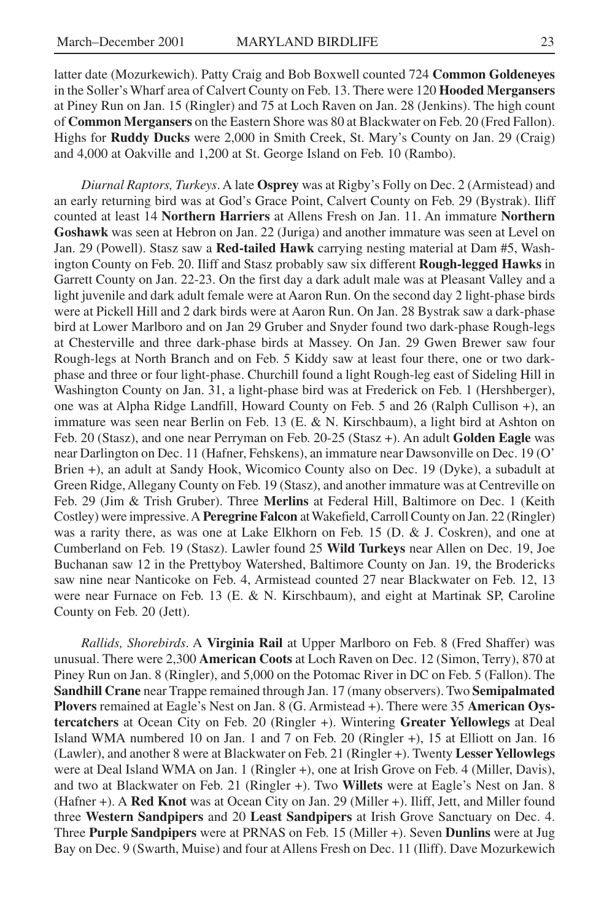latter date (Mozurkewich). Patty Craig and Bob Boxwell counted 724 **Common Goldeneyes** in the Soller's Wharf area of Calvert County on Feb. 13. There were 120 **Hooded Mergansers** at Piney Run on Jan. 15 (Ringler) and 75 at Loch Raven on Jan. 28 (Jenkins). The high count of **Common Mergansers** on the Eastern Shore was 80 at Blackwater on Feb. 20 (Fred Fallon). Highs for **Ruddy Ducks** were 2,000 in Smith Creek, St. Mary's County on Jan. 29 (Craig) and 4,000 at Oakville and 1,200 at St. George Island on Feb. 10 (Rambo).

*Diurnal Raptors, Turkeys*. A late **Osprey** was at Rigby's Folly on Dec. 2 (Armistead) and an early returning bird was at God's Grace Point, Calvert County on Feb. 29 (Bystrak). Iliff counted at least 14 **Northern Harriers** at Allens Fresh on Jan. 11. An immature **Northern Goshawk** was seen at Hebron on Jan. 22 (Juriga) and another immature was seen at Level on Jan. 29 (Powell). Stasz saw a **Red-tailed Hawk** carrying nesting material at Dam #5, Washington County on Feb. 20. Iliff and Stasz probably saw six different **Rough-legged Hawks** in Garrett County on Jan. 22-23. On the first day a dark adult male was at Pleasant Valley and a light juvenile and dark adult female were at Aaron Run. On the second day 2 light-phase birds were at Pickell Hill and 2 dark birds were at Aaron Run. On Jan. 28 Bystrak saw a dark-phase bird at Lower Marlboro and on Jan 29 Gruber and Snyder found two dark-phase Rough-legs at Chesterville and three dark-phase birds at Massey. On Jan. 29 Gwen Brewer saw four Rough-legs at North Branch and on Feb. 5 Kiddy saw at least four there, one or two dark-phase and three or four light-phase. Churchill found a light Rough-leg east of Sideling Hill in Washington County on Jan. 31, a light-phase bird was at Frederick on Feb. 1 (Hershberger), one was at Alpha Ridge Landfill, Howard County on Feb. 5 and 26 (Ralph Cullison +), an immature was seen near Berlin on Feb. 13 (E. & N. Kirschbaum), a light bird at Ashton on Feb. 20 (Stasz), and one near Perryman on Feb. 20-25 (Stasz +). An adult **Golden Eagle** was near Darlington on Dec. 11 (Hafner, Fehskens), an immature near Dawsonville on Dec. 19 (O' Brien +), an adult at Sandy Hook, Wicomico County also on Dec. 19 (Dyke), a subadult at Green Ridge, Allegany County on Feb. 19 (Stasz), and another immature was at Centreville on Feb. 29 (Jim & Trish Gruber). Three **Merlins** at Federal Hill, Baltimore on Dec. 1 (Keith Costley) were impressive. A **Peregrine Falcon** at Wakefield, Carroll County on Jan. 22 (Ringler) was a rarity there, as was one at Lake Elkhorn on Feb. 15 (D. & J. Coskren), and one at Cumberland on Feb. 19 (Stasz). Lawler found 25 **Wild Turkeys** near Allen on Dec. 19, Joe Buchanan saw 12 in the Prettyboy Watershed, Baltimore County on Jan. 19, the Brodericks saw nine near Nanticoke on Feb. 4, Armistead counted 27 near Blackwater on Feb. 12, 13 were near Furnace on Feb. 13 (E. & N. Kirschbaum), and eight at Martinak SP, Caroline County on Feb. 20 (Jett).

*Rallids, Shorebirds*. A **Virginia Rail** at Upper Marlboro on Feb. 8 (Fred Shaffer) was unusual. There were 2,300 **American Coots** at Loch Raven on Dec. 12 (Simon, Terry), 870 at Piney Run on Jan. 8 (Ringler), and 5,000 on the Potomac River in DC on Feb. 5 (Fallon). The **Sandhill Crane** near Trappe remained through Jan. 17 (many observers). Two **Semipalmated Plovers** remained at Eagle's Nest on Jan. 8 (G. Armistead +). There were 35 **American Oystercatchers** at Ocean City on Feb. 20 (Ringler +). Wintering **Greater Yellowlegs** at Deal Island WMA numbered 10 on Jan. 1 and 7 on Feb. 20 (Ringler +), 15 at Elliott on Jan. 16 (Lawler), and another 8 were at Blackwater on Feb. 21 (Ringler +). Twenty **Lesser Yellowlegs** were at Deal Island WMA on Jan. 1 (Ringler +), one at Irish Grove on Feb. 4 (Miller, Davis), and two at Blackwater on Feb. 21 (Ringler +). Two **Willets** were at Eagle's Nest on Jan. 8 (Hafner +). A **Red Knot** was at Ocean City on Jan. 29 (Miller +). Iliff, Jett, and Miller found three **Western Sandpipers** and 20 **Least Sandpipers** at Irish Grove Sanctuary on Dec. 4. Three **Purple Sandpipers** were at PRNAS on Feb. 15 (Miller +). Seven **Dunlins** were at Jug Bay on Dec. 9 (Swarth, Muise) and four at Allens Fresh on Dec. 11 (Iliff). Dave Mozurkewich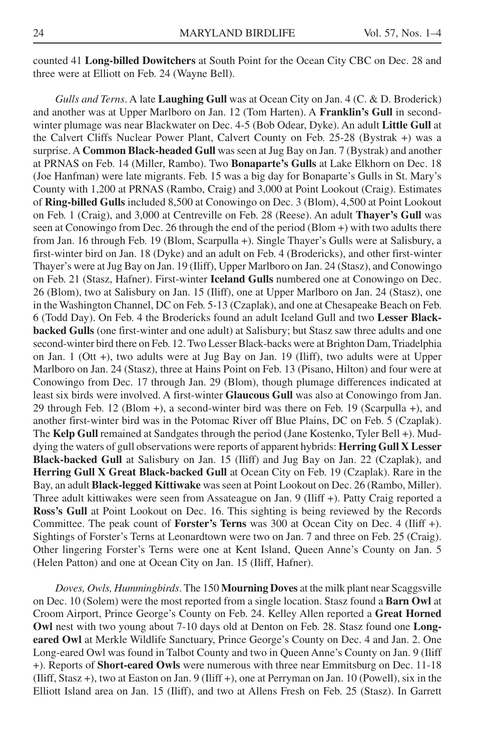counted 41 **Long-billed Dowitchers** at South Point for the Ocean City CBC on Dec. 28 and three were at Elliott on Feb. 24 (Wayne Bell).

*Gulls and Terns*. A late **Laughing Gull** was at Ocean City on Jan. 4 (C. & D. Broderick) and another was at Upper Marlboro on Jan. 12 (Tom Harten). A **Franklin's Gull** in second-winter plumage was near Blackwater on Dec. 4-5 (Bob Odear, Dyke). An adult **Little Gull** at the Calvert Cliffs Nuclear Power Plant, Calvert County on Feb. 25-28 (Bystrak +) was a surprise. A **Common Black-headed Gull** was seen at Jug Bay on Jan. 7 (Bystrak) and another at PRNAS on Feb. 14 (Miller, Rambo). Two **Bonaparte's Gulls** at Lake Elkhorn on Dec. 18 (Joe Hanfman) were late migrants. Feb. 15 was a big day for Bonaparte's Gulls in St. Mary's County with 1,200 at PRNAS (Rambo, Craig) and 3,000 at Point Lookout (Craig). Estimates of **Ring-billed Gulls** included 8,500 at Conowingo on Dec. 3 (Blom), 4,500 at Point Lookout on Feb. 1 (Craig), and 3,000 at Centreville on Feb. 28 (Reese). An adult **Thayer's Gull** was seen at Conowingo from Dec. 26 through the end of the period (Blom +) with two adults there from Jan. 16 through Feb. 19 (Blom, Scarpulla +). Single Thayer's Gulls were at Salisbury, a first-winter bird on Jan. 18 (Dyke) and an adult on Feb. 4 (Brodericks), and other first-winter Thayer's were at Jug Bay on Jan. 19 (Iliff), Upper Marlboro on Jan. 24 (Stasz), and Conowingo on Feb. 21 (Stasz, Hafner). First-winter **Iceland Gulls** numbered one at Conowingo on Dec. 26 (Blom), two at Salisbury on Jan. 15 (Iliff), one at Upper Marlboro on Jan. 24 (Stasz), one in the Washington Channel, DC on Feb. 5-13 (Czaplak), and one at Chesapeake Beach on Feb. 6 (Todd Day). On Feb. 4 the Brodericks found an adult Iceland Gull and two **Lesser Black-backed Gulls** (one first-winter and one adult) at Salisbury; but Stasz saw three adults and one second-winter bird there on Feb. 12. Two Lesser Black-backs were at Brighton Dam, Triadelphia on Jan. 1 (Ott +), two adults were at Jug Bay on Jan. 19 (Iliff), two adults were at Upper Marlboro on Jan. 24 (Stasz), three at Hains Point on Feb. 13 (Pisano, Hilton) and four were at Conowingo from Dec. 17 through Jan. 29 (Blom), though plumage differences indicated at least six birds were involved. A first-winter **Glaucous Gull** was also at Conowingo from Jan. 29 through Feb. 12 (Blom +), a second-winter bird was there on Feb. 19 (Scarpulla +), and another first-winter bird was in the Potomac River off Blue Plains, DC on Feb. 5 (Czaplak). The **Kelp Gull** remained at Sandgates through the period (Jane Kostenko, Tyler Bell +). Muddying the waters of gull observations were reports of apparent hybrids: **Herring Gull X Lesser Black-backed Gull** at Salisbury on Jan. 15 (Iliff) and Jug Bay on Jan. 22 (Czaplak), and **Herring Gull X Great Black-backed Gull** at Ocean City on Feb. 19 (Czaplak). Rare in the Bay, an adult **Black-legged Kittiwake** was seen at Point Lookout on Dec. 26 (Rambo, Miller). Three adult kittiwakes were seen from Assateague on Jan. 9 (Iliff +). Patty Craig reported a **Ross's Gull** at Point Lookout on Dec. 16. This sighting is being reviewed by the Records Committee. The peak count of **Forster's Terns** was 300 at Ocean City on Dec. 4 (Iliff +). Sightings of Forster's Terns at Leonardtown were two on Jan. 7 and three on Feb. 25 (Craig). Other lingering Forster's Terns were one at Kent Island, Queen Anne's County on Jan. 5 (Helen Patton) and one at Ocean City on Jan. 15 (Iliff, Hafner).

*Doves, Owls, Hummingbirds*. The 150 **Mourning Doves** at the milk plant near Scaggsville on Dec. 10 (Solem) were the most reported from a single location. Stasz found a **Barn Owl** at Croom Airport, Prince George's County on Feb. 24. Kelley Allen reported a **Great Horned Owl** nest with two young about 7-10 days old at Denton on Feb. 28. Stasz found one **Long-eared Owl** at Merkle Wildlife Sanctuary, Prince George's County on Dec. 4 and Jan. 2. One Long-eared Owl was found in Talbot County and two in Queen Anne's County on Jan. 9 (Iliff +). Reports of **Short-eared Owls** were numerous with three near Emmitsburg on Dec. 11-18 (Iliff, Stasz +), two at Easton on Jan. 9 (Iliff +), one at Perryman on Jan. 10 (Powell), six in the Elliott Island area on Jan. 15 (Iliff), and two at Allens Fresh on Feb. 25 (Stasz). In Garrett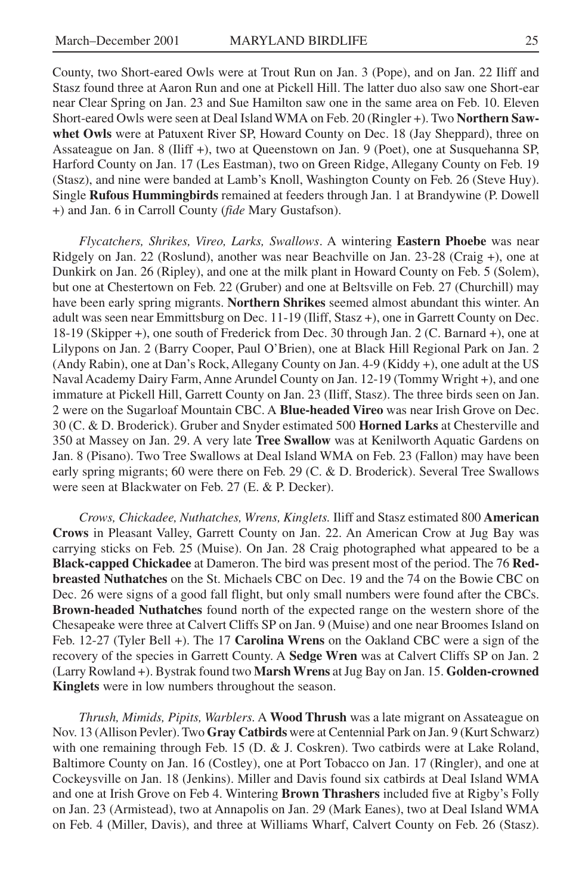County, two Short-eared Owls were at Trout Run on Jan. 3 (Pope), and on Jan. 22 Iliff and Stasz found three at Aaron Run and one at Pickell Hill. The latter duo also saw one Short-ear near Clear Spring on Jan. 23 and Sue Hamilton saw one in the same area on Feb. 10. Eleven Short-eared Owls were seen at Deal Island WMA on Feb. 20 (Ringler +). Two **Northern Saw-whet Owls** were at Patuxent River SP, Howard County on Dec. 18 (Jay Sheppard), three on Assateague on Jan. 8 (Iliff +), two at Queenstown on Jan. 9 (Poet), one at Susquehanna SP, Harford County on Jan. 17 (Les Eastman), two on Green Ridge, Allegany County on Feb. 19 (Stasz), and nine were banded at Lamb's Knoll, Washington County on Feb. 26 (Steve Huy). Single **Rufous Hummingbirds** remained at feeders through Jan. 1 at Brandywine (P. Dowell +) and Jan. 6 in Carroll County (*fide* Mary Gustafson).

*Flycatchers, Shrikes, Vireo, Larks, Swallows*. A wintering **Eastern Phoebe** was near Ridgely on Jan. 22 (Roslund), another was near Beachville on Jan. 23-28 (Craig +), one at Dunkirk on Jan. 26 (Ripley), and one at the milk plant in Howard County on Feb. 5 (Solem), but one at Chestertown on Feb. 22 (Gruber) and one at Beltsville on Feb. 27 (Churchill) may have been early spring migrants. **Northern Shrikes** seemed almost abundant this winter. An adult was seen near Emmittsburg on Dec. 11-19 (Iliff, Stasz +), one in Garrett County on Dec. 18-19 (Skipper +), one south of Frederick from Dec. 30 through Jan. 2 (C. Barnard +), one at Lilypons on Jan. 2 (Barry Cooper, Paul O'Brien), one at Black Hill Regional Park on Jan. 2 (Andy Rabin), one at Dan's Rock, Allegany County on Jan. 4-9 (Kiddy +), one adult at the US Naval Academy Dairy Farm, Anne Arundel County on Jan. 12-19 (Tommy Wright +), and one immature at Pickell Hill, Garrett County on Jan. 23 (Iliff, Stasz). The three birds seen on Jan. 2 were on the Sugarloaf Mountain CBC. A **Blue-headed Vireo** was near Irish Grove on Dec. 30 (C. & D. Broderick). Gruber and Snyder estimated 500 **Horned Larks** at Chesterville and 350 at Massey on Jan. 29. A very late **Tree Swallow** was at Kenilworth Aquatic Gardens on Jan. 8 (Pisano). Two Tree Swallows at Deal Island WMA on Feb. 23 (Fallon) may have been early spring migrants; 60 were there on Feb. 29 (C. & D. Broderick). Several Tree Swallows were seen at Blackwater on Feb. 27 (E. & P. Decker).

*Crows, Chickadee, Nuthatches, Wrens, Kinglets.* Iliff and Stasz estimated 800 **American Crows** in Pleasant Valley, Garrett County on Jan. 22. An American Crow at Jug Bay was carrying sticks on Feb. 25 (Muise). On Jan. 28 Craig photographed what appeared to be a **Black-capped Chickadee** at Dameron. The bird was present most of the period. The 76 **Red-breasted Nuthatches** on the St. Michaels CBC on Dec. 19 and the 74 on the Bowie CBC on Dec. 26 were signs of a good fall flight, but only small numbers were found after the CBCs. **Brown-headed Nuthatches** found north of the expected range on the western shore of the Chesapeake were three at Calvert Cliffs SP on Jan. 9 (Muise) and one near Broomes Island on Feb. 12-27 (Tyler Bell +). The 17 **Carolina Wrens** on the Oakland CBC were a sign of the recovery of the species in Garrett County. A **Sedge Wren** was at Calvert Cliffs SP on Jan. 2 (Larry Rowland +). Bystrak found two **Marsh Wrens** at Jug Bay on Jan. 15. **Golden-crowned Kinglets** were in low numbers throughout the season.

*Thrush, Mimids, Pipits, Warblers.* A **Wood Thrush** was a late migrant on Assateague on Nov. 13 (Allison Pevler). Two **Gray Catbirds** were at Centennial Park on Jan. 9 (Kurt Schwarz) with one remaining through Feb. 15 (D. & J. Coskren). Two catbirds were at Lake Roland, Baltimore County on Jan. 16 (Costley), one at Port Tobacco on Jan. 17 (Ringler), and one at Cockeysville on Jan. 18 (Jenkins). Miller and Davis found six catbirds at Deal Island WMA and one at Irish Grove on Feb 4. Wintering **Brown Thrashers** included five at Rigby's Folly on Jan. 23 (Armistead), two at Annapolis on Jan. 29 (Mark Eanes), two at Deal Island WMA on Feb. 4 (Miller, Davis), and three at Williams Wharf, Calvert County on Feb. 26 (Stasz).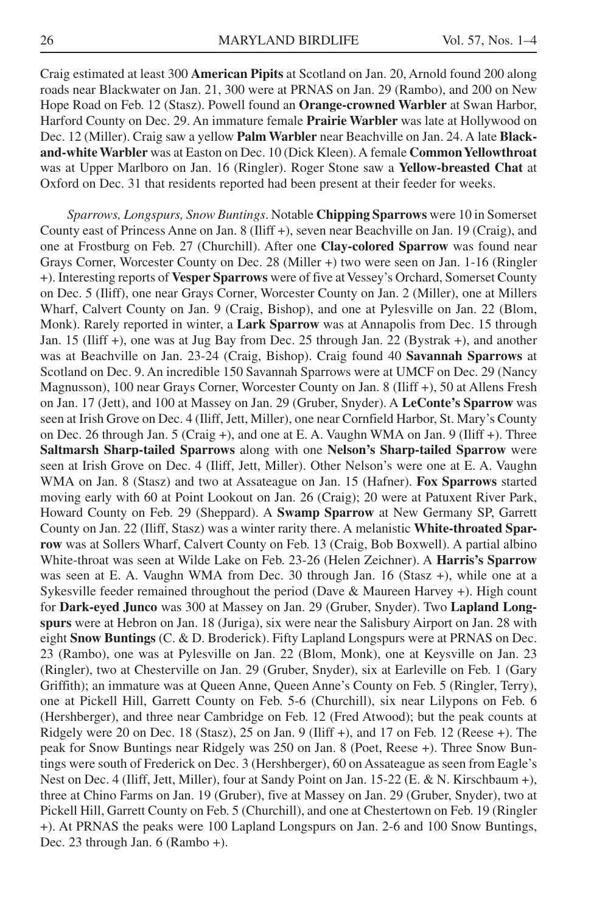Craig estimated at least 300 **American Pipits** at Scotland on Jan. 20, Arnold found 200 along roads near Blackwater on Jan. 21, 300 were at PRNAS on Jan. 29 (Rambo), and 200 on New Hope Road on Feb. 12 (Stasz). Powell found an **Orange-crowned Warbler** at Swan Harbor, Harford County on Dec. 29. An immature female **Prairie Warbler** was late at Hollywood on Dec. 12 (Miller). Craig saw a yellow **Palm Warbler** near Beachville on Jan. 24. A late **Black-and-white Warbler** was at Easton on Dec. 10 (Dick Kleen). A female **Common Yellowthroat** was at Upper Marlboro on Jan. 16 (Ringler). Roger Stone saw a **Yellow-breasted Chat** at Oxford on Dec. 31 that residents reported had been present at their feeder for weeks.

*Sparrows, Longspurs, Snow Buntings*. Notable **Chipping Sparrows** were 10 in Somerset County east of Princess Anne on Jan. 8 (Iliff +), seven near Beachville on Jan. 19 (Craig), and one at Frostburg on Feb. 27 (Churchill). After one **Clay-colored Sparrow** was found near Grays Corner, Worcester County on Dec. 28 (Miller +) two were seen on Jan. 1-16 (Ringler +). Interesting reports of **Vesper Sparrows** were of five at Vessey's Orchard, Somerset County on Dec. 5 (Iliff), one near Grays Corner, Worcester County on Jan. 2 (Miller), one at Millers Wharf, Calvert County on Jan. 9 (Craig, Bishop), and one at Pylesville on Jan. 22 (Blom, Monk). Rarely reported in winter, a **Lark Sparrow** was at Annapolis from Dec. 15 through Jan. 15 (Iliff +), one was at Jug Bay from Dec. 25 through Jan. 22 (Bystrak +), and another was at Beachville on Jan. 23-24 (Craig, Bishop). Craig found 40 **Savannah Sparrows** at Scotland on Dec. 9. An incredible 150 Savannah Sparrows were at UMCF on Dec. 29 (Nancy Magnusson), 100 near Grays Corner, Worcester County on Jan. 8 (Iliff +), 50 at Allens Fresh on Jan. 17 (Jett), and 100 at Massey on Jan. 29 (Gruber, Snyder). A **LeConte's Sparrow** was seen at Irish Grove on Dec. 4 (Iliff, Jett, Miller), one near Cornfield Harbor, St. Mary's County on Dec. 26 through Jan. 5 (Craig +), and one at E. A. Vaughn WMA on Jan. 9 (Iliff +). Three **Saltmarsh Sharp-tailed Sparrows** along with one **Nelson's Sharp-tailed Sparrow** were seen at Irish Grove on Dec. 4 (Iliff, Jett, Miller). Other Nelson's were one at E. A. Vaughn WMA on Jan. 8 (Stasz) and two at Assateague on Jan. 15 (Hafner). **Fox Sparrows** started moving early with 60 at Point Lookout on Jan. 26 (Craig); 20 were at Patuxent River Park, Howard County on Feb. 29 (Sheppard). A **Swamp Sparrow** at New Germany SP, Garrett County on Jan. 22 (Iliff, Stasz) was a winter rarity there. A melanistic **White-throated Sparrow** was at Sollers Wharf, Calvert County on Feb. 13 (Craig, Bob Boxwell). A partial albino White-throat was seen at Wilde Lake on Feb. 23-26 (Helen Zeichner). A **Harris's Sparrow** was seen at E. A. Vaughn WMA from Dec. 30 through Jan. 16 (Stasz +), while one at a Sykesville feeder remained throughout the period (Dave & Maureen Harvey +). High count for **Dark-eyed Junco** was 300 at Massey on Jan. 29 (Gruber, Snyder). Two **Lapland Longspurs** were at Hebron on Jan. 18 (Juriga), six were near the Salisbury Airport on Jan. 28 with eight **Snow Buntings** (C. & D. Broderick). Fifty Lapland Longspurs were at PRNAS on Dec. 23 (Rambo), one was at Pylesville on Jan. 22 (Blom, Monk), one at Keysville on Jan. 23 (Ringler), two at Chesterville on Jan. 29 (Gruber, Snyder), six at Earleville on Feb. 1 (Gary Griffith); an immature was at Queen Anne, Queen Anne's County on Feb. 5 (Ringler, Terry), one at Pickell Hill, Garrett County on Feb. 5-6 (Churchill), six near Lilypons on Feb. 6 (Hershberger), and three near Cambridge on Feb. 12 (Fred Atwood); but the peak counts at Ridgely were 20 on Dec. 18 (Stasz), 25 on Jan. 9 (Iliff +), and 17 on Feb. 12 (Reese +). The peak for Snow Buntings near Ridgely was 250 on Jan. 8 (Poet, Reese +). Three Snow Buntings were south of Frederick on Dec. 3 (Hershberger), 60 on Assateague as seen from Eagle's Nest on Dec. 4 (Iliff, Jett, Miller), four at Sandy Point on Jan. 15-22 (E. & N. Kirschbaum +), three at Chino Farms on Jan. 19 (Gruber), five at Massey on Jan. 29 (Gruber, Snyder), two at Pickell Hill, Garrett County on Feb. 5 (Churchill), and one at Chestertown on Feb. 19 (Ringler +). At PRNAS the peaks were 100 Lapland Longspurs on Jan. 2-6 and 100 Snow Buntings, Dec. 23 through Jan. 6 (Rambo +).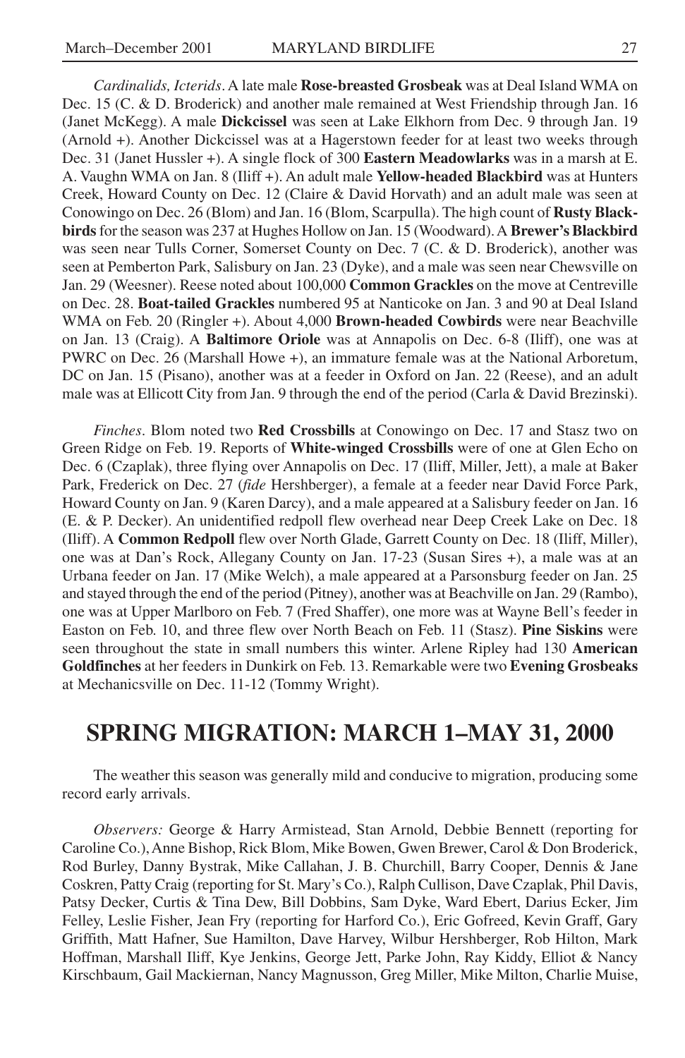*Cardinalids, Icterids*. A late male **Rose-breasted Grosbeak** was at Deal Island WMA on Dec. 15 (C. & D. Broderick) and another male remained at West Friendship through Jan. 16 (Janet McKegg). A male **Dickcissel** was seen at Lake Elkhorn from Dec. 9 through Jan. 19 (Arnold +). Another Dickcissel was at a Hagerstown feeder for at least two weeks through Dec. 31 (Janet Hussler +). A single flock of 300 **Eastern Meadowlarks** was in a marsh at E. A. Vaughn WMA on Jan. 8 (Iliff +). An adult male **Yellow-headed Blackbird** was at Hunters Creek, Howard County on Dec. 12 (Claire & David Horvath) and an adult male was seen at Conowingo on Dec. 26 (Blom) and Jan. 16 (Blom, Scarpulla). The high count of **Rusty Blackbirds** for the season was 237 at Hughes Hollow on Jan. 15 (Woodward). A **Brewer's Blackbird** was seen near Tulls Corner, Somerset County on Dec. 7 (C. & D. Broderick), another was seen at Pemberton Park, Salisbury on Jan. 23 (Dyke), and a male was seen near Chewsville on Jan. 29 (Weesner). Reese noted about 100,000 **Common Grackles** on the move at Centreville on Dec. 28. **Boat-tailed Grackles** numbered 95 at Nanticoke on Jan. 3 and 90 at Deal Island WMA on Feb. 20 (Ringler +). About 4,000 **Brown-headed Cowbirds** were near Beachville on Jan. 13 (Craig). A **Baltimore Oriole** was at Annapolis on Dec. 6-8 (Iliff), one was at PWRC on Dec. 26 (Marshall Howe +), an immature female was at the National Arboretum, DC on Jan. 15 (Pisano), another was at a feeder in Oxford on Jan. 22 (Reese), and an adult male was at Ellicott City from Jan. 9 through the end of the period (Carla & David Brezinski).

*Finches*. Blom noted two **Red Crossbills** at Conowingo on Dec. 17 and Stasz two on Green Ridge on Feb. 19. Reports of **White-winged Crossbills** were of one at Glen Echo on Dec. 6 (Czaplak), three flying over Annapolis on Dec. 17 (Iliff, Miller, Jett), a male at Baker Park, Frederick on Dec. 27 (*fide* Hershberger), a female at a feeder near David Force Park, Howard County on Jan. 9 (Karen Darcy), and a male appeared at a Salisbury feeder on Jan. 16 (E. & P. Decker). An unidentified redpoll flew overhead near Deep Creek Lake on Dec. 18 (Iliff). A **Common Redpoll** flew over North Glade, Garrett County on Dec. 18 (Iliff, Miller), one was at Dan's Rock, Allegany County on Jan. 17-23 (Susan Sires +), a male was at an Urbana feeder on Jan. 17 (Mike Welch), a male appeared at a Parsonsburg feeder on Jan. 25 and stayed through the end of the period (Pitney), another was at Beachville on Jan. 29 (Rambo), one was at Upper Marlboro on Feb. 7 (Fred Shaffer), one more was at Wayne Bell's feeder in Easton on Feb. 10, and three flew over North Beach on Feb. 11 (Stasz). **Pine Siskins** were seen throughout the state in small numbers this winter. Arlene Ripley had 130 **American Goldfinches** at her feeders in Dunkirk on Feb. 13. Remarkable were two **Evening Grosbeaks** at Mechanicsville on Dec. 11-12 (Tommy Wright).

## SPRING MIGRATION: MARCH 1–MAY 31, 2000

The weather this season was generally mild and conducive to migration, producing some record early arrivals.

*Observers:* George & Harry Armistead, Stan Arnold, Debbie Bennett (reporting for Caroline Co.), Anne Bishop, Rick Blom, Mike Bowen, Gwen Brewer, Carol & Don Broderick, Rod Burley, Danny Bystrak, Mike Callahan, J. B. Churchill, Barry Cooper, Dennis & Jane Coskren, Patty Craig (reporting for St. Mary's Co.), Ralph Cullison, Dave Czaplak, Phil Davis, Patsy Decker, Curtis & Tina Dew, Bill Dobbins, Sam Dyke, Ward Ebert, Darius Ecker, Jim Felley, Leslie Fisher, Jean Fry (reporting for Harford Co.), Eric Gofreed, Kevin Graff, Gary Griffith, Matt Hafner, Sue Hamilton, Dave Harvey, Wilbur Hershberger, Rob Hilton, Mark Hoffman, Marshall Iliff, Kye Jenkins, George Jett, Parke John, Ray Kiddy, Elliot & Nancy Kirschbaum, Gail Mackiernan, Nancy Magnusson, Greg Miller, Mike Milton, Charlie Muise,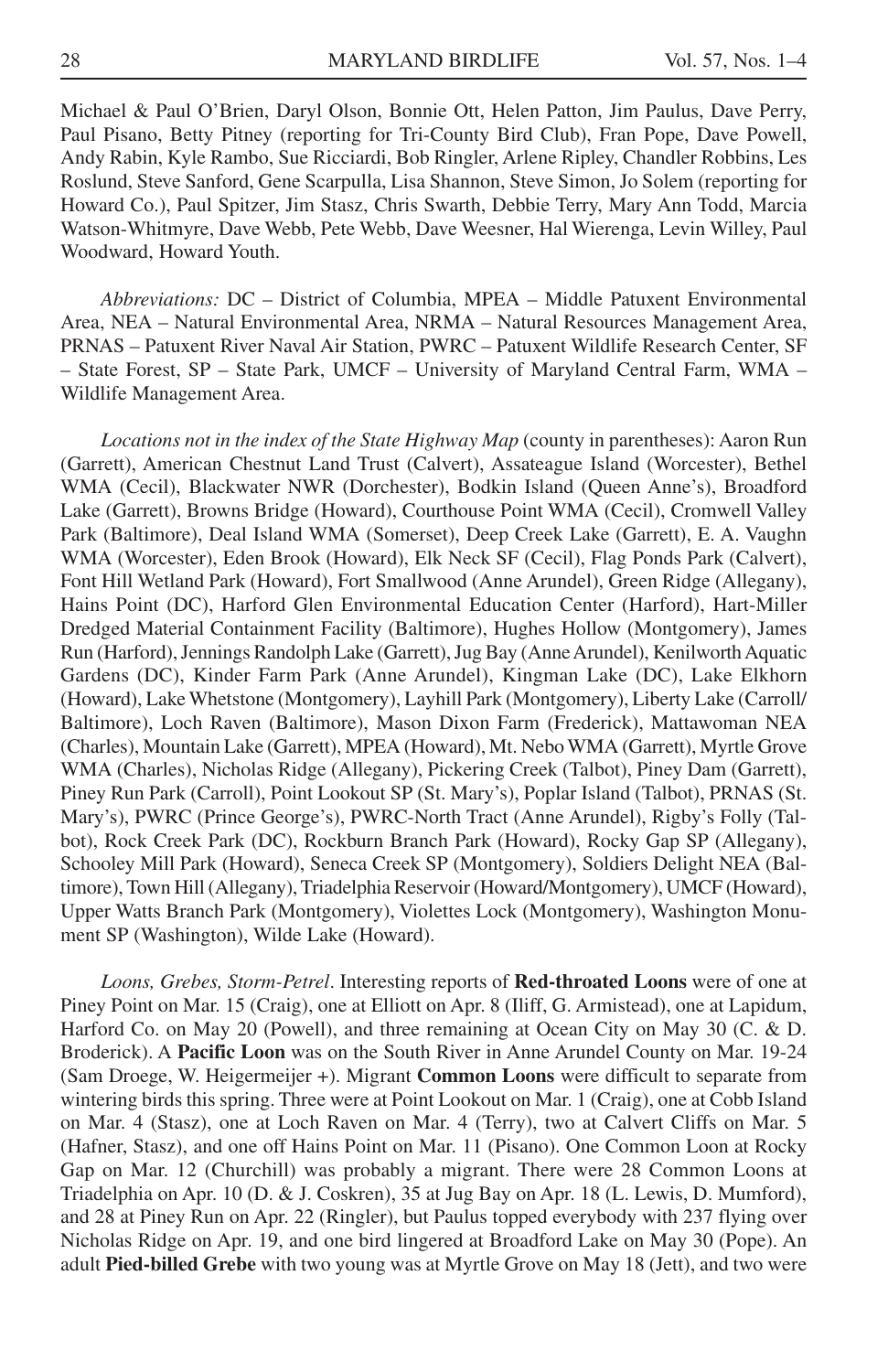Michael & Paul O'Brien, Daryl Olson, Bonnie Ott, Helen Patton, Jim Paulus, Dave Perry, Paul Pisano, Betty Pitney (reporting for Tri-County Bird Club), Fran Pope, Dave Powell, Andy Rabin, Kyle Rambo, Sue Ricciardi, Bob Ringler, Arlene Ripley, Chandler Robbins, Les Roslund, Steve Sanford, Gene Scarpulla, Lisa Shannon, Steve Simon, Jo Solem (reporting for Howard Co.), Paul Spitzer, Jim Stasz, Chris Swarth, Debbie Terry, Mary Ann Todd, Marcia Watson-Whitmyre, Dave Webb, Pete Webb, Dave Weesner, Hal Wierenga, Levin Willey, Paul Woodward, Howard Youth.

*Abbreviations:* DC – District of Columbia, MPEA – Middle Patuxent Environmental Area, NEA – Natural Environmental Area, NRMA – Natural Resources Management Area, PRNAS – Patuxent River Naval Air Station, PWRC – Patuxent Wildlife Research Center, SF – State Forest, SP – State Park, UMCF – University of Maryland Central Farm, WMA – Wildlife Management Area.

*Locations not in the index of the State Highway Map* (county in parentheses): Aaron Run (Garrett), American Chestnut Land Trust (Calvert), Assateague Island (Worcester), Bethel WMA (Cecil), Blackwater NWR (Dorchester), Bodkin Island (Queen Anne's), Broadford Lake (Garrett), Browns Bridge (Howard), Courthouse Point WMA (Cecil), Cromwell Valley Park (Baltimore), Deal Island WMA (Somerset), Deep Creek Lake (Garrett), E. A. Vaughn WMA (Worcester), Eden Brook (Howard), Elk Neck SF (Cecil), Flag Ponds Park (Calvert), Font Hill Wetland Park (Howard), Fort Smallwood (Anne Arundel), Green Ridge (Allegany), Hains Point (DC), Harford Glen Environmental Education Center (Harford), Hart-Miller Dredged Material Containment Facility (Baltimore), Hughes Hollow (Montgomery), James Run (Harford), Jennings Randolph Lake (Garrett), Jug Bay (Anne Arundel), Kenilworth Aquatic Gardens (DC), Kinder Farm Park (Anne Arundel), Kingman Lake (DC), Lake Elkhorn (Howard), Lake Whetstone (Montgomery), Layhill Park (Montgomery), Liberty Lake (Carroll/Baltimore), Loch Raven (Baltimore), Mason Dixon Farm (Frederick), Mattawoman NEA (Charles), Mountain Lake (Garrett), MPEA (Howard), Mt. Nebo WMA (Garrett), Myrtle Grove WMA (Charles), Nicholas Ridge (Allegany), Pickering Creek (Talbot), Piney Dam (Garrett), Piney Run Park (Carroll), Point Lookout SP (St. Mary's), Poplar Island (Talbot), PRNAS (St. Mary's), PWRC (Prince George's), PWRC-North Tract (Anne Arundel), Rigby's Folly (Talbot), Rock Creek Park (DC), Rockburn Branch Park (Howard), Rocky Gap SP (Allegany), Schooley Mill Park (Howard), Seneca Creek SP (Montgomery), Soldiers Delight NEA (Baltimore), Town Hill (Allegany), Triadelphia Reservoir (Howard/Montgomery), UMCF (Howard), Upper Watts Branch Park (Montgomery), Violettes Lock (Montgomery), Washington Monument SP (Washington), Wilde Lake (Howard).

*Loons, Grebes, Storm-Petrel*. Interesting reports of **Red-throated Loons** were of one at Piney Point on Mar. 15 (Craig), one at Elliott on Apr. 8 (Iliff, G. Armistead), one at Lapidum, Harford Co. on May 20 (Powell), and three remaining at Ocean City on May 30 (C. & D. Broderick). A **Pacific Loon** was on the South River in Anne Arundel County on Mar. 19-24 (Sam Droege, W. Heigermeijer +). Migrant **Common Loons** were difficult to separate from wintering birds this spring. Three were at Point Lookout on Mar. 1 (Craig), one at Cobb Island on Mar. 4 (Stasz), one at Loch Raven on Mar. 4 (Terry), two at Calvert Cliffs on Mar. 5 (Hafner, Stasz), and one off Hains Point on Mar. 11 (Pisano). One Common Loon at Rocky Gap on Mar. 12 (Churchill) was probably a migrant. There were 28 Common Loons at Triadelphia on Apr. 10 (D. & J. Coskren), 35 at Jug Bay on Apr. 18 (L. Lewis, D. Mumford), and 28 at Piney Run on Apr. 22 (Ringler), but Paulus topped everybody with 237 flying over Nicholas Ridge on Apr. 19, and one bird lingered at Broadford Lake on May 30 (Pope). An adult **Pied-billed Grebe** with two young was at Myrtle Grove on May 18 (Jett), and two were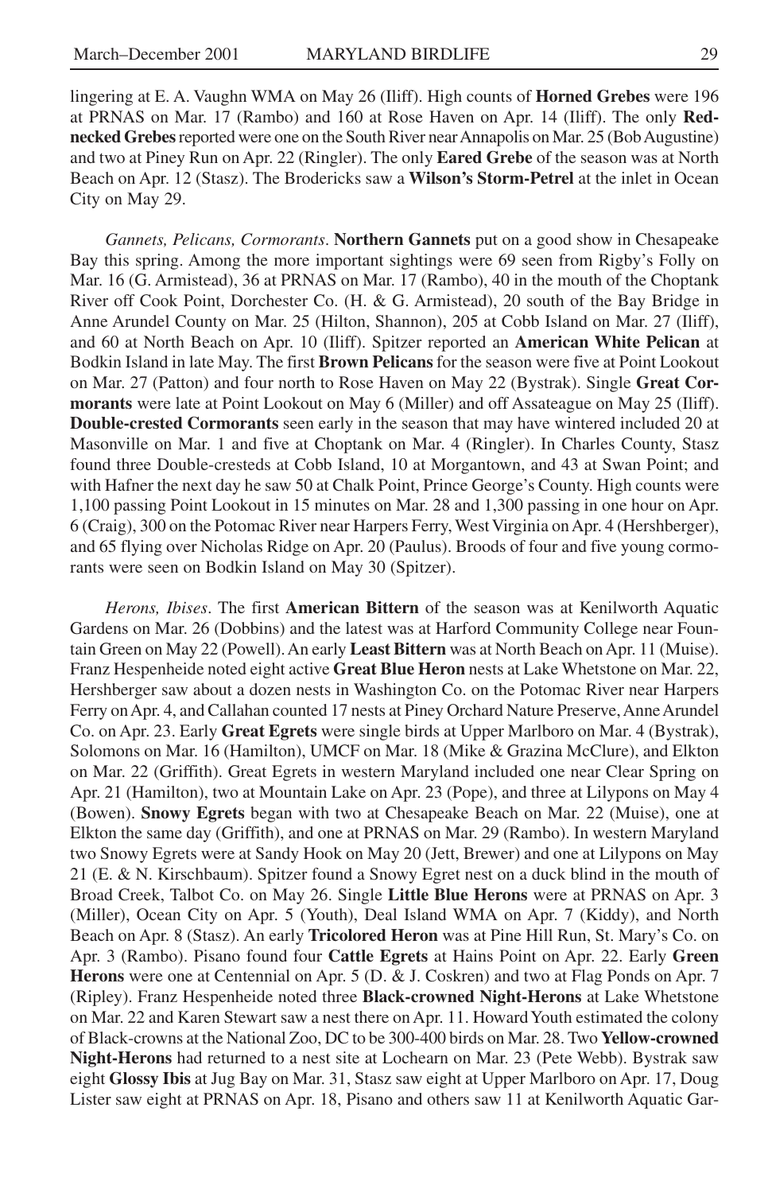lingering at E. A. Vaughn WMA on May 26 (Iliff). High counts of **Horned Grebes** were 196 at PRNAS on Mar. 17 (Rambo) and 160 at Rose Haven on Apr. 14 (Iliff). The only **Red-necked Grebes** reported were one on the South River near Annapolis on Mar. 25 (Bob Augustine) and two at Piney Run on Apr. 22 (Ringler). The only **Eared Grebe** of the season was at North Beach on Apr. 12 (Stasz). The Brodericks saw a **Wilson's Storm-Petrel** at the inlet in Ocean City on May 29.

*Gannets, Pelicans, Cormorants*. **Northern Gannets** put on a good show in Chesapeake Bay this spring. Among the more important sightings were 69 seen from Rigby's Folly on Mar. 16 (G. Armistead), 36 at PRNAS on Mar. 17 (Rambo), 40 in the mouth of the Choptank River off Cook Point, Dorchester Co. (H. & G. Armistead), 20 south of the Bay Bridge in Anne Arundel County on Mar. 25 (Hilton, Shannon), 205 at Cobb Island on Mar. 27 (Iliff), and 60 at North Beach on Apr. 10 (Iliff). Spitzer reported an **American White Pelican** at Bodkin Island in late May. The first **Brown Pelicans** for the season were five at Point Lookout on Mar. 27 (Patton) and four north to Rose Haven on May 22 (Bystrak). Single **Great Cormorants** were late at Point Lookout on May 6 (Miller) and off Assateague on May 25 (Iliff). **Double-crested Cormorants** seen early in the season that may have wintered included 20 at Masonville on Mar. 1 and five at Choptank on Mar. 4 (Ringler). In Charles County, Stasz found three Double-cresteds at Cobb Island, 10 at Morgantown, and 43 at Swan Point; and with Hafner the next day he saw 50 at Chalk Point, Prince George's County. High counts were 1,100 passing Point Lookout in 15 minutes on Mar. 28 and 1,300 passing in one hour on Apr. 6 (Craig), 300 on the Potomac River near Harpers Ferry, West Virginia on Apr. 4 (Hershberger), and 65 flying over Nicholas Ridge on Apr. 20 (Paulus). Broods of four and five young cormorants were seen on Bodkin Island on May 30 (Spitzer).

*Herons, Ibises*. The first **American Bittern** of the season was at Kenilworth Aquatic Gardens on Mar. 26 (Dobbins) and the latest was at Harford Community College near Fountain Green on May 22 (Powell). An early **Least Bittern** was at North Beach on Apr. 11 (Muise). Franz Hespenheide noted eight active **Great Blue Heron** nests at Lake Whetstone on Mar. 22, Hershberger saw about a dozen nests in Washington Co. on the Potomac River near Harpers Ferry on Apr. 4, and Callahan counted 17 nests at Piney Orchard Nature Preserve, Anne Arundel Co. on Apr. 23. Early **Great Egrets** were single birds at Upper Marlboro on Mar. 4 (Bystrak), Solomons on Mar. 16 (Hamilton), UMCF on Mar. 18 (Mike & Grazina McClure), and Elkton on Mar. 22 (Griffith). Great Egrets in western Maryland included one near Clear Spring on Apr. 21 (Hamilton), two at Mountain Lake on Apr. 23 (Pope), and three at Lilypons on May 4 (Bowen). **Snowy Egrets** began with two at Chesapeake Beach on Mar. 22 (Muise), one at Elkton the same day (Griffith), and one at PRNAS on Mar. 29 (Rambo). In western Maryland two Snowy Egrets were at Sandy Hook on May 20 (Jett, Brewer) and one at Lilypons on May 21 (E. & N. Kirschbaum). Spitzer found a Snowy Egret nest on a duck blind in the mouth of Broad Creek, Talbot Co. on May 26. Single **Little Blue Herons** were at PRNAS on Apr. 3 (Miller), Ocean City on Apr. 5 (Youth), Deal Island WMA on Apr. 7 (Kiddy), and North Beach on Apr. 8 (Stasz). An early **Tricolored Heron** was at Pine Hill Run, St. Mary's Co. on Apr. 3 (Rambo). Pisano found four **Cattle Egrets** at Hains Point on Apr. 22. Early **Green Herons** were one at Centennial on Apr. 5 (D. & J. Coskren) and two at Flag Ponds on Apr. 7 (Ripley). Franz Hespenheide noted three **Black-crowned Night-Herons** at Lake Whetstone on Mar. 22 and Karen Stewart saw a nest there on Apr. 11. Howard Youth estimated the colony of Black-crowns at the National Zoo, DC to be 300-400 birds on Mar. 28. Two **Yellow-crowned Night-Herons** had returned to a nest site at Lochearn on Mar. 23 (Pete Webb). Bystrak saw eight **Glossy Ibis** at Jug Bay on Mar. 31, Stasz saw eight at Upper Marlboro on Apr. 17, Doug Lister saw eight at PRNAS on Apr. 18, Pisano and others saw 11 at Kenilworth Aquatic Gar-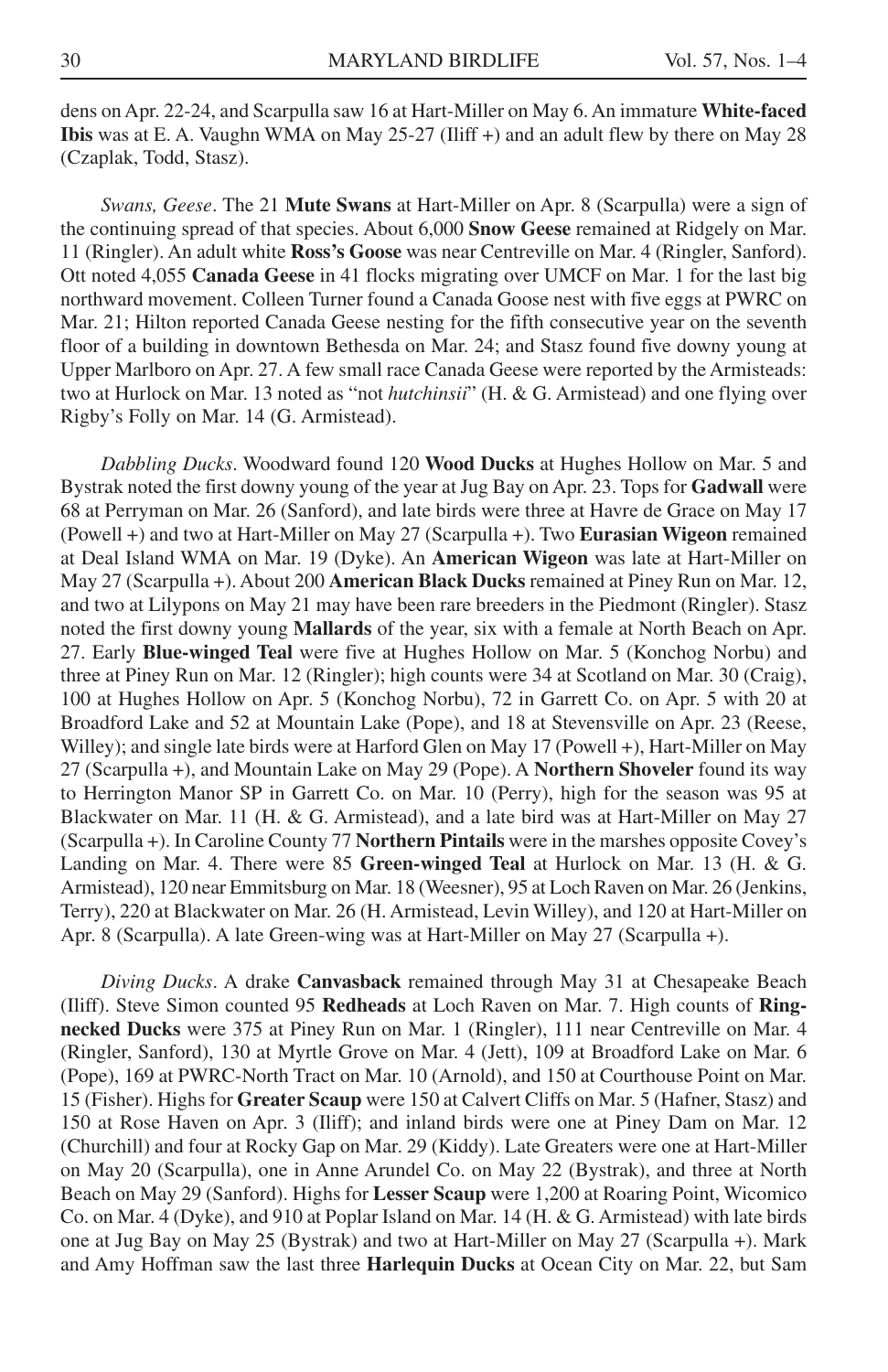dens on Apr. 22-24, and Scarpulla saw 16 at Hart-Miller on May 6. An immature **White-faced Ibis** was at E. A. Vaughn WMA on May 25-27 (Iliff +) and an adult flew by there on May 28 (Czaplak, Todd, Stasz).

*Swans, Geese*. The 21 **Mute Swans** at Hart-Miller on Apr. 8 (Scarpulla) were a sign of the continuing spread of that species. About 6,000 **Snow Geese** remained at Ridgely on Mar. 11 (Ringler). An adult white **Ross's Goose** was near Centreville on Mar. 4 (Ringler, Sanford). Ott noted 4,055 **Canada Geese** in 41 flocks migrating over UMCF on Mar. 1 for the last big northward movement. Colleen Turner found a Canada Goose nest with five eggs at PWRC on Mar. 21; Hilton reported Canada Geese nesting for the fifth consecutive year on the seventh floor of a building in downtown Bethesda on Mar. 24; and Stasz found five downy young at Upper Marlboro on Apr. 27. A few small race Canada Geese were reported by the Armisteads: two at Hurlock on Mar. 13 noted as "not *hutchinsii*" (H. & G. Armistead) and one flying over Rigby's Folly on Mar. 14 (G. Armistead).

*Dabbling Ducks*. Woodward found 120 **Wood Ducks** at Hughes Hollow on Mar. 5 and Bystrak noted the first downy young of the year at Jug Bay on Apr. 23. Tops for **Gadwall** were 68 at Perryman on Mar. 26 (Sanford), and late birds were three at Havre de Grace on May 17 (Powell +) and two at Hart-Miller on May 27 (Scarpulla +). Two **Eurasian Wigeon** remained at Deal Island WMA on Mar. 19 (Dyke). An **American Wigeon** was late at Hart-Miller on May 27 (Scarpulla +). About 200 **American Black Ducks** remained at Piney Run on Mar. 12, and two at Lilypons on May 21 may have been rare breeders in the Piedmont (Ringler). Stasz noted the first downy young **Mallards** of the year, six with a female at North Beach on Apr. 27. Early **Blue-winged Teal** were five at Hughes Hollow on Mar. 5 (Konchog Norbu) and three at Piney Run on Mar. 12 (Ringler); high counts were 34 at Scotland on Mar. 30 (Craig), 100 at Hughes Hollow on Apr. 5 (Konchog Norbu), 72 in Garrett Co. on Apr. 5 with 20 at Broadford Lake and 52 at Mountain Lake (Pope), and 18 at Stevensville on Apr. 23 (Reese, Willey); and single late birds were at Harford Glen on May 17 (Powell +), Hart-Miller on May 27 (Scarpulla +), and Mountain Lake on May 29 (Pope). A **Northern Shoveler** found its way to Herrington Manor SP in Garrett Co. on Mar. 10 (Perry), high for the season was 95 at Blackwater on Mar. 11 (H. & G. Armistead), and a late bird was at Hart-Miller on May 27 (Scarpulla +). In Caroline County 77 **Northern Pintails** were in the marshes opposite Covey's Landing on Mar. 4. There were 85 **Green-winged Teal** at Hurlock on Mar. 13 (H. & G. Armistead), 120 near Emmitsburg on Mar. 18 (Weesner), 95 at Loch Raven on Mar. 26 (Jenkins, Terry), 220 at Blackwater on Mar. 26 (H. Armistead, Levin Willey), and 120 at Hart-Miller on Apr. 8 (Scarpulla). A late Green-wing was at Hart-Miller on May 27 (Scarpulla +).

*Diving Ducks*. A drake **Canvasback** remained through May 31 at Chesapeake Beach (Iliff). Steve Simon counted 95 **Redheads** at Loch Raven on Mar. 7. High counts of **Ring-necked Ducks** were 375 at Piney Run on Mar. 1 (Ringler), 111 near Centreville on Mar. 4 (Ringler, Sanford), 130 at Myrtle Grove on Mar. 4 (Jett), 109 at Broadford Lake on Mar. 6 (Pope), 169 at PWRC-North Tract on Mar. 10 (Arnold), and 150 at Courthouse Point on Mar. 15 (Fisher). Highs for **Greater Scaup** were 150 at Calvert Cliffs on Mar. 5 (Hafner, Stasz) and 150 at Rose Haven on Apr. 3 (Iliff); and inland birds were one at Piney Dam on Mar. 12 (Churchill) and four at Rocky Gap on Mar. 29 (Kiddy). Late Greaters were one at Hart-Miller on May 20 (Scarpulla), one in Anne Arundel Co. on May 22 (Bystrak), and three at North Beach on May 29 (Sanford). Highs for **Lesser Scaup** were 1,200 at Roaring Point, Wicomico Co. on Mar. 4 (Dyke), and 910 at Poplar Island on Mar. 14 (H. & G. Armistead) with late birds one at Jug Bay on May 25 (Bystrak) and two at Hart-Miller on May 27 (Scarpulla +). Mark and Amy Hoffman saw the last three **Harlequin Ducks** at Ocean City on Mar. 22, but Sam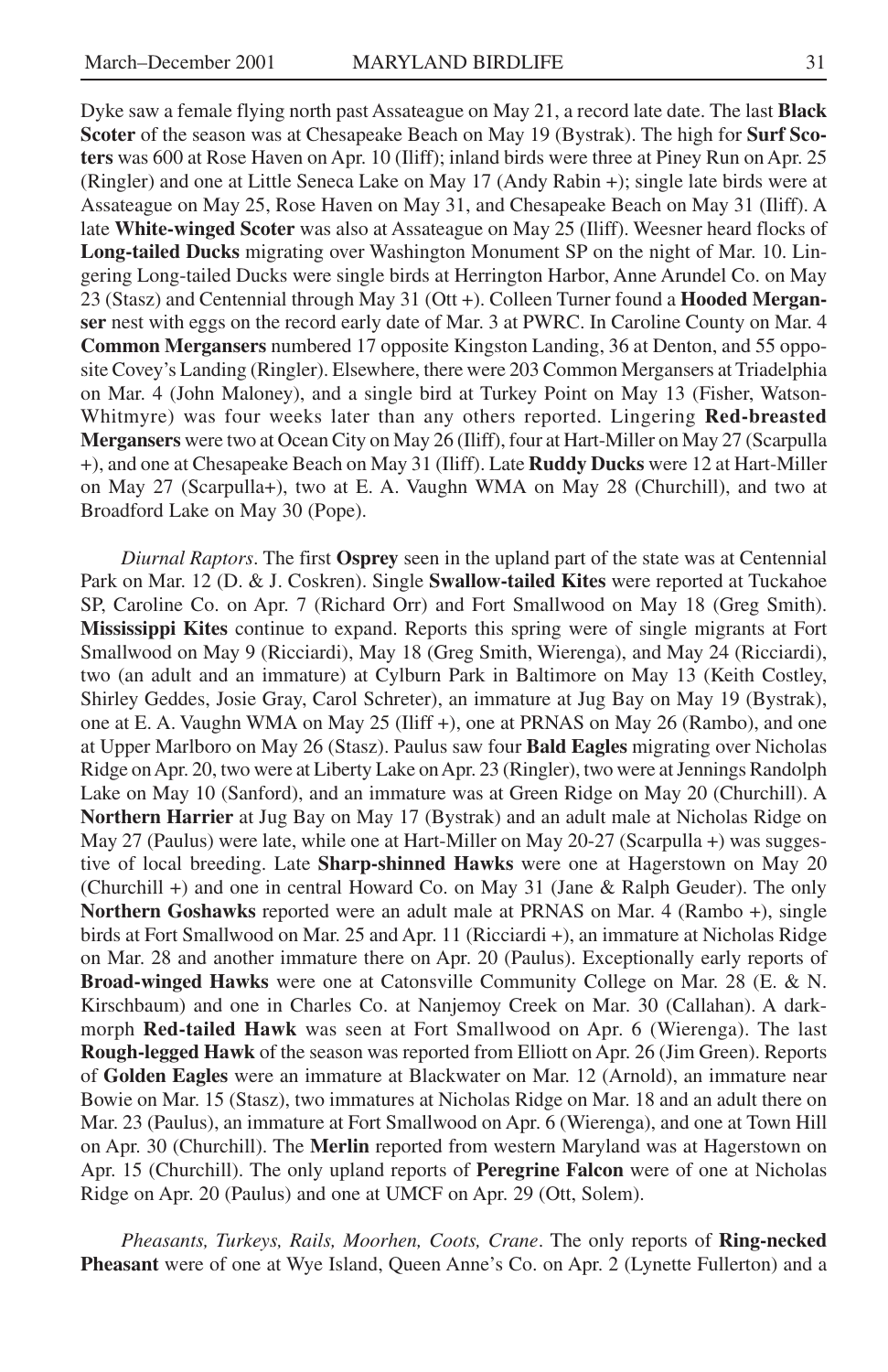Dyke saw a female flying north past Assateague on May 21, a record late date. The last **Black Scoter** of the season was at Chesapeake Beach on May 19 (Bystrak). The high for **Surf Scoters** was 600 at Rose Haven on Apr. 10 (Iliff); inland birds were three at Piney Run on Apr. 25 (Ringler) and one at Little Seneca Lake on May 17 (Andy Rabin +); single late birds were at Assateague on May 25, Rose Haven on May 31, and Chesapeake Beach on May 31 (Iliff). A late **White-winged Scoter** was also at Assateague on May 25 (Iliff). Weesner heard flocks of **Long-tailed Ducks** migrating over Washington Monument SP on the night of Mar. 10. Lingering Long-tailed Ducks were single birds at Herrington Harbor, Anne Arundel Co. on May 23 (Stasz) and Centennial through May 31 (Ott +). Colleen Turner found a **Hooded Merganser** nest with eggs on the record early date of Mar. 3 at PWRC. In Caroline County on Mar. 4 **Common Mergansers** numbered 17 opposite Kingston Landing, 36 at Denton, and 55 opposite Covey's Landing (Ringler). Elsewhere, there were 203 Common Mergansers at Triadelphia on Mar. 4 (John Maloney), and a single bird at Turkey Point on May 13 (Fisher, Watson-Whitmyre) was four weeks later than any others reported. Lingering **Red-breasted Mergansers** were two at Ocean City on May 26 (Iliff), four at Hart-Miller on May 27 (Scarpulla +), and one at Chesapeake Beach on May 31 (Iliff). Late **Ruddy Ducks** were 12 at Hart-Miller on May 27 (Scarpulla+), two at E. A. Vaughn WMA on May 28 (Churchill), and two at Broadford Lake on May 30 (Pope).

*Diurnal Raptors*. The first **Osprey** seen in the upland part of the state was at Centennial Park on Mar. 12 (D. & J. Coskren). Single **Swallow-tailed Kites** were reported at Tuckahoe SP, Caroline Co. on Apr. 7 (Richard Orr) and Fort Smallwood on May 18 (Greg Smith). **Mississippi Kites** continue to expand. Reports this spring were of single migrants at Fort Smallwood on May 9 (Ricciardi), May 18 (Greg Smith, Wierenga), and May 24 (Ricciardi), two (an adult and an immature) at Cylburn Park in Baltimore on May 13 (Keith Costley, Shirley Geddes, Josie Gray, Carol Schreter), an immature at Jug Bay on May 19 (Bystrak), one at E. A. Vaughn WMA on May 25 (Iliff +), one at PRNAS on May 26 (Rambo), and one at Upper Marlboro on May 26 (Stasz). Paulus saw four **Bald Eagles** migrating over Nicholas Ridge on Apr. 20, two were at Liberty Lake on Apr. 23 (Ringler), two were at Jennings Randolph Lake on May 10 (Sanford), and an immature was at Green Ridge on May 20 (Churchill). A **Northern Harrier** at Jug Bay on May 17 (Bystrak) and an adult male at Nicholas Ridge on May 27 (Paulus) were late, while one at Hart-Miller on May 20-27 (Scarpulla +) was suggestive of local breeding. Late **Sharp-shinned Hawks** were one at Hagerstown on May 20 (Churchill +) and one in central Howard Co. on May 31 (Jane & Ralph Geuder). The only **Northern Goshawks** reported were an adult male at PRNAS on Mar. 4 (Rambo +), single birds at Fort Smallwood on Mar. 25 and Apr. 11 (Ricciardi +), an immature at Nicholas Ridge on Mar. 28 and another immature there on Apr. 20 (Paulus). Exceptionally early reports of **Broad-winged Hawks** were one at Catonsville Community College on Mar. 28 (E. & N. Kirschbaum) and one in Charles Co. at Nanjemoy Creek on Mar. 30 (Callahan). A dark-morph **Red-tailed Hawk** was seen at Fort Smallwood on Apr. 6 (Wierenga). The last **Rough-legged Hawk** of the season was reported from Elliott on Apr. 26 (Jim Green). Reports of **Golden Eagles** were an immature at Blackwater on Mar. 12 (Arnold), an immature near Bowie on Mar. 15 (Stasz), two immatures at Nicholas Ridge on Mar. 18 and an adult there on Mar. 23 (Paulus), an immature at Fort Smallwood on Apr. 6 (Wierenga), and one at Town Hill on Apr. 30 (Churchill). The **Merlin** reported from western Maryland was at Hagerstown on Apr. 15 (Churchill). The only upland reports of **Peregrine Falcon** were of one at Nicholas Ridge on Apr. 20 (Paulus) and one at UMCF on Apr. 29 (Ott, Solem).

*Pheasants, Turkeys, Rails, Moorhen, Coots, Crane*. The only reports of **Ring-necked Pheasant** were of one at Wye Island, Queen Anne's Co. on Apr. 2 (Lynette Fullerton) and a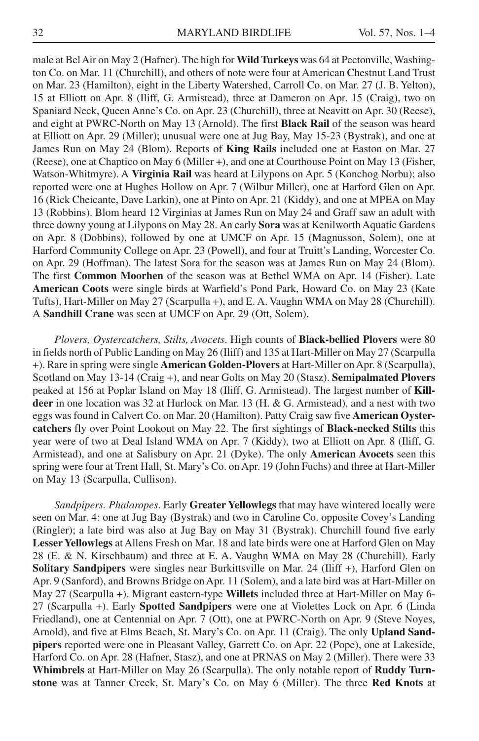male at Bel Air on May 2 (Hafner). The high for **Wild Turkeys** was 64 at Pectonville, Washington Co. on Mar. 11 (Churchill), and others of note were four at American Chestnut Land Trust on Mar. 23 (Hamilton), eight in the Liberty Watershed, Carroll Co. on Mar. 27 (J. B. Yelton), 15 at Elliott on Apr. 8 (Iliff, G. Armistead), three at Dameron on Apr. 15 (Craig), two on Spaniard Neck, Queen Anne's Co. on Apr. 23 (Churchill), three at Neavitt on Apr. 30 (Reese), and eight at PWRC-North on May 13 (Arnold). The first **Black Rail** of the season was heard at Elliott on Apr. 29 (Miller); unusual were one at Jug Bay, May 15-23 (Bystrak), and one at James Run on May 24 (Blom). Reports of **King Rails** included one at Easton on Mar. 27 (Reese), one at Chaptico on May 6 (Miller +), and one at Courthouse Point on May 13 (Fisher, Watson-Whitmyre). A **Virginia Rail** was heard at Lilypons on Apr. 5 (Konchog Norbu); also reported were one at Hughes Hollow on Apr. 7 (Wilbur Miller), one at Harford Glen on Apr. 16 (Rick Cheicante, Dave Larkin), one at Pinto on Apr. 21 (Kiddy), and one at MPEA on May 13 (Robbins). Blom heard 12 Virginias at James Run on May 24 and Graff saw an adult with three downy young at Lilypons on May 28. An early **Sora** was at Kenilworth Aquatic Gardens on Apr. 8 (Dobbins), followed by one at UMCF on Apr. 15 (Magnusson, Solem), one at Harford Community College on Apr. 23 (Powell), and four at Truitt's Landing, Worcester Co. on Apr. 29 (Hoffman). The latest Sora for the season was at James Run on May 24 (Blom). The first **Common Moorhen** of the season was at Bethel WMA on Apr. 14 (Fisher). Late **American Coots** were single birds at Warfield's Pond Park, Howard Co. on May 23 (Kate Tufts), Hart-Miller on May 27 (Scarpulla +), and E. A. Vaughn WMA on May 28 (Churchill). A **Sandhill Crane** was seen at UMCF on Apr. 29 (Ott, Solem).

*Plovers, Oystercatchers, Stilts, Avocets*. High counts of **Black-bellied Plovers** were 80 in fields north of Public Landing on May 26 (Iliff) and 135 at Hart-Miller on May 27 (Scarpulla +). Rare in spring were single **American Golden-Plovers** at Hart-Miller on Apr. 8 (Scarpulla), Scotland on May 13-14 (Craig +), and near Golts on May 20 (Stasz). **Semipalmated Plovers** peaked at 156 at Poplar Island on May 18 (Iliff, G. Armistead). The largest number of **Killdeer** in one location was 32 at Hurlock on Mar. 13 (H. & G. Armistead), and a nest with two eggs was found in Calvert Co. on Mar. 20 (Hamilton). Patty Craig saw five **American Oystercatchers** fly over Point Lookout on May 22. The first sightings of **Black-necked Stilts** this year were of two at Deal Island WMA on Apr. 7 (Kiddy), two at Elliott on Apr. 8 (Iliff, G. Armistead), and one at Salisbury on Apr. 21 (Dyke). The only **American Avocets** seen this spring were four at Trent Hall, St. Mary's Co. on Apr. 19 (John Fuchs) and three at Hart-Miller on May 13 (Scarpulla, Cullison).

*Sandpipers. Phalaropes*. Early **Greater Yellowlegs** that may have wintered locally were seen on Mar. 4: one at Jug Bay (Bystrak) and two in Caroline Co. opposite Covey's Landing (Ringler); a late bird was also at Jug Bay on May 31 (Bystrak). Churchill found five early **Lesser Yellowlegs** at Allens Fresh on Mar. 18 and late birds were one at Harford Glen on May 28 (E. & N. Kirschbaum) and three at E. A. Vaughn WMA on May 28 (Churchill). Early **Solitary Sandpipers** were singles near Burkittsville on Mar. 24 (Iliff +), Harford Glen on Apr. 9 (Sanford), and Browns Bridge on Apr. 11 (Solem), and a late bird was at Hart-Miller on May 27 (Scarpulla +). Migrant eastern-type **Willets** included three at Hart-Miller on May 6-27 (Scarpulla +). Early **Spotted Sandpipers** were one at Violettes Lock on Apr. 6 (Linda Friedland), one at Centennial on Apr. 7 (Ott), one at PWRC-North on Apr. 9 (Steve Noyes, Arnold), and five at Elms Beach, St. Mary's Co. on Apr. 11 (Craig). The only **Upland Sandpipers** reported were one in Pleasant Valley, Garrett Co. on Apr. 22 (Pope), one at Lakeside, Harford Co. on Apr. 28 (Hafner, Stasz), and one at PRNAS on May 2 (Miller). There were 33 **Whimbrels** at Hart-Miller on May 26 (Scarpulla). The only notable report of **Ruddy Turnstone** was at Tanner Creek, St. Mary's Co. on May 6 (Miller). The three **Red Knots** at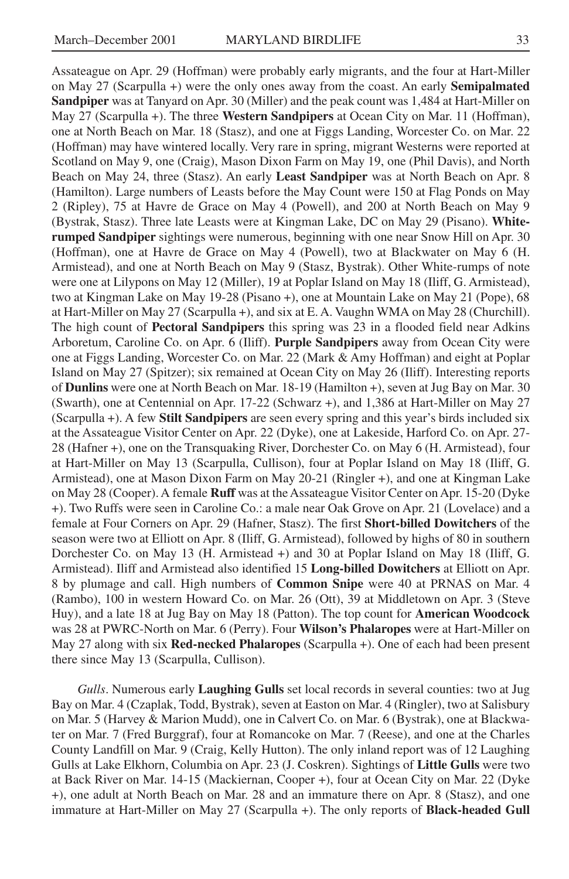Assateague on Apr. 29 (Hoffman) were probably early migrants, and the four at Hart-Miller on May 27 (Scarpulla +) were the only ones away from the coast. An early **Semipalmated Sandpiper** was at Tanyard on Apr. 30 (Miller) and the peak count was 1,484 at Hart-Miller on May 27 (Scarpulla +). The three **Western Sandpipers** at Ocean City on Mar. 11 (Hoffman), one at North Beach on Mar. 18 (Stasz), and one at Figgs Landing, Worcester Co. on Mar. 22 (Hoffman) may have wintered locally. Very rare in spring, migrant Westerns were reported at Scotland on May 9, one (Craig), Mason Dixon Farm on May 19, one (Phil Davis), and North Beach on May 24, three (Stasz). An early **Least Sandpiper** was at North Beach on Apr. 8 (Hamilton). Large numbers of Leasts before the May Count were 150 at Flag Ponds on May 2 (Ripley), 75 at Havre de Grace on May 4 (Powell), and 200 at North Beach on May 9 (Bystrak, Stasz). Three late Leasts were at Kingman Lake, DC on May 29 (Pisano). **White-rumped Sandpiper** sightings were numerous, beginning with one near Snow Hill on Apr. 30 (Hoffman), one at Havre de Grace on May 4 (Powell), two at Blackwater on May 6 (H. Armistead), and one at North Beach on May 9 (Stasz, Bystrak). Other White-rumps of note were one at Lilypons on May 12 (Miller), 19 at Poplar Island on May 18 (Iliff, G. Armistead), two at Kingman Lake on May 19-28 (Pisano +), one at Mountain Lake on May 21 (Pope), 68 at Hart-Miller on May 27 (Scarpulla +), and six at E. A. Vaughn WMA on May 28 (Churchill). The high count of **Pectoral Sandpipers** this spring was 23 in a flooded field near Adkins Arboretum, Caroline Co. on Apr. 6 (Iliff). **Purple Sandpipers** away from Ocean City were one at Figgs Landing, Worcester Co. on Mar. 22 (Mark & Amy Hoffman) and eight at Poplar Island on May 27 (Spitzer); six remained at Ocean City on May 26 (Iliff). Interesting reports of **Dunlins** were one at North Beach on Mar. 18-19 (Hamilton +), seven at Jug Bay on Mar. 30 (Swarth), one at Centennial on Apr. 17-22 (Schwarz +), and 1,386 at Hart-Miller on May 27 (Scarpulla +). A few **Stilt Sandpipers** are seen every spring and this year's birds included six at the Assateague Visitor Center on Apr. 22 (Dyke), one at Lakeside, Harford Co. on Apr. 27-28 (Hafner +), one on the Transquaking River, Dorchester Co. on May 6 (H. Armistead), four at Hart-Miller on May 13 (Scarpulla, Cullison), four at Poplar Island on May 18 (Iliff, G. Armistead), one at Mason Dixon Farm on May 20-21 (Ringler +), and one at Kingman Lake on May 28 (Cooper). A female **Ruff** was at the Assateague Visitor Center on Apr. 15-20 (Dyke +). Two Ruffs were seen in Caroline Co.: a male near Oak Grove on Apr. 21 (Lovelace) and a female at Four Corners on Apr. 29 (Hafner, Stasz). The first **Short-billed Dowitchers** of the season were two at Elliott on Apr. 8 (Iliff, G. Armistead), followed by highs of 80 in southern Dorchester Co. on May 13 (H. Armistead +) and 30 at Poplar Island on May 18 (Iliff, G. Armistead). Iliff and Armistead also identified 15 **Long-billed Dowitchers** at Elliott on Apr. 8 by plumage and call. High numbers of **Common Snipe** were 40 at PRNAS on Mar. 4 (Rambo), 100 in western Howard Co. on Mar. 26 (Ott), 39 at Middletown on Apr. 3 (Steve Huy), and a late 18 at Jug Bay on May 18 (Patton). The top count for **American Woodcock** was 28 at PWRC-North on Mar. 6 (Perry). Four **Wilson's Phalaropes** were at Hart-Miller on May 27 along with six **Red-necked Phalaropes** (Scarpulla +). One of each had been present there since May 13 (Scarpulla, Cullison).

*Gulls*. Numerous early **Laughing Gulls** set local records in several counties: two at Jug Bay on Mar. 4 (Czaplak, Todd, Bystrak), seven at Easton on Mar. 4 (Ringler), two at Salisbury on Mar. 5 (Harvey & Marion Mudd), one in Calvert Co. on Mar. 6 (Bystrak), one at Blackwater on Mar. 7 (Fred Burggraf), four at Romancoke on Mar. 7 (Reese), and one at the Charles County Landfill on Mar. 9 (Craig, Kelly Hutton). The only inland report was of 12 Laughing Gulls at Lake Elkhorn, Columbia on Apr. 23 (J. Coskren). Sightings of **Little Gulls** were two at Back River on Mar. 14-15 (Mackiernan, Cooper +), four at Ocean City on Mar. 22 (Dyke +), one adult at North Beach on Mar. 28 and an immature there on Apr. 8 (Stasz), and one immature at Hart-Miller on May 27 (Scarpulla +). The only reports of **Black-headed Gull**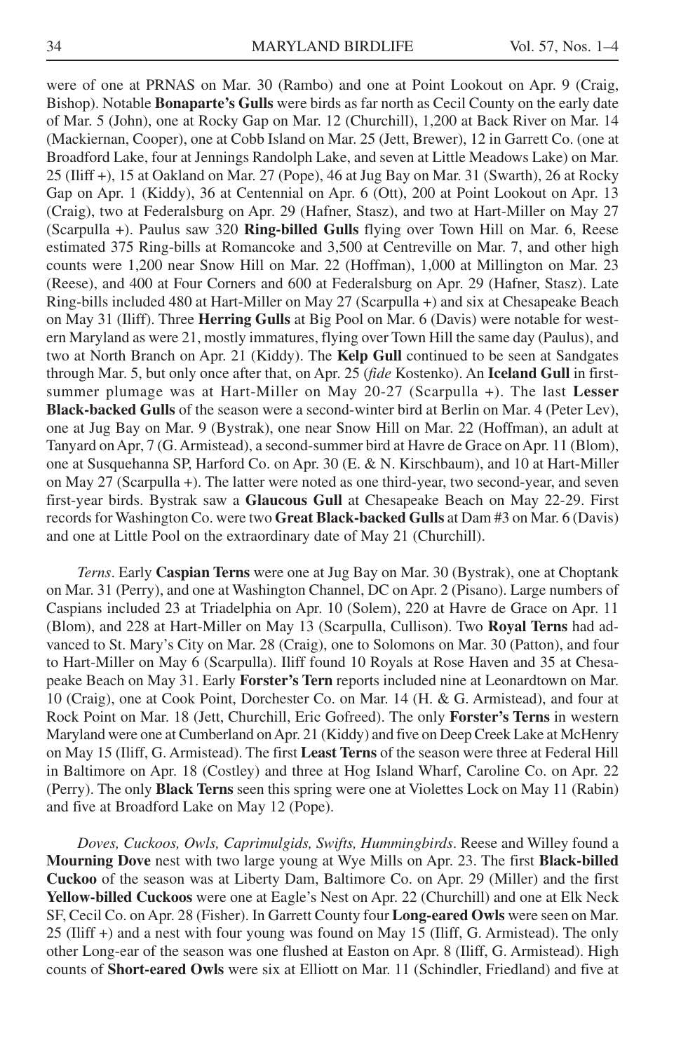were of one at PRNAS on Mar. 30 (Rambo) and one at Point Lookout on Apr. 9 (Craig, Bishop). Notable **Bonaparte's Gulls** were birds as far north as Cecil County on the early date of Mar. 5 (John), one at Rocky Gap on Mar. 12 (Churchill), 1,200 at Back River on Mar. 14 (Mackiernan, Cooper), one at Cobb Island on Mar. 25 (Jett, Brewer), 12 in Garrett Co. (one at Broadford Lake, four at Jennings Randolph Lake, and seven at Little Meadows Lake) on Mar. 25 (Iliff +), 15 at Oakland on Mar. 27 (Pope), 46 at Jug Bay on Mar. 31 (Swarth), 26 at Rocky Gap on Apr. 1 (Kiddy), 36 at Centennial on Apr. 6 (Ott), 200 at Point Lookout on Apr. 13 (Craig), two at Federalsburg on Apr. 29 (Hafner, Stasz), and two at Hart-Miller on May 27 (Scarpulla +). Paulus saw 320 **Ring-billed Gulls** flying over Town Hill on Mar. 6, Reese estimated 375 Ring-bills at Romancoke and 3,500 at Centreville on Mar. 7, and other high counts were 1,200 near Snow Hill on Mar. 22 (Hoffman), 1,000 at Millington on Mar. 23 (Reese), and 400 at Four Corners and 600 at Federalsburg on Apr. 29 (Hafner, Stasz). Late Ring-bills included 480 at Hart-Miller on May 27 (Scarpulla +) and six at Chesapeake Beach on May 31 (Iliff). Three **Herring Gulls** at Big Pool on Mar. 6 (Davis) were notable for western Maryland as were 21, mostly immatures, flying over Town Hill the same day (Paulus), and two at North Branch on Apr. 21 (Kiddy). The **Kelp Gull** continued to be seen at Sandgates through Mar. 5, but only once after that, on Apr. 25 (*fide* Kostenko). An **Iceland Gull** in first-summer plumage was at Hart-Miller on May 20-27 (Scarpulla +). The last **Lesser Black-backed Gulls** of the season were a second-winter bird at Berlin on Mar. 4 (Peter Lev), one at Jug Bay on Mar. 9 (Bystrak), one near Snow Hill on Mar. 22 (Hoffman), an adult at Tanyard on Apr, 7 (G. Armistead), a second-summer bird at Havre de Grace on Apr. 11 (Blom), one at Susquehanna SP, Harford Co. on Apr. 30 (E. & N. Kirschbaum), and 10 at Hart-Miller on May 27 (Scarpulla +). The latter were noted as one third-year, two second-year, and seven first-year birds. Bystrak saw a **Glaucous Gull** at Chesapeake Beach on May 22-29. First records for Washington Co. were two **Great Black-backed Gulls** at Dam #3 on Mar. 6 (Davis) and one at Little Pool on the extraordinary date of May 21 (Churchill).

*Terns*. Early **Caspian Terns** were one at Jug Bay on Mar. 30 (Bystrak), one at Choptank on Mar. 31 (Perry), and one at Washington Channel, DC on Apr. 2 (Pisano). Large numbers of Caspians included 23 at Triadelphia on Apr. 10 (Solem), 220 at Havre de Grace on Apr. 11 (Blom), and 228 at Hart-Miller on May 13 (Scarpulla, Cullison). Two **Royal Terns** had advanced to St. Mary's City on Mar. 28 (Craig), one to Solomons on Mar. 30 (Patton), and four to Hart-Miller on May 6 (Scarpulla). Iliff found 10 Royals at Rose Haven and 35 at Chesapeake Beach on May 31. Early **Forster's Tern** reports included nine at Leonardtown on Mar. 10 (Craig), one at Cook Point, Dorchester Co. on Mar. 14 (H. & G. Armistead), and four at Rock Point on Mar. 18 (Jett, Churchill, Eric Gofreed). The only **Forster's Terns** in western Maryland were one at Cumberland on Apr. 21 (Kiddy) and five on Deep Creek Lake at McHenry on May 15 (Iliff, G. Armistead). The first **Least Terns** of the season were three at Federal Hill in Baltimore on Apr. 18 (Costley) and three at Hog Island Wharf, Caroline Co. on Apr. 22 (Perry). The only **Black Terns** seen this spring were one at Violettes Lock on May 11 (Rabin) and five at Broadford Lake on May 12 (Pope).

*Doves, Cuckoos, Owls, Caprimulgids, Swifts, Hummingbirds*. Reese and Willey found a **Mourning Dove** nest with two large young at Wye Mills on Apr. 23. The first **Black-billed Cuckoo** of the season was at Liberty Dam, Baltimore Co. on Apr. 29 (Miller) and the first **Yellow-billed Cuckoos** were one at Eagle's Nest on Apr. 22 (Churchill) and one at Elk Neck SF, Cecil Co. on Apr. 28 (Fisher). In Garrett County four **Long-eared Owls** were seen on Mar. 25 (Iliff +) and a nest with four young was found on May 15 (Iliff, G. Armistead). The only other Long-ear of the season was one flushed at Easton on Apr. 8 (Iliff, G. Armistead). High counts of **Short-eared Owls** were six at Elliott on Mar. 11 (Schindler, Friedland) and five at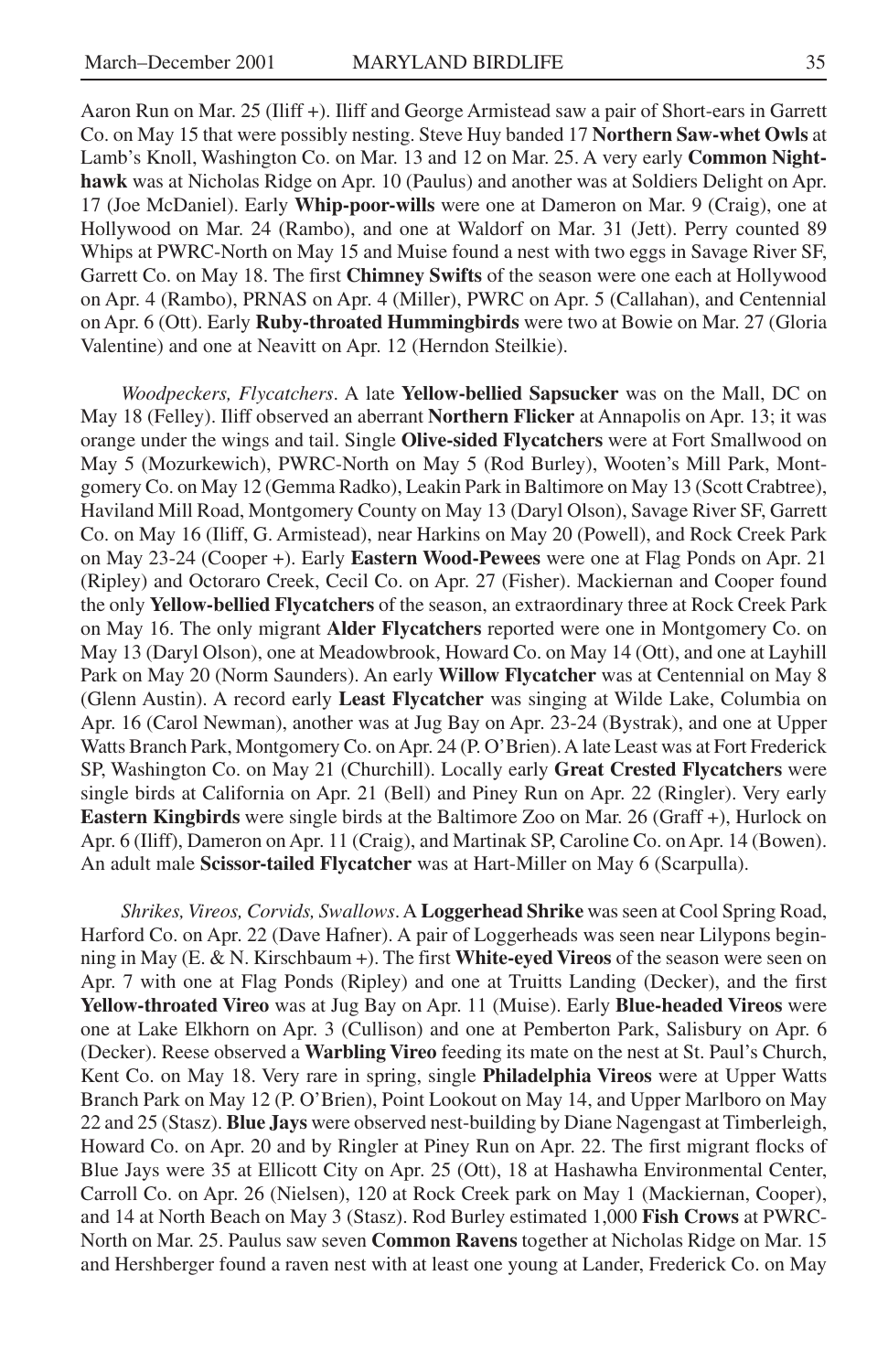Aaron Run on Mar. 25 (Iliff +). Iliff and George Armistead saw a pair of Short-ears in Garrett Co. on May 15 that were possibly nesting. Steve Huy banded 17 **Northern Saw-whet Owls** at Lamb's Knoll, Washington Co. on Mar. 13 and 12 on Mar. 25. A very early **Common Nighthawk** was at Nicholas Ridge on Apr. 10 (Paulus) and another was at Soldiers Delight on Apr. 17 (Joe McDaniel). Early **Whip-poor-wills** were one at Dameron on Mar. 9 (Craig), one at Hollywood on Mar. 24 (Rambo), and one at Waldorf on Mar. 31 (Jett). Perry counted 89 Whips at PWRC-North on May 15 and Muise found a nest with two eggs in Savage River SF, Garrett Co. on May 18. The first **Chimney Swifts** of the season were one each at Hollywood on Apr. 4 (Rambo), PRNAS on Apr. 4 (Miller), PWRC on Apr. 5 (Callahan), and Centennial on Apr. 6 (Ott). Early **Ruby-throated Hummingbirds** were two at Bowie on Mar. 27 (Gloria Valentine) and one at Neavitt on Apr. 12 (Herndon Steilkie).

*Woodpeckers, Flycatchers*. A late **Yellow-bellied Sapsucker** was on the Mall, DC on May 18 (Felley). Iliff observed an aberrant **Northern Flicker** at Annapolis on Apr. 13; it was orange under the wings and tail. Single **Olive-sided Flycatchers** were at Fort Smallwood on May 5 (Mozurkewich), PWRC-North on May 5 (Rod Burley), Wooten's Mill Park, Montgomery Co. on May 12 (Gemma Radko), Leakin Park in Baltimore on May 13 (Scott Crabtree), Haviland Mill Road, Montgomery County on May 13 (Daryl Olson), Savage River SF, Garrett Co. on May 16 (Iliff, G. Armistead), near Harkins on May 20 (Powell), and Rock Creek Park on May 23-24 (Cooper +). Early **Eastern Wood-Pewees** were one at Flag Ponds on Apr. 21 (Ripley) and Octoraro Creek, Cecil Co. on Apr. 27 (Fisher). Mackiernan and Cooper found the only **Yellow-bellied Flycatchers** of the season, an extraordinary three at Rock Creek Park on May 16. The only migrant **Alder Flycatchers** reported were one in Montgomery Co. on May 13 (Daryl Olson), one at Meadowbrook, Howard Co. on May 14 (Ott), and one at Layhill Park on May 20 (Norm Saunders). An early **Willow Flycatcher** was at Centennial on May 8 (Glenn Austin). A record early **Least Flycatcher** was singing at Wilde Lake, Columbia on Apr. 16 (Carol Newman), another was at Jug Bay on Apr. 23-24 (Bystrak), and one at Upper Watts Branch Park, Montgomery Co. on Apr. 24 (P. O'Brien). A late Least was at Fort Frederick SP, Washington Co. on May 21 (Churchill). Locally early **Great Crested Flycatchers** were single birds at California on Apr. 21 (Bell) and Piney Run on Apr. 22 (Ringler). Very early **Eastern Kingbirds** were single birds at the Baltimore Zoo on Mar. 26 (Graff +), Hurlock on Apr. 6 (Iliff), Dameron on Apr. 11 (Craig), and Martinak SP, Caroline Co. on Apr. 14 (Bowen). An adult male **Scissor-tailed Flycatcher** was at Hart-Miller on May 6 (Scarpulla).

*Shrikes, Vireos, Corvids, Swallows*. A **Loggerhead Shrike** was seen at Cool Spring Road, Harford Co. on Apr. 22 (Dave Hafner). A pair of Loggerheads was seen near Lilypons beginning in May (E. & N. Kirschbaum +). The first **White-eyed Vireos** of the season were seen on Apr. 7 with one at Flag Ponds (Ripley) and one at Truitts Landing (Decker), and the first **Yellow-throated Vireo** was at Jug Bay on Apr. 11 (Muise). Early **Blue-headed Vireos** were one at Lake Elkhorn on Apr. 3 (Cullison) and one at Pemberton Park, Salisbury on Apr. 6 (Decker). Reese observed a **Warbling Vireo** feeding its mate on the nest at St. Paul's Church, Kent Co. on May 18. Very rare in spring, single **Philadelphia Vireos** were at Upper Watts Branch Park on May 12 (P. O'Brien), Point Lookout on May 14, and Upper Marlboro on May 22 and 25 (Stasz). **Blue Jays** were observed nest-building by Diane Nagengast at Timberleigh, Howard Co. on Apr. 20 and by Ringler at Piney Run on Apr. 22. The first migrant flocks of Blue Jays were 35 at Ellicott City on Apr. 25 (Ott), 18 at Hashawha Environmental Center, Carroll Co. on Apr. 26 (Nielsen), 120 at Rock Creek park on May 1 (Mackiernan, Cooper), and 14 at North Beach on May 3 (Stasz). Rod Burley estimated 1,000 **Fish Crows** at PWRC-North on Mar. 25. Paulus saw seven **Common Ravens** together at Nicholas Ridge on Mar. 15 and Hershberger found a raven nest with at least one young at Lander, Frederick Co. on May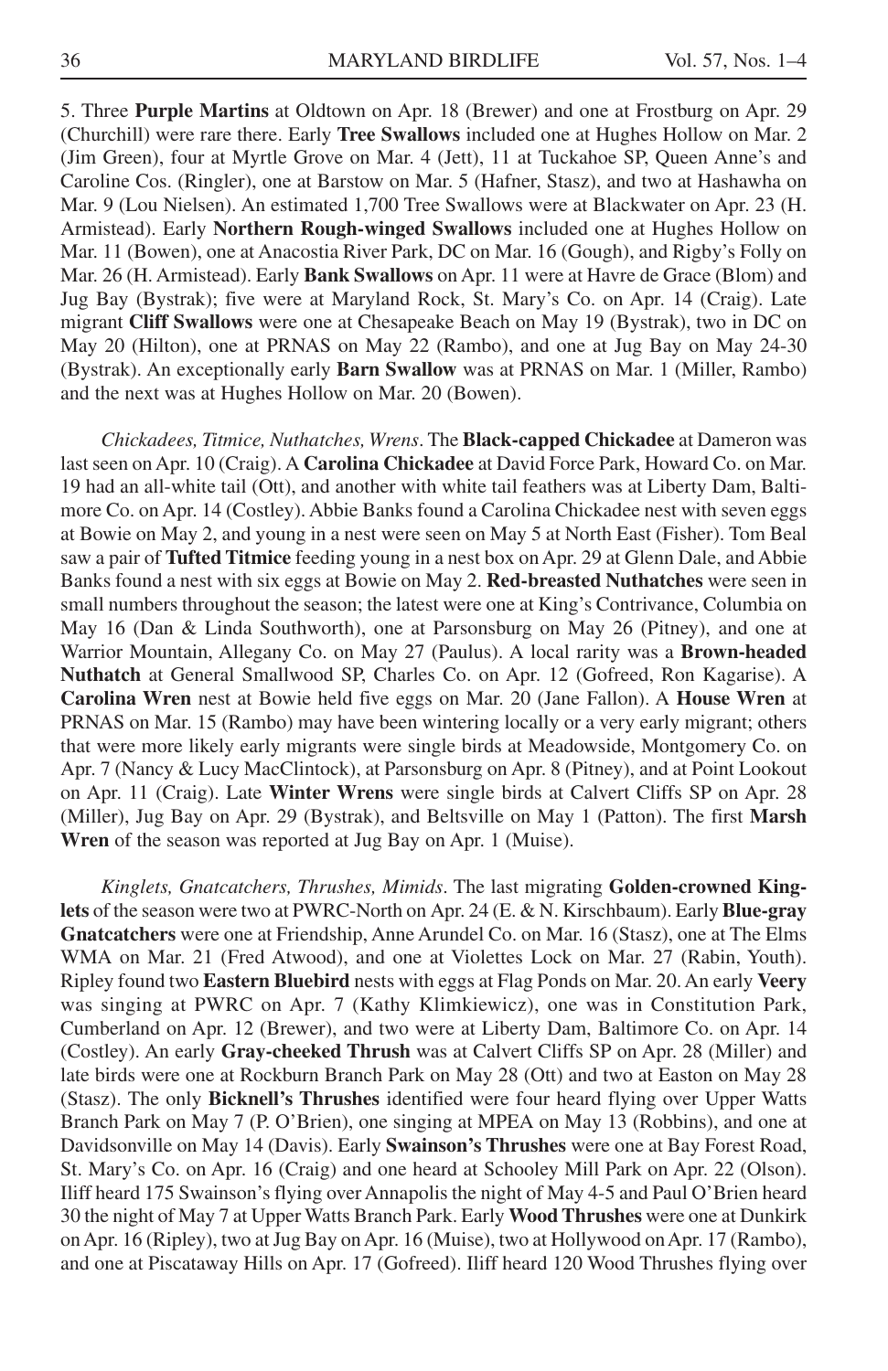5. Three **Purple Martins** at Oldtown on Apr. 18 (Brewer) and one at Frostburg on Apr. 29 (Churchill) were rare there. Early **Tree Swallows** included one at Hughes Hollow on Mar. 2 (Jim Green), four at Myrtle Grove on Mar. 4 (Jett), 11 at Tuckahoe SP, Queen Anne's and Caroline Cos. (Ringler), one at Barstow on Mar. 5 (Hafner, Stasz), and two at Hashawha on Mar. 9 (Lou Nielsen). An estimated 1,700 Tree Swallows were at Blackwater on Apr. 23 (H. Armistead). Early **Northern Rough-winged Swallows** included one at Hughes Hollow on Mar. 11 (Bowen), one at Anacostia River Park, DC on Mar. 16 (Gough), and Rigby's Folly on Mar. 26 (H. Armistead). Early **Bank Swallows** on Apr. 11 were at Havre de Grace (Blom) and Jug Bay (Bystrak); five were at Maryland Rock, St. Mary's Co. on Apr. 14 (Craig). Late migrant **Cliff Swallows** were one at Chesapeake Beach on May 19 (Bystrak), two in DC on May 20 (Hilton), one at PRNAS on May 22 (Rambo), and one at Jug Bay on May 24-30 (Bystrak). An exceptionally early **Barn Swallow** was at PRNAS on Mar. 1 (Miller, Rambo) and the next was at Hughes Hollow on Mar. 20 (Bowen).

*Chickadees, Titmice, Nuthatches, Wrens*. The **Black-capped Chickadee** at Dameron was last seen on Apr. 10 (Craig). A **Carolina Chickadee** at David Force Park, Howard Co. on Mar. 19 had an all-white tail (Ott), and another with white tail feathers was at Liberty Dam, Baltimore Co. on Apr. 14 (Costley). Abbie Banks found a Carolina Chickadee nest with seven eggs at Bowie on May 2, and young in a nest were seen on May 5 at North East (Fisher). Tom Beal saw a pair of **Tufted Titmice** feeding young in a nest box on Apr. 29 at Glenn Dale, and Abbie Banks found a nest with six eggs at Bowie on May 2. **Red-breasted Nuthatches** were seen in small numbers throughout the season; the latest were one at King's Contrivance, Columbia on May 16 (Dan & Linda Southworth), one at Parsonsburg on May 26 (Pitney), and one at Warrior Mountain, Allegany Co. on May 27 (Paulus). A local rarity was a **Brown-headed Nuthatch** at General Smallwood SP, Charles Co. on Apr. 12 (Gofreed, Ron Kagarise). A **Carolina Wren** nest at Bowie held five eggs on Mar. 20 (Jane Fallon). A **House Wren** at PRNAS on Mar. 15 (Rambo) may have been wintering locally or a very early migrant; others that were more likely early migrants were single birds at Meadowside, Montgomery Co. on Apr. 7 (Nancy & Lucy MacClintock), at Parsonsburg on Apr. 8 (Pitney), and at Point Lookout on Apr. 11 (Craig). Late **Winter Wrens** were single birds at Calvert Cliffs SP on Apr. 28 (Miller), Jug Bay on Apr. 29 (Bystrak), and Beltsville on May 1 (Patton). The first **Marsh Wren** of the season was reported at Jug Bay on Apr. 1 (Muise).

*Kinglets, Gnatcatchers, Thrushes, Mimids*. The last migrating **Golden-crowned Kinglets** of the season were two at PWRC-North on Apr. 24 (E. & N. Kirschbaum). Early **Blue-gray Gnatcatchers** were one at Friendship, Anne Arundel Co. on Mar. 16 (Stasz), one at The Elms WMA on Mar. 21 (Fred Atwood), and one at Violettes Lock on Mar. 27 (Rabin, Youth). Ripley found two **Eastern Bluebird** nests with eggs at Flag Ponds on Mar. 20. An early **Veery** was singing at PWRC on Apr. 7 (Kathy Klimkiewicz), one was in Constitution Park, Cumberland on Apr. 12 (Brewer), and two were at Liberty Dam, Baltimore Co. on Apr. 14 (Costley). An early **Gray-cheeked Thrush** was at Calvert Cliffs SP on Apr. 28 (Miller) and late birds were one at Rockburn Branch Park on May 28 (Ott) and two at Easton on May 28 (Stasz). The only **Bicknell's Thrushes** identified were four heard flying over Upper Watts Branch Park on May 7 (P. O'Brien), one singing at MPEA on May 13 (Robbins), and one at Davidsonville on May 14 (Davis). Early **Swainson's Thrushes** were one at Bay Forest Road, St. Mary's Co. on Apr. 16 (Craig) and one heard at Schooley Mill Park on Apr. 22 (Olson). Iliff heard 175 Swainson's flying over Annapolis the night of May 4-5 and Paul O'Brien heard 30 the night of May 7 at Upper Watts Branch Park. Early **Wood Thrushes** were one at Dunkirk on Apr. 16 (Ripley), two at Jug Bay on Apr. 16 (Muise), two at Hollywood on Apr. 17 (Rambo), and one at Piscataway Hills on Apr. 17 (Gofreed). Iliff heard 120 Wood Thrushes flying over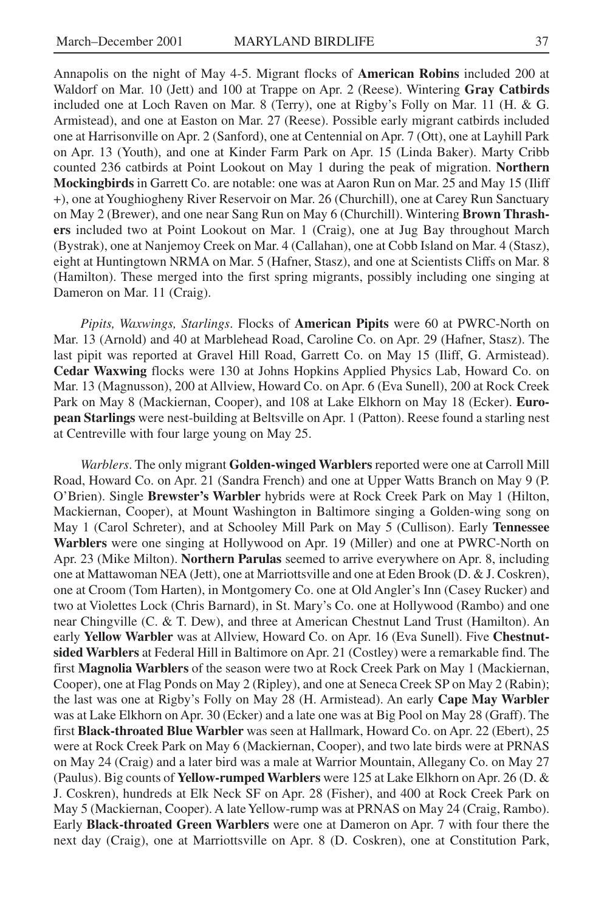Annapolis on the night of May 4-5. Migrant flocks of **American Robins** included 200 at Waldorf on Mar. 10 (Jett) and 100 at Trappe on Apr. 2 (Reese). Wintering **Gray Catbirds** included one at Loch Raven on Mar. 8 (Terry), one at Rigby's Folly on Mar. 11 (H. & G. Armistead), and one at Easton on Mar. 27 (Reese). Possible early migrant catbirds included one at Harrisonville on Apr. 2 (Sanford), one at Centennial on Apr. 7 (Ott), one at Layhill Park on Apr. 13 (Youth), and one at Kinder Farm Park on Apr. 15 (Linda Baker). Marty Cribb counted 236 catbirds at Point Lookout on May 1 during the peak of migration. **Northern Mockingbirds** in Garrett Co. are notable: one was at Aaron Run on Mar. 25 and May 15 (Iliff +), one at Youghiogheny River Reservoir on Mar. 26 (Churchill), one at Carey Run Sanctuary on May 2 (Brewer), and one near Sang Run on May 6 (Churchill). Wintering **Brown Thrashers** included two at Point Lookout on Mar. 1 (Craig), one at Jug Bay throughout March (Bystrak), one at Nanjemoy Creek on Mar. 4 (Callahan), one at Cobb Island on Mar. 4 (Stasz), eight at Huntingtown NRMA on Mar. 5 (Hafner, Stasz), and one at Scientists Cliffs on Mar. 8 (Hamilton). These merged into the first spring migrants, possibly including one singing at Dameron on Mar. 11 (Craig).

*Pipits, Waxwings, Starlings*. Flocks of **American Pipits** were 60 at PWRC-North on Mar. 13 (Arnold) and 40 at Marblehead Road, Caroline Co. on Apr. 29 (Hafner, Stasz). The last pipit was reported at Gravel Hill Road, Garrett Co. on May 15 (Iliff, G. Armistead). **Cedar Waxwing** flocks were 130 at Johns Hopkins Applied Physics Lab, Howard Co. on Mar. 13 (Magnusson), 200 at Allview, Howard Co. on Apr. 6 (Eva Sunell), 200 at Rock Creek Park on May 8 (Mackiernan, Cooper), and 108 at Lake Elkhorn on May 18 (Ecker). **European Starlings** were nest-building at Beltsville on Apr. 1 (Patton). Reese found a starling nest at Centreville with four large young on May 25.

*Warblers*. The only migrant **Golden-winged Warblers** reported were one at Carroll Mill Road, Howard Co. on Apr. 21 (Sandra French) and one at Upper Watts Branch on May 9 (P. O'Brien). Single **Brewster's Warbler** hybrids were at Rock Creek Park on May 1 (Hilton, Mackiernan, Cooper), at Mount Washington in Baltimore singing a Golden-wing song on May 1 (Carol Schreter), and at Schooley Mill Park on May 5 (Cullison). Early **Tennessee Warblers** were one singing at Hollywood on Apr. 19 (Miller) and one at PWRC-North on Apr. 23 (Mike Milton). **Northern Parulas** seemed to arrive everywhere on Apr. 8, including one at Mattawoman NEA (Jett), one at Marriottsville and one at Eden Brook (D. & J. Coskren), one at Croom (Tom Harten), in Montgomery Co. one at Old Angler's Inn (Casey Rucker) and two at Violettes Lock (Chris Barnard), in St. Mary's Co. one at Hollywood (Rambo) and one near Chingville (C. & T. Dew), and three at American Chestnut Land Trust (Hamilton). An early **Yellow Warbler** was at Allview, Howard Co. on Apr. 16 (Eva Sunell). Five **Chestnut-sided Warblers** at Federal Hill in Baltimore on Apr. 21 (Costley) were a remarkable find. The first **Magnolia Warblers** of the season were two at Rock Creek Park on May 1 (Mackiernan, Cooper), one at Flag Ponds on May 2 (Ripley), and one at Seneca Creek SP on May 2 (Rabin); the last was one at Rigby's Folly on May 28 (H. Armistead). An early **Cape May Warbler** was at Lake Elkhorn on Apr. 30 (Ecker) and a late one was at Big Pool on May 28 (Graff). The first **Black-throated Blue Warbler** was seen at Hallmark, Howard Co. on Apr. 22 (Ebert), 25 were at Rock Creek Park on May 6 (Mackiernan, Cooper), and two late birds were at PRNAS on May 24 (Craig) and a later bird was a male at Warrior Mountain, Allegany Co. on May 27 (Paulus). Big counts of **Yellow-rumped Warblers** were 125 at Lake Elkhorn on Apr. 26 (D. & J. Coskren), hundreds at Elk Neck SF on Apr. 28 (Fisher), and 400 at Rock Creek Park on May 5 (Mackiernan, Cooper). A late Yellow-rump was at PRNAS on May 24 (Craig, Rambo). Early **Black-throated Green Warblers** were one at Dameron on Apr. 7 with four there the next day (Craig), one at Marriottsville on Apr. 8 (D. Coskren), one at Constitution Park,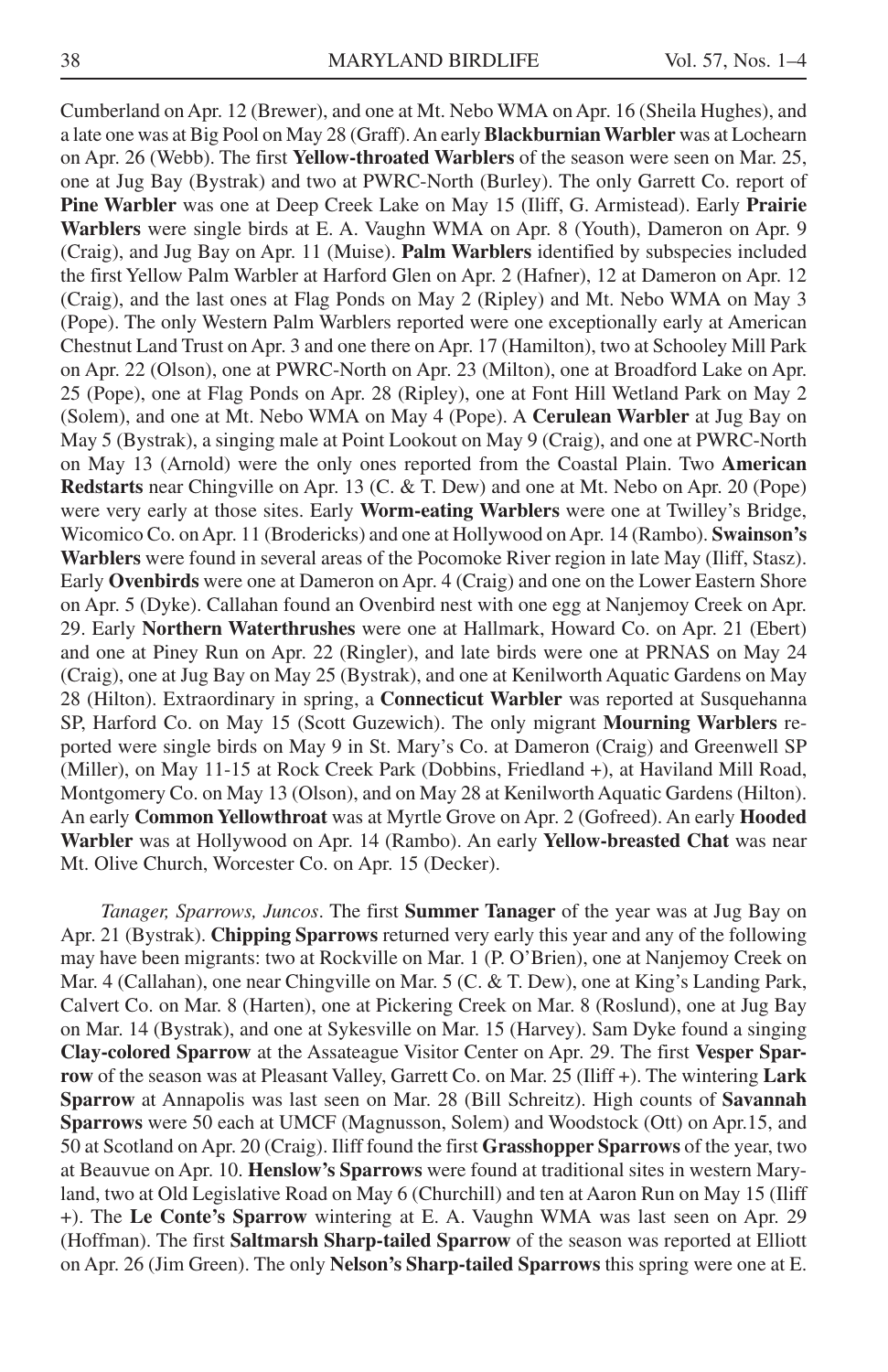Cumberland on Apr. 12 (Brewer), and one at Mt. Nebo WMA on Apr. 16 (Sheila Hughes), and a late one was at Big Pool on May 28 (Graff). An early **Blackburnian Warbler** was at Lochearn on Apr. 26 (Webb). The first **Yellow-throated Warblers** of the season were seen on Mar. 25, one at Jug Bay (Bystrak) and two at PWRC-North (Burley). The only Garrett Co. report of **Pine Warbler** was one at Deep Creek Lake on May 15 (Iliff, G. Armistead). Early **Prairie Warblers** were single birds at E. A. Vaughn WMA on Apr. 8 (Youth), Dameron on Apr. 9 (Craig), and Jug Bay on Apr. 11 (Muise). **Palm Warblers** identified by subspecies included the first Yellow Palm Warbler at Harford Glen on Apr. 2 (Hafner), 12 at Dameron on Apr. 12 (Craig), and the last ones at Flag Ponds on May 2 (Ripley) and Mt. Nebo WMA on May 3 (Pope). The only Western Palm Warblers reported were one exceptionally early at American Chestnut Land Trust on Apr. 3 and one there on Apr. 17 (Hamilton), two at Schooley Mill Park on Apr. 22 (Olson), one at PWRC-North on Apr. 23 (Milton), one at Broadford Lake on Apr. 25 (Pope), one at Flag Ponds on Apr. 28 (Ripley), one at Font Hill Wetland Park on May 2 (Solem), and one at Mt. Nebo WMA on May 4 (Pope). A **Cerulean Warbler** at Jug Bay on May 5 (Bystrak), a singing male at Point Lookout on May 9 (Craig), and one at PWRC-North on May 13 (Arnold) were the only ones reported from the Coastal Plain. Two **American Redstarts** near Chingville on Apr. 13 (C. & T. Dew) and one at Mt. Nebo on Apr. 20 (Pope) were very early at those sites. Early **Worm-eating Warblers** were one at Twilley's Bridge, Wicomico Co. on Apr. 11 (Brodericks) and one at Hollywood on Apr. 14 (Rambo). **Swainson's Warblers** were found in several areas of the Pocomoke River region in late May (Iliff, Stasz). Early **Ovenbirds** were one at Dameron on Apr. 4 (Craig) and one on the Lower Eastern Shore on Apr. 5 (Dyke). Callahan found an Ovenbird nest with one egg at Nanjemoy Creek on Apr. 29. Early **Northern Waterthrushes** were one at Hallmark, Howard Co. on Apr. 21 (Ebert) and one at Piney Run on Apr. 22 (Ringler), and late birds were one at PRNAS on May 24 (Craig), one at Jug Bay on May 25 (Bystrak), and one at Kenilworth Aquatic Gardens on May 28 (Hilton). Extraordinary in spring, a **Connecticut Warbler** was reported at Susquehanna SP, Harford Co. on May 15 (Scott Guzewich). The only migrant **Mourning Warblers** reported were single birds on May 9 in St. Mary's Co. at Dameron (Craig) and Greenwell SP (Miller), on May 11-15 at Rock Creek Park (Dobbins, Friedland +), at Haviland Mill Road, Montgomery Co. on May 13 (Olson), and on May 28 at Kenilworth Aquatic Gardens (Hilton). An early **Common Yellowthroat** was at Myrtle Grove on Apr. 2 (Gofreed). An early **Hooded Warbler** was at Hollywood on Apr. 14 (Rambo). An early **Yellow-breasted Chat** was near Mt. Olive Church, Worcester Co. on Apr. 15 (Decker).

*Tanager, Sparrows, Juncos*. The first **Summer Tanager** of the year was at Jug Bay on Apr. 21 (Bystrak). **Chipping Sparrows** returned very early this year and any of the following may have been migrants: two at Rockville on Mar. 1 (P. O'Brien), one at Nanjemoy Creek on Mar. 4 (Callahan), one near Chingville on Mar. 5 (C. & T. Dew), one at King's Landing Park, Calvert Co. on Mar. 8 (Harten), one at Pickering Creek on Mar. 8 (Roslund), one at Jug Bay on Mar. 14 (Bystrak), and one at Sykesville on Mar. 15 (Harvey). Sam Dyke found a singing **Clay-colored Sparrow** at the Assateague Visitor Center on Apr. 29. The first **Vesper Sparrow** of the season was at Pleasant Valley, Garrett Co. on Mar. 25 (Iliff +). The wintering **Lark Sparrow** at Annapolis was last seen on Mar. 28 (Bill Schreitz). High counts of **Savannah Sparrows** were 50 each at UMCF (Magnusson, Solem) and Woodstock (Ott) on Apr.15, and 50 at Scotland on Apr. 20 (Craig). Iliff found the first **Grasshopper Sparrows** of the year, two at Beauvue on Apr. 10. **Henslow's Sparrows** were found at traditional sites in western Maryland, two at Old Legislative Road on May 6 (Churchill) and ten at Aaron Run on May 15 (Iliff +). The **Le Conte's Sparrow** wintering at E. A. Vaughn WMA was last seen on Apr. 29 (Hoffman). The first **Saltmarsh Sharp-tailed Sparrow** of the season was reported at Elliott on Apr. 26 (Jim Green). The only **Nelson's Sharp-tailed Sparrows** this spring were one at E.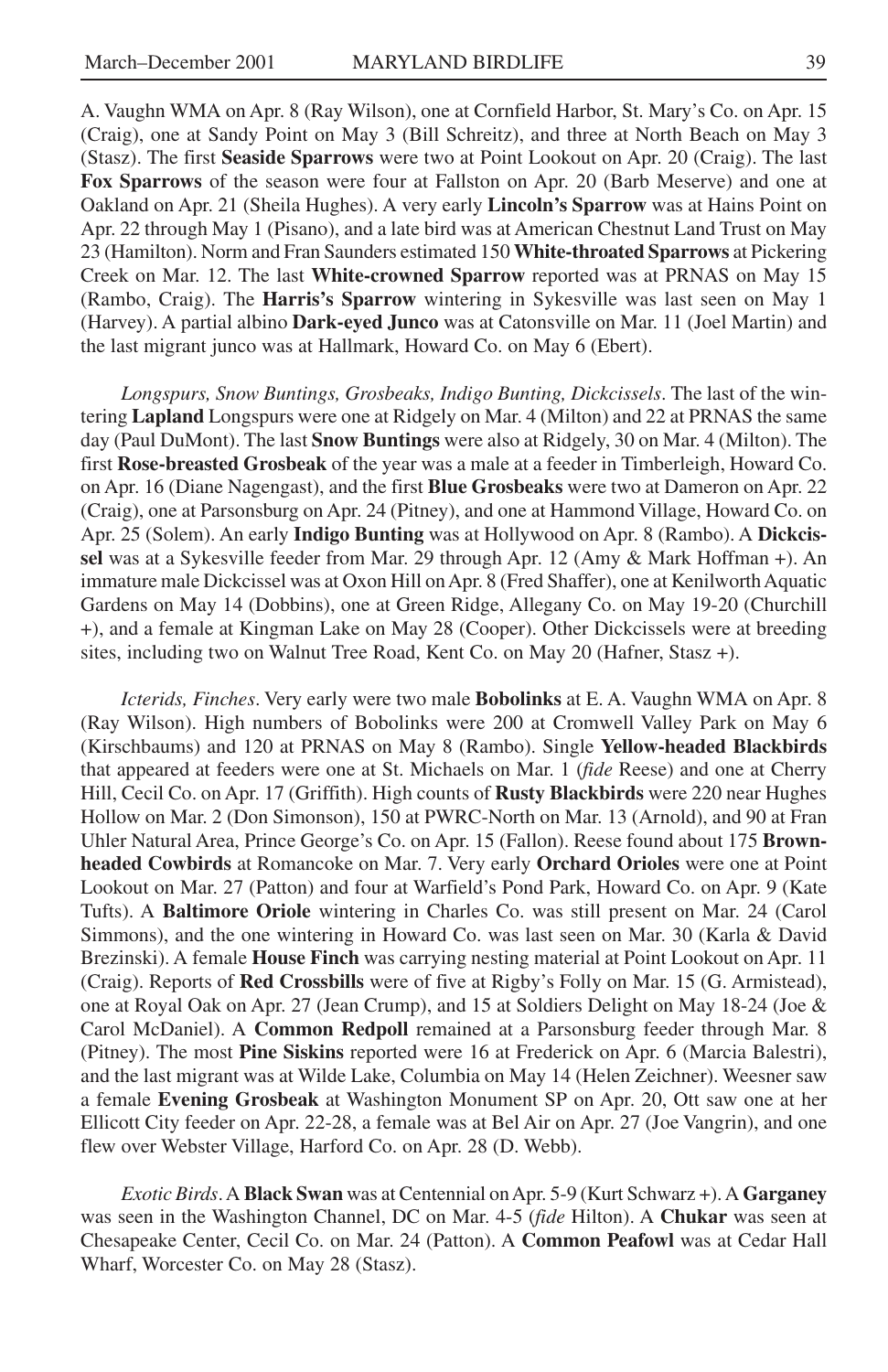A. Vaughn WMA on Apr. 8 (Ray Wilson), one at Cornfield Harbor, St. Mary's Co. on Apr. 15 (Craig), one at Sandy Point on May 3 (Bill Schreitz), and three at North Beach on May 3 (Stasz). The first **Seaside Sparrows** were two at Point Lookout on Apr. 20 (Craig). The last **Fox Sparrows** of the season were four at Fallston on Apr. 20 (Barb Meserve) and one at Oakland on Apr. 21 (Sheila Hughes). A very early **Lincoln's Sparrow** was at Hains Point on Apr. 22 through May 1 (Pisano), and a late bird was at American Chestnut Land Trust on May 23 (Hamilton). Norm and Fran Saunders estimated 150 **White-throated Sparrows** at Pickering Creek on Mar. 12. The last **White-crowned Sparrow** reported was at PRNAS on May 15 (Rambo, Craig). The **Harris's Sparrow** wintering in Sykesville was last seen on May 1 (Harvey). A partial albino **Dark-eyed Junco** was at Catonsville on Mar. 11 (Joel Martin) and the last migrant junco was at Hallmark, Howard Co. on May 6 (Ebert).

*Longspurs, Snow Buntings, Grosbeaks, Indigo Bunting, Dickcissels*. The last of the wintering **Lapland** Longspurs were one at Ridgely on Mar. 4 (Milton) and 22 at PRNAS the same day (Paul DuMont). The last **Snow Buntings** were also at Ridgely, 30 on Mar. 4 (Milton). The first **Rose-breasted Grosbeak** of the year was a male at a feeder in Timberleigh, Howard Co. on Apr. 16 (Diane Nagengast), and the first **Blue Grosbeaks** were two at Dameron on Apr. 22 (Craig), one at Parsonsburg on Apr. 24 (Pitney), and one at Hammond Village, Howard Co. on Apr. 25 (Solem). An early **Indigo Bunting** was at Hollywood on Apr. 8 (Rambo). A **Dickcissel** was at a Sykesville feeder from Mar. 29 through Apr. 12 (Amy & Mark Hoffman +). An immature male Dickcissel was at Oxon Hill on Apr. 8 (Fred Shaffer), one at Kenilworth Aquatic Gardens on May 14 (Dobbins), one at Green Ridge, Allegany Co. on May 19-20 (Churchill +), and a female at Kingman Lake on May 28 (Cooper). Other Dickcissels were at breeding sites, including two on Walnut Tree Road, Kent Co. on May 20 (Hafner, Stasz +).

*Icterids, Finches*. Very early were two male **Bobolinks** at E. A. Vaughn WMA on Apr. 8 (Ray Wilson). High numbers of Bobolinks were 200 at Cromwell Valley Park on May 6 (Kirschbaums) and 120 at PRNAS on May 8 (Rambo). Single **Yellow-headed Blackbirds** that appeared at feeders were one at St. Michaels on Mar. 1 (*fide* Reese) and one at Cherry Hill, Cecil Co. on Apr. 17 (Griffith). High counts of **Rusty Blackbirds** were 220 near Hughes Hollow on Mar. 2 (Don Simonson), 150 at PWRC-North on Mar. 13 (Arnold), and 90 at Fran Uhler Natural Area, Prince George's Co. on Apr. 15 (Fallon). Reese found about 175 **Brown-headed Cowbirds** at Romancoke on Mar. 7. Very early **Orchard Orioles** were one at Point Lookout on Mar. 27 (Patton) and four at Warfield's Pond Park, Howard Co. on Apr. 9 (Kate Tufts). A **Baltimore Oriole** wintering in Charles Co. was still present on Mar. 24 (Carol Simmons), and the one wintering in Howard Co. was last seen on Mar. 30 (Karla & David Brezinski). A female **House Finch** was carrying nesting material at Point Lookout on Apr. 11 (Craig). Reports of **Red Crossbills** were of five at Rigby's Folly on Mar. 15 (G. Armistead), one at Royal Oak on Apr. 27 (Jean Crump), and 15 at Soldiers Delight on May 18-24 (Joe & Carol McDaniel). A **Common Redpoll** remained at a Parsonsburg feeder through Mar. 8 (Pitney). The most **Pine Siskins** reported were 16 at Frederick on Apr. 6 (Marcia Balestri), and the last migrant was at Wilde Lake, Columbia on May 14 (Helen Zeichner). Weesner saw a female **Evening Grosbeak** at Washington Monument SP on Apr. 20, Ott saw one at her Ellicott City feeder on Apr. 22-28, a female was at Bel Air on Apr. 27 (Joe Vangrin), and one flew over Webster Village, Harford Co. on Apr. 28 (D. Webb).

*Exotic Birds*. A **Black Swan** was at Centennial on Apr. 5-9 (Kurt Schwarz +). A **Garganey** was seen in the Washington Channel, DC on Mar. 4-5 (*fide* Hilton). A **Chukar** was seen at Chesapeake Center, Cecil Co. on Mar. 24 (Patton). A **Common Peafowl** was at Cedar Hall Wharf, Worcester Co. on May 28 (Stasz).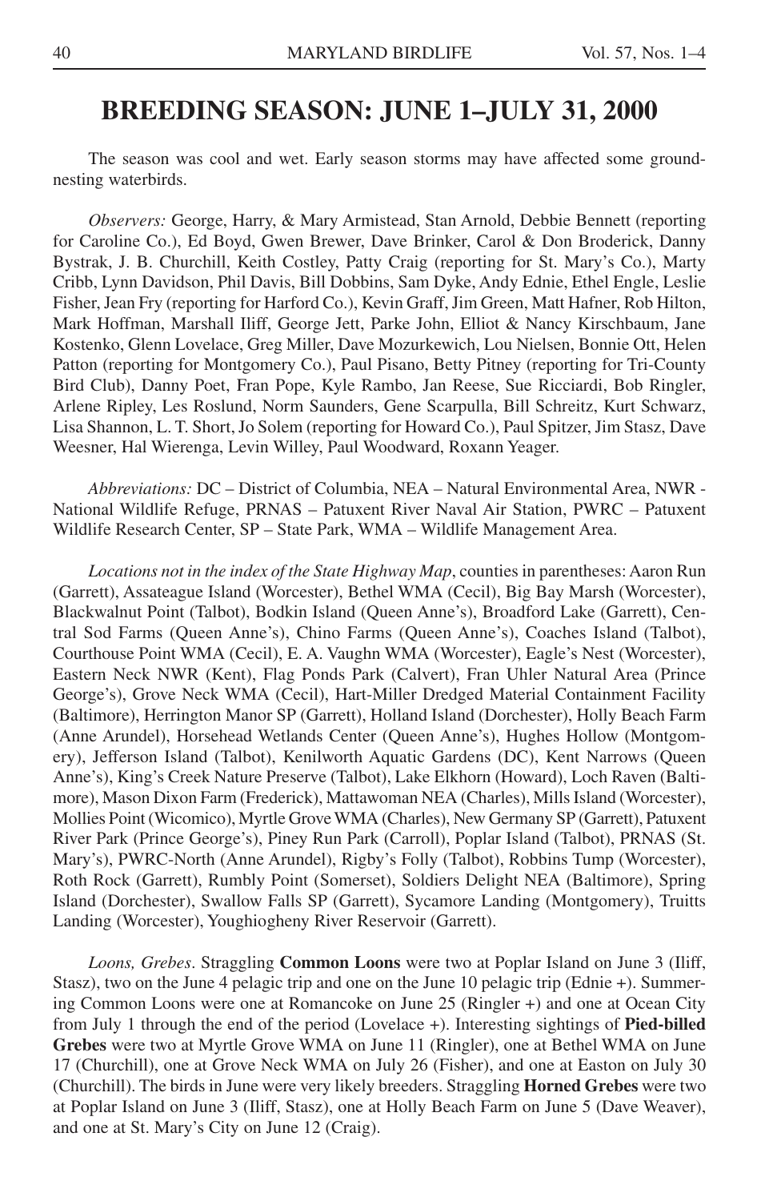## BREEDING SEASON: JUNE 1–JULY 31, 2000

The season was cool and wet. Early season storms may have affected some ground-nesting waterbirds.

*Observers:* George, Harry, & Mary Armistead, Stan Arnold, Debbie Bennett (reporting for Caroline Co.), Ed Boyd, Gwen Brewer, Dave Brinker, Carol & Don Broderick, Danny Bystrak, J. B. Churchill, Keith Costley, Patty Craig (reporting for St. Mary's Co.), Marty Cribb, Lynn Davidson, Phil Davis, Bill Dobbins, Sam Dyke, Andy Ednie, Ethel Engle, Leslie Fisher, Jean Fry (reporting for Harford Co.), Kevin Graff, Jim Green, Matt Hafner, Rob Hilton, Mark Hoffman, Marshall Iliff, George Jett, Parke John, Elliot & Nancy Kirschbaum, Jane Kostenko, Glenn Lovelace, Greg Miller, Dave Mozurkewich, Lou Nielsen, Bonnie Ott, Helen Patton (reporting for Montgomery Co.), Paul Pisano, Betty Pitney (reporting for Tri-County Bird Club), Danny Poet, Fran Pope, Kyle Rambo, Jan Reese, Sue Ricciardi, Bob Ringler, Arlene Ripley, Les Roslund, Norm Saunders, Gene Scarpulla, Bill Schreitz, Kurt Schwarz, Lisa Shannon, L. T. Short, Jo Solem (reporting for Howard Co.), Paul Spitzer, Jim Stasz, Dave Weesner, Hal Wierenga, Levin Willey, Paul Woodward, Roxann Yeager.

*Abbreviations:* DC – District of Columbia, NEA – Natural Environmental Area, NWR - National Wildlife Refuge, PRNAS – Patuxent River Naval Air Station, PWRC – Patuxent Wildlife Research Center, SP – State Park, WMA – Wildlife Management Area.

*Locations not in the index of the State Highway Map*, counties in parentheses: Aaron Run (Garrett), Assateague Island (Worcester), Bethel WMA (Cecil), Big Bay Marsh (Worcester), Blackwalnut Point (Talbot), Bodkin Island (Queen Anne's), Broadford Lake (Garrett), Central Sod Farms (Queen Anne's), Chino Farms (Queen Anne's), Coaches Island (Talbot), Courthouse Point WMA (Cecil), E. A. Vaughn WMA (Worcester), Eagle's Nest (Worcester), Eastern Neck NWR (Kent), Flag Ponds Park (Calvert), Fran Uhler Natural Area (Prince George's), Grove Neck WMA (Cecil), Hart-Miller Dredged Material Containment Facility (Baltimore), Herrington Manor SP (Garrett), Holland Island (Dorchester), Holly Beach Farm (Anne Arundel), Horsehead Wetlands Center (Queen Anne's), Hughes Hollow (Montgomery), Jefferson Island (Talbot), Kenilworth Aquatic Gardens (DC), Kent Narrows (Queen Anne's), King's Creek Nature Preserve (Talbot), Lake Elkhorn (Howard), Loch Raven (Baltimore), Mason Dixon Farm (Frederick), Mattawoman NEA (Charles), Mills Island (Worcester), Mollies Point (Wicomico), Myrtle Grove WMA (Charles), New Germany SP (Garrett), Patuxent River Park (Prince George's), Piney Run Park (Carroll), Poplar Island (Talbot), PRNAS (St. Mary's), PWRC-North (Anne Arundel), Rigby's Folly (Talbot), Robbins Tump (Worcester), Roth Rock (Garrett), Rumbly Point (Somerset), Soldiers Delight NEA (Baltimore), Spring Island (Dorchester), Swallow Falls SP (Garrett), Sycamore Landing (Montgomery), Truitts Landing (Worcester), Youghiogheny River Reservoir (Garrett).

*Loons, Grebes*. Straggling **Common Loons** were two at Poplar Island on June 3 (Iliff, Stasz), two on the June 4 pelagic trip and one on the June 10 pelagic trip (Ednie +). Summering Common Loons were one at Romancoke on June 25 (Ringler +) and one at Ocean City from July 1 through the end of the period (Lovelace +). Interesting sightings of **Pied-billed Grebes** were two at Myrtle Grove WMA on June 11 (Ringler), one at Bethel WMA on June 17 (Churchill), one at Grove Neck WMA on July 26 (Fisher), and one at Easton on July 30 (Churchill). The birds in June were very likely breeders. Straggling **Horned Grebes** were two at Poplar Island on June 3 (Iliff, Stasz), one at Holly Beach Farm on June 5 (Dave Weaver), and one at St. Mary's City on June 12 (Craig).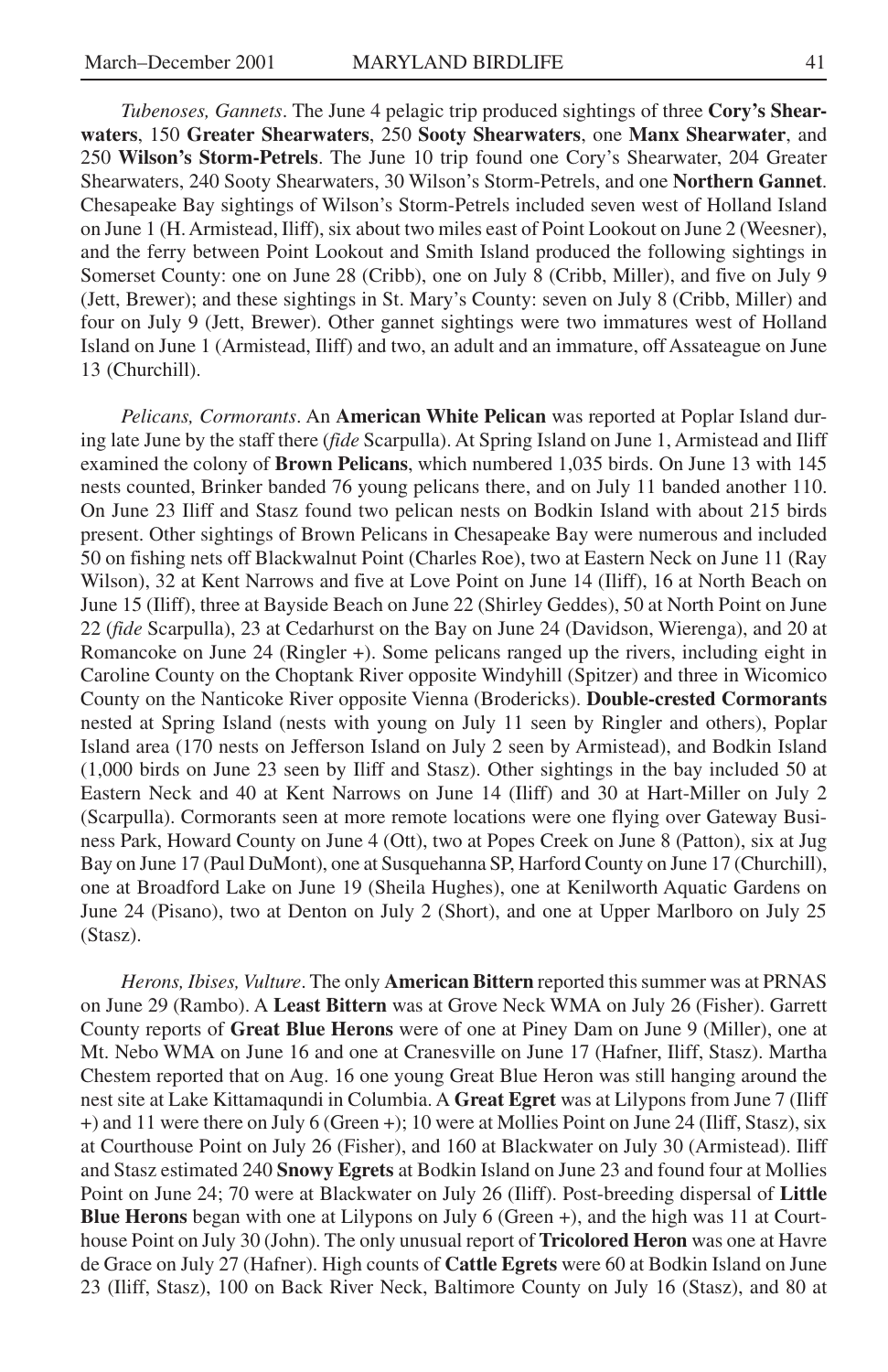*Tubenoses, Gannets*. The June 4 pelagic trip produced sightings of three **Cory's Shearwaters**, 150 **Greater Shearwaters**, 250 **Sooty Shearwaters**, one **Manx Shearwater**, and 250 **Wilson's Storm-Petrels**. The June 10 trip found one Cory's Shearwater, 204 Greater Shearwaters, 240 Sooty Shearwaters, 30 Wilson's Storm-Petrels, and one **Northern Gannet**. Chesapeake Bay sightings of Wilson's Storm-Petrels included seven west of Holland Island on June 1 (H. Armistead, Iliff), six about two miles east of Point Lookout on June 2 (Weesner), and the ferry between Point Lookout and Smith Island produced the following sightings in Somerset County: one on June 28 (Cribb), one on July 8 (Cribb, Miller), and five on July 9 (Jett, Brewer); and these sightings in St. Mary's County: seven on July 8 (Cribb, Miller) and four on July 9 (Jett, Brewer). Other gannet sightings were two immatures west of Holland Island on June 1 (Armistead, Iliff) and two, an adult and an immature, off Assateague on June 13 (Churchill).

*Pelicans, Cormorants*. An **American White Pelican** was reported at Poplar Island during late June by the staff there (*fide* Scarpulla). At Spring Island on June 1, Armistead and Iliff examined the colony of **Brown Pelicans**, which numbered 1,035 birds. On June 13 with 145 nests counted, Brinker banded 76 young pelicans there, and on July 11 banded another 110. On June 23 Iliff and Stasz found two pelican nests on Bodkin Island with about 215 birds present. Other sightings of Brown Pelicans in Chesapeake Bay were numerous and included 50 on fishing nets off Blackwalnut Point (Charles Roe), two at Eastern Neck on June 11 (Ray Wilson), 32 at Kent Narrows and five at Love Point on June 14 (Iliff), 16 at North Beach on June 15 (Iliff), three at Bayside Beach on June 22 (Shirley Geddes), 50 at North Point on June 22 (*fide* Scarpulla), 23 at Cedarhurst on the Bay on June 24 (Davidson, Wierenga), and 20 at Romancoke on June 24 (Ringler +). Some pelicans ranged up the rivers, including eight in Caroline County on the Choptank River opposite Windyhill (Spitzer) and three in Wicomico County on the Nanticoke River opposite Vienna (Brodericks). **Double-crested Cormorants** nested at Spring Island (nests with young on July 11 seen by Ringler and others), Poplar Island area (170 nests on Jefferson Island on July 2 seen by Armistead), and Bodkin Island (1,000 birds on June 23 seen by Iliff and Stasz). Other sightings in the bay included 50 at Eastern Neck and 40 at Kent Narrows on June 14 (Iliff) and 30 at Hart-Miller on July 2 (Scarpulla). Cormorants seen at more remote locations were one flying over Gateway Business Park, Howard County on June 4 (Ott), two at Popes Creek on June 8 (Patton), six at Jug Bay on June 17 (Paul DuMont), one at Susquehanna SP, Harford County on June 17 (Churchill), one at Broadford Lake on June 19 (Sheila Hughes), one at Kenilworth Aquatic Gardens on June 24 (Pisano), two at Denton on July 2 (Short), and one at Upper Marlboro on July 25 (Stasz).

*Herons, Ibises, Vulture*. The only **American Bittern** reported this summer was at PRNAS on June 29 (Rambo). A **Least Bittern** was at Grove Neck WMA on July 26 (Fisher). Garrett County reports of **Great Blue Herons** were of one at Piney Dam on June 9 (Miller), one at Mt. Nebo WMA on June 16 and one at Cranesville on June 17 (Hafner, Iliff, Stasz). Martha Chestem reported that on Aug. 16 one young Great Blue Heron was still hanging around the nest site at Lake Kittamaqundi in Columbia. A **Great Egret** was at Lilypons from June 7 (Iliff +) and 11 were there on July 6 (Green +); 10 were at Mollies Point on June 24 (Iliff, Stasz), six at Courthouse Point on July 26 (Fisher), and 160 at Blackwater on July 30 (Armistead). Iliff and Stasz estimated 240 **Snowy Egrets** at Bodkin Island on June 23 and found four at Mollies Point on June 24; 70 were at Blackwater on July 26 (Iliff). Post-breeding dispersal of **Little Blue Herons** began with one at Lilypons on July 6 (Green +), and the high was 11 at Courthouse Point on July 30 (John). The only unusual report of **Tricolored Heron** was one at Havre de Grace on July 27 (Hafner). High counts of **Cattle Egrets** were 60 at Bodkin Island on June 23 (Iliff, Stasz), 100 on Back River Neck, Baltimore County on July 16 (Stasz), and 80 at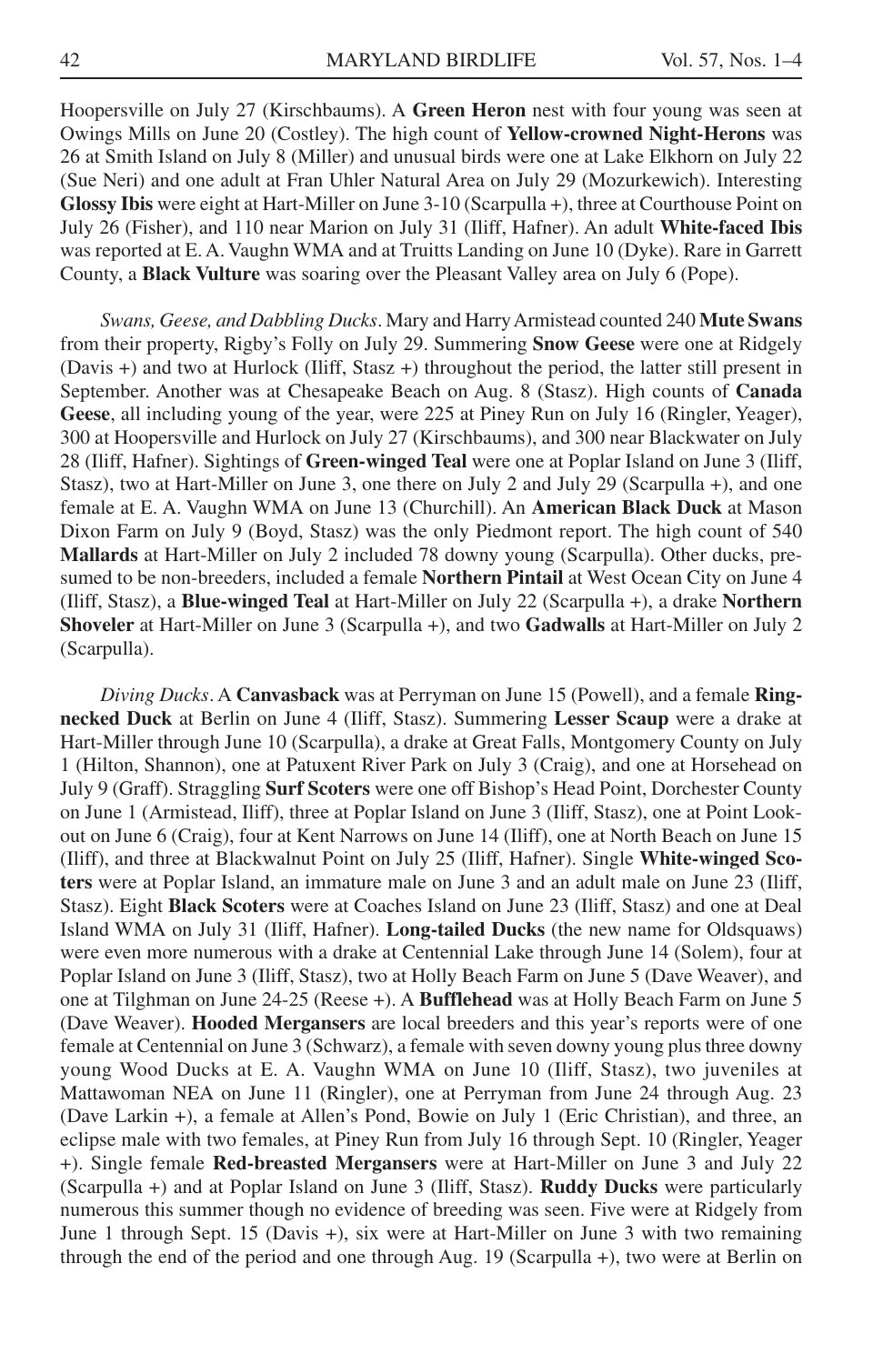Hoopersville on July 27 (Kirschbaums). A **Green Heron** nest with four young was seen at Owings Mills on June 20 (Costley). The high count of **Yellow-crowned Night-Herons** was 26 at Smith Island on July 8 (Miller) and unusual birds were one at Lake Elkhorn on July 22 (Sue Neri) and one adult at Fran Uhler Natural Area on July 29 (Mozurkewich). Interesting **Glossy Ibis** were eight at Hart-Miller on June 3-10 (Scarpulla +), three at Courthouse Point on July 26 (Fisher), and 110 near Marion on July 31 (Iliff, Hafner). An adult **White-faced Ibis** was reported at E. A. Vaughn WMA and at Truitts Landing on June 10 (Dyke). Rare in Garrett County, a **Black Vulture** was soaring over the Pleasant Valley area on July 6 (Pope).

*Swans, Geese, and Dabbling Ducks*. Mary and Harry Armistead counted 240 **Mute Swans** from their property, Rigby's Folly on July 29. Summering **Snow Geese** were one at Ridgely (Davis +) and two at Hurlock (Iliff, Stasz +) throughout the period, the latter still present in September. Another was at Chesapeake Beach on Aug. 8 (Stasz). High counts of **Canada Geese**, all including young of the year, were 225 at Piney Run on July 16 (Ringler, Yeager), 300 at Hoopersville and Hurlock on July 27 (Kirschbaums), and 300 near Blackwater on July 28 (Iliff, Hafner). Sightings of **Green-winged Teal** were one at Poplar Island on June 3 (Iliff, Stasz), two at Hart-Miller on June 3, one there on July 2 and July 29 (Scarpulla +), and one female at E. A. Vaughn WMA on June 13 (Churchill). An **American Black Duck** at Mason Dixon Farm on July 9 (Boyd, Stasz) was the only Piedmont report. The high count of 540 **Mallards** at Hart-Miller on July 2 included 78 downy young (Scarpulla). Other ducks, presumed to be non-breeders, included a female **Northern Pintail** at West Ocean City on June 4 (Iliff, Stasz), a **Blue-winged Teal** at Hart-Miller on July 22 (Scarpulla +), a drake **Northern Shoveler** at Hart-Miller on June 3 (Scarpulla +), and two **Gadwalls** at Hart-Miller on July 2 (Scarpulla).

*Diving Ducks*. A **Canvasback** was at Perryman on June 15 (Powell), and a female **Ring-necked Duck** at Berlin on June 4 (Iliff, Stasz). Summering **Lesser Scaup** were a drake at Hart-Miller through June 10 (Scarpulla), a drake at Great Falls, Montgomery County on July 1 (Hilton, Shannon), one at Patuxent River Park on July 3 (Craig), and one at Horsehead on July 9 (Graff). Straggling **Surf Scoters** were one off Bishop's Head Point, Dorchester County on June 1 (Armistead, Iliff), three at Poplar Island on June 3 (Iliff, Stasz), one at Point Lookout on June 6 (Craig), four at Kent Narrows on June 14 (Iliff), one at North Beach on June 15 (Iliff), and three at Blackwalnut Point on July 25 (Iliff, Hafner). Single **White-winged Scoters** were at Poplar Island, an immature male on June 3 and an adult male on June 23 (Iliff, Stasz). Eight **Black Scoters** were at Coaches Island on June 23 (Iliff, Stasz) and one at Deal Island WMA on July 31 (Iliff, Hafner). **Long-tailed Ducks** (the new name for Oldsquaws) were even more numerous with a drake at Centennial Lake through June 14 (Solem), four at Poplar Island on June 3 (Iliff, Stasz), two at Holly Beach Farm on June 5 (Dave Weaver), and one at Tilghman on June 24-25 (Reese +). A **Bufflehead** was at Holly Beach Farm on June 5 (Dave Weaver). **Hooded Mergansers** are local breeders and this year's reports were of one female at Centennial on June 3 (Schwarz), a female with seven downy young plus three downy young Wood Ducks at E. A. Vaughn WMA on June 10 (Iliff, Stasz), two juveniles at Mattawoman NEA on June 11 (Ringler), one at Perryman from June 24 through Aug. 23 (Dave Larkin +), a female at Allen's Pond, Bowie on July 1 (Eric Christian), and three, an eclipse male with two females, at Piney Run from July 16 through Sept. 10 (Ringler, Yeager +). Single female **Red-breasted Mergansers** were at Hart-Miller on June 3 and July 22 (Scarpulla +) and at Poplar Island on June 3 (Iliff, Stasz). **Ruddy Ducks** were particularly numerous this summer though no evidence of breeding was seen. Five were at Ridgely from June 1 through Sept. 15 (Davis +), six were at Hart-Miller on June 3 with two remaining through the end of the period and one through Aug. 19 (Scarpulla +), two were at Berlin on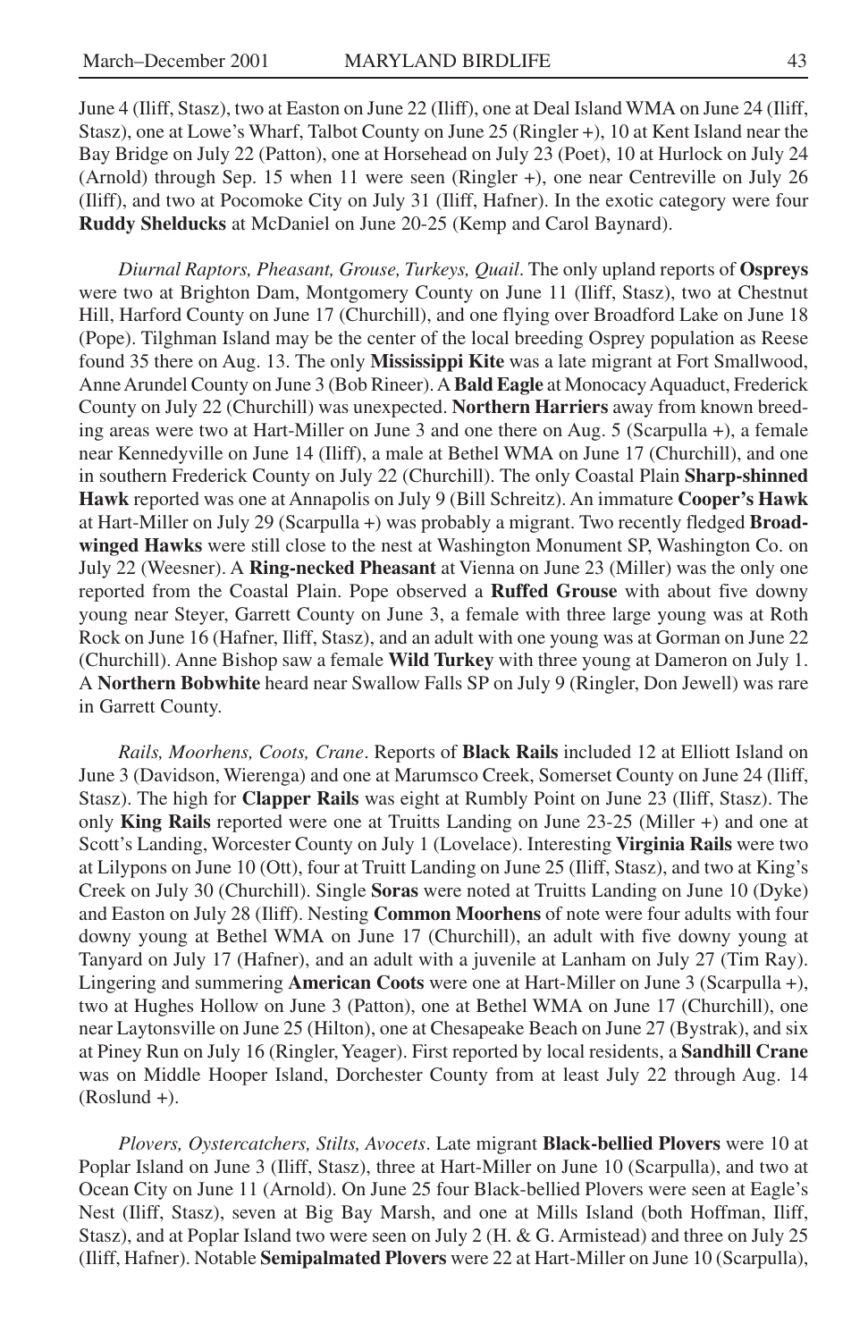June 4 (Iliff, Stasz), two at Easton on June 22 (Iliff), one at Deal Island WMA on June 24 (Iliff, Stasz), one at Lowe's Wharf, Talbot County on June 25 (Ringler +), 10 at Kent Island near the Bay Bridge on July 22 (Patton), one at Horsehead on July 23 (Poet), 10 at Hurlock on July 24 (Arnold) through Sep. 15 when 11 were seen (Ringler +), one near Centreville on July 26 (Iliff), and two at Pocomoke City on July 31 (Iliff, Hafner). In the exotic category were four **Ruddy Shelducks** at McDaniel on June 20-25 (Kemp and Carol Baynard).

*Diurnal Raptors, Pheasant, Grouse, Turkeys, Quail*. The only upland reports of **Ospreys** were two at Brighton Dam, Montgomery County on June 11 (Iliff, Stasz), two at Chestnut Hill, Harford County on June 17 (Churchill), and one flying over Broadford Lake on June 18 (Pope). Tilghman Island may be the center of the local breeding Osprey population as Reese found 35 there on Aug. 13. The only **Mississippi Kite** was a late migrant at Fort Smallwood, Anne Arundel County on June 3 (Bob Rineer). A **Bald Eagle** at Monocacy Aquaduct, Frederick County on July 22 (Churchill) was unexpected. **Northern Harriers** away from known breeding areas were two at Hart-Miller on June 3 and one there on Aug. 5 (Scarpulla +), a female near Kennedyville on June 14 (Iliff), a male at Bethel WMA on June 17 (Churchill), and one in southern Frederick County on July 22 (Churchill). The only Coastal Plain **Sharp-shinned Hawk** reported was one at Annapolis on July 9 (Bill Schreitz). An immature **Cooper's Hawk** at Hart-Miller on July 29 (Scarpulla +) was probably a migrant. Two recently fledged **Broad-winged Hawks** were still close to the nest at Washington Monument SP, Washington Co. on July 22 (Weesner). A **Ring-necked Pheasant** at Vienna on June 23 (Miller) was the only one reported from the Coastal Plain. Pope observed a **Ruffed Grouse** with about five downy young near Steyer, Garrett County on June 3, a female with three large young was at Roth Rock on June 16 (Hafner, Iliff, Stasz), and an adult with one young was at Gorman on June 22 (Churchill). Anne Bishop saw a female **Wild Turkey** with three young at Dameron on July 1. A **Northern Bobwhite** heard near Swallow Falls SP on July 9 (Ringler, Don Jewell) was rare in Garrett County.

*Rails, Moorhens, Coots, Crane*. Reports of **Black Rails** included 12 at Elliott Island on June 3 (Davidson, Wierenga) and one at Marumsco Creek, Somerset County on June 24 (Iliff, Stasz). The high for **Clapper Rails** was eight at Rumbly Point on June 23 (Iliff, Stasz). The only **King Rails** reported were one at Truitts Landing on June 23-25 (Miller +) and one at Scott's Landing, Worcester County on July 1 (Lovelace). Interesting **Virginia Rails** were two at Lilypons on June 10 (Ott), four at Truitt Landing on June 25 (Iliff, Stasz), and two at King's Creek on July 30 (Churchill). Single **Soras** were noted at Truitts Landing on June 10 (Dyke) and Easton on July 28 (Iliff). Nesting **Common Moorhens** of note were four adults with four downy young at Bethel WMA on June 17 (Churchill), an adult with five downy young at Tanyard on July 17 (Hafner), and an adult with a juvenile at Lanham on July 27 (Tim Ray). Lingering and summering **American Coots** were one at Hart-Miller on June 3 (Scarpulla +), two at Hughes Hollow on June 3 (Patton), one at Bethel WMA on June 17 (Churchill), one near Laytonsville on June 25 (Hilton), one at Chesapeake Beach on June 27 (Bystrak), and six at Piney Run on July 16 (Ringler, Yeager). First reported by local residents, a **Sandhill Crane** was on Middle Hooper Island, Dorchester County from at least July 22 through Aug. 14 (Roslund +).

*Plovers, Oystercatchers, Stilts, Avocets*. Late migrant **Black-bellied Plovers** were 10 at Poplar Island on June 3 (Iliff, Stasz), three at Hart-Miller on June 10 (Scarpulla), and two at Ocean City on June 11 (Arnold). On June 25 four Black-bellied Plovers were seen at Eagle's Nest (Iliff, Stasz), seven at Big Bay Marsh, and one at Mills Island (both Hoffman, Iliff, Stasz), and at Poplar Island two were seen on July 2 (H. & G. Armistead) and three on July 25 (Iliff, Hafner). Notable **Semipalmated Plovers** were 22 at Hart-Miller on June 10 (Scarpulla),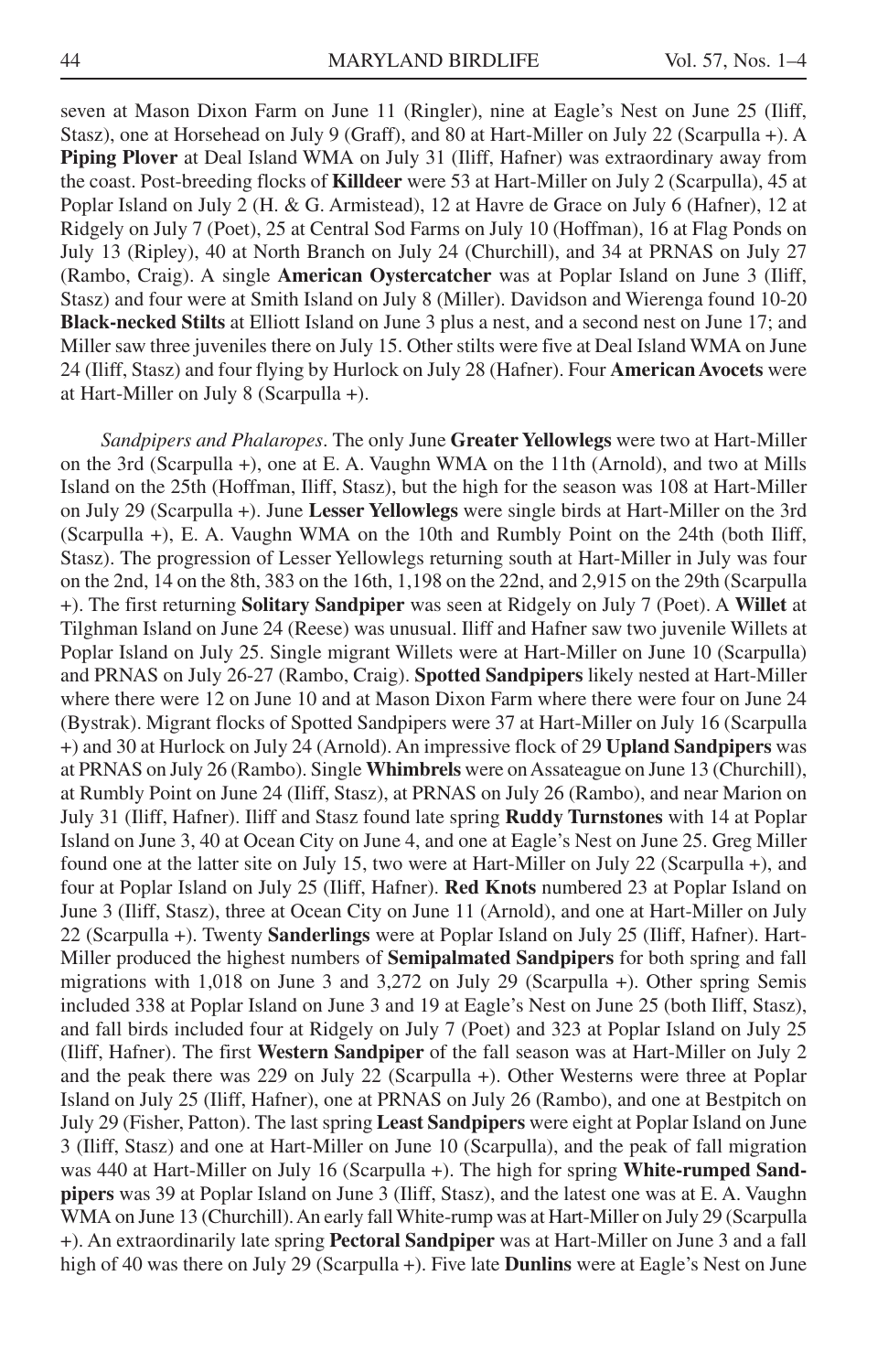seven at Mason Dixon Farm on June 11 (Ringler), nine at Eagle's Nest on June 25 (Iliff, Stasz), one at Horsehead on July 9 (Graff), and 80 at Hart-Miller on July 22 (Scarpulla +). A **Piping Plover** at Deal Island WMA on July 31 (Iliff, Hafner) was extraordinary away from the coast. Post-breeding flocks of **Killdeer** were 53 at Hart-Miller on July 2 (Scarpulla), 45 at Poplar Island on July 2 (H. & G. Armistead), 12 at Havre de Grace on July 6 (Hafner), 12 at Ridgely on July 7 (Poet), 25 at Central Sod Farms on July 10 (Hoffman), 16 at Flag Ponds on July 13 (Ripley), 40 at North Branch on July 24 (Churchill), and 34 at PRNAS on July 27 (Rambo, Craig). A single **American Oystercatcher** was at Poplar Island on June 3 (Iliff, Stasz) and four were at Smith Island on July 8 (Miller). Davidson and Wierenga found 10-20 **Black-necked Stilts** at Elliott Island on June 3 plus a nest, and a second nest on June 17; and Miller saw three juveniles there on July 15. Other stilts were five at Deal Island WMA on June 24 (Iliff, Stasz) and four flying by Hurlock on July 28 (Hafner). Four **American Avocets** were at Hart-Miller on July 8 (Scarpulla +).

*Sandpipers and Phalaropes*. The only June **Greater Yellowlegs** were two at Hart-Miller on the 3rd (Scarpulla +), one at E. A. Vaughn WMA on the 11th (Arnold), and two at Mills Island on the 25th (Hoffman, Iliff, Stasz), but the high for the season was 108 at Hart-Miller on July 29 (Scarpulla +). June **Lesser Yellowlegs** were single birds at Hart-Miller on the 3rd (Scarpulla +), E. A. Vaughn WMA on the 10th and Rumbly Point on the 24th (both Iliff, Stasz). The progression of Lesser Yellowlegs returning south at Hart-Miller in July was four on the 2nd, 14 on the 8th, 383 on the 16th, 1,198 on the 22nd, and 2,915 on the 29th (Scarpulla +). The first returning **Solitary Sandpiper** was seen at Ridgely on July 7 (Poet). A **Willet** at Tilghman Island on June 24 (Reese) was unusual. Iliff and Hafner saw two juvenile Willets at Poplar Island on July 25. Single migrant Willets were at Hart-Miller on June 10 (Scarpulla) and PRNAS on July 26-27 (Rambo, Craig). **Spotted Sandpipers** likely nested at Hart-Miller where there were 12 on June 10 and at Mason Dixon Farm where there were four on June 24 (Bystrak). Migrant flocks of Spotted Sandpipers were 37 at Hart-Miller on July 16 (Scarpulla +) and 30 at Hurlock on July 24 (Arnold). An impressive flock of 29 **Upland Sandpipers** was at PRNAS on July 26 (Rambo). Single **Whimbrels** were on Assateague on June 13 (Churchill), at Rumbly Point on June 24 (Iliff, Stasz), at PRNAS on July 26 (Rambo), and near Marion on July 31 (Iliff, Hafner). Iliff and Stasz found late spring **Ruddy Turnstones** with 14 at Poplar Island on June 3, 40 at Ocean City on June 4, and one at Eagle's Nest on June 25. Greg Miller found one at the latter site on July 15, two were at Hart-Miller on July 22 (Scarpulla +), and four at Poplar Island on July 25 (Iliff, Hafner). **Red Knots** numbered 23 at Poplar Island on June 3 (Iliff, Stasz), three at Ocean City on June 11 (Arnold), and one at Hart-Miller on July 22 (Scarpulla +). Twenty **Sanderlings** were at Poplar Island on July 25 (Iliff, Hafner). Hart-Miller produced the highest numbers of **Semipalmated Sandpipers** for both spring and fall migrations with 1,018 on June 3 and 3,272 on July 29 (Scarpulla +). Other spring Semis included 338 at Poplar Island on June 3 and 19 at Eagle's Nest on June 25 (both Iliff, Stasz), and fall birds included four at Ridgely on July 7 (Poet) and 323 at Poplar Island on July 25 (Iliff, Hafner). The first **Western Sandpiper** of the fall season was at Hart-Miller on July 2 and the peak there was 229 on July 22 (Scarpulla +). Other Westerns were three at Poplar Island on July 25 (Iliff, Hafner), one at PRNAS on July 26 (Rambo), and one at Bestpitch on July 29 (Fisher, Patton). The last spring **Least Sandpipers** were eight at Poplar Island on June 3 (Iliff, Stasz) and one at Hart-Miller on June 10 (Scarpulla), and the peak of fall migration was 440 at Hart-Miller on July 16 (Scarpulla +). The high for spring **White-rumped Sandpipers** was 39 at Poplar Island on June 3 (Iliff, Stasz), and the latest one was at E. A. Vaughn WMA on June 13 (Churchill). An early fall White-rump was at Hart-Miller on July 29 (Scarpulla +). An extraordinarily late spring **Pectoral Sandpiper** was at Hart-Miller on June 3 and a fall high of 40 was there on July 29 (Scarpulla +). Five late **Dunlins** were at Eagle's Nest on June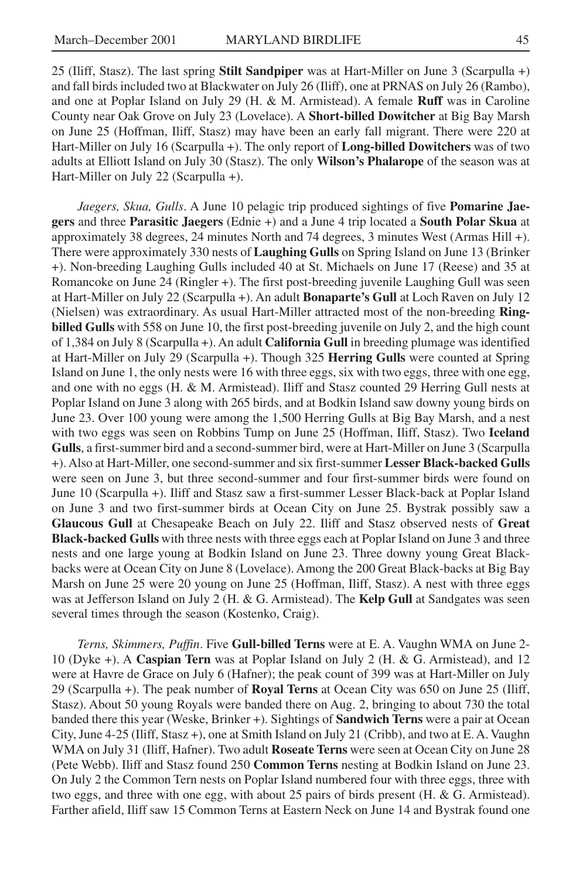25 (Iliff, Stasz). The last spring **Stilt Sandpiper** was at Hart-Miller on June 3 (Scarpulla +) and fall birds included two at Blackwater on July 26 (Iliff), one at PRNAS on July 26 (Rambo), and one at Poplar Island on July 29 (H. & M. Armistead). A female **Ruff** was in Caroline County near Oak Grove on July 23 (Lovelace). A **Short-billed Dowitcher** at Big Bay Marsh on June 25 (Hoffman, Iliff, Stasz) may have been an early fall migrant. There were 220 at Hart-Miller on July 16 (Scarpulla +). The only report of **Long-billed Dowitchers** was of two adults at Elliott Island on July 30 (Stasz). The only **Wilson's Phalarope** of the season was at Hart-Miller on July 22 (Scarpulla +).

*Jaegers, Skua, Gulls*. A June 10 pelagic trip produced sightings of five **Pomarine Jaegers** and three **Parasitic Jaegers** (Ednie +) and a June 4 trip located a **South Polar Skua** at approximately 38 degrees, 24 minutes North and 74 degrees, 3 minutes West (Armas Hill +). There were approximately 330 nests of **Laughing Gulls** on Spring Island on June 13 (Brinker +). Non-breeding Laughing Gulls included 40 at St. Michaels on June 17 (Reese) and 35 at Romancoke on June 24 (Ringler +). The first post-breeding juvenile Laughing Gull was seen at Hart-Miller on July 22 (Scarpulla +). An adult **Bonaparte's Gull** at Loch Raven on July 12 (Nielsen) was extraordinary. As usual Hart-Miller attracted most of the non-breeding **Ring-billed Gulls** with 558 on June 10, the first post-breeding juvenile on July 2, and the high count of 1,384 on July 8 (Scarpulla +). An adult **California Gull** in breeding plumage was identified at Hart-Miller on July 29 (Scarpulla +). Though 325 **Herring Gulls** were counted at Spring Island on June 1, the only nests were 16 with three eggs, six with two eggs, three with one egg, and one with no eggs (H. & M. Armistead). Iliff and Stasz counted 29 Herring Gull nests at Poplar Island on June 3 along with 265 birds, and at Bodkin Island saw downy young birds on June 23. Over 100 young were among the 1,500 Herring Gulls at Big Bay Marsh, and a nest with two eggs was seen on Robbins Tump on June 25 (Hoffman, Iliff, Stasz). Two **Iceland Gulls**, a first-summer bird and a second-summer bird, were at Hart-Miller on June 3 (Scarpulla +). Also at Hart-Miller, one second-summer and six first-summer **Lesser Black-backed Gulls** were seen on June 3, but three second-summer and four first-summer birds were found on June 10 (Scarpulla +). Iliff and Stasz saw a first-summer Lesser Black-back at Poplar Island on June 3 and two first-summer birds at Ocean City on June 25. Bystrak possibly saw a **Glaucous Gull** at Chesapeake Beach on July 22. Iliff and Stasz observed nests of **Great Black-backed Gulls** with three nests with three eggs each at Poplar Island on June 3 and three nests and one large young at Bodkin Island on June 23. Three downy young Great Black-backs were at Ocean City on June 8 (Lovelace). Among the 200 Great Black-backs at Big Bay Marsh on June 25 were 20 young on June 25 (Hoffman, Iliff, Stasz). A nest with three eggs was at Jefferson Island on July 2 (H. & G. Armistead). The **Kelp Gull** at Sandgates was seen several times through the season (Kostenko, Craig).

*Terns, Skimmers, Puffin*. Five **Gull-billed Terns** were at E. A. Vaughn WMA on June 2-10 (Dyke +). A **Caspian Tern** was at Poplar Island on July 2 (H. & G. Armistead), and 12 were at Havre de Grace on July 6 (Hafner); the peak count of 399 was at Hart-Miller on July 29 (Scarpulla +). The peak number of **Royal Terns** at Ocean City was 650 on June 25 (Iliff, Stasz). About 50 young Royals were banded there on Aug. 2, bringing to about 730 the total banded there this year (Weske, Brinker +). Sightings of **Sandwich Terns** were a pair at Ocean City, June 4-25 (Iliff, Stasz +), one at Smith Island on July 21 (Cribb), and two at E. A. Vaughn WMA on July 31 (Iliff, Hafner). Two adult **Roseate Terns** were seen at Ocean City on June 28 (Pete Webb). Iliff and Stasz found 250 **Common Terns** nesting at Bodkin Island on June 23. On July 2 the Common Tern nests on Poplar Island numbered four with three eggs, three with two eggs, and three with one egg, with about 25 pairs of birds present (H. & G. Armistead). Farther afield, Iliff saw 15 Common Terns at Eastern Neck on June 14 and Bystrak found one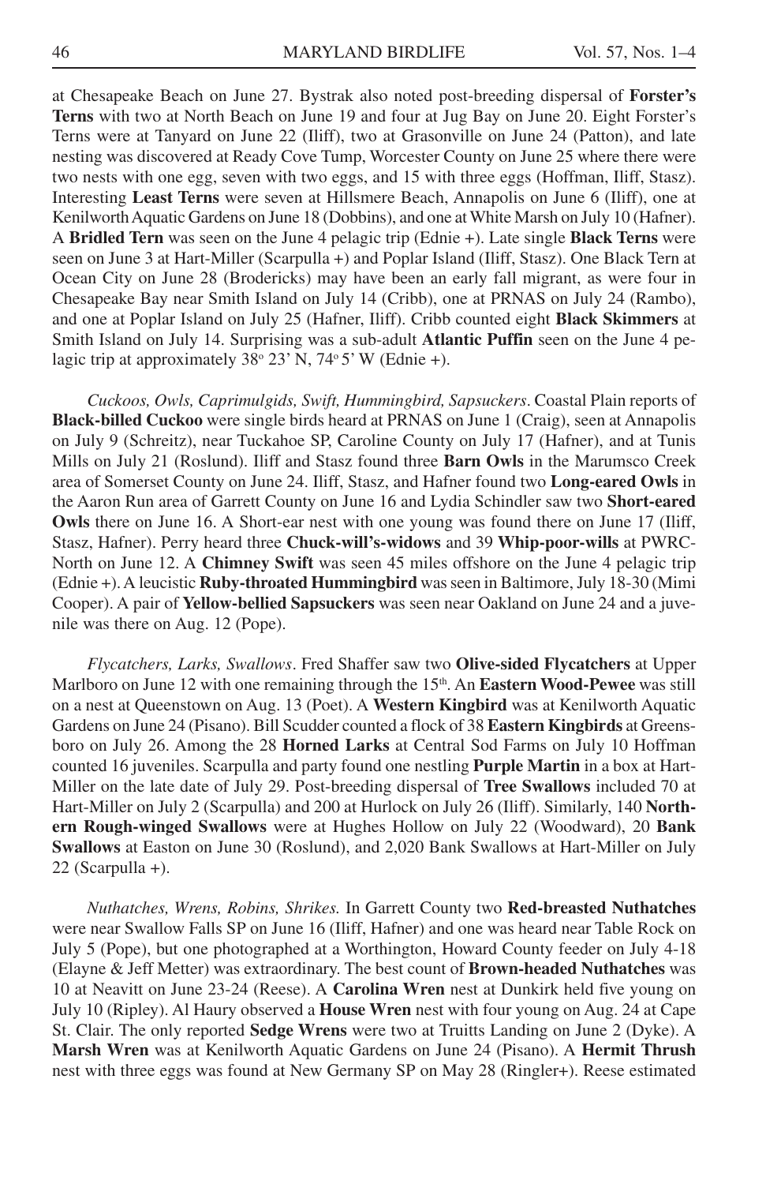at Chesapeake Beach on June 27. Bystrak also noted post-breeding dispersal of **Forster's Terns** with two at North Beach on June 19 and four at Jug Bay on June 20. Eight Forster's Terns were at Tanyard on June 22 (Iliff), two at Grasonville on June 24 (Patton), and late nesting was discovered at Ready Cove Tump, Worcester County on June 25 where there were two nests with one egg, seven with two eggs, and 15 with three eggs (Hoffman, Iliff, Stasz). Interesting **Least Terns** were seven at Hillsmere Beach, Annapolis on June 6 (Iliff), one at Kenilworth Aquatic Gardens on June 18 (Dobbins), and one at White Marsh on July 10 (Hafner). A **Bridled Tern** was seen on the June 4 pelagic trip (Ednie +). Late single **Black Terns** were seen on June 3 at Hart-Miller (Scarpulla +) and Poplar Island (Iliff, Stasz). One Black Tern at Ocean City on June 28 (Brodericks) may have been an early fall migrant, as were four in Chesapeake Bay near Smith Island on July 14 (Cribb), one at PRNAS on July 24 (Rambo), and one at Poplar Island on July 25 (Hafner, Iliff). Cribb counted eight **Black Skimmers** at Smith Island on July 14. Surprising was a sub-adult **Atlantic Puffin** seen on the June 4 pelagic trip at approximately 38° 23' N, 74° 5' W (Ednie +).

*Cuckoos, Owls, Caprimulgids, Swift, Hummingbird, Sapsuckers*. Coastal Plain reports of **Black-billed Cuckoo** were single birds heard at PRNAS on June 1 (Craig), seen at Annapolis on July 9 (Schreitz), near Tuckahoe SP, Caroline County on July 17 (Hafner), and at Tunis Mills on July 21 (Roslund). Iliff and Stasz found three **Barn Owls** in the Marumsco Creek area of Somerset County on June 24. Iliff, Stasz, and Hafner found two **Long-eared Owls** in the Aaron Run area of Garrett County on June 16 and Lydia Schindler saw two **Short-eared Owls** there on June 16. A Short-ear nest with one young was found there on June 17 (Iliff, Stasz, Hafner). Perry heard three **Chuck-will's-widows** and 39 **Whip-poor-wills** at PWRC-North on June 12. A **Chimney Swift** was seen 45 miles offshore on the June 4 pelagic trip (Ednie +). A leucistic **Ruby-throated Hummingbird** was seen in Baltimore, July 18-30 (Mimi Cooper). A pair of **Yellow-bellied Sapsuckers** was seen near Oakland on June 24 and a juvenile was there on Aug. 12 (Pope).

*Flycatchers, Larks, Swallows*. Fred Shaffer saw two **Olive-sided Flycatchers** at Upper Marlboro on June 12 with one remaining through the 15th. An **Eastern Wood-Pewee** was still on a nest at Queenstown on Aug. 13 (Poet). A **Western Kingbird** was at Kenilworth Aquatic Gardens on June 24 (Pisano). Bill Scudder counted a flock of 38 **Eastern Kingbirds** at Greensboro on July 26. Among the 28 **Horned Larks** at Central Sod Farms on July 10 Hoffman counted 16 juveniles. Scarpulla and party found one nestling **Purple Martin** in a box at Hart-Miller on the late date of July 29. Post-breeding dispersal of **Tree Swallows** included 70 at Hart-Miller on July 2 (Scarpulla) and 200 at Hurlock on July 26 (Iliff). Similarly, 140 **Northern Rough-winged Swallows** were at Hughes Hollow on July 22 (Woodward), 20 **Bank Swallows** at Easton on June 30 (Roslund), and 2,020 Bank Swallows at Hart-Miller on July 22 (Scarpulla +).

*Nuthatches, Wrens, Robins, Shrikes.* In Garrett County two **Red-breasted Nuthatches** were near Swallow Falls SP on June 16 (Iliff, Hafner) and one was heard near Table Rock on July 5 (Pope), but one photographed at a Worthington, Howard County feeder on July 4-18 (Elayne & Jeff Metter) was extraordinary. The best count of **Brown-headed Nuthatches** was 10 at Neavitt on June 23-24 (Reese). A **Carolina Wren** nest at Dunkirk held five young on July 10 (Ripley). Al Haury observed a **House Wren** nest with four young on Aug. 24 at Cape St. Clair. The only reported **Sedge Wrens** were two at Truitts Landing on June 2 (Dyke). A **Marsh Wren** was at Kenilworth Aquatic Gardens on June 24 (Pisano). A **Hermit Thrush** nest with three eggs was found at New Germany SP on May 28 (Ringler+). Reese estimated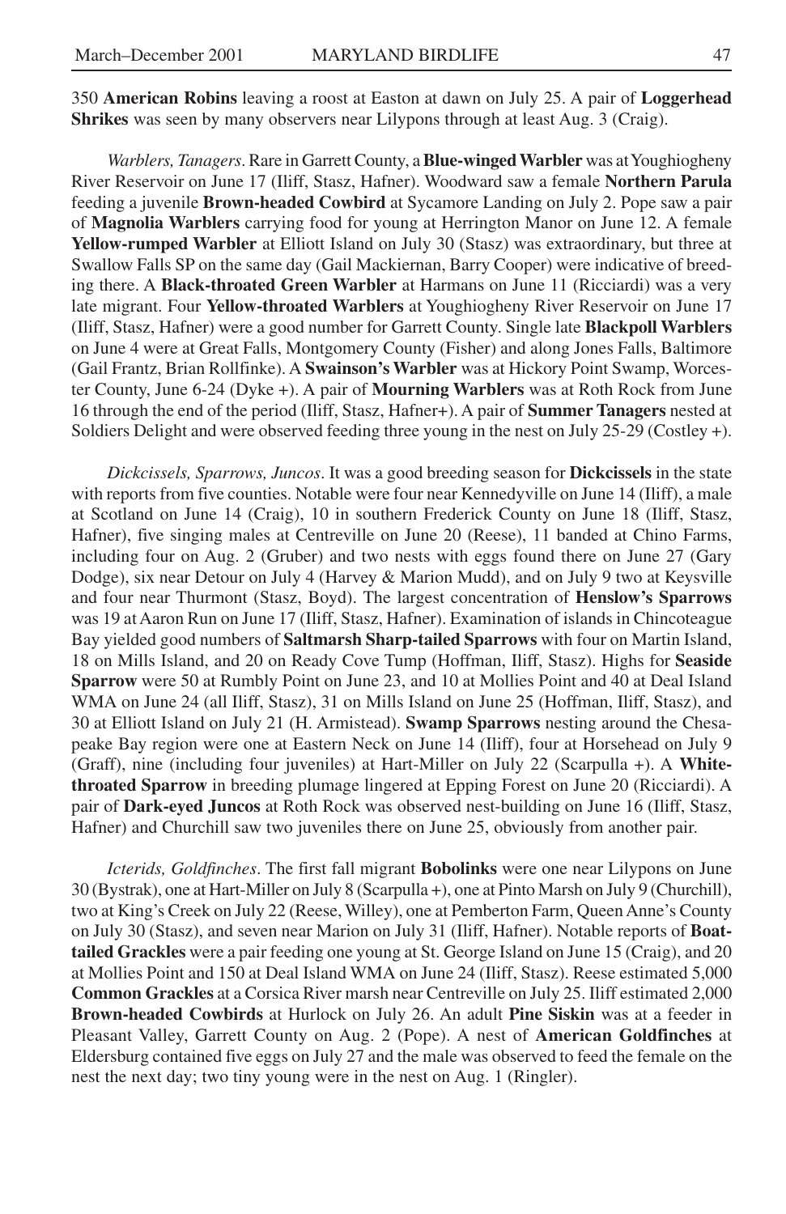350 **American Robins** leaving a roost at Easton at dawn on July 25. A pair of **Loggerhead Shrikes** was seen by many observers near Lilypons through at least Aug. 3 (Craig).

*Warblers, Tanagers*. Rare in Garrett County, a **Blue-winged Warbler** was at Youghiogheny River Reservoir on June 17 (Iliff, Stasz, Hafner). Woodward saw a female **Northern Parula** feeding a juvenile **Brown-headed Cowbird** at Sycamore Landing on July 2. Pope saw a pair of **Magnolia Warblers** carrying food for young at Herrington Manor on June 12. A female **Yellow-rumped Warbler** at Elliott Island on July 30 (Stasz) was extraordinary, but three at Swallow Falls SP on the same day (Gail Mackiernan, Barry Cooper) were indicative of breeding there. A **Black-throated Green Warbler** at Harmans on June 11 (Ricciardi) was a very late migrant. Four **Yellow-throated Warblers** at Youghiogheny River Reservoir on June 17 (Iliff, Stasz, Hafner) were a good number for Garrett County. Single late **Blackpoll Warblers** on June 4 were at Great Falls, Montgomery County (Fisher) and along Jones Falls, Baltimore (Gail Frantz, Brian Rollfinke). A **Swainson's Warbler** was at Hickory Point Swamp, Worcester County, June 6-24 (Dyke +). A pair of **Mourning Warblers** was at Roth Rock from June 16 through the end of the period (Iliff, Stasz, Hafner+). A pair of **Summer Tanagers** nested at Soldiers Delight and were observed feeding three young in the nest on July 25-29 (Costley +).

*Dickcissels, Sparrows, Juncos*. It was a good breeding season for **Dickcissels** in the state with reports from five counties. Notable were four near Kennedyville on June 14 (Iliff), a male at Scotland on June 14 (Craig), 10 in southern Frederick County on June 18 (Iliff, Stasz, Hafner), five singing males at Centreville on June 20 (Reese), 11 banded at Chino Farms, including four on Aug. 2 (Gruber) and two nests with eggs found there on June 27 (Gary Dodge), six near Detour on July 4 (Harvey & Marion Mudd), and on July 9 two at Keysville and four near Thurmont (Stasz, Boyd). The largest concentration of **Henslow's Sparrows** was 19 at Aaron Run on June 17 (Iliff, Stasz, Hafner). Examination of islands in Chincoteague Bay yielded good numbers of **Saltmarsh Sharp-tailed Sparrows** with four on Martin Island, 18 on Mills Island, and 20 on Ready Cove Tump (Hoffman, Iliff, Stasz). Highs for **Seaside Sparrow** were 50 at Rumbly Point on June 23, and 10 at Mollies Point and 40 at Deal Island WMA on June 24 (all Iliff, Stasz), 31 on Mills Island on June 25 (Hoffman, Iliff, Stasz), and 30 at Elliott Island on July 21 (H. Armistead). **Swamp Sparrows** nesting around the Chesapeake Bay region were one at Eastern Neck on June 14 (Iliff), four at Horsehead on July 9 (Graff), nine (including four juveniles) at Hart-Miller on July 22 (Scarpulla +). A **White-throated Sparrow** in breeding plumage lingered at Epping Forest on June 20 (Ricciardi). A pair of **Dark-eyed Juncos** at Roth Rock was observed nest-building on June 16 (Iliff, Stasz, Hafner) and Churchill saw two juveniles there on June 25, obviously from another pair.

*Icterids, Goldfinches*. The first fall migrant **Bobolinks** were one near Lilypons on June 30 (Bystrak), one at Hart-Miller on July 8 (Scarpulla +), one at Pinto Marsh on July 9 (Churchill), two at King's Creek on July 22 (Reese, Willey), one at Pemberton Farm, Queen Anne's County on July 30 (Stasz), and seven near Marion on July 31 (Iliff, Hafner). Notable reports of **Boat-tailed Grackles** were a pair feeding one young at St. George Island on June 15 (Craig), and 20 at Mollies Point and 150 at Deal Island WMA on June 24 (Iliff, Stasz). Reese estimated 5,000 **Common Grackles** at a Corsica River marsh near Centreville on July 25. Iliff estimated 2,000 **Brown-headed Cowbirds** at Hurlock on July 26. An adult **Pine Siskin** was at a feeder in Pleasant Valley, Garrett County on Aug. 2 (Pope). A nest of **American Goldfinches** at Eldersburg contained five eggs on July 27 and the male was observed to feed the female on the nest the next day; two tiny young were in the nest on Aug. 1 (Ringler).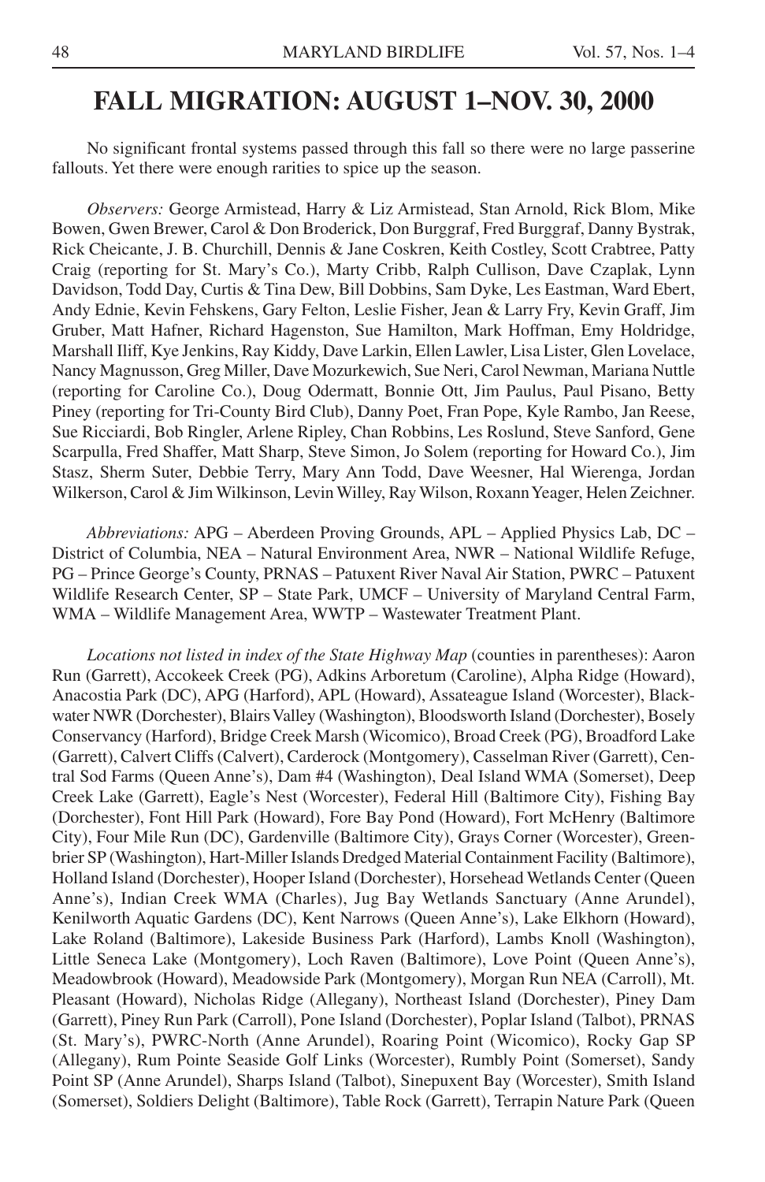# FALL MIGRATION: AUGUST 1–NOV. 30, 2000

No significant frontal systems passed through this fall so there were no large passerine fallouts. Yet there were enough rarities to spice up the season.

*Observers:* George Armistead, Harry & Liz Armistead, Stan Arnold, Rick Blom, Mike Bowen, Gwen Brewer, Carol & Don Broderick, Don Burggraf, Fred Burggraf, Danny Bystrak, Rick Cheicante, J. B. Churchill, Dennis & Jane Coskren, Keith Costley, Scott Crabtree, Patty Craig (reporting for St. Mary's Co.), Marty Cribb, Ralph Cullison, Dave Czaplak, Lynn Davidson, Todd Day, Curtis & Tina Dew, Bill Dobbins, Sam Dyke, Les Eastman, Ward Ebert, Andy Ednie, Kevin Fehskens, Gary Felton, Leslie Fisher, Jean & Larry Fry, Kevin Graff, Jim Gruber, Matt Hafner, Richard Hagenston, Sue Hamilton, Mark Hoffman, Emy Holdridge, Marshall Iliff, Kye Jenkins, Ray Kiddy, Dave Larkin, Ellen Lawler, Lisa Lister, Glen Lovelace, Nancy Magnusson, Greg Miller, Dave Mozurkewich, Sue Neri, Carol Newman, Mariana Nuttle (reporting for Caroline Co.), Doug Odermatt, Bonnie Ott, Jim Paulus, Paul Pisano, Betty Piney (reporting for Tri-County Bird Club), Danny Poet, Fran Pope, Kyle Rambo, Jan Reese, Sue Ricciardi, Bob Ringler, Arlene Ripley, Chan Robbins, Les Roslund, Steve Sanford, Gene Scarpulla, Fred Shaffer, Matt Sharp, Steve Simon, Jo Solem (reporting for Howard Co.), Jim Stasz, Sherm Suter, Debbie Terry, Mary Ann Todd, Dave Weesner, Hal Wierenga, Jordan Wilkerson, Carol & Jim Wilkinson, Levin Willey, Ray Wilson, Roxann Yeager, Helen Zeichner.

*Abbreviations:* APG – Aberdeen Proving Grounds, APL – Applied Physics Lab, DC – District of Columbia, NEA – Natural Environment Area, NWR – National Wildlife Refuge, PG – Prince George's County, PRNAS – Patuxent River Naval Air Station, PWRC – Patuxent Wildlife Research Center, SP – State Park, UMCF – University of Maryland Central Farm, WMA – Wildlife Management Area, WWTP – Wastewater Treatment Plant.

*Locations not listed in index of the State Highway Map* (counties in parentheses): Aaron Run (Garrett), Accokeek Creek (PG), Adkins Arboretum (Caroline), Alpha Ridge (Howard), Anacostia Park (DC), APG (Harford), APL (Howard), Assateague Island (Worcester), Blackwater NWR (Dorchester), Blairs Valley (Washington), Bloodsworth Island (Dorchester), Bosely Conservancy (Harford), Bridge Creek Marsh (Wicomico), Broad Creek (PG), Broadford Lake (Garrett), Calvert Cliffs (Calvert), Carderock (Montgomery), Casselman River (Garrett), Central Sod Farms (Queen Anne's), Dam #4 (Washington), Deal Island WMA (Somerset), Deep Creek Lake (Garrett), Eagle's Nest (Worcester), Federal Hill (Baltimore City), Fishing Bay (Dorchester), Font Hill Park (Howard), Fore Bay Pond (Howard), Fort McHenry (Baltimore City), Four Mile Run (DC), Gardenville (Baltimore City), Grays Corner (Worcester), Greenbrier SP (Washington), Hart-Miller Islands Dredged Material Containment Facility (Baltimore), Holland Island (Dorchester), Hooper Island (Dorchester), Horsehead Wetlands Center (Queen Anne's), Indian Creek WMA (Charles), Jug Bay Wetlands Sanctuary (Anne Arundel), Kenilworth Aquatic Gardens (DC), Kent Narrows (Queen Anne's), Lake Elkhorn (Howard), Lake Roland (Baltimore), Lakeside Business Park (Harford), Lambs Knoll (Washington), Little Seneca Lake (Montgomery), Loch Raven (Baltimore), Love Point (Queen Anne's), Meadowbrook (Howard), Meadowside Park (Montgomery), Morgan Run NEA (Carroll), Mt. Pleasant (Howard), Nicholas Ridge (Allegany), Northeast Island (Dorchester), Piney Dam (Garrett), Piney Run Park (Carroll), Pone Island (Dorchester), Poplar Island (Talbot), PRNAS (St. Mary's), PWRC-North (Anne Arundel), Roaring Point (Wicomico), Rocky Gap SP (Allegany), Rum Pointe Seaside Golf Links (Worcester), Rumbly Point (Somerset), Sandy Point SP (Anne Arundel), Sharps Island (Talbot), Sinepuxent Bay (Worcester), Smith Island (Somerset), Soldiers Delight (Baltimore), Table Rock (Garrett), Terrapin Nature Park (Queen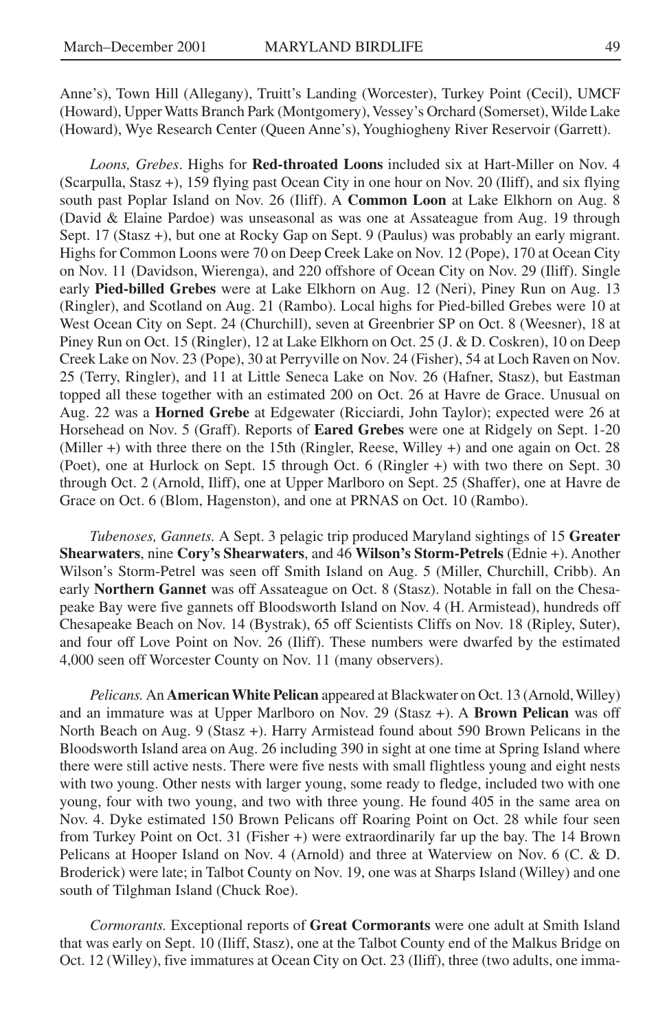Anne's), Town Hill (Allegany), Truitt's Landing (Worcester), Turkey Point (Cecil), UMCF (Howard), Upper Watts Branch Park (Montgomery), Vessey's Orchard (Somerset), Wilde Lake (Howard), Wye Research Center (Queen Anne's), Youghiogheny River Reservoir (Garrett).

*Loons, Grebes*. Highs for **Red-throated Loons** included six at Hart-Miller on Nov. 4 (Scarpulla, Stasz +), 159 flying past Ocean City in one hour on Nov. 20 (Iliff), and six flying south past Poplar Island on Nov. 26 (Iliff). A **Common Loon** at Lake Elkhorn on Aug. 8 (David & Elaine Pardoe) was unseasonal as was one at Assateague from Aug. 19 through Sept. 17 (Stasz +), but one at Rocky Gap on Sept. 9 (Paulus) was probably an early migrant. Highs for Common Loons were 70 on Deep Creek Lake on Nov. 12 (Pope), 170 at Ocean City on Nov. 11 (Davidson, Wierenga), and 220 offshore of Ocean City on Nov. 29 (Iliff). Single early **Pied-billed Grebes** were at Lake Elkhorn on Aug. 12 (Neri), Piney Run on Aug. 13 (Ringler), and Scotland on Aug. 21 (Rambo). Local highs for Pied-billed Grebes were 10 at West Ocean City on Sept. 24 (Churchill), seven at Greenbrier SP on Oct. 8 (Weesner), 18 at Piney Run on Oct. 15 (Ringler), 12 at Lake Elkhorn on Oct. 25 (J. & D. Coskren), 10 on Deep Creek Lake on Nov. 23 (Pope), 30 at Perryville on Nov. 24 (Fisher), 54 at Loch Raven on Nov. 25 (Terry, Ringler), and 11 at Little Seneca Lake on Nov. 26 (Hafner, Stasz), but Eastman topped all these together with an estimated 200 on Oct. 26 at Havre de Grace. Unusual on Aug. 22 was a **Horned Grebe** at Edgewater (Ricciardi, John Taylor); expected were 26 at Horsehead on Nov. 5 (Graff). Reports of **Eared Grebes** were one at Ridgely on Sept. 1-20 (Miller +) with three there on the 15th (Ringler, Reese, Willey +) and one again on Oct. 28 (Poet), one at Hurlock on Sept. 15 through Oct. 6 (Ringler +) with two there on Sept. 30 through Oct. 2 (Arnold, Iliff), one at Upper Marlboro on Sept. 25 (Shaffer), one at Havre de Grace on Oct. 6 (Blom, Hagenston), and one at PRNAS on Oct. 10 (Rambo).

*Tubenoses, Gannets.* A Sept. 3 pelagic trip produced Maryland sightings of 15 **Greater Shearwaters**, nine **Cory's Shearwaters**, and 46 **Wilson's Storm-Petrels** (Ednie +). Another Wilson's Storm-Petrel was seen off Smith Island on Aug. 5 (Miller, Churchill, Cribb). An early **Northern Gannet** was off Assateague on Oct. 8 (Stasz). Notable in fall on the Chesapeake Bay were five gannets off Bloodsworth Island on Nov. 4 (H. Armistead), hundreds off Chesapeake Beach on Nov. 14 (Bystrak), 65 off Scientists Cliffs on Nov. 18 (Ripley, Suter), and four off Love Point on Nov. 26 (Iliff). These numbers were dwarfed by the estimated 4,000 seen off Worcester County on Nov. 11 (many observers).

*Pelicans.* An **American White Pelican** appeared at Blackwater on Oct. 13 (Arnold, Willey) and an immature was at Upper Marlboro on Nov. 29 (Stasz +). A **Brown Pelican** was off North Beach on Aug. 9 (Stasz +). Harry Armistead found about 590 Brown Pelicans in the Bloodsworth Island area on Aug. 26 including 390 in sight at one time at Spring Island where there were still active nests. There were five nests with small flightless young and eight nests with two young. Other nests with larger young, some ready to fledge, included two with one young, four with two young, and two with three young. He found 405 in the same area on Nov. 4. Dyke estimated 150 Brown Pelicans off Roaring Point on Oct. 28 while four seen from Turkey Point on Oct. 31 (Fisher +) were extraordinarily far up the bay. The 14 Brown Pelicans at Hooper Island on Nov. 4 (Arnold) and three at Waterview on Nov. 6 (C. & D. Broderick) were late; in Talbot County on Nov. 19, one was at Sharps Island (Willey) and one south of Tilghman Island (Chuck Roe).

*Cormorants.* Exceptional reports of **Great Cormorants** were one adult at Smith Island that was early on Sept. 10 (Iliff, Stasz), one at the Talbot County end of the Malkus Bridge on Oct. 12 (Willey), five immatures at Ocean City on Oct. 23 (Iliff), three (two adults, one imma-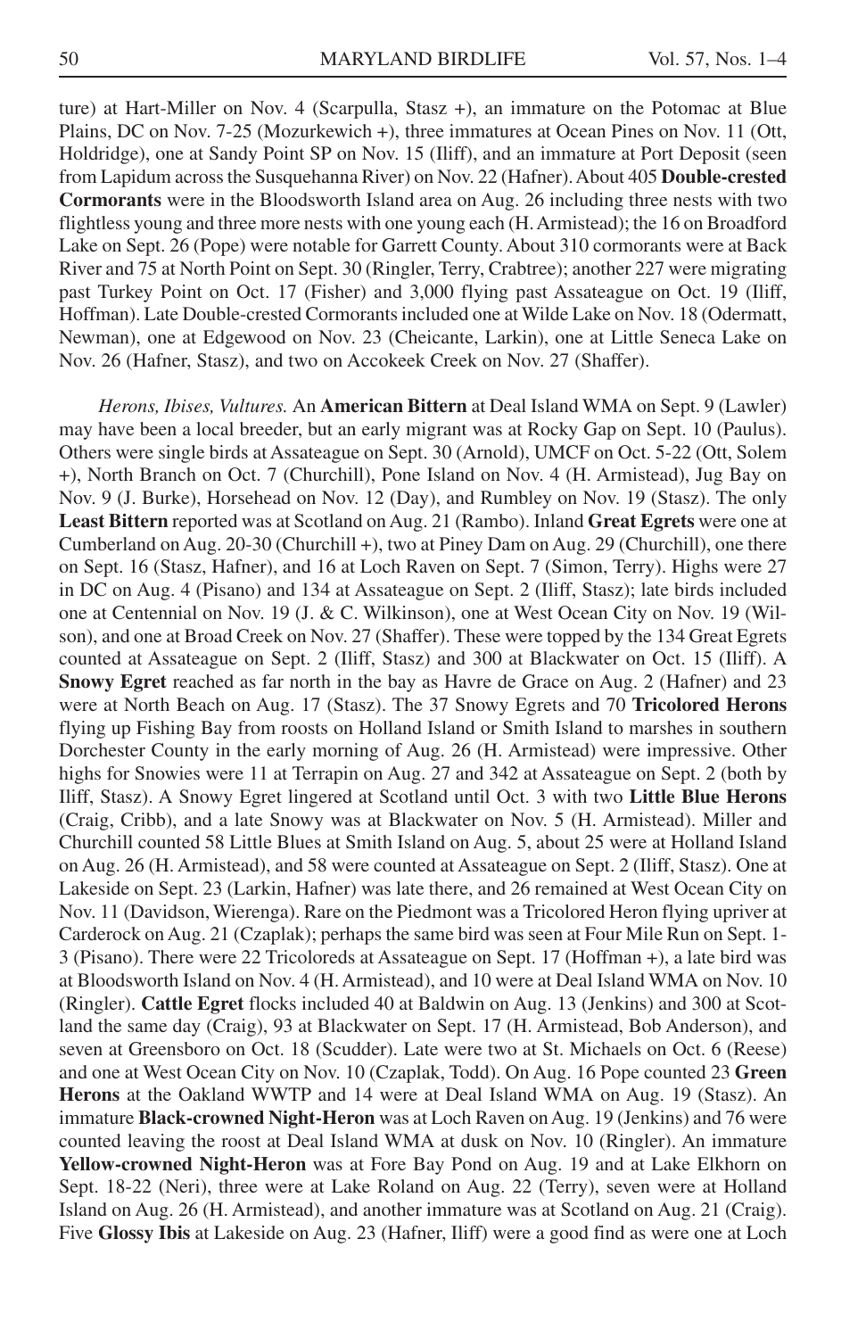ture) at Hart-Miller on Nov. 4 (Scarpulla, Stasz +), an immature on the Potomac at Blue Plains, DC on Nov. 7-25 (Mozurkewich +), three immatures at Ocean Pines on Nov. 11 (Ott, Holdridge), one at Sandy Point SP on Nov. 15 (Iliff), and an immature at Port Deposit (seen from Lapidum across the Susquehanna River) on Nov. 22 (Hafner). About 405 **Double-crested Cormorants** were in the Bloodsworth Island area on Aug. 26 including three nests with two flightless young and three more nests with one young each (H. Armistead); the 16 on Broadford Lake on Sept. 26 (Pope) were notable for Garrett County. About 310 cormorants were at Back River and 75 at North Point on Sept. 30 (Ringler, Terry, Crabtree); another 227 were migrating past Turkey Point on Oct. 17 (Fisher) and 3,000 flying past Assateague on Oct. 19 (Iliff, Hoffman). Late Double-crested Cormorants included one at Wilde Lake on Nov. 18 (Odermatt, Newman), one at Edgewood on Nov. 23 (Cheicante, Larkin), one at Little Seneca Lake on Nov. 26 (Hafner, Stasz), and two on Accokeek Creek on Nov. 27 (Shaffer).

*Herons, Ibises, Vultures.* An **American Bittern** at Deal Island WMA on Sept. 9 (Lawler) may have been a local breeder, but an early migrant was at Rocky Gap on Sept. 10 (Paulus). Others were single birds at Assateague on Sept. 30 (Arnold), UMCF on Oct. 5-22 (Ott, Solem +), North Branch on Oct. 7 (Churchill), Pone Island on Nov. 4 (H. Armistead), Jug Bay on Nov. 9 (J. Burke), Horsehead on Nov. 12 (Day), and Rumbley on Nov. 19 (Stasz). The only **Least Bittern** reported was at Scotland on Aug. 21 (Rambo). Inland **Great Egrets** were one at Cumberland on Aug. 20-30 (Churchill +), two at Piney Dam on Aug. 29 (Churchill), one there on Sept. 16 (Stasz, Hafner), and 16 at Loch Raven on Sept. 7 (Simon, Terry). Highs were 27 in DC on Aug. 4 (Pisano) and 134 at Assateague on Sept. 2 (Iliff, Stasz); late birds included one at Centennial on Nov. 19 (J. & C. Wilkinson), one at West Ocean City on Nov. 19 (Wilson), and one at Broad Creek on Nov. 27 (Shaffer). These were topped by the 134 Great Egrets counted at Assateague on Sept. 2 (Iliff, Stasz) and 300 at Blackwater on Oct. 15 (Iliff). A **Snowy Egret** reached as far north in the bay as Havre de Grace on Aug. 2 (Hafner) and 23 were at North Beach on Aug. 17 (Stasz). The 37 Snowy Egrets and 70 **Tricolored Herons** flying up Fishing Bay from roosts on Holland Island or Smith Island to marshes in southern Dorchester County in the early morning of Aug. 26 (H. Armistead) were impressive. Other highs for Snowies were 11 at Terrapin on Aug. 27 and 342 at Assateague on Sept. 2 (both by Iliff, Stasz). A Snowy Egret lingered at Scotland until Oct. 3 with two **Little Blue Herons** (Craig, Cribb), and a late Snowy was at Blackwater on Nov. 5 (H. Armistead). Miller and Churchill counted 58 Little Blues at Smith Island on Aug. 5, about 25 were at Holland Island on Aug. 26 (H. Armistead), and 58 were counted at Assateague on Sept. 2 (Iliff, Stasz). One at Lakeside on Sept. 23 (Larkin, Hafner) was late there, and 26 remained at West Ocean City on Nov. 11 (Davidson, Wierenga). Rare on the Piedmont was a Tricolored Heron flying upriver at Carderock on Aug. 21 (Czaplak); perhaps the same bird was seen at Four Mile Run on Sept. 1-3 (Pisano). There were 22 Tricoloreds at Assateague on Sept. 17 (Hoffman +), a late bird was at Bloodsworth Island on Nov. 4 (H. Armistead), and 10 were at Deal Island WMA on Nov. 10 (Ringler). **Cattle Egret** flocks included 40 at Baldwin on Aug. 13 (Jenkins) and 300 at Scotland the same day (Craig), 93 at Blackwater on Sept. 17 (H. Armistead, Bob Anderson), and seven at Greensboro on Oct. 18 (Scudder). Late were two at St. Michaels on Oct. 6 (Reese) and one at West Ocean City on Nov. 10 (Czaplak, Todd). On Aug. 16 Pope counted 23 **Green Herons** at the Oakland WWTP and 14 were at Deal Island WMA on Aug. 19 (Stasz). An immature **Black-crowned Night-Heron** was at Loch Raven on Aug. 19 (Jenkins) and 76 were counted leaving the roost at Deal Island WMA at dusk on Nov. 10 (Ringler). An immature **Yellow-crowned Night-Heron** was at Fore Bay Pond on Aug. 19 and at Lake Elkhorn on Sept. 18-22 (Neri), three were at Lake Roland on Aug. 22 (Terry), seven were at Holland Island on Aug. 26 (H. Armistead), and another immature was at Scotland on Aug. 21 (Craig). Five **Glossy Ibis** at Lakeside on Aug. 23 (Hafner, Iliff) were a good find as were one at Loch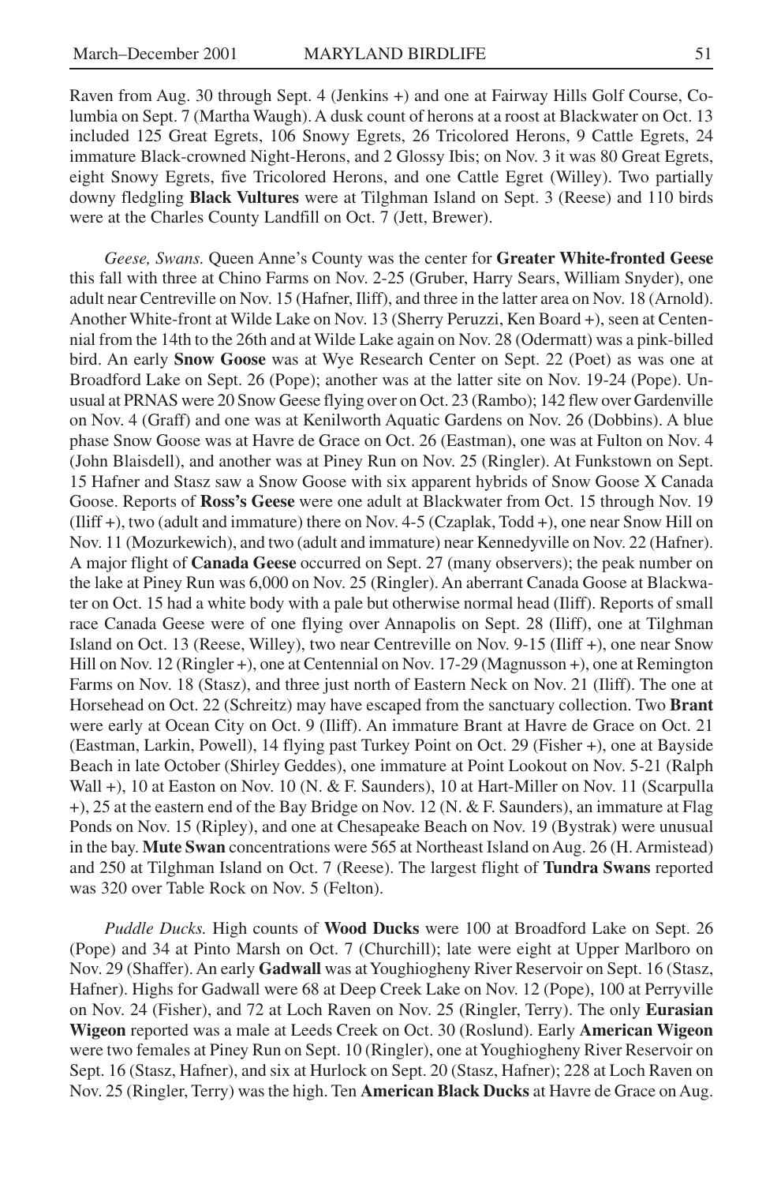Raven from Aug. 30 through Sept. 4 (Jenkins +) and one at Fairway Hills Golf Course, Columbia on Sept. 7 (Martha Waugh). A dusk count of herons at a roost at Blackwater on Oct. 13 included 125 Great Egrets, 106 Snowy Egrets, 26 Tricolored Herons, 9 Cattle Egrets, 24 immature Black-crowned Night-Herons, and 2 Glossy Ibis; on Nov. 3 it was 80 Great Egrets, eight Snowy Egrets, five Tricolored Herons, and one Cattle Egret (Willey). Two partially downy fledgling **Black Vultures** were at Tilghman Island on Sept. 3 (Reese) and 110 birds were at the Charles County Landfill on Oct. 7 (Jett, Brewer).

*Geese, Swans.* Queen Anne's County was the center for **Greater White-fronted Geese** this fall with three at Chino Farms on Nov. 2-25 (Gruber, Harry Sears, William Snyder), one adult near Centreville on Nov. 15 (Hafner, Iliff), and three in the latter area on Nov. 18 (Arnold). Another White-front at Wilde Lake on Nov. 13 (Sherry Peruzzi, Ken Board +), seen at Centennial from the 14th to the 26th and at Wilde Lake again on Nov. 28 (Odermatt) was a pink-billed bird. An early **Snow Goose** was at Wye Research Center on Sept. 22 (Poet) as was one at Broadford Lake on Sept. 26 (Pope); another was at the latter site on Nov. 19-24 (Pope). Unusual at PRNAS were 20 Snow Geese flying over on Oct. 23 (Rambo); 142 flew over Gardenville on Nov. 4 (Graff) and one was at Kenilworth Aquatic Gardens on Nov. 26 (Dobbins). A blue phase Snow Goose was at Havre de Grace on Oct. 26 (Eastman), one was at Fulton on Nov. 4 (John Blaisdell), and another was at Piney Run on Nov. 25 (Ringler). At Funkstown on Sept. 15 Hafner and Stasz saw a Snow Goose with six apparent hybrids of Snow Goose X Canada Goose. Reports of **Ross's Geese** were one adult at Blackwater from Oct. 15 through Nov. 19 (Iliff +), two (adult and immature) there on Nov. 4-5 (Czaplak, Todd +), one near Snow Hill on Nov. 11 (Mozurkewich), and two (adult and immature) near Kennedyville on Nov. 22 (Hafner). A major flight of **Canada Geese** occurred on Sept. 27 (many observers); the peak number on the lake at Piney Run was 6,000 on Nov. 25 (Ringler). An aberrant Canada Goose at Blackwater on Oct. 15 had a white body with a pale but otherwise normal head (Iliff). Reports of small race Canada Geese were of one flying over Annapolis on Sept. 28 (Iliff), one at Tilghman Island on Oct. 13 (Reese, Willey), two near Centreville on Nov. 9-15 (Iliff +), one near Snow Hill on Nov. 12 (Ringler +), one at Centennial on Nov. 17-29 (Magnusson +), one at Remington Farms on Nov. 18 (Stasz), and three just north of Eastern Neck on Nov. 21 (Iliff). The one at Horsehead on Oct. 22 (Schreitz) may have escaped from the sanctuary collection. Two **Brant** were early at Ocean City on Oct. 9 (Iliff). An immature Brant at Havre de Grace on Oct. 21 (Eastman, Larkin, Powell), 14 flying past Turkey Point on Oct. 29 (Fisher +), one at Bayside Beach in late October (Shirley Geddes), one immature at Point Lookout on Nov. 5-21 (Ralph Wall +), 10 at Easton on Nov. 10 (N. & F. Saunders), 10 at Hart-Miller on Nov. 11 (Scarpulla +), 25 at the eastern end of the Bay Bridge on Nov. 12 (N. & F. Saunders), an immature at Flag Ponds on Nov. 15 (Ripley), and one at Chesapeake Beach on Nov. 19 (Bystrak) were unusual in the bay. **Mute Swan** concentrations were 565 at Northeast Island on Aug. 26 (H. Armistead) and 250 at Tilghman Island on Oct. 7 (Reese). The largest flight of **Tundra Swans** reported was 320 over Table Rock on Nov. 5 (Felton).

*Puddle Ducks.* High counts of **Wood Ducks** were 100 at Broadford Lake on Sept. 26 (Pope) and 34 at Pinto Marsh on Oct. 7 (Churchill); late were eight at Upper Marlboro on Nov. 29 (Shaffer). An early **Gadwall** was at Youghiogheny River Reservoir on Sept. 16 (Stasz, Hafner). Highs for Gadwall were 68 at Deep Creek Lake on Nov. 12 (Pope), 100 at Perryville on Nov. 24 (Fisher), and 72 at Loch Raven on Nov. 25 (Ringler, Terry). The only **Eurasian Wigeon** reported was a male at Leeds Creek on Oct. 30 (Roslund). Early **American Wigeon** were two females at Piney Run on Sept. 10 (Ringler), one at Youghiogheny River Reservoir on Sept. 16 (Stasz, Hafner), and six at Hurlock on Sept. 20 (Stasz, Hafner); 228 at Loch Raven on Nov. 25 (Ringler, Terry) was the high. Ten **American Black Ducks** at Havre de Grace on Aug.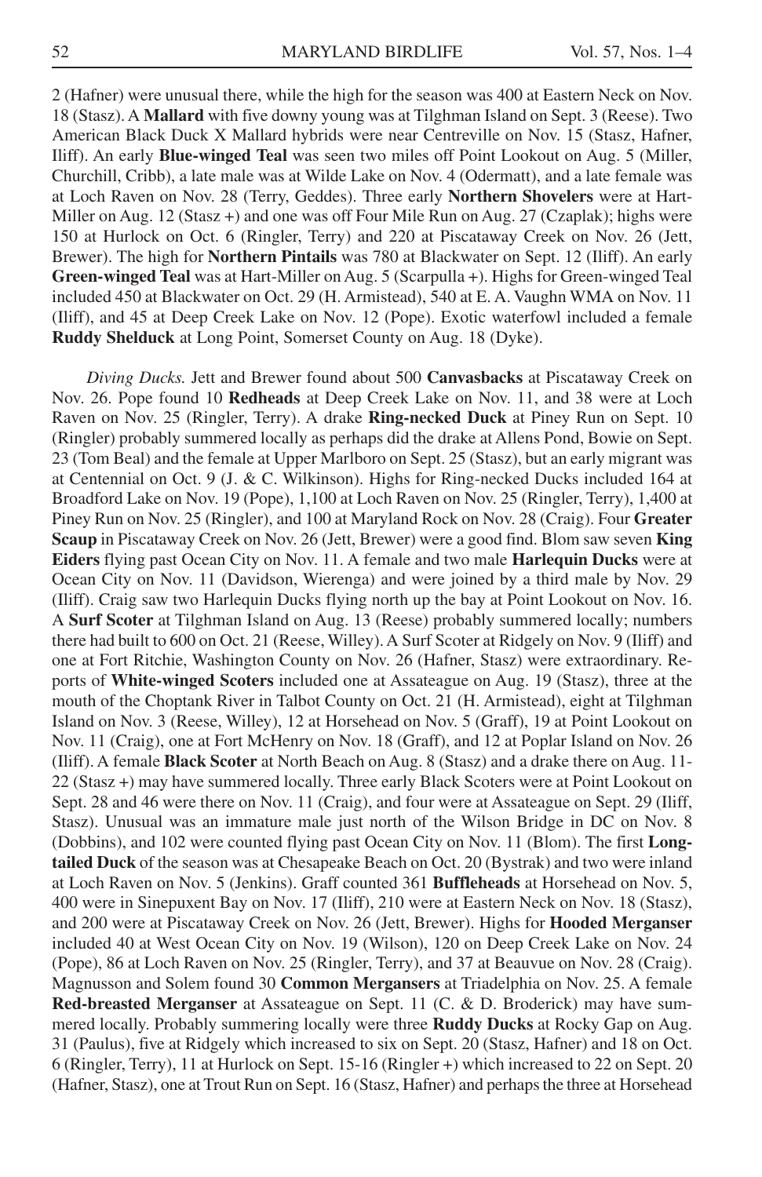2 (Hafner) were unusual there, while the high for the season was 400 at Eastern Neck on Nov. 18 (Stasz). A **Mallard** with five downy young was at Tilghman Island on Sept. 3 (Reese). Two American Black Duck X Mallard hybrids were near Centreville on Nov. 15 (Stasz, Hafner, Iliff). An early **Blue-winged Teal** was seen two miles off Point Lookout on Aug. 5 (Miller, Churchill, Cribb), a late male was at Wilde Lake on Nov. 4 (Odermatt), and a late female was at Loch Raven on Nov. 28 (Terry, Geddes). Three early **Northern Shovelers** were at Hart-Miller on Aug. 12 (Stasz +) and one was off Four Mile Run on Aug. 27 (Czaplak); highs were 150 at Hurlock on Oct. 6 (Ringler, Terry) and 220 at Piscataway Creek on Nov. 26 (Jett, Brewer). The high for **Northern Pintails** was 780 at Blackwater on Sept. 12 (Iliff). An early **Green-winged Teal** was at Hart-Miller on Aug. 5 (Scarpulla +). Highs for Green-winged Teal included 450 at Blackwater on Oct. 29 (H. Armistead), 540 at E. A. Vaughn WMA on Nov. 11 (Iliff), and 45 at Deep Creek Lake on Nov. 12 (Pope). Exotic waterfowl included a female **Ruddy Shelduck** at Long Point, Somerset County on Aug. 18 (Dyke).

*Diving Ducks.* Jett and Brewer found about 500 **Canvasbacks** at Piscataway Creek on Nov. 26. Pope found 10 **Redheads** at Deep Creek Lake on Nov. 11, and 38 were at Loch Raven on Nov. 25 (Ringler, Terry). A drake **Ring-necked Duck** at Piney Run on Sept. 10 (Ringler) probably summered locally as perhaps did the drake at Allens Pond, Bowie on Sept. 23 (Tom Beal) and the female at Upper Marlboro on Sept. 25 (Stasz), but an early migrant was at Centennial on Oct. 9 (J. & C. Wilkinson). Highs for Ring-necked Ducks included 164 at Broadford Lake on Nov. 19 (Pope), 1,100 at Loch Raven on Nov. 25 (Ringler, Terry), 1,400 at Piney Run on Nov. 25 (Ringler), and 100 at Maryland Rock on Nov. 28 (Craig). Four **Greater Scaup** in Piscataway Creek on Nov. 26 (Jett, Brewer) were a good find. Blom saw seven **King Eiders** flying past Ocean City on Nov. 11. A female and two male **Harlequin Ducks** were at Ocean City on Nov. 11 (Davidson, Wierenga) and were joined by a third male by Nov. 29 (Iliff). Craig saw two Harlequin Ducks flying north up the bay at Point Lookout on Nov. 16. A **Surf Scoter** at Tilghman Island on Aug. 13 (Reese) probably summered locally; numbers there had built to 600 on Oct. 21 (Reese, Willey). A Surf Scoter at Ridgely on Nov. 9 (Iliff) and one at Fort Ritchie, Washington County on Nov. 26 (Hafner, Stasz) were extraordinary. Reports of **White-winged Scoters** included one at Assateague on Aug. 19 (Stasz), three at the mouth of the Choptank River in Talbot County on Oct. 21 (H. Armistead), eight at Tilghman Island on Nov. 3 (Reese, Willey), 12 at Horsehead on Nov. 5 (Graff), 19 at Point Lookout on Nov. 11 (Craig), one at Fort McHenry on Nov. 18 (Graff), and 12 at Poplar Island on Nov. 26 (Iliff). A female **Black Scoter** at North Beach on Aug. 8 (Stasz) and a drake there on Aug. 11-22 (Stasz +) may have summered locally. Three early Black Scoters were at Point Lookout on Sept. 28 and 46 were there on Nov. 11 (Craig), and four were at Assateague on Sept. 29 (Iliff, Stasz). Unusual was an immature male just north of the Wilson Bridge in DC on Nov. 8 (Dobbins), and 102 were counted flying past Ocean City on Nov. 11 (Blom). The first **Long-tailed Duck** of the season was at Chesapeake Beach on Oct. 20 (Bystrak) and two were inland at Loch Raven on Nov. 5 (Jenkins). Graff counted 361 **Buffleheads** at Horsehead on Nov. 5, 400 were in Sinepuxent Bay on Nov. 17 (Iliff), 210 were at Eastern Neck on Nov. 18 (Stasz), and 200 were at Piscataway Creek on Nov. 26 (Jett, Brewer). Highs for **Hooded Merganser** included 40 at West Ocean City on Nov. 19 (Wilson), 120 on Deep Creek Lake on Nov. 24 (Pope), 86 at Loch Raven on Nov. 25 (Ringler, Terry), and 37 at Beauvue on Nov. 28 (Craig). Magnusson and Solem found 30 **Common Mergansers** at Triadelphia on Nov. 25. A female **Red-breasted Merganser** at Assateague on Sept. 11 (C. & D. Broderick) may have summered locally. Probably summering locally were three **Ruddy Ducks** at Rocky Gap on Aug. 31 (Paulus), five at Ridgely which increased to six on Sept. 20 (Stasz, Hafner) and 18 on Oct. 6 (Ringler, Terry), 11 at Hurlock on Sept. 15-16 (Ringler +) which increased to 22 on Sept. 20 (Hafner, Stasz), one at Trout Run on Sept. 16 (Stasz, Hafner) and perhaps the three at Horsehead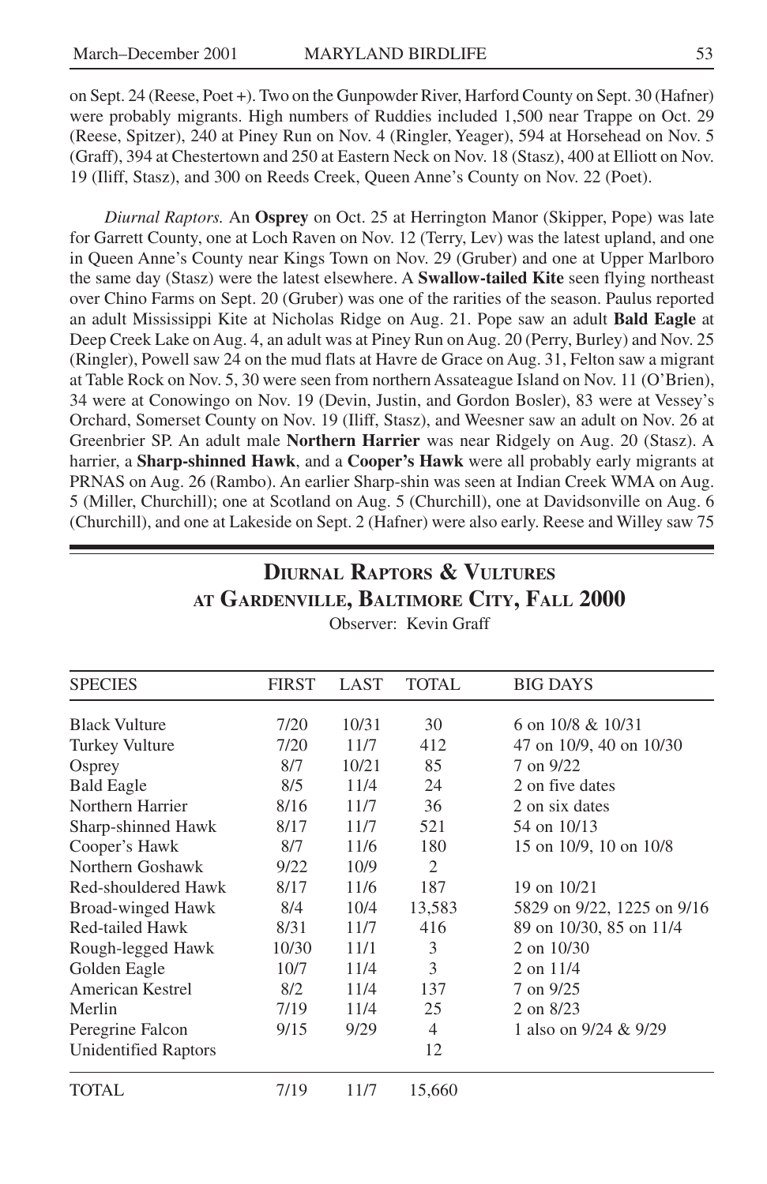on Sept. 24 (Reese, Poet +). Two on the Gunpowder River, Harford County on Sept. 30 (Hafner) were probably migrants. High numbers of Ruddies included 1,500 near Trappe on Oct. 29 (Reese, Spitzer), 240 at Piney Run on Nov. 4 (Ringler, Yeager), 594 at Horsehead on Nov. 5 (Graff), 394 at Chestertown and 250 at Eastern Neck on Nov. 18 (Stasz), 400 at Elliott on Nov. 19 (Iliff, Stasz), and 300 on Reeds Creek, Queen Anne's County on Nov. 22 (Poet).

*Diurnal Raptors.* An **Osprey** on Oct. 25 at Herrington Manor (Skipper, Pope) was late for Garrett County, one at Loch Raven on Nov. 12 (Terry, Lev) was the latest upland, and one in Queen Anne's County near Kings Town on Nov. 29 (Gruber) and one at Upper Marlboro the same day (Stasz) were the latest elsewhere. A **Swallow-tailed Kite** seen flying northeast over Chino Farms on Sept. 20 (Gruber) was one of the rarities of the season. Paulus reported an adult Mississippi Kite at Nicholas Ridge on Aug. 21. Pope saw an adult **Bald Eagle** at Deep Creek Lake on Aug. 4, an adult was at Piney Run on Aug. 20 (Perry, Burley) and Nov. 25 (Ringler), Powell saw 24 on the mud flats at Havre de Grace on Aug. 31, Felton saw a migrant at Table Rock on Nov. 5, 30 were seen from northern Assateague Island on Nov. 11 (O'Brien), 34 were at Conowingo on Nov. 19 (Devin, Justin, and Gordon Bosler), 83 were at Vessey's Orchard, Somerset County on Nov. 19 (Iliff, Stasz), and Weesner saw an adult on Nov. 26 at Greenbrier SP. An adult male **Northern Harrier** was near Ridgely on Aug. 20 (Stasz). A harrier, a **Sharp-shinned Hawk**, and a **Cooper's Hawk** were all probably early migrants at PRNAS on Aug. 26 (Rambo). An earlier Sharp-shin was seen at Indian Creek WMA on Aug. 5 (Miller, Churchill); one at Scotland on Aug. 5 (Churchill), one at Davidsonville on Aug. 6 (Churchill), and one at Lakeside on Sept. 2 (Hafner) were also early. Reese and Willey saw 75

## Diurnal Raptors & Vultures at Gardenville, Baltimore City, Fall 2000

Observer: Kevin Graff

| SPECIES | FIRST | LAST | TOTAL | BIG DAYS |
|---|---|---|---|---|
| Black Vulture | 7/20 | 10/31 | 30 | 6 on 10/8 & 10/31 |
| Turkey Vulture | 7/20 | 11/7 | 412 | 47 on 10/9, 40 on 10/30 |
| Osprey | 8/7 | 10/21 | 85 | 7 on 9/22 |
| Bald Eagle | 8/5 | 11/4 | 24 | 2 on five dates |
| Northern Harrier | 8/16 | 11/7 | 36 | 2 on six dates |
| Sharp-shinned Hawk | 8/17 | 11/7 | 521 | 54 on 10/13 |
| Cooper's Hawk | 8/7 | 11/6 | 180 | 15 on 10/9, 10 on 10/8 |
| Northern Goshawk | 9/22 | 10/9 | 2 | |
| Red-shouldered Hawk | 8/17 | 11/6 | 187 | 19 on 10/21 |
| Broad-winged Hawk | 8/4 | 10/4 | 13,583 | 5829 on 9/22, 1225 on 9/16 |
| Red-tailed Hawk | 8/31 | 11/7 | 416 | 89 on 10/30, 85 on 11/4 |
| Rough-legged Hawk | 10/30 | 11/1 | 3 | 2 on 10/30 |
| Golden Eagle | 10/7 | 11/4 | 3 | 2 on 11/4 |
| American Kestrel | 8/2 | 11/4 | 137 | 7 on 9/25 |
| Merlin | 7/19 | 11/4 | 25 | 2 on 8/23 |
| Peregrine Falcon | 9/15 | 9/29 | 4 | 1 also on 9/24 & 9/29 |
| Unidentified Raptors | | | 12 | |
| TOTAL | 7/19 | 11/7 | 15,660 | |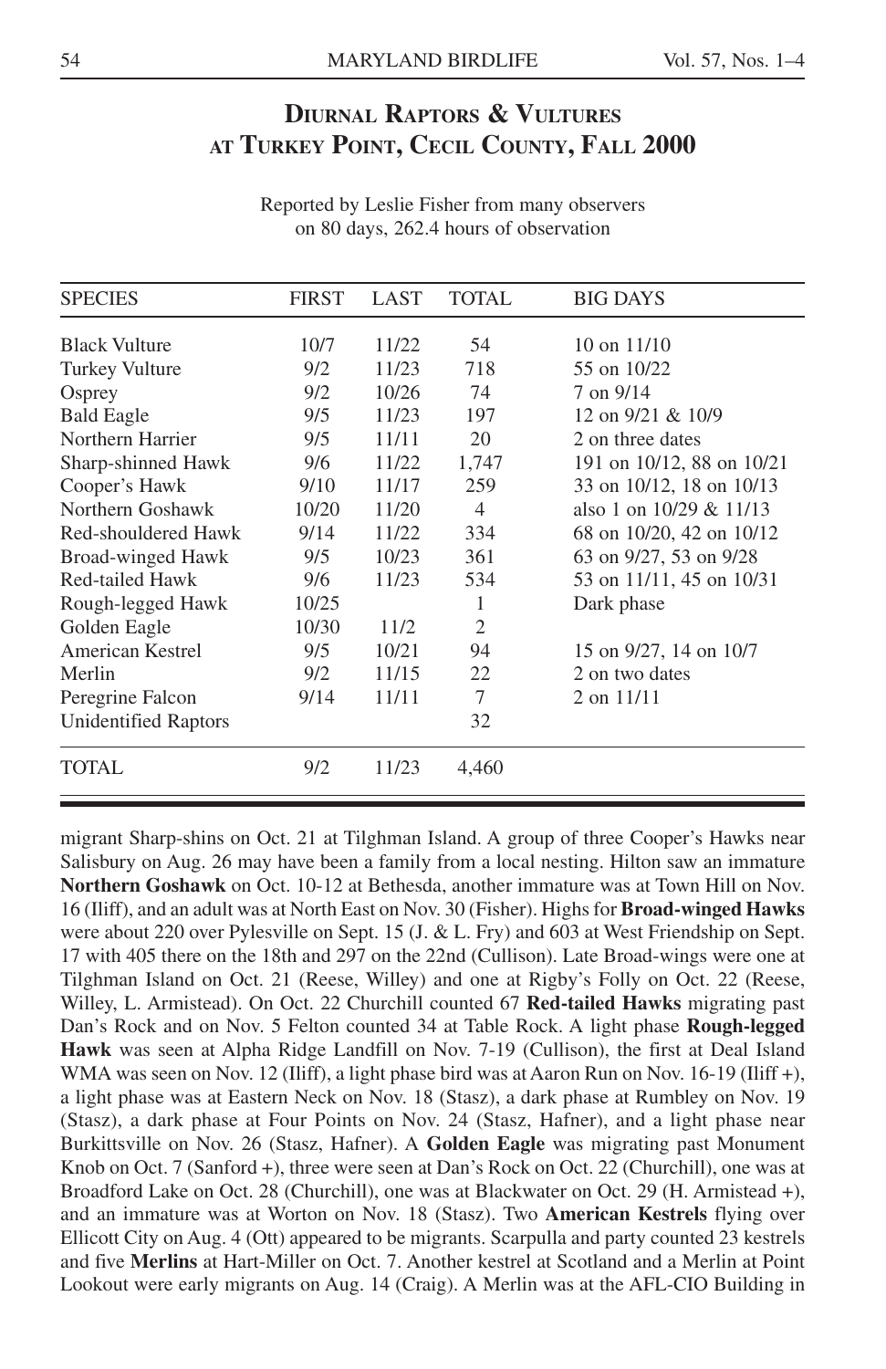## Diurnal Raptors & Vultures at Turkey Point, Cecil County, Fall 2000

Reported by Leslie Fisher from many observers
on 80 days, 262.4 hours of observation

| SPECIES | FIRST | LAST | TOTAL | BIG DAYS |
|---|---|---|---|---|
| Black Vulture | 10/7 | 11/22 | 54 | 10 on 11/10 |
| Turkey Vulture | 9/2 | 11/23 | 718 | 55 on 10/22 |
| Osprey | 9/2 | 10/26 | 74 | 7 on 9/14 |
| Bald Eagle | 9/5 | 11/23 | 197 | 12 on 9/21 & 10/9 |
| Northern Harrier | 9/5 | 11/11 | 20 | 2 on three dates |
| Sharp-shinned Hawk | 9/6 | 11/22 | 1,747 | 191 on 10/12, 88 on 10/21 |
| Cooper's Hawk | 9/10 | 11/17 | 259 | 33 on 10/12, 18 on 10/13 |
| Northern Goshawk | 10/20 | 11/20 | 4 | also 1 on 10/29 & 11/13 |
| Red-shouldered Hawk | 9/14 | 11/22 | 334 | 68 on 10/20, 42 on 10/12 |
| Broad-winged Hawk | 9/5 | 10/23 | 361 | 63 on 9/27, 53 on 9/28 |
| Red-tailed Hawk | 9/6 | 11/23 | 534 | 53 on 11/11, 45 on 10/31 |
| Rough-legged Hawk | 10/25 | | 1 | Dark phase |
| Golden Eagle | 10/30 | 11/2 | 2 | |
| American Kestrel | 9/5 | 10/21 | 94 | 15 on 9/27, 14 on 10/7 |
| Merlin | 9/2 | 11/15 | 22 | 2 on two dates |
| Peregrine Falcon | 9/14 | 11/11 | 7 | 2 on 11/11 |
| Unidentified Raptors | | | 32 | |
| TOTAL | 9/2 | 11/23 | 4,460 | |

migrant Sharp-shins on Oct. 21 at Tilghman Island. A group of three Cooper's Hawks near Salisbury on Aug. 26 may have been a family from a local nesting. Hilton saw an immature **Northern Goshawk** on Oct. 10-12 at Bethesda, another immature was at Town Hill on Nov. 16 (Iliff), and an adult was at North East on Nov. 30 (Fisher). Highs for **Broad-winged Hawks** were about 220 over Pylesville on Sept. 15 (J. & L. Fry) and 603 at West Friendship on Sept. 17 with 405 there on the 18th and 297 on the 22nd (Cullison). Late Broad-wings were one at Tilghman Island on Oct. 21 (Reese, Willey) and one at Rigby's Folly on Oct. 22 (Reese, Willey, L. Armistead). On Oct. 22 Churchill counted 67 **Red-tailed Hawks** migrating past Dan's Rock and on Nov. 5 Felton counted 34 at Table Rock. A light phase **Rough-legged Hawk** was seen at Alpha Ridge Landfill on Nov. 7-19 (Cullison), the first at Deal Island WMA was seen on Nov. 12 (Iliff), a light phase bird was at Aaron Run on Nov. 16-19 (Iliff +), a light phase was at Eastern Neck on Nov. 18 (Stasz), a dark phase at Rumbley on Nov. 19 (Stasz), a dark phase at Four Points on Nov. 24 (Stasz, Hafner), and a light phase near Burkittsville on Nov. 26 (Stasz, Hafner). A **Golden Eagle** was migrating past Monument Knob on Oct. 7 (Sanford +), three were seen at Dan's Rock on Oct. 22 (Churchill), one was at Broadford Lake on Oct. 28 (Churchill), one was at Blackwater on Oct. 29 (H. Armistead +), and an immature was at Worton on Nov. 18 (Stasz). Two **American Kestrels** flying over Ellicott City on Aug. 4 (Ott) appeared to be migrants. Scarpulla and party counted 23 kestrels and five **Merlins** at Hart-Miller on Oct. 7. Another kestrel at Scotland and a Merlin at Point Lookout were early migrants on Aug. 14 (Craig). A Merlin was at the AFL-CIO Building in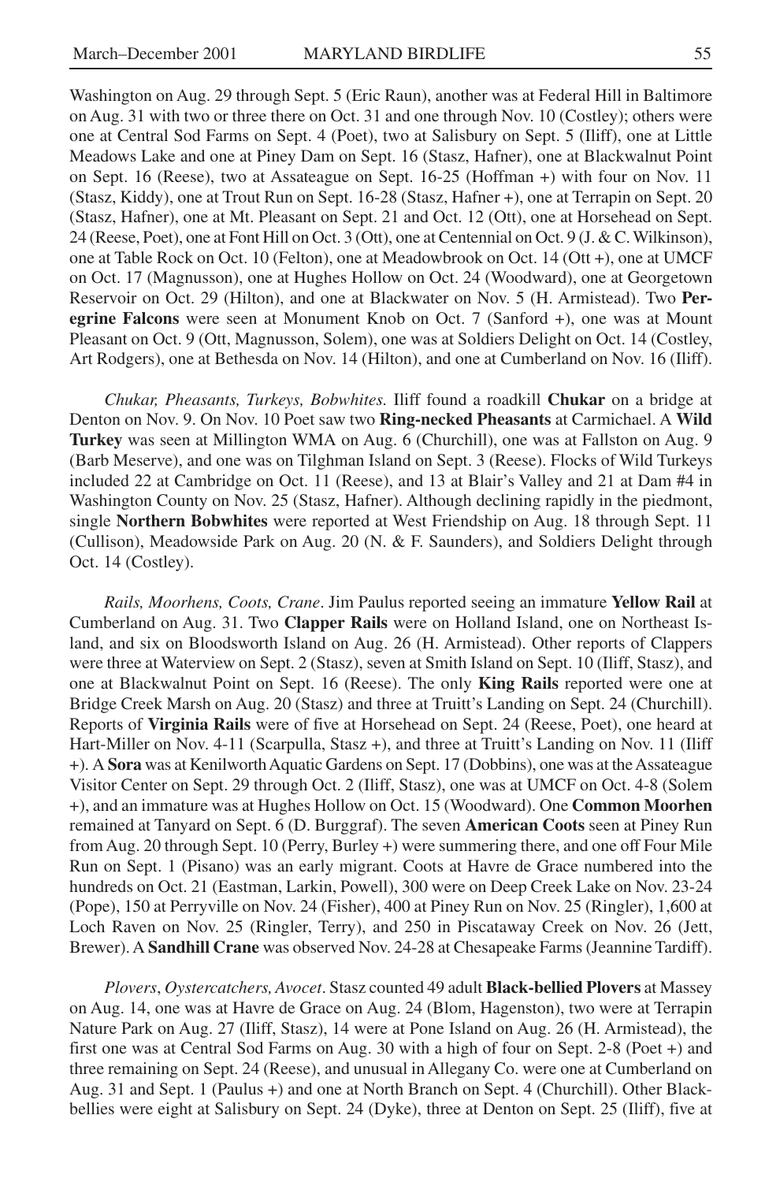Washington on Aug. 29 through Sept. 5 (Eric Raun), another was at Federal Hill in Baltimore on Aug. 31 with two or three there on Oct. 31 and one through Nov. 10 (Costley); others were one at Central Sod Farms on Sept. 4 (Poet), two at Salisbury on Sept. 5 (Iliff), one at Little Meadows Lake and one at Piney Dam on Sept. 16 (Stasz, Hafner), one at Blackwalnut Point on Sept. 16 (Reese), two at Assateague on Sept. 16-25 (Hoffman +) with four on Nov. 11 (Stasz, Kiddy), one at Trout Run on Sept. 16-28 (Stasz, Hafner +), one at Terrapin on Sept. 20 (Stasz, Hafner), one at Mt. Pleasant on Sept. 21 and Oct. 12 (Ott), one at Horsehead on Sept. 24 (Reese, Poet), one at Font Hill on Oct. 3 (Ott), one at Centennial on Oct. 9 (J. & C. Wilkinson), one at Table Rock on Oct. 10 (Felton), one at Meadowbrook on Oct. 14 (Ott +), one at UMCF on Oct. 17 (Magnusson), one at Hughes Hollow on Oct. 24 (Woodward), one at Georgetown Reservoir on Oct. 29 (Hilton), and one at Blackwater on Nov. 5 (H. Armistead). Two **Peregrine Falcons** were seen at Monument Knob on Oct. 7 (Sanford +), one was at Mount Pleasant on Oct. 9 (Ott, Magnusson, Solem), one was at Soldiers Delight on Oct. 14 (Costley, Art Rodgers), one at Bethesda on Nov. 14 (Hilton), and one at Cumberland on Nov. 16 (Iliff).

*Chukar, Pheasants, Turkeys, Bobwhites.* Iliff found a roadkill **Chukar** on a bridge at Denton on Nov. 9. On Nov. 10 Poet saw two **Ring-necked Pheasants** at Carmichael. A **Wild Turkey** was seen at Millington WMA on Aug. 6 (Churchill), one was at Fallston on Aug. 9 (Barb Meserve), and one was on Tilghman Island on Sept. 3 (Reese). Flocks of Wild Turkeys included 22 at Cambridge on Oct. 11 (Reese), and 13 at Blair's Valley and 21 at Dam #4 in Washington County on Nov. 25 (Stasz, Hafner). Although declining rapidly in the piedmont, single **Northern Bobwhites** were reported at West Friendship on Aug. 18 through Sept. 11 (Cullison), Meadowside Park on Aug. 20 (N. & F. Saunders), and Soldiers Delight through Oct. 14 (Costley).

*Rails, Moorhens, Coots, Crane*. Jim Paulus reported seeing an immature **Yellow Rail** at Cumberland on Aug. 31. Two **Clapper Rails** were on Holland Island, one on Northeast Island, and six on Bloodsworth Island on Aug. 26 (H. Armistead). Other reports of Clappers were three at Waterview on Sept. 2 (Stasz), seven at Smith Island on Sept. 10 (Iliff, Stasz), and one at Blackwalnut Point on Sept. 16 (Reese). The only **King Rails** reported were one at Bridge Creek Marsh on Aug. 20 (Stasz) and three at Truitt's Landing on Sept. 24 (Churchill). Reports of **Virginia Rails** were of five at Horsehead on Sept. 24 (Reese, Poet), one heard at Hart-Miller on Nov. 4-11 (Scarpulla, Stasz +), and three at Truitt's Landing on Nov. 11 (Iliff +). A **Sora** was at Kenilworth Aquatic Gardens on Sept. 17 (Dobbins), one was at the Assateague Visitor Center on Sept. 29 through Oct. 2 (Iliff, Stasz), one was at UMCF on Oct. 4-8 (Solem +), and an immature was at Hughes Hollow on Oct. 15 (Woodward). One **Common Moorhen** remained at Tanyard on Sept. 6 (D. Burggraf). The seven **American Coots** seen at Piney Run from Aug. 20 through Sept. 10 (Perry, Burley +) were summering there, and one off Four Mile Run on Sept. 1 (Pisano) was an early migrant. Coots at Havre de Grace numbered into the hundreds on Oct. 21 (Eastman, Larkin, Powell), 300 were on Deep Creek Lake on Nov. 23-24 (Pope), 150 at Perryville on Nov. 24 (Fisher), 400 at Piney Run on Nov. 25 (Ringler), 1,600 at Loch Raven on Nov. 25 (Ringler, Terry), and 250 in Piscataway Creek on Nov. 26 (Jett, Brewer). A **Sandhill Crane** was observed Nov. 24-28 at Chesapeake Farms (Jeannine Tardiff).

*Plovers, Oystercatchers, Avocet*. Stasz counted 49 adult **Black-bellied Plovers** at Massey on Aug. 14, one was at Havre de Grace on Aug. 24 (Blom, Hagenston), two were at Terrapin Nature Park on Aug. 27 (Iliff, Stasz), 14 were at Pone Island on Aug. 26 (H. Armistead), the first one was at Central Sod Farms on Aug. 30 with a high of four on Sept. 2-8 (Poet +) and three remaining on Sept. 24 (Reese), and unusual in Allegany Co. were one at Cumberland on Aug. 31 and Sept. 1 (Paulus +) and one at North Branch on Sept. 4 (Churchill). Other Black-bellies were eight at Salisbury on Sept. 24 (Dyke), three at Denton on Sept. 25 (Iliff), five at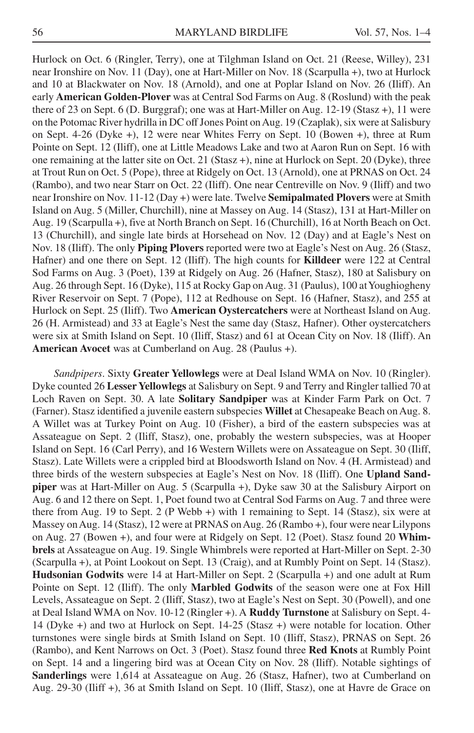Hurlock on Oct. 6 (Ringler, Terry), one at Tilghman Island on Oct. 21 (Reese, Willey), 231 near Ironshire on Nov. 11 (Day), one at Hart-Miller on Nov. 18 (Scarpulla +), two at Hurlock and 10 at Blackwater on Nov. 18 (Arnold), and one at Poplar Island on Nov. 26 (Iliff). An early **American Golden-Plover** was at Central Sod Farms on Aug. 8 (Roslund) with the peak there of 23 on Sept. 6 (D. Burggraf); one was at Hart-Miller on Aug. 12-19 (Stasz +), 11 were on the Potomac River hydrilla in DC off Jones Point on Aug. 19 (Czaplak), six were at Salisbury on Sept. 4-26 (Dyke +), 12 were near Whites Ferry on Sept. 10 (Bowen +), three at Rum Pointe on Sept. 12 (Iliff), one at Little Meadows Lake and two at Aaron Run on Sept. 16 with one remaining at the latter site on Oct. 21 (Stasz +), nine at Hurlock on Sept. 20 (Dyke), three at Trout Run on Oct. 5 (Pope), three at Ridgely on Oct. 13 (Arnold), one at PRNAS on Oct. 24 (Rambo), and two near Starr on Oct. 22 (Iliff). One near Centreville on Nov. 9 (Iliff) and two near Ironshire on Nov. 11-12 (Day +) were late. Twelve **Semipalmated Plovers** were at Smith Island on Aug. 5 (Miller, Churchill), nine at Massey on Aug. 14 (Stasz), 131 at Hart-Miller on Aug. 19 (Scarpulla +), five at North Branch on Sept. 16 (Churchill), 16 at North Beach on Oct. 13 (Churchill), and single late birds at Horsehead on Nov. 12 (Day) and at Eagle's Nest on Nov. 18 (Iliff). The only **Piping Plovers** reported were two at Eagle's Nest on Aug. 26 (Stasz, Hafner) and one there on Sept. 12 (Iliff). The high counts for **Killdeer** were 122 at Central Sod Farms on Aug. 3 (Poet), 139 at Ridgely on Aug. 26 (Hafner, Stasz), 180 at Salisbury on Aug. 26 through Sept. 16 (Dyke), 115 at Rocky Gap on Aug. 31 (Paulus), 100 at Youghiogheny River Reservoir on Sept. 7 (Pope), 112 at Redhouse on Sept. 16 (Hafner, Stasz), and 255 at Hurlock on Sept. 25 (Iliff). Two **American Oystercatchers** were at Northeast Island on Aug. 26 (H. Armistead) and 33 at Eagle's Nest the same day (Stasz, Hafner). Other oystercatchers were six at Smith Island on Sept. 10 (Iliff, Stasz) and 61 at Ocean City on Nov. 18 (Iliff). An **American Avocet** was at Cumberland on Aug. 28 (Paulus +).

*Sandpipers*. Sixty **Greater Yellowlegs** were at Deal Island WMA on Nov. 10 (Ringler). Dyke counted 26 **Lesser Yellowlegs** at Salisbury on Sept. 9 and Terry and Ringler tallied 70 at Loch Raven on Sept. 30. A late **Solitary Sandpiper** was at Kinder Farm Park on Oct. 7 (Farner). Stasz identified a juvenile eastern subspecies **Willet** at Chesapeake Beach on Aug. 8. A Willet was at Turkey Point on Aug. 10 (Fisher), a bird of the eastern subspecies was at Assateague on Sept. 2 (Iliff, Stasz), one, probably the western subspecies, was at Hooper Island on Sept. 16 (Carl Perry), and 16 Western Willets were on Assateague on Sept. 30 (Iliff, Stasz). Late Willets were a crippled bird at Bloodsworth Island on Nov. 4 (H. Armistead) and three birds of the western subspecies at Eagle's Nest on Nov. 18 (Iliff). One **Upland Sandpiper** was at Hart-Miller on Aug. 5 (Scarpulla +), Dyke saw 30 at the Salisbury Airport on Aug. 6 and 12 there on Sept. 1, Poet found two at Central Sod Farms on Aug. 7 and three were there from Aug. 19 to Sept. 2 (P Webb +) with 1 remaining to Sept. 14 (Stasz), six were at Massey on Aug. 14 (Stasz), 12 were at PRNAS on Aug. 26 (Rambo +), four were near Lilypons on Aug. 27 (Bowen +), and four were at Ridgely on Sept. 12 (Poet). Stasz found 20 **Whimbrels** at Assateague on Aug. 19. Single Whimbrels were reported at Hart-Miller on Sept. 2-30 (Scarpulla +), at Point Lookout on Sept. 13 (Craig), and at Rumbly Point on Sept. 14 (Stasz). **Hudsonian Godwits** were 14 at Hart-Miller on Sept. 2 (Scarpulla +) and one adult at Rum Pointe on Sept. 12 (Iliff). The only **Marbled Godwits** of the season were one at Fox Hill Levels, Assateague on Sept. 2 (Iliff, Stasz), two at Eagle's Nest on Sept. 30 (Powell), and one at Deal Island WMA on Nov. 10-12 (Ringler +). A **Ruddy Turnstone** at Salisbury on Sept. 4-14 (Dyke +) and two at Hurlock on Sept. 14-25 (Stasz +) were notable for location. Other turnstones were single birds at Smith Island on Sept. 10 (Iliff, Stasz), PRNAS on Sept. 26 (Rambo), and Kent Narrows on Oct. 3 (Poet). Stasz found three **Red Knots** at Rumbly Point on Sept. 14 and a lingering bird was at Ocean City on Nov. 28 (Iliff). Notable sightings of **Sanderlings** were 1,614 at Assateague on Aug. 26 (Stasz, Hafner), two at Cumberland on Aug. 29-30 (Iliff +), 36 at Smith Island on Sept. 10 (Iliff, Stasz), one at Havre de Grace on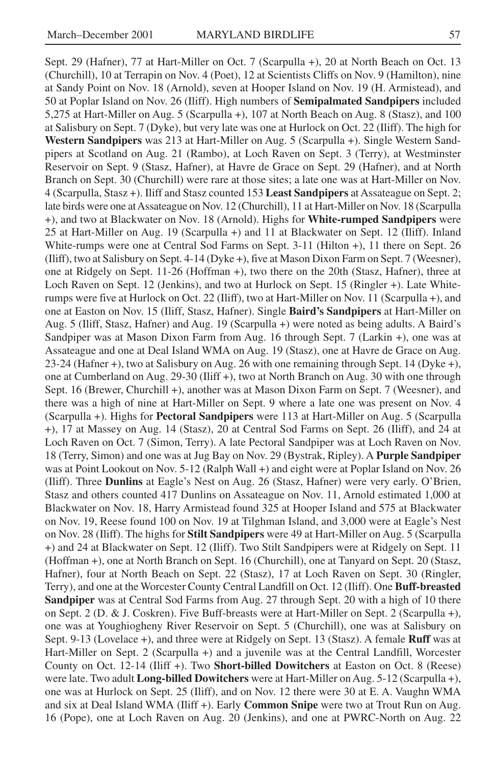Sept. 29 (Hafner), 77 at Hart-Miller on Oct. 7 (Scarpulla +), 20 at North Beach on Oct. 13 (Churchill), 10 at Terrapin on Nov. 4 (Poet), 12 at Scientists Cliffs on Nov. 9 (Hamilton), nine at Sandy Point on Nov. 18 (Arnold), seven at Hooper Island on Nov. 19 (H. Armistead), and 50 at Poplar Island on Nov. 26 (Iliff). High numbers of **Semipalmated Sandpipers** included 5,275 at Hart-Miller on Aug. 5 (Scarpulla +), 107 at North Beach on Aug. 8 (Stasz), and 100 at Salisbury on Sept. 7 (Dyke), but very late was one at Hurlock on Oct. 22 (Iliff). The high for **Western Sandpipers** was 213 at Hart-Miller on Aug. 5 (Scarpulla +). Single Western Sandpipers at Scotland on Aug. 21 (Rambo), at Loch Raven on Sept. 3 (Terry), at Westminster Reservoir on Sept. 9 (Stasz, Hafner), at Havre de Grace on Sept. 29 (Hafner), and at North Branch on Sept. 30 (Churchill) were rare at those sites; a late one was at Hart-Miller on Nov. 4 (Scarpulla, Stasz +). Iliff and Stasz counted 153 **Least Sandpipers** at Assateague on Sept. 2; late birds were one at Assateague on Nov. 12 (Churchill), 11 at Hart-Miller on Nov. 18 (Scarpulla +), and two at Blackwater on Nov. 18 (Arnold). Highs for **White-rumped Sandpipers** were 25 at Hart-Miller on Aug. 19 (Scarpulla +) and 11 at Blackwater on Sept. 12 (Iliff). Inland White-rumps were one at Central Sod Farms on Sept. 3-11 (Hilton +), 11 there on Sept. 26 (Iliff), two at Salisbury on Sept. 4-14 (Dyke +), five at Mason Dixon Farm on Sept. 7 (Weesner), one at Ridgely on Sept. 11-26 (Hoffman +), two there on the 20th (Stasz, Hafner), three at Loch Raven on Sept. 12 (Jenkins), and two at Hurlock on Sept. 15 (Ringler +). Late White-rumps were five at Hurlock on Oct. 22 (Iliff), two at Hart-Miller on Nov. 11 (Scarpulla +), and one at Easton on Nov. 15 (Iliff, Stasz, Hafner). Single **Baird's Sandpipers** at Hart-Miller on Aug. 5 (Iliff, Stasz, Hafner) and Aug. 19 (Scarpulla +) were noted as being adults. A Baird's Sandpiper was at Mason Dixon Farm from Aug. 16 through Sept. 7 (Larkin +), one was at Assateague and one at Deal Island WMA on Aug. 19 (Stasz), one at Havre de Grace on Aug. 23-24 (Hafner +), two at Salisbury on Aug. 26 with one remaining through Sept. 14 (Dyke +), one at Cumberland on Aug. 29-30 (Iliff +), two at North Branch on Aug. 30 with one through Sept. 16 (Brewer, Churchill +), another was at Mason Dixon Farm on Sept. 7 (Weesner), and there was a high of nine at Hart-Miller on Sept. 9 where a late one was present on Nov. 4 (Scarpulla +). Highs for **Pectoral Sandpipers** were 113 at Hart-Miller on Aug. 5 (Scarpulla +), 17 at Massey on Aug. 14 (Stasz), 20 at Central Sod Farms on Sept. 26 (Iliff), and 24 at Loch Raven on Oct. 7 (Simon, Terry). A late Pectoral Sandpiper was at Loch Raven on Nov. 18 (Terry, Simon) and one was at Jug Bay on Nov. 29 (Bystrak, Ripley). A **Purple Sandpiper** was at Point Lookout on Nov. 5-12 (Ralph Wall +) and eight were at Poplar Island on Nov. 26 (Iliff). Three **Dunlins** at Eagle's Nest on Aug. 26 (Stasz, Hafner) were very early. O'Brien, Stasz and others counted 417 Dunlins on Assateague on Nov. 11, Arnold estimated 1,000 at Blackwater on Nov. 18, Harry Armistead found 325 at Hooper Island and 575 at Blackwater on Nov. 19, Reese found 100 on Nov. 19 at Tilghman Island, and 3,000 were at Eagle's Nest on Nov. 28 (Iliff). The highs for **Stilt Sandpipers** were 49 at Hart-Miller on Aug. 5 (Scarpulla +) and 24 at Blackwater on Sept. 12 (Iliff). Two Stilt Sandpipers were at Ridgely on Sept. 11 (Hoffman +), one at North Branch on Sept. 16 (Churchill), one at Tanyard on Sept. 20 (Stasz, Hafner), four at North Beach on Sept. 22 (Stasz), 17 at Loch Raven on Sept. 30 (Ringler, Terry), and one at the Worcester County Central Landfill on Oct. 12 (Iliff). One **Buff-breasted Sandpiper** was at Central Sod Farms from Aug. 27 through Sept. 20 with a high of 10 there on Sept. 2 (D. & J. Coskren). Five Buff-breasts were at Hart-Miller on Sept. 2 (Scarpulla +), one was at Youghiogheny River Reservoir on Sept. 5 (Churchill), one was at Salisbury on Sept. 9-13 (Lovelace +), and three were at Ridgely on Sept. 13 (Stasz). A female **Ruff** was at Hart-Miller on Sept. 2 (Scarpulla +) and a juvenile was at the Central Landfill, Worcester County on Oct. 12-14 (Iliff +). Two **Short-billed Dowitchers** at Easton on Oct. 8 (Reese) were late. Two adult **Long-billed Dowitchers** were at Hart-Miller on Aug. 5-12 (Scarpulla +), one was at Hurlock on Sept. 25 (Iliff), and on Nov. 12 there were 30 at E. A. Vaughn WMA and six at Deal Island WMA (Iliff +). Early **Common Snipe** were two at Trout Run on Aug. 16 (Pope), one at Loch Raven on Aug. 20 (Jenkins), and one at PWRC-North on Aug. 22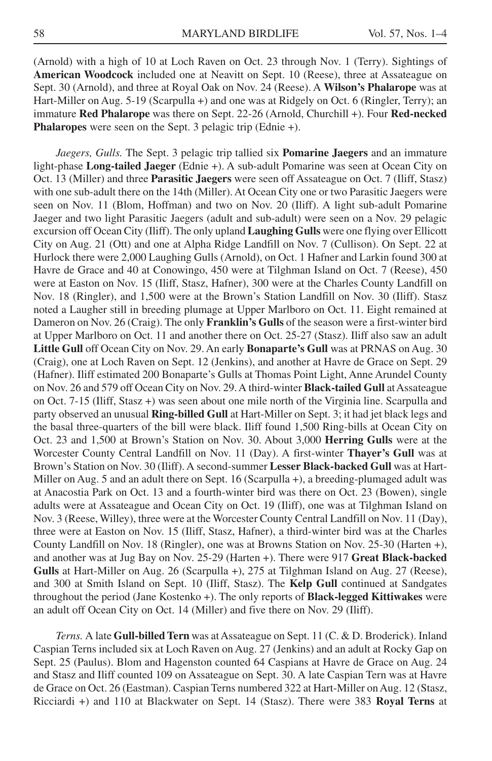(Arnold) with a high of 10 at Loch Raven on Oct. 23 through Nov. 1 (Terry). Sightings of **American Woodcock** included one at Neavitt on Sept. 10 (Reese), three at Assateague on Sept. 30 (Arnold), and three at Royal Oak on Nov. 24 (Reese). A **Wilson's Phalarope** was at Hart-Miller on Aug. 5-19 (Scarpulla +) and one was at Ridgely on Oct. 6 (Ringler, Terry); an immature **Red Phalarope** was there on Sept. 22-26 (Arnold, Churchill +). Four **Red-necked Phalaropes** were seen on the Sept. 3 pelagic trip (Ednie +).

*Jaegers, Gulls.* The Sept. 3 pelagic trip tallied six **Pomarine Jaegers** and an immature light-phase **Long-tailed Jaeger** (Ednie +). A sub-adult Pomarine was seen at Ocean City on Oct. 13 (Miller) and three **Parasitic Jaegers** were seen off Assateague on Oct. 7 (Iliff, Stasz) with one sub-adult there on the 14th (Miller). At Ocean City one or two Parasitic Jaegers were seen on Nov. 11 (Blom, Hoffman) and two on Nov. 20 (Iliff). A light sub-adult Pomarine Jaeger and two light Parasitic Jaegers (adult and sub-adult) were seen on a Nov. 29 pelagic excursion off Ocean City (Iliff). The only upland **Laughing Gulls** were one flying over Ellicott City on Aug. 21 (Ott) and one at Alpha Ridge Landfill on Nov. 7 (Cullison). On Sept. 22 at Hurlock there were 2,000 Laughing Gulls (Arnold), on Oct. 1 Hafner and Larkin found 300 at Havre de Grace and 40 at Conowingo, 450 were at Tilghman Island on Oct. 7 (Reese), 450 were at Easton on Nov. 15 (Iliff, Stasz, Hafner), 300 were at the Charles County Landfill on Nov. 18 (Ringler), and 1,500 were at the Brown's Station Landfill on Nov. 30 (Iliff). Stasz noted a Laugher still in breeding plumage at Upper Marlboro on Oct. 11. Eight remained at Dameron on Nov. 26 (Craig). The only **Franklin's Gulls** of the season were a first-winter bird at Upper Marlboro on Oct. 11 and another there on Oct. 25-27 (Stasz). Iliff also saw an adult **Little Gull** off Ocean City on Nov. 29. An early **Bonaparte's Gull** was at PRNAS on Aug. 30 (Craig), one at Loch Raven on Sept. 12 (Jenkins), and another at Havre de Grace on Sept. 29 (Hafner). Iliff estimated 200 Bonaparte's Gulls at Thomas Point Light, Anne Arundel County on Nov. 26 and 579 off Ocean City on Nov. 29. A third-winter **Black-tailed Gull** at Assateague on Oct. 7-15 (Iliff, Stasz +) was seen about one mile north of the Virginia line. Scarpulla and party observed an unusual **Ring-billed Gull** at Hart-Miller on Sept. 3; it had jet black legs and the basal three-quarters of the bill were black. Iliff found 1,500 Ring-bills at Ocean City on Oct. 23 and 1,500 at Brown's Station on Nov. 30. About 3,000 **Herring Gulls** were at the Worcester County Central Landfill on Nov. 11 (Day). A first-winter **Thayer's Gull** was at Brown's Station on Nov. 30 (Iliff). A second-summer **Lesser Black-backed Gull** was at Hart-Miller on Aug. 5 and an adult there on Sept. 16 (Scarpulla +), a breeding-plumaged adult was at Anacostia Park on Oct. 13 and a fourth-winter bird was there on Oct. 23 (Bowen), single adults were at Assateague and Ocean City on Oct. 19 (Iliff), one was at Tilghman Island on Nov. 3 (Reese, Willey), three were at the Worcester County Central Landfill on Nov. 11 (Day), three were at Easton on Nov. 15 (Iliff, Stasz, Hafner), a third-winter bird was at the Charles County Landfill on Nov. 18 (Ringler), one was at Browns Station on Nov. 25-30 (Harten +), and another was at Jug Bay on Nov. 25-29 (Harten +). There were 917 **Great Black-backed Gulls** at Hart-Miller on Aug. 26 (Scarpulla +), 275 at Tilghman Island on Aug. 27 (Reese), and 300 at Smith Island on Sept. 10 (Iliff, Stasz). The **Kelp Gull** continued at Sandgates throughout the period (Jane Kostenko +). The only reports of **Black-legged Kittiwakes** were an adult off Ocean City on Oct. 14 (Miller) and five there on Nov. 29 (Iliff).

*Terns.* A late **Gull-billed Tern** was at Assateague on Sept. 11 (C. & D. Broderick). Inland Caspian Terns included six at Loch Raven on Aug. 27 (Jenkins) and an adult at Rocky Gap on Sept. 25 (Paulus). Blom and Hagenston counted 64 Caspians at Havre de Grace on Aug. 24 and Stasz and Iliff counted 109 on Assateague on Sept. 30. A late Caspian Tern was at Havre de Grace on Oct. 26 (Eastman). Caspian Terns numbered 322 at Hart-Miller on Aug. 12 (Stasz, Ricciardi +) and 110 at Blackwater on Sept. 14 (Stasz). There were 383 **Royal Terns** at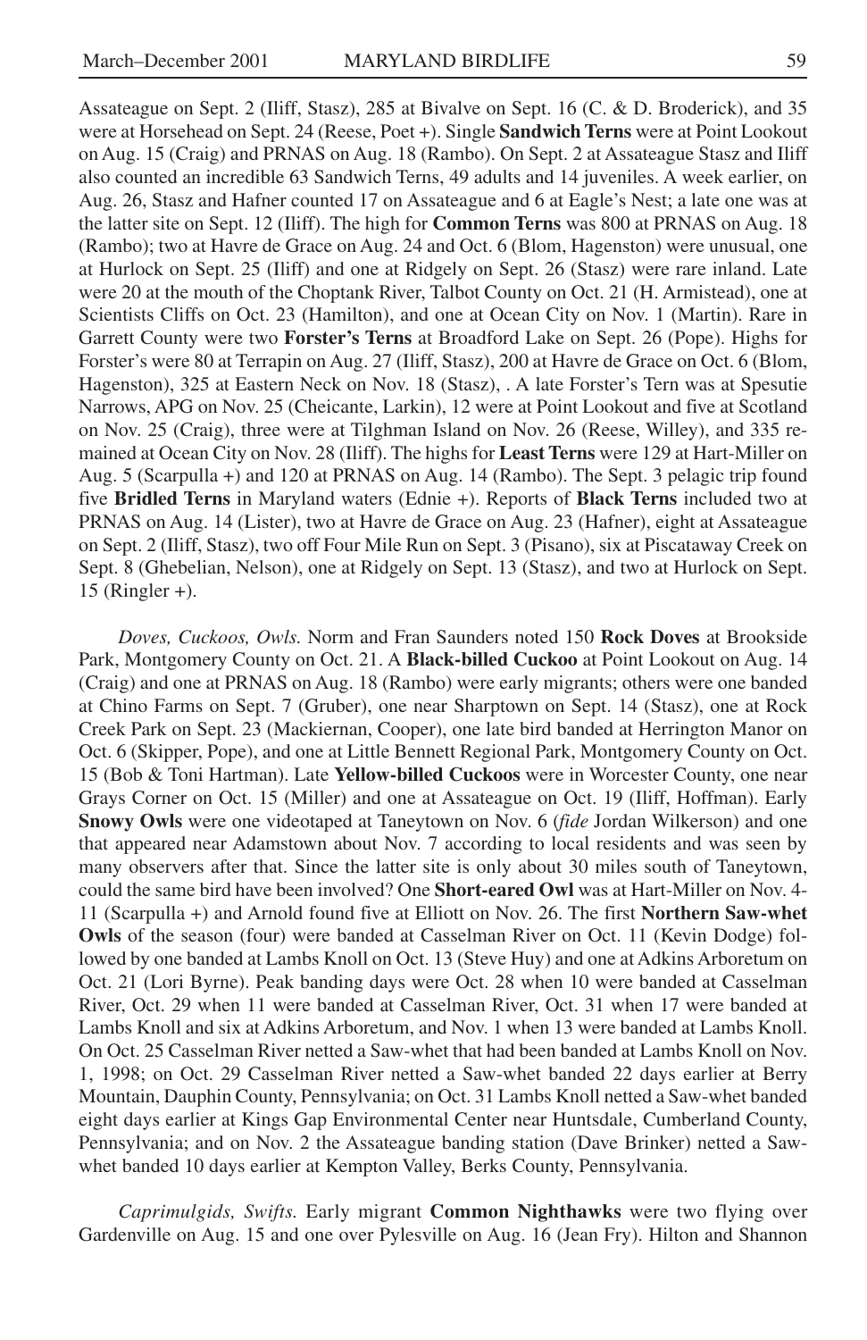Assateague on Sept. 2 (Iliff, Stasz), 285 at Bivalve on Sept. 16 (C. & D. Broderick), and 35 were at Horsehead on Sept. 24 (Reese, Poet +). Single **Sandwich Terns** were at Point Lookout on Aug. 15 (Craig) and PRNAS on Aug. 18 (Rambo). On Sept. 2 at Assateague Stasz and Iliff also counted an incredible 63 Sandwich Terns, 49 adults and 14 juveniles. A week earlier, on Aug. 26, Stasz and Hafner counted 17 on Assateague and 6 at Eagle's Nest; a late one was at the latter site on Sept. 12 (Iliff). The high for **Common Terns** was 800 at PRNAS on Aug. 18 (Rambo); two at Havre de Grace on Aug. 24 and Oct. 6 (Blom, Hagenston) were unusual, one at Hurlock on Sept. 25 (Iliff) and one at Ridgely on Sept. 26 (Stasz) were rare inland. Late were 20 at the mouth of the Choptank River, Talbot County on Oct. 21 (H. Armistead), one at Scientists Cliffs on Oct. 23 (Hamilton), and one at Ocean City on Nov. 1 (Martin). Rare in Garrett County were two **Forster's Terns** at Broadford Lake on Sept. 26 (Pope). Highs for Forster's were 80 at Terrapin on Aug. 27 (Iliff, Stasz), 200 at Havre de Grace on Oct. 6 (Blom, Hagenston), 325 at Eastern Neck on Nov. 18 (Stasz), . A late Forster's Tern was at Spesutie Narrows, APG on Nov. 25 (Cheicante, Larkin), 12 were at Point Lookout and five at Scotland on Nov. 25 (Craig), three were at Tilghman Island on Nov. 26 (Reese, Willey), and 335 remained at Ocean City on Nov. 28 (Iliff). The highs for **Least Terns** were 129 at Hart-Miller on Aug. 5 (Scarpulla +) and 120 at PRNAS on Aug. 14 (Rambo). The Sept. 3 pelagic trip found five **Bridled Terns** in Maryland waters (Ednie +). Reports of **Black Terns** included two at PRNAS on Aug. 14 (Lister), two at Havre de Grace on Aug. 23 (Hafner), eight at Assateague on Sept. 2 (Iliff, Stasz), two off Four Mile Run on Sept. 3 (Pisano), six at Piscataway Creek on Sept. 8 (Ghebelian, Nelson), one at Ridgely on Sept. 13 (Stasz), and two at Hurlock on Sept. 15 (Ringler +).

*Doves, Cuckoos, Owls.* Norm and Fran Saunders noted 150 **Rock Doves** at Brookside Park, Montgomery County on Oct. 21. A **Black-billed Cuckoo** at Point Lookout on Aug. 14 (Craig) and one at PRNAS on Aug. 18 (Rambo) were early migrants; others were one banded at Chino Farms on Sept. 7 (Gruber), one near Sharptown on Sept. 14 (Stasz), one at Rock Creek Park on Sept. 23 (Mackiernan, Cooper), one late bird banded at Herrington Manor on Oct. 6 (Skipper, Pope), and one at Little Bennett Regional Park, Montgomery County on Oct. 15 (Bob & Toni Hartman). Late **Yellow-billed Cuckoos** were in Worcester County, one near Grays Corner on Oct. 15 (Miller) and one at Assateague on Oct. 19 (Iliff, Hoffman). Early **Snowy Owls** were one videotaped at Taneytown on Nov. 6 (*fide* Jordan Wilkerson) and one that appeared near Adamstown about Nov. 7 according to local residents and was seen by many observers after that. Since the latter site is only about 30 miles south of Taneytown, could the same bird have been involved? One **Short-eared Owl** was at Hart-Miller on Nov. 4-11 (Scarpulla +) and Arnold found five at Elliott on Nov. 26. The first **Northern Saw-whet Owls** of the season (four) were banded at Casselman River on Oct. 11 (Kevin Dodge) followed by one banded at Lambs Knoll on Oct. 13 (Steve Huy) and one at Adkins Arboretum on Oct. 21 (Lori Byrne). Peak banding days were Oct. 28 when 10 were banded at Casselman River, Oct. 29 when 11 were banded at Casselman River, Oct. 31 when 17 were banded at Lambs Knoll and six at Adkins Arboretum, and Nov. 1 when 13 were banded at Lambs Knoll. On Oct. 25 Casselman River netted a Saw-whet that had been banded at Lambs Knoll on Nov. 1, 1998; on Oct. 29 Casselman River netted a Saw-whet banded 22 days earlier at Berry Mountain, Dauphin County, Pennsylvania; on Oct. 31 Lambs Knoll netted a Saw-whet banded eight days earlier at Kings Gap Environmental Center near Huntsdale, Cumberland County, Pennsylvania; and on Nov. 2 the Assateague banding station (Dave Brinker) netted a Saw-whet banded 10 days earlier at Kempton Valley, Berks County, Pennsylvania.

*Caprimulgids, Swifts.* Early migrant **Common Nighthawks** were two flying over Gardenville on Aug. 15 and one over Pylesville on Aug. 16 (Jean Fry). Hilton and Shannon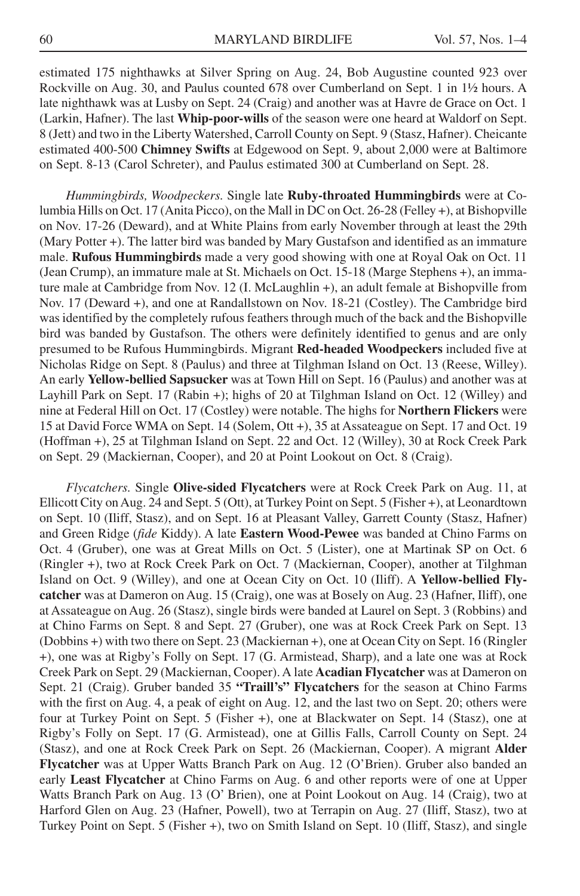estimated 175 nighthawks at Silver Spring on Aug. 24, Bob Augustine counted 923 over Rockville on Aug. 30, and Paulus counted 678 over Cumberland on Sept. 1 in 1½ hours. A late nighthawk was at Lusby on Sept. 24 (Craig) and another was at Havre de Grace on Oct. 1 (Larkin, Hafner). The last **Whip-poor-wills** of the season were one heard at Waldorf on Sept. 8 (Jett) and two in the Liberty Watershed, Carroll County on Sept. 9 (Stasz, Hafner). Cheicante estimated 400-500 **Chimney Swifts** at Edgewood on Sept. 9, about 2,000 were at Baltimore on Sept. 8-13 (Carol Schreter), and Paulus estimated 300 at Cumberland on Sept. 28.

*Hummingbirds, Woodpeckers.* Single late **Ruby-throated Hummingbirds** were at Columbia Hills on Oct. 17 (Anita Picco), on the Mall in DC on Oct. 26-28 (Felley +), at Bishopville on Nov. 17-26 (Deward), and at White Plains from early November through at least the 29th (Mary Potter +). The latter bird was banded by Mary Gustafson and identified as an immature male. **Rufous Hummingbirds** made a very good showing with one at Royal Oak on Oct. 11 (Jean Crump), an immature male at St. Michaels on Oct. 15-18 (Marge Stephens +), an immature male at Cambridge from Nov. 12 (I. McLaughlin +), an adult female at Bishopville from Nov. 17 (Deward +), and one at Randallstown on Nov. 18-21 (Costley). The Cambridge bird was identified by the completely rufous feathers through much of the back and the Bishopville bird was banded by Gustafson. The others were definitely identified to genus and are only presumed to be Rufous Hummingbirds. Migrant **Red-headed Woodpeckers** included five at Nicholas Ridge on Sept. 8 (Paulus) and three at Tilghman Island on Oct. 13 (Reese, Willey). An early **Yellow-bellied Sapsucker** was at Town Hill on Sept. 16 (Paulus) and another was at Layhill Park on Sept. 17 (Rabin +); highs of 20 at Tilghman Island on Oct. 12 (Willey) and nine at Federal Hill on Oct. 17 (Costley) were notable. The highs for **Northern Flickers** were 15 at David Force WMA on Sept. 14 (Solem, Ott +), 35 at Assateague on Sept. 17 and Oct. 19 (Hoffman +), 25 at Tilghman Island on Sept. 22 and Oct. 12 (Willey), 30 at Rock Creek Park on Sept. 29 (Mackiernan, Cooper), and 20 at Point Lookout on Oct. 8 (Craig).

*Flycatchers.* Single **Olive-sided Flycatchers** were at Rock Creek Park on Aug. 11, at Ellicott City on Aug. 24 and Sept. 5 (Ott), at Turkey Point on Sept. 5 (Fisher +), at Leonardtown on Sept. 10 (Iliff, Stasz), and on Sept. 16 at Pleasant Valley, Garrett County (Stasz, Hafner) and Green Ridge (*fide* Kiddy). A late **Eastern Wood-Pewee** was banded at Chino Farms on Oct. 4 (Gruber), one was at Great Mills on Oct. 5 (Lister), one at Martinak SP on Oct. 6 (Ringler +), two at Rock Creek Park on Oct. 7 (Mackiernan, Cooper), another at Tilghman Island on Oct. 9 (Willey), and one at Ocean City on Oct. 10 (Iliff). A **Yellow-bellied Flycatcher** was at Dameron on Aug. 15 (Craig), one was at Bosely on Aug. 23 (Hafner, Iliff), one at Assateague on Aug. 26 (Stasz), single birds were banded at Laurel on Sept. 3 (Robbins) and at Chino Farms on Sept. 8 and Sept. 27 (Gruber), one was at Rock Creek Park on Sept. 13 (Dobbins +) with two there on Sept. 23 (Mackiernan +), one at Ocean City on Sept. 16 (Ringler +), one was at Rigby's Folly on Sept. 17 (G. Armistead, Sharp), and a late one was at Rock Creek Park on Sept. 29 (Mackiernan, Cooper). A late **Acadian Flycatcher** was at Dameron on Sept. 21 (Craig). Gruber banded 35 **"Traill's" Flycatchers** for the season at Chino Farms with the first on Aug. 4, a peak of eight on Aug. 12, and the last two on Sept. 20; others were four at Turkey Point on Sept. 5 (Fisher +), one at Blackwater on Sept. 14 (Stasz), one at Rigby's Folly on Sept. 17 (G. Armistead), one at Gillis Falls, Carroll County on Sept. 24 (Stasz), and one at Rock Creek Park on Sept. 26 (Mackiernan, Cooper). A migrant **Alder Flycatcher** was at Upper Watts Branch Park on Aug. 12 (O'Brien). Gruber also banded an early **Least Flycatcher** at Chino Farms on Aug. 6 and other reports were of one at Upper Watts Branch Park on Aug. 13 (O' Brien), one at Point Lookout on Aug. 14 (Craig), two at Harford Glen on Aug. 23 (Hafner, Powell), two at Terrapin on Aug. 27 (Iliff, Stasz), two at Turkey Point on Sept. 5 (Fisher +), two on Smith Island on Sept. 10 (Iliff, Stasz), and single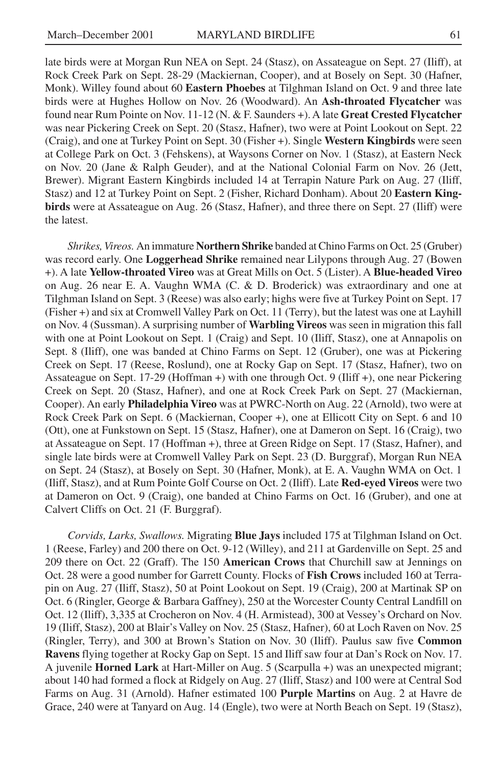late birds were at Morgan Run NEA on Sept. 24 (Stasz), on Assateague on Sept. 27 (Iliff), at Rock Creek Park on Sept. 28-29 (Mackiernan, Cooper), and at Bosely on Sept. 30 (Hafner, Monk). Willey found about 60 **Eastern Phoebes** at Tilghman Island on Oct. 9 and three late birds were at Hughes Hollow on Nov. 26 (Woodward). An **Ash-throated Flycatcher** was found near Rum Pointe on Nov. 11-12 (N. & F. Saunders +). A late **Great Crested Flycatcher** was near Pickering Creek on Sept. 20 (Stasz, Hafner), two were at Point Lookout on Sept. 22 (Craig), and one at Turkey Point on Sept. 30 (Fisher +). Single **Western Kingbirds** were seen at College Park on Oct. 3 (Fehskens), at Waysons Corner on Nov. 1 (Stasz), at Eastern Neck on Nov. 20 (Jane & Ralph Geuder), and at the National Colonial Farm on Nov. 26 (Jett, Brewer). Migrant Eastern Kingbirds included 14 at Terrapin Nature Park on Aug. 27 (Iliff, Stasz) and 12 at Turkey Point on Sept. 2 (Fisher, Richard Donham). About 20 **Eastern Kingbirds** were at Assateague on Aug. 26 (Stasz, Hafner), and three there on Sept. 27 (Iliff) were the latest.

*Shrikes, Vireos.* An immature **Northern Shrike** banded at Chino Farms on Oct. 25 (Gruber) was record early. One **Loggerhead Shrike** remained near Lilypons through Aug. 27 (Bowen +). A late **Yellow-throated Vireo** was at Great Mills on Oct. 5 (Lister). A **Blue-headed Vireo** on Aug. 26 near E. A. Vaughn WMA (C. & D. Broderick) was extraordinary and one at Tilghman Island on Sept. 3 (Reese) was also early; highs were five at Turkey Point on Sept. 17 (Fisher +) and six at Cromwell Valley Park on Oct. 11 (Terry), but the latest was one at Layhill on Nov. 4 (Sussman). A surprising number of **Warbling Vireos** was seen in migration this fall with one at Point Lookout on Sept. 1 (Craig) and Sept. 10 (Iliff, Stasz), one at Annapolis on Sept. 8 (Iliff), one was banded at Chino Farms on Sept. 12 (Gruber), one was at Pickering Creek on Sept. 17 (Reese, Roslund), one at Rocky Gap on Sept. 17 (Stasz, Hafner), two on Assateague on Sept. 17-29 (Hoffman +) with one through Oct. 9 (Iliff +), one near Pickering Creek on Sept. 20 (Stasz, Hafner), and one at Rock Creek Park on Sept. 27 (Mackiernan, Cooper). An early **Philadelphia Vireo** was at PWRC-North on Aug. 22 (Arnold), two were at Rock Creek Park on Sept. 6 (Mackiernan, Cooper +), one at Ellicott City on Sept. 6 and 10 (Ott), one at Funkstown on Sept. 15 (Stasz, Hafner), one at Dameron on Sept. 16 (Craig), two at Assateague on Sept. 17 (Hoffman +), three at Green Ridge on Sept. 17 (Stasz, Hafner), and single late birds were at Cromwell Valley Park on Sept. 23 (D. Burggraf), Morgan Run NEA on Sept. 24 (Stasz), at Bosely on Sept. 30 (Hafner, Monk), at E. A. Vaughn WMA on Oct. 1 (Iliff, Stasz), and at Rum Pointe Golf Course on Oct. 2 (Iliff). Late **Red-eyed Vireos** were two at Dameron on Oct. 9 (Craig), one banded at Chino Farms on Oct. 16 (Gruber), and one at Calvert Cliffs on Oct. 21 (F. Burggraf).

*Corvids, Larks, Swallows.* Migrating **Blue Jays** included 175 at Tilghman Island on Oct. 1 (Reese, Farley) and 200 there on Oct. 9-12 (Willey), and 211 at Gardenville on Sept. 25 and 209 there on Oct. 22 (Graff). The 150 **American Crows** that Churchill saw at Jennings on Oct. 28 were a good number for Garrett County. Flocks of **Fish Crows** included 160 at Terrapin on Aug. 27 (Iliff, Stasz), 50 at Point Lookout on Sept. 19 (Craig), 200 at Martinak SP on Oct. 6 (Ringler, George & Barbara Gaffney), 250 at the Worcester County Central Landfill on Oct. 12 (Iliff), 3,335 at Crocheron on Nov. 4 (H. Armistead), 300 at Vessey's Orchard on Nov. 19 (Iliff, Stasz), 200 at Blair's Valley on Nov. 25 (Stasz, Hafner), 60 at Loch Raven on Nov. 25 (Ringler, Terry), and 300 at Brown's Station on Nov. 30 (Iliff). Paulus saw five **Common Ravens** flying together at Rocky Gap on Sept. 15 and Iliff saw four at Dan's Rock on Nov. 17. A juvenile **Horned Lark** at Hart-Miller on Aug. 5 (Scarpulla +) was an unexpected migrant; about 140 had formed a flock at Ridgely on Aug. 27 (Iliff, Stasz) and 100 were at Central Sod Farms on Aug. 31 (Arnold). Hafner estimated 100 **Purple Martins** on Aug. 2 at Havre de Grace, 240 were at Tanyard on Aug. 14 (Engle), two were at North Beach on Sept. 19 (Stasz),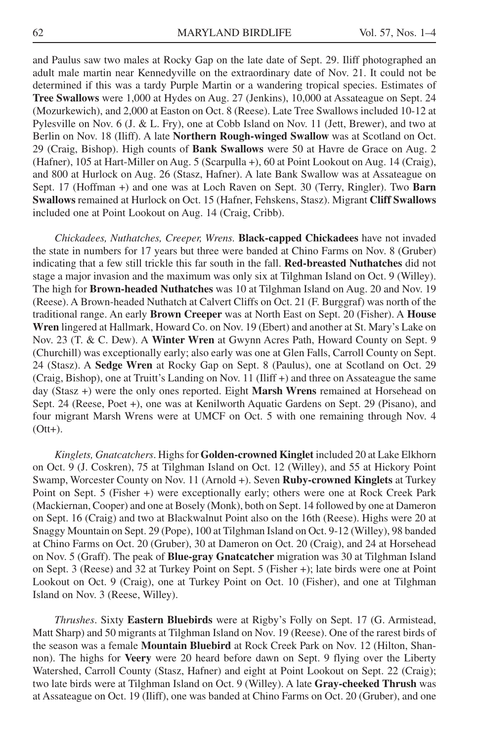and Paulus saw two males at Rocky Gap on the late date of Sept. 29. Iliff photographed an adult male martin near Kennedyville on the extraordinary date of Nov. 21. It could not be determined if this was a tardy Purple Martin or a wandering tropical species. Estimates of **Tree Swallows** were 1,000 at Hydes on Aug. 27 (Jenkins), 10,000 at Assateague on Sept. 24 (Mozurkewich), and 2,000 at Easton on Oct. 8 (Reese). Late Tree Swallows included 10-12 at Pylesville on Nov. 6 (J. & L. Fry), one at Cobb Island on Nov. 11 (Jett, Brewer), and two at Berlin on Nov. 18 (Iliff). A late **Northern Rough-winged Swallow** was at Scotland on Oct. 29 (Craig, Bishop). High counts of **Bank Swallows** were 50 at Havre de Grace on Aug. 2 (Hafner), 105 at Hart-Miller on Aug. 5 (Scarpulla +), 60 at Point Lookout on Aug. 14 (Craig), and 800 at Hurlock on Aug. 26 (Stasz, Hafner). A late Bank Swallow was at Assateague on Sept. 17 (Hoffman +) and one was at Loch Raven on Sept. 30 (Terry, Ringler). Two **Barn Swallows** remained at Hurlock on Oct. 15 (Hafner, Fehskens, Stasz). Migrant **Cliff Swallows** included one at Point Lookout on Aug. 14 (Craig, Cribb).

*Chickadees, Nuthatches, Creeper, Wrens.* **Black-capped Chickadees** have not invaded the state in numbers for 17 years but three were banded at Chino Farms on Nov. 8 (Gruber) indicating that a few still trickle this far south in the fall. **Red-breasted Nuthatches** did not stage a major invasion and the maximum was only six at Tilghman Island on Oct. 9 (Willey). The high for **Brown-headed Nuthatches** was 10 at Tilghman Island on Aug. 20 and Nov. 19 (Reese). A Brown-headed Nuthatch at Calvert Cliffs on Oct. 21 (F. Burggraf) was north of the traditional range. An early **Brown Creeper** was at North East on Sept. 20 (Fisher). A **House Wren** lingered at Hallmark, Howard Co. on Nov. 19 (Ebert) and another at St. Mary's Lake on Nov. 23 (T. & C. Dew). A **Winter Wren** at Gwynn Acres Path, Howard County on Sept. 9 (Churchill) was exceptionally early; also early was one at Glen Falls, Carroll County on Sept. 24 (Stasz). A **Sedge Wren** at Rocky Gap on Sept. 8 (Paulus), one at Scotland on Oct. 29 (Craig, Bishop), one at Truitt's Landing on Nov. 11 (Iliff +) and three on Assateague the same day (Stasz +) were the only ones reported. Eight **Marsh Wrens** remained at Horsehead on Sept. 24 (Reese, Poet +), one was at Kenilworth Aquatic Gardens on Sept. 29 (Pisano), and four migrant Marsh Wrens were at UMCF on Oct. 5 with one remaining through Nov. 4 (Ott+).

*Kinglets, Gnatcatchers*. Highs for **Golden-crowned Kinglet** included 20 at Lake Elkhorn on Oct. 9 (J. Coskren), 75 at Tilghman Island on Oct. 12 (Willey), and 55 at Hickory Point Swamp, Worcester County on Nov. 11 (Arnold +). Seven **Ruby-crowned Kinglets** at Turkey Point on Sept. 5 (Fisher +) were exceptionally early; others were one at Rock Creek Park (Mackiernan, Cooper) and one at Bosely (Monk), both on Sept. 14 followed by one at Dameron on Sept. 16 (Craig) and two at Blackwalnut Point also on the 16th (Reese). Highs were 20 at Snaggy Mountain on Sept. 29 (Pope), 100 at Tilghman Island on Oct. 9-12 (Willey), 98 banded at Chino Farms on Oct. 20 (Gruber), 30 at Dameron on Oct. 20 (Craig), and 24 at Horsehead on Nov. 5 (Graff). The peak of **Blue-gray Gnatcatcher** migration was 30 at Tilghman Island on Sept. 3 (Reese) and 32 at Turkey Point on Sept. 5 (Fisher +); late birds were one at Point Lookout on Oct. 9 (Craig), one at Turkey Point on Oct. 10 (Fisher), and one at Tilghman Island on Nov. 3 (Reese, Willey).

*Thrushes*. Sixty **Eastern Bluebirds** were at Rigby's Folly on Sept. 17 (G. Armistead, Matt Sharp) and 50 migrants at Tilghman Island on Nov. 19 (Reese). One of the rarest birds of the season was a female **Mountain Bluebird** at Rock Creek Park on Nov. 12 (Hilton, Shannon). The highs for **Veery** were 20 heard before dawn on Sept. 9 flying over the Liberty Watershed, Carroll County (Stasz, Hafner) and eight at Point Lookout on Sept. 22 (Craig); two late birds were at Tilghman Island on Oct. 9 (Willey). A late **Gray-cheeked Thrush** was at Assateague on Oct. 19 (Iliff), one was banded at Chino Farms on Oct. 20 (Gruber), and one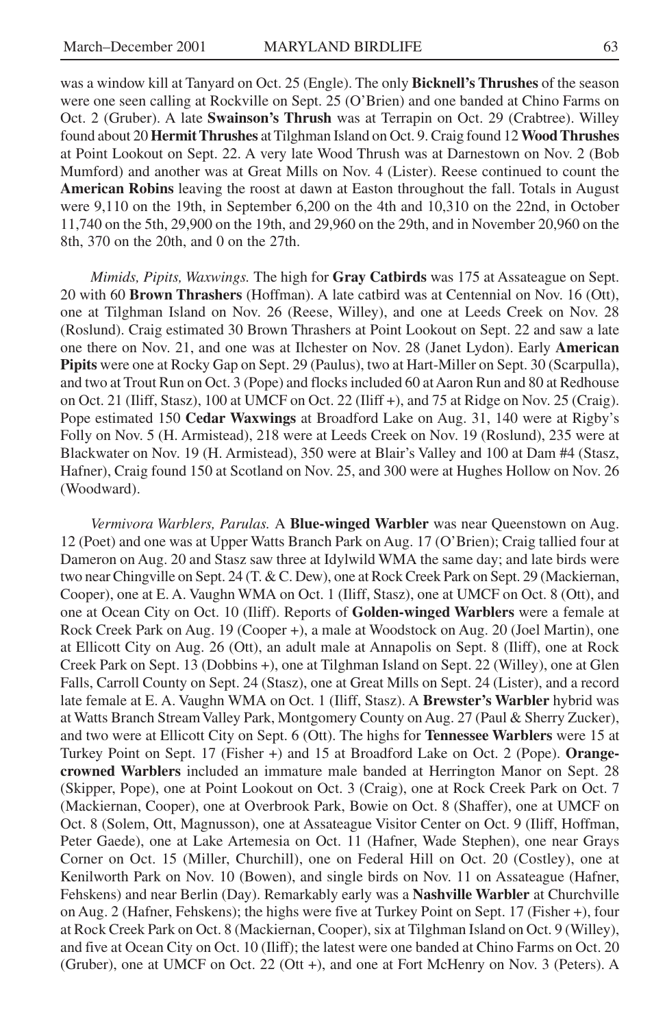was a window kill at Tanyard on Oct. 25 (Engle). The only **Bicknell's Thrushes** of the season were one seen calling at Rockville on Sept. 25 (O'Brien) and one banded at Chino Farms on Oct. 2 (Gruber). A late **Swainson's Thrush** was at Terrapin on Oct. 29 (Crabtree). Willey found about 20 **Hermit Thrushes** at Tilghman Island on Oct. 9. Craig found 12 **Wood Thrushes** at Point Lookout on Sept. 22. A very late Wood Thrush was at Darnestown on Nov. 2 (Bob Mumford) and another was at Great Mills on Nov. 4 (Lister). Reese continued to count the **American Robins** leaving the roost at dawn at Easton throughout the fall. Totals in August were 9,110 on the 19th, in September 6,200 on the 4th and 10,310 on the 22nd, in October 11,740 on the 5th, 29,900 on the 19th, and 29,960 on the 29th, and in November 20,960 on the 8th, 370 on the 20th, and 0 on the 27th.

*Mimids, Pipits, Waxwings.* The high for **Gray Catbirds** was 175 at Assateague on Sept. 20 with 60 **Brown Thrashers** (Hoffman). A late catbird was at Centennial on Nov. 16 (Ott), one at Tilghman Island on Nov. 26 (Reese, Willey), and one at Leeds Creek on Nov. 28 (Roslund). Craig estimated 30 Brown Thrashers at Point Lookout on Sept. 22 and saw a late one there on Nov. 21, and one was at Ilchester on Nov. 28 (Janet Lydon). Early **American Pipits** were one at Rocky Gap on Sept. 29 (Paulus), two at Hart-Miller on Sept. 30 (Scarpulla), and two at Trout Run on Oct. 3 (Pope) and flocks included 60 at Aaron Run and 80 at Redhouse on Oct. 21 (Iliff, Stasz), 100 at UMCF on Oct. 22 (Iliff +), and 75 at Ridge on Nov. 25 (Craig). Pope estimated 150 **Cedar Waxwings** at Broadford Lake on Aug. 31, 140 were at Rigby's Folly on Nov. 5 (H. Armistead), 218 were at Leeds Creek on Nov. 19 (Roslund), 235 were at Blackwater on Nov. 19 (H. Armistead), 350 were at Blair's Valley and 100 at Dam #4 (Stasz, Hafner), Craig found 150 at Scotland on Nov. 25, and 300 were at Hughes Hollow on Nov. 26 (Woodward).

*Vermivora Warblers, Parulas.* A **Blue-winged Warbler** was near Queenstown on Aug. 12 (Poet) and one was at Upper Watts Branch Park on Aug. 17 (O'Brien); Craig tallied four at Dameron on Aug. 20 and Stasz saw three at Idylwild WMA the same day; and late birds were two near Chingville on Sept. 24 (T. & C. Dew), one at Rock Creek Park on Sept. 29 (Mackiernan, Cooper), one at E. A. Vaughn WMA on Oct. 1 (Iliff, Stasz), one at UMCF on Oct. 8 (Ott), and one at Ocean City on Oct. 10 (Iliff). Reports of **Golden-winged Warblers** were a female at Rock Creek Park on Aug. 19 (Cooper +), a male at Woodstock on Aug. 20 (Joel Martin), one at Ellicott City on Aug. 26 (Ott), an adult male at Annapolis on Sept. 8 (Iliff), one at Rock Creek Park on Sept. 13 (Dobbins +), one at Tilghman Island on Sept. 22 (Willey), one at Glen Falls, Carroll County on Sept. 24 (Stasz), one at Great Mills on Sept. 24 (Lister), and a record late female at E. A. Vaughn WMA on Oct. 1 (Iliff, Stasz). A **Brewster's Warbler** hybrid was at Watts Branch Stream Valley Park, Montgomery County on Aug. 27 (Paul & Sherry Zucker), and two were at Ellicott City on Sept. 6 (Ott). The highs for **Tennessee Warblers** were 15 at Turkey Point on Sept. 17 (Fisher +) and 15 at Broadford Lake on Oct. 2 (Pope). **Orange-crowned Warblers** included an immature male banded at Herrington Manor on Sept. 28 (Skipper, Pope), one at Point Lookout on Oct. 3 (Craig), one at Rock Creek Park on Oct. 7 (Mackiernan, Cooper), one at Overbrook Park, Bowie on Oct. 8 (Shaffer), one at UMCF on Oct. 8 (Solem, Ott, Magnusson), one at Assateague Visitor Center on Oct. 9 (Iliff, Hoffman, Peter Gaede), one at Lake Artemesia on Oct. 11 (Hafner, Wade Stephen), one near Grays Corner on Oct. 15 (Miller, Churchill), one on Federal Hill on Oct. 20 (Costley), one at Kenilworth Park on Nov. 10 (Bowen), and single birds on Nov. 11 on Assateague (Hafner, Fehskens) and near Berlin (Day). Remarkably early was a **Nashville Warbler** at Churchville on Aug. 2 (Hafner, Fehskens); the highs were five at Turkey Point on Sept. 17 (Fisher +), four at Rock Creek Park on Oct. 8 (Mackiernan, Cooper), six at Tilghman Island on Oct. 9 (Willey), and five at Ocean City on Oct. 10 (Iliff); the latest were one banded at Chino Farms on Oct. 20 (Gruber), one at UMCF on Oct. 22 (Ott +), and one at Fort McHenry on Nov. 3 (Peters). A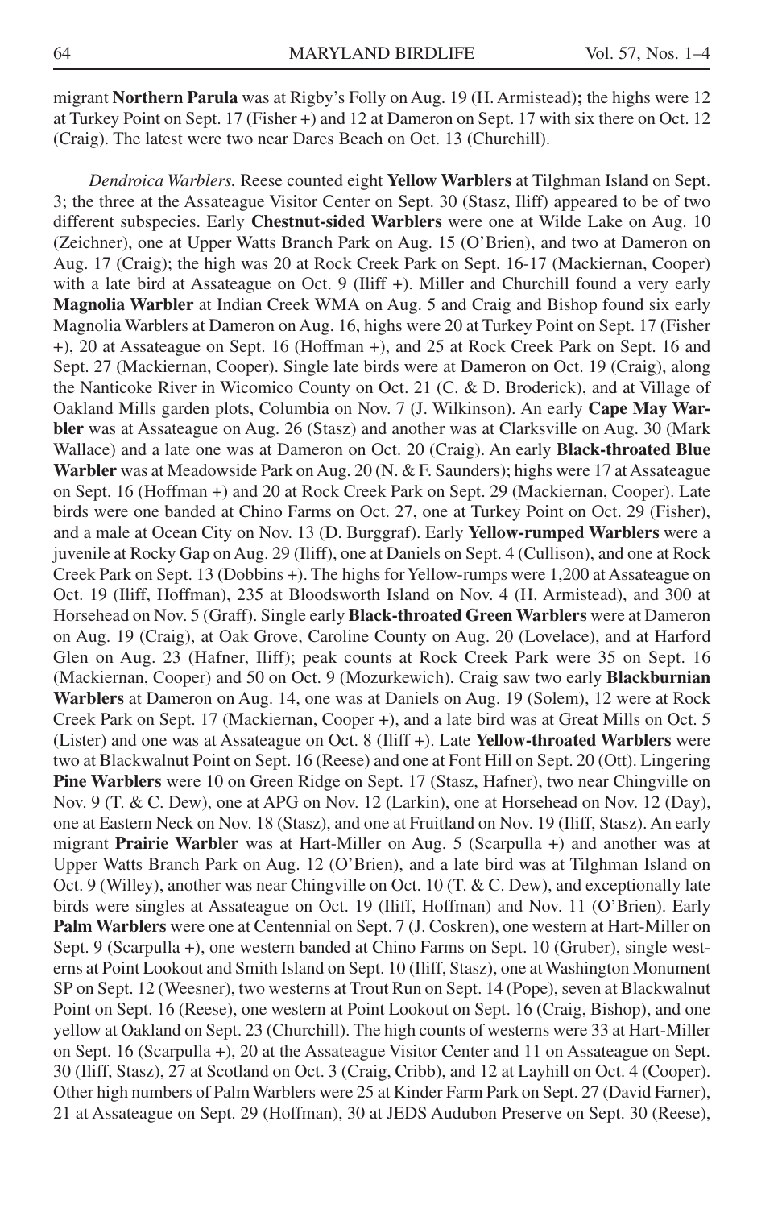migrant **Northern Parula** was at Rigby's Folly on Aug. 19 (H. Armistead)**;** the highs were 12 at Turkey Point on Sept. 17 (Fisher +) and 12 at Dameron on Sept. 17 with six there on Oct. 12 (Craig). The latest were two near Dares Beach on Oct. 13 (Churchill).

*Dendroica Warblers.* Reese counted eight **Yellow Warblers** at Tilghman Island on Sept. 3; the three at the Assateague Visitor Center on Sept. 30 (Stasz, Iliff) appeared to be of two different subspecies. Early **Chestnut-sided Warblers** were one at Wilde Lake on Aug. 10 (Zeichner), one at Upper Watts Branch Park on Aug. 15 (O'Brien), and two at Dameron on Aug. 17 (Craig); the high was 20 at Rock Creek Park on Sept. 16-17 (Mackiernan, Cooper) with a late bird at Assateague on Oct. 9 (Iliff +). Miller and Churchill found a very early **Magnolia Warbler** at Indian Creek WMA on Aug. 5 and Craig and Bishop found six early Magnolia Warblers at Dameron on Aug. 16, highs were 20 at Turkey Point on Sept. 17 (Fisher +), 20 at Assateague on Sept. 16 (Hoffman +), and 25 at Rock Creek Park on Sept. 16 and Sept. 27 (Mackiernan, Cooper). Single late birds were at Dameron on Oct. 19 (Craig), along the Nanticoke River in Wicomico County on Oct. 21 (C. & D. Broderick), and at Village of Oakland Mills garden plots, Columbia on Nov. 7 (J. Wilkinson). An early **Cape May Warbler** was at Assateague on Aug. 26 (Stasz) and another was at Clarksville on Aug. 30 (Mark Wallace) and a late one was at Dameron on Oct. 20 (Craig). An early **Black-throated Blue Warbler** was at Meadowside Park on Aug. 20 (N. & F. Saunders); highs were 17 at Assateague on Sept. 16 (Hoffman +) and 20 at Rock Creek Park on Sept. 29 (Mackiernan, Cooper). Late birds were one banded at Chino Farms on Oct. 27, one at Turkey Point on Oct. 29 (Fisher), and a male at Ocean City on Nov. 13 (D. Burggraf). Early **Yellow-rumped Warblers** were a juvenile at Rocky Gap on Aug. 29 (Iliff), one at Daniels on Sept. 4 (Cullison), and one at Rock Creek Park on Sept. 13 (Dobbins +). The highs for Yellow-rumps were 1,200 at Assateague on Oct. 19 (Iliff, Hoffman), 235 at Bloodsworth Island on Nov. 4 (H. Armistead), and 300 at Horsehead on Nov. 5 (Graff). Single early **Black-throated Green Warblers** were at Dameron on Aug. 19 (Craig), at Oak Grove, Caroline County on Aug. 20 (Lovelace), and at Harford Glen on Aug. 23 (Hafner, Iliff); peak counts at Rock Creek Park were 35 on Sept. 16 (Mackiernan, Cooper) and 50 on Oct. 9 (Mozurkewich). Craig saw two early **Blackburnian Warblers** at Dameron on Aug. 14, one was at Daniels on Aug. 19 (Solem), 12 were at Rock Creek Park on Sept. 17 (Mackiernan, Cooper +), and a late bird was at Great Mills on Oct. 5 (Lister) and one was at Assateague on Oct. 8 (Iliff +). Late **Yellow-throated Warblers** were two at Blackwalnut Point on Sept. 16 (Reese) and one at Font Hill on Sept. 20 (Ott). Lingering **Pine Warblers** were 10 on Green Ridge on Sept. 17 (Stasz, Hafner), two near Chingville on Nov. 9 (T. & C. Dew), one at APG on Nov. 12 (Larkin), one at Horsehead on Nov. 12 (Day), one at Eastern Neck on Nov. 18 (Stasz), and one at Fruitland on Nov. 19 (Iliff, Stasz). An early migrant **Prairie Warbler** was at Hart-Miller on Aug. 5 (Scarpulla +) and another was at Upper Watts Branch Park on Aug. 12 (O'Brien), and a late bird was at Tilghman Island on Oct. 9 (Willey), another was near Chingville on Oct. 10 (T. & C. Dew), and exceptionally late birds were singles at Assateague on Oct. 19 (Iliff, Hoffman) and Nov. 11 (O'Brien). Early **Palm Warblers** were one at Centennial on Sept. 7 (J. Coskren), one western at Hart-Miller on Sept. 9 (Scarpulla +), one western banded at Chino Farms on Sept. 10 (Gruber), single westerns at Point Lookout and Smith Island on Sept. 10 (Iliff, Stasz), one at Washington Monument SP on Sept. 12 (Weesner), two westerns at Trout Run on Sept. 14 (Pope), seven at Blackwalnut Point on Sept. 16 (Reese), one western at Point Lookout on Sept. 16 (Craig, Bishop), and one yellow at Oakland on Sept. 23 (Churchill). The high counts of westerns were 33 at Hart-Miller on Sept. 16 (Scarpulla +), 20 at the Assateague Visitor Center and 11 on Assateague on Sept. 30 (Iliff, Stasz), 27 at Scotland on Oct. 3 (Craig, Cribb), and 12 at Layhill on Oct. 4 (Cooper). Other high numbers of Palm Warblers were 25 at Kinder Farm Park on Sept. 27 (David Farner), 21 at Assateague on Sept. 29 (Hoffman), 30 at JEDS Audubon Preserve on Sept. 30 (Reese),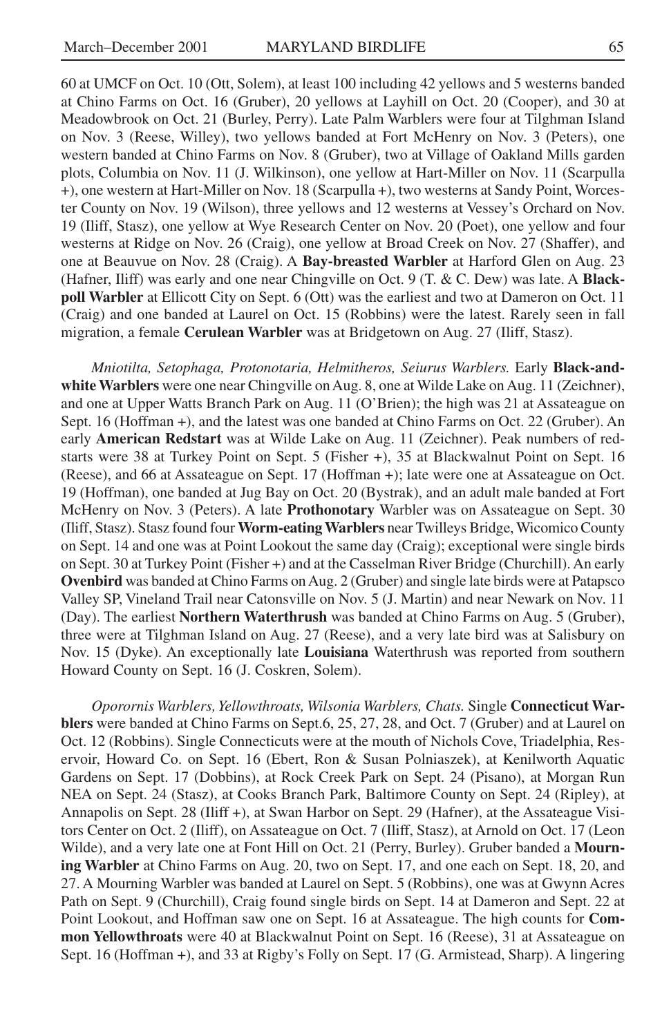60 at UMCF on Oct. 10 (Ott, Solem), at least 100 including 42 yellows and 5 westerns banded at Chino Farms on Oct. 16 (Gruber), 20 yellows at Layhill on Oct. 20 (Cooper), and 30 at Meadowbrook on Oct. 21 (Burley, Perry). Late Palm Warblers were four at Tilghman Island on Nov. 3 (Reese, Willey), two yellows banded at Fort McHenry on Nov. 3 (Peters), one western banded at Chino Farms on Nov. 8 (Gruber), two at Village of Oakland Mills garden plots, Columbia on Nov. 11 (J. Wilkinson), one yellow at Hart-Miller on Nov. 11 (Scarpulla +), one western at Hart-Miller on Nov. 18 (Scarpulla +), two westerns at Sandy Point, Worcester County on Nov. 19 (Wilson), three yellows and 12 westerns at Vessey's Orchard on Nov. 19 (Iliff, Stasz), one yellow at Wye Research Center on Nov. 20 (Poet), one yellow and four westerns at Ridge on Nov. 26 (Craig), one yellow at Broad Creek on Nov. 27 (Shaffer), and one at Beauvue on Nov. 28 (Craig). A **Bay-breasted Warbler** at Harford Glen on Aug. 23 (Hafner, Iliff) was early and one near Chingville on Oct. 9 (T. & C. Dew) was late. A **Blackpoll Warbler** at Ellicott City on Sept. 6 (Ott) was the earliest and two at Dameron on Oct. 11 (Craig) and one banded at Laurel on Oct. 15 (Robbins) were the latest. Rarely seen in fall migration, a female **Cerulean Warbler** was at Bridgetown on Aug. 27 (Iliff, Stasz).

*Mniotilta, Setophaga, Protonotaria, Helmitheros, Seiurus Warblers.* Early **Black-and-white Warblers** were one near Chingville on Aug. 8, one at Wilde Lake on Aug. 11 (Zeichner), and one at Upper Watts Branch Park on Aug. 11 (O'Brien); the high was 21 at Assateague on Sept. 16 (Hoffman +), and the latest was one banded at Chino Farms on Oct. 22 (Gruber). An early **American Redstart** was at Wilde Lake on Aug. 11 (Zeichner). Peak numbers of redstarts were 38 at Turkey Point on Sept. 5 (Fisher +), 35 at Blackwalnut Point on Sept. 16 (Reese), and 66 at Assateague on Sept. 17 (Hoffman +); late were one at Assateague on Oct. 19 (Hoffman), one banded at Jug Bay on Oct. 20 (Bystrak), and an adult male banded at Fort McHenry on Nov. 3 (Peters). A late **Prothonotary** Warbler was on Assateague on Sept. 30 (Iliff, Stasz). Stasz found four **Worm-eating Warblers** near Twilleys Bridge, Wicomico County on Sept. 14 and one was at Point Lookout the same day (Craig); exceptional were single birds on Sept. 30 at Turkey Point (Fisher +) and at the Casselman River Bridge (Churchill). An early **Ovenbird** was banded at Chino Farms on Aug. 2 (Gruber) and single late birds were at Patapsco Valley SP, Vineland Trail near Catonsville on Nov. 5 (J. Martin) and near Newark on Nov. 11 (Day). The earliest **Northern Waterthrush** was banded at Chino Farms on Aug. 5 (Gruber), three were at Tilghman Island on Aug. 27 (Reese), and a very late bird was at Salisbury on Nov. 15 (Dyke). An exceptionally late **Louisiana** Waterthrush was reported from southern Howard County on Sept. 16 (J. Coskren, Solem).

*Oporornis Warblers, Yellowthroats, Wilsonia Warblers, Chats.* Single **Connecticut Warblers** were banded at Chino Farms on Sept.6, 25, 27, 28, and Oct. 7 (Gruber) and at Laurel on Oct. 12 (Robbins). Single Connecticuts were at the mouth of Nichols Cove, Triadelphia, Reservoir, Howard Co. on Sept. 16 (Ebert, Ron & Susan Polniaszek), at Kenilworth Aquatic Gardens on Sept. 17 (Dobbins), at Rock Creek Park on Sept. 24 (Pisano), at Morgan Run NEA on Sept. 24 (Stasz), at Cooks Branch Park, Baltimore County on Sept. 24 (Ripley), at Annapolis on Sept. 28 (Iliff +), at Swan Harbor on Sept. 29 (Hafner), at the Assateague Visitors Center on Oct. 2 (Iliff), on Assateague on Oct. 7 (Iliff, Stasz), at Arnold on Oct. 17 (Leon Wilde), and a very late one at Font Hill on Oct. 21 (Perry, Burley). Gruber banded a **Mourning Warbler** at Chino Farms on Aug. 20, two on Sept. 17, and one each on Sept. 18, 20, and 27. A Mourning Warbler was banded at Laurel on Sept. 5 (Robbins), one was at Gwynn Acres Path on Sept. 9 (Churchill), Craig found single birds on Sept. 14 at Dameron and Sept. 22 at Point Lookout, and Hoffman saw one on Sept. 16 at Assateague. The high counts for **Common Yellowthroats** were 40 at Blackwalnut Point on Sept. 16 (Reese), 31 at Assateague on Sept. 16 (Hoffman +), and 33 at Rigby's Folly on Sept. 17 (G. Armistead, Sharp). A lingering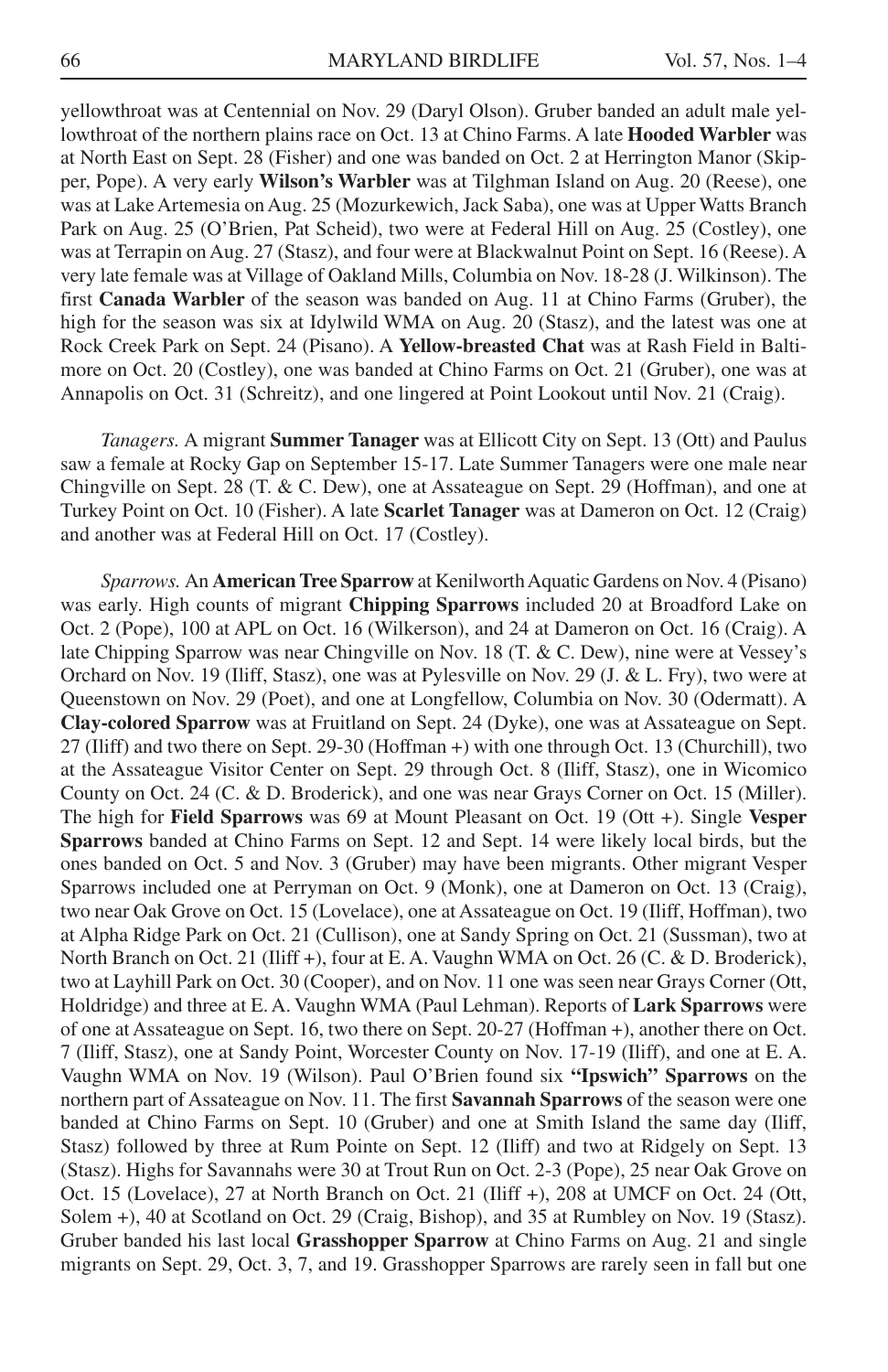yellowthroat was at Centennial on Nov. 29 (Daryl Olson). Gruber banded an adult male yellowthroat of the northern plains race on Oct. 13 at Chino Farms. A late **Hooded Warbler** was at North East on Sept. 28 (Fisher) and one was banded on Oct. 2 at Herrington Manor (Skipper, Pope). A very early **Wilson's Warbler** was at Tilghman Island on Aug. 20 (Reese), one was at Lake Artemesia on Aug. 25 (Mozurkewich, Jack Saba), one was at Upper Watts Branch Park on Aug. 25 (O'Brien, Pat Scheid), two were at Federal Hill on Aug. 25 (Costley), one was at Terrapin on Aug. 27 (Stasz), and four were at Blackwalnut Point on Sept. 16 (Reese). A very late female was at Village of Oakland Mills, Columbia on Nov. 18-28 (J. Wilkinson). The first **Canada Warbler** of the season was banded on Aug. 11 at Chino Farms (Gruber), the high for the season was six at Idylwild WMA on Aug. 20 (Stasz), and the latest was one at Rock Creek Park on Sept. 24 (Pisano). A **Yellow-breasted Chat** was at Rash Field in Baltimore on Oct. 20 (Costley), one was banded at Chino Farms on Oct. 21 (Gruber), one was at Annapolis on Oct. 31 (Schreitz), and one lingered at Point Lookout until Nov. 21 (Craig).

*Tanagers.* A migrant **Summer Tanager** was at Ellicott City on Sept. 13 (Ott) and Paulus saw a female at Rocky Gap on September 15-17. Late Summer Tanagers were one male near Chingville on Sept. 28 (T. & C. Dew), one at Assateague on Sept. 29 (Hoffman), and one at Turkey Point on Oct. 10 (Fisher). A late **Scarlet Tanager** was at Dameron on Oct. 12 (Craig) and another was at Federal Hill on Oct. 17 (Costley).

*Sparrows.* An **American Tree Sparrow** at Kenilworth Aquatic Gardens on Nov. 4 (Pisano) was early. High counts of migrant **Chipping Sparrows** included 20 at Broadford Lake on Oct. 2 (Pope), 100 at APL on Oct. 16 (Wilkerson), and 24 at Dameron on Oct. 16 (Craig). A late Chipping Sparrow was near Chingville on Nov. 18 (T. & C. Dew), nine were at Vessey's Orchard on Nov. 19 (Iliff, Stasz), one was at Pylesville on Nov. 29 (J. & L. Fry), two were at Queenstown on Nov. 29 (Poet), and one at Longfellow, Columbia on Nov. 30 (Odermatt). A **Clay-colored Sparrow** was at Fruitland on Sept. 24 (Dyke), one was at Assateague on Sept. 27 (Iliff) and two there on Sept. 29-30 (Hoffman +) with one through Oct. 13 (Churchill), two at the Assateague Visitor Center on Sept. 29 through Oct. 8 (Iliff, Stasz), one in Wicomico County on Oct. 24 (C. & D. Broderick), and one was near Grays Corner on Oct. 15 (Miller). The high for **Field Sparrows** was 69 at Mount Pleasant on Oct. 19 (Ott +). Single **Vesper Sparrows** banded at Chino Farms on Sept. 12 and Sept. 14 were likely local birds, but the ones banded on Oct. 5 and Nov. 3 (Gruber) may have been migrants. Other migrant Vesper Sparrows included one at Perryman on Oct. 9 (Monk), one at Dameron on Oct. 13 (Craig), two near Oak Grove on Oct. 15 (Lovelace), one at Assateague on Oct. 19 (Iliff, Hoffman), two at Alpha Ridge Park on Oct. 21 (Cullison), one at Sandy Spring on Oct. 21 (Sussman), two at North Branch on Oct. 21 (Iliff +), four at E. A. Vaughn WMA on Oct. 26 (C. & D. Broderick), two at Layhill Park on Oct. 30 (Cooper), and on Nov. 11 one was seen near Grays Corner (Ott, Holdridge) and three at E. A. Vaughn WMA (Paul Lehman). Reports of **Lark Sparrows** were of one at Assateague on Sept. 16, two there on Sept. 20-27 (Hoffman +), another there on Oct. 7 (Iliff, Stasz), one at Sandy Point, Worcester County on Nov. 17-19 (Iliff), and one at E. A. Vaughn WMA on Nov. 19 (Wilson). Paul O'Brien found six **"Ipswich" Sparrows** on the northern part of Assateague on Nov. 11. The first **Savannah Sparrows** of the season were one banded at Chino Farms on Sept. 10 (Gruber) and one at Smith Island the same day (Iliff, Stasz) followed by three at Rum Pointe on Sept. 12 (Iliff) and two at Ridgely on Sept. 13 (Stasz). Highs for Savannahs were 30 at Trout Run on Oct. 2-3 (Pope), 25 near Oak Grove on Oct. 15 (Lovelace), 27 at North Branch on Oct. 21 (Iliff +), 208 at UMCF on Oct. 24 (Ott, Solem +), 40 at Scotland on Oct. 29 (Craig, Bishop), and 35 at Rumbley on Nov. 19 (Stasz). Gruber banded his last local **Grasshopper Sparrow** at Chino Farms on Aug. 21 and single migrants on Sept. 29, Oct. 3, 7, and 19. Grasshopper Sparrows are rarely seen in fall but one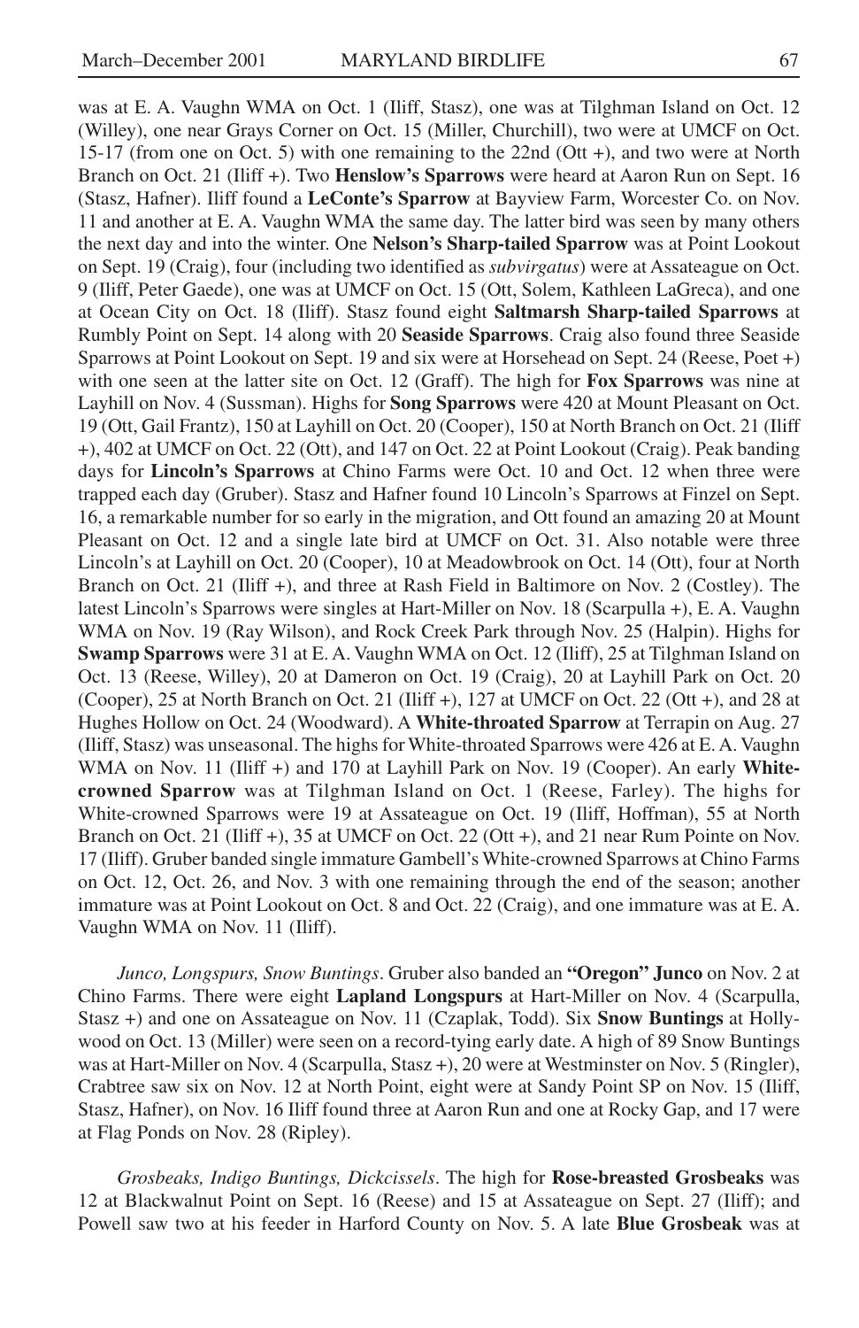was at E. A. Vaughn WMA on Oct. 1 (Iliff, Stasz), one was at Tilghman Island on Oct. 12 (Willey), one near Grays Corner on Oct. 15 (Miller, Churchill), two were at UMCF on Oct. 15-17 (from one on Oct. 5) with one remaining to the 22nd (Ott +), and two were at North Branch on Oct. 21 (Iliff +). Two **Henslow's Sparrows** were heard at Aaron Run on Sept. 16 (Stasz, Hafner). Iliff found a **LeConte's Sparrow** at Bayview Farm, Worcester Co. on Nov. 11 and another at E. A. Vaughn WMA the same day. The latter bird was seen by many others the next day and into the winter. One **Nelson's Sharp-tailed Sparrow** was at Point Lookout on Sept. 19 (Craig), four (including two identified as *subvirgatus*) were at Assateague on Oct. 9 (Iliff, Peter Gaede), one was at UMCF on Oct. 15 (Ott, Solem, Kathleen LaGreca), and one at Ocean City on Oct. 18 (Iliff). Stasz found eight **Saltmarsh Sharp-tailed Sparrows** at Rumbly Point on Sept. 14 along with 20 **Seaside Sparrows**. Craig also found three Seaside Sparrows at Point Lookout on Sept. 19 and six were at Horsehead on Sept. 24 (Reese, Poet +) with one seen at the latter site on Oct. 12 (Graff). The high for **Fox Sparrows** was nine at Layhill on Nov. 4 (Sussman). Highs for **Song Sparrows** were 420 at Mount Pleasant on Oct. 19 (Ott, Gail Frantz), 150 at Layhill on Oct. 20 (Cooper), 150 at North Branch on Oct. 21 (Iliff +), 402 at UMCF on Oct. 22 (Ott), and 147 on Oct. 22 at Point Lookout (Craig). Peak banding days for **Lincoln's Sparrows** at Chino Farms were Oct. 10 and Oct. 12 when three were trapped each day (Gruber). Stasz and Hafner found 10 Lincoln's Sparrows at Finzel on Sept. 16, a remarkable number for so early in the migration, and Ott found an amazing 20 at Mount Pleasant on Oct. 12 and a single late bird at UMCF on Oct. 31. Also notable were three Lincoln's at Layhill on Oct. 20 (Cooper), 10 at Meadowbrook on Oct. 14 (Ott), four at North Branch on Oct. 21 (Iliff +), and three at Rash Field in Baltimore on Nov. 2 (Costley). The latest Lincoln's Sparrows were singles at Hart-Miller on Nov. 18 (Scarpulla +), E. A. Vaughn WMA on Nov. 19 (Ray Wilson), and Rock Creek Park through Nov. 25 (Halpin). Highs for **Swamp Sparrows** were 31 at E. A. Vaughn WMA on Oct. 12 (Iliff), 25 at Tilghman Island on Oct. 13 (Reese, Willey), 20 at Dameron on Oct. 19 (Craig), 20 at Layhill Park on Oct. 20 (Cooper), 25 at North Branch on Oct. 21 (Iliff +), 127 at UMCF on Oct. 22 (Ott +), and 28 at Hughes Hollow on Oct. 24 (Woodward). A **White-throated Sparrow** at Terrapin on Aug. 27 (Iliff, Stasz) was unseasonal. The highs for White-throated Sparrows were 426 at E. A. Vaughn WMA on Nov. 11 (Iliff +) and 170 at Layhill Park on Nov. 19 (Cooper). An early **White-crowned Sparrow** was at Tilghman Island on Oct. 1 (Reese, Farley). The highs for White-crowned Sparrows were 19 at Assateague on Oct. 19 (Iliff, Hoffman), 55 at North Branch on Oct. 21 (Iliff +), 35 at UMCF on Oct. 22 (Ott +), and 21 near Rum Pointe on Nov. 17 (Iliff). Gruber banded single immature Gambell's White-crowned Sparrows at Chino Farms on Oct. 12, Oct. 26, and Nov. 3 with one remaining through the end of the season; another immature was at Point Lookout on Oct. 8 and Oct. 22 (Craig), and one immature was at E. A. Vaughn WMA on Nov. 11 (Iliff).

*Junco, Longspurs, Snow Buntings*. Gruber also banded an **"Oregon" Junco** on Nov. 2 at Chino Farms. There were eight **Lapland Longspurs** at Hart-Miller on Nov. 4 (Scarpulla, Stasz +) and one on Assateague on Nov. 11 (Czaplak, Todd). Six **Snow Buntings** at Hollywood on Oct. 13 (Miller) were seen on a record-tying early date. A high of 89 Snow Buntings was at Hart-Miller on Nov. 4 (Scarpulla, Stasz +), 20 were at Westminster on Nov. 5 (Ringler), Crabtree saw six on Nov. 12 at North Point, eight were at Sandy Point SP on Nov. 15 (Iliff, Stasz, Hafner), on Nov. 16 Iliff found three at Aaron Run and one at Rocky Gap, and 17 were at Flag Ponds on Nov. 28 (Ripley).

*Grosbeaks, Indigo Buntings, Dickcissels*. The high for **Rose-breasted Grosbeaks** was 12 at Blackwalnut Point on Sept. 16 (Reese) and 15 at Assateague on Sept. 27 (Iliff); and Powell saw two at his feeder in Harford County on Nov. 5. A late **Blue Grosbeak** was at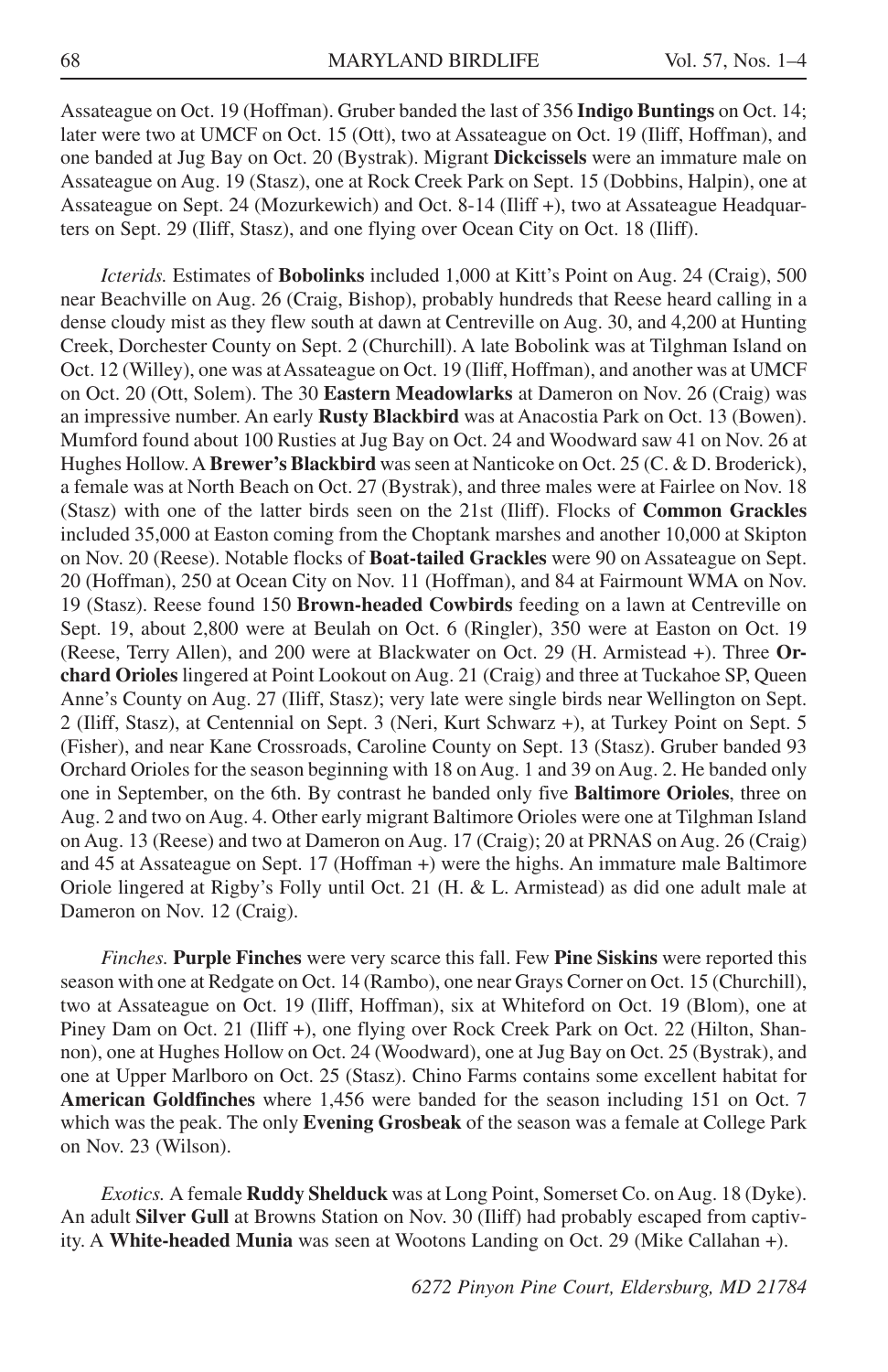Assateague on Oct. 19 (Hoffman). Gruber banded the last of 356 **Indigo Buntings** on Oct. 14; later were two at UMCF on Oct. 15 (Ott), two at Assateague on Oct. 19 (Iliff, Hoffman), and one banded at Jug Bay on Oct. 20 (Bystrak). Migrant **Dickcissels** were an immature male on Assateague on Aug. 19 (Stasz), one at Rock Creek Park on Sept. 15 (Dobbins, Halpin), one at Assateague on Sept. 24 (Mozurkewich) and Oct. 8-14 (Iliff +), two at Assateague Headquarters on Sept. 29 (Iliff, Stasz), and one flying over Ocean City on Oct. 18 (Iliff).

*Icterids.* Estimates of **Bobolinks** included 1,000 at Kitt's Point on Aug. 24 (Craig), 500 near Beachville on Aug. 26 (Craig, Bishop), probably hundreds that Reese heard calling in a dense cloudy mist as they flew south at dawn at Centreville on Aug. 30, and 4,200 at Hunting Creek, Dorchester County on Sept. 2 (Churchill). A late Bobolink was at Tilghman Island on Oct. 12 (Willey), one was at Assateague on Oct. 19 (Iliff, Hoffman), and another was at UMCF on Oct. 20 (Ott, Solem). The 30 **Eastern Meadowlarks** at Dameron on Nov. 26 (Craig) was an impressive number. An early **Rusty Blackbird** was at Anacostia Park on Oct. 13 (Bowen). Mumford found about 100 Rusties at Jug Bay on Oct. 24 and Woodward saw 41 on Nov. 26 at Hughes Hollow. A **Brewer's Blackbird** was seen at Nanticoke on Oct. 25 (C. & D. Broderick), a female was at North Beach on Oct. 27 (Bystrak), and three males were at Fairlee on Nov. 18 (Stasz) with one of the latter birds seen on the 21st (Iliff). Flocks of **Common Grackles** included 35,000 at Easton coming from the Choptank marshes and another 10,000 at Skipton on Nov. 20 (Reese). Notable flocks of **Boat-tailed Grackles** were 90 on Assateague on Sept. 20 (Hoffman), 250 at Ocean City on Nov. 11 (Hoffman), and 84 at Fairmount WMA on Nov. 19 (Stasz). Reese found 150 **Brown-headed Cowbirds** feeding on a lawn at Centreville on Sept. 19, about 2,800 were at Beulah on Oct. 6 (Ringler), 350 were at Easton on Oct. 19 (Reese, Terry Allen), and 200 were at Blackwater on Oct. 29 (H. Armistead +). Three **Orchard Orioles** lingered at Point Lookout on Aug. 21 (Craig) and three at Tuckahoe SP, Queen Anne's County on Aug. 27 (Iliff, Stasz); very late were single birds near Wellington on Sept. 2 (Iliff, Stasz), at Centennial on Sept. 3 (Neri, Kurt Schwarz +), at Turkey Point on Sept. 5 (Fisher), and near Kane Crossroads, Caroline County on Sept. 13 (Stasz). Gruber banded 93 Orchard Orioles for the season beginning with 18 on Aug. 1 and 39 on Aug. 2. He banded only one in September, on the 6th. By contrast he banded only five **Baltimore Orioles**, three on Aug. 2 and two on Aug. 4. Other early migrant Baltimore Orioles were one at Tilghman Island on Aug. 13 (Reese) and two at Dameron on Aug. 17 (Craig); 20 at PRNAS on Aug. 26 (Craig) and 45 at Assateague on Sept. 17 (Hoffman +) were the highs. An immature male Baltimore Oriole lingered at Rigby's Folly until Oct. 21 (H. & L. Armistead) as did one adult male at Dameron on Nov. 12 (Craig).

*Finches.* **Purple Finches** were very scarce this fall. Few **Pine Siskins** were reported this season with one at Redgate on Oct. 14 (Rambo), one near Grays Corner on Oct. 15 (Churchill), two at Assateague on Oct. 19 (Iliff, Hoffman), six at Whiteford on Oct. 19 (Blom), one at Piney Dam on Oct. 21 (Iliff +), one flying over Rock Creek Park on Oct. 22 (Hilton, Shannon), one at Hughes Hollow on Oct. 24 (Woodward), one at Jug Bay on Oct. 25 (Bystrak), and one at Upper Marlboro on Oct. 25 (Stasz). Chino Farms contains some excellent habitat for **American Goldfinches** where 1,456 were banded for the season including 151 on Oct. 7 which was the peak. The only **Evening Grosbeak** of the season was a female at College Park on Nov. 23 (Wilson).

*Exotics.* A female **Ruddy Shelduck** was at Long Point, Somerset Co. on Aug. 18 (Dyke). An adult **Silver Gull** at Browns Station on Nov. 30 (Iliff) had probably escaped from captivity. A **White-headed Munia** was seen at Wootons Landing on Oct. 29 (Mike Callahan +).

*6272 Pinyon Pine Court, Eldersburg, MD 21784*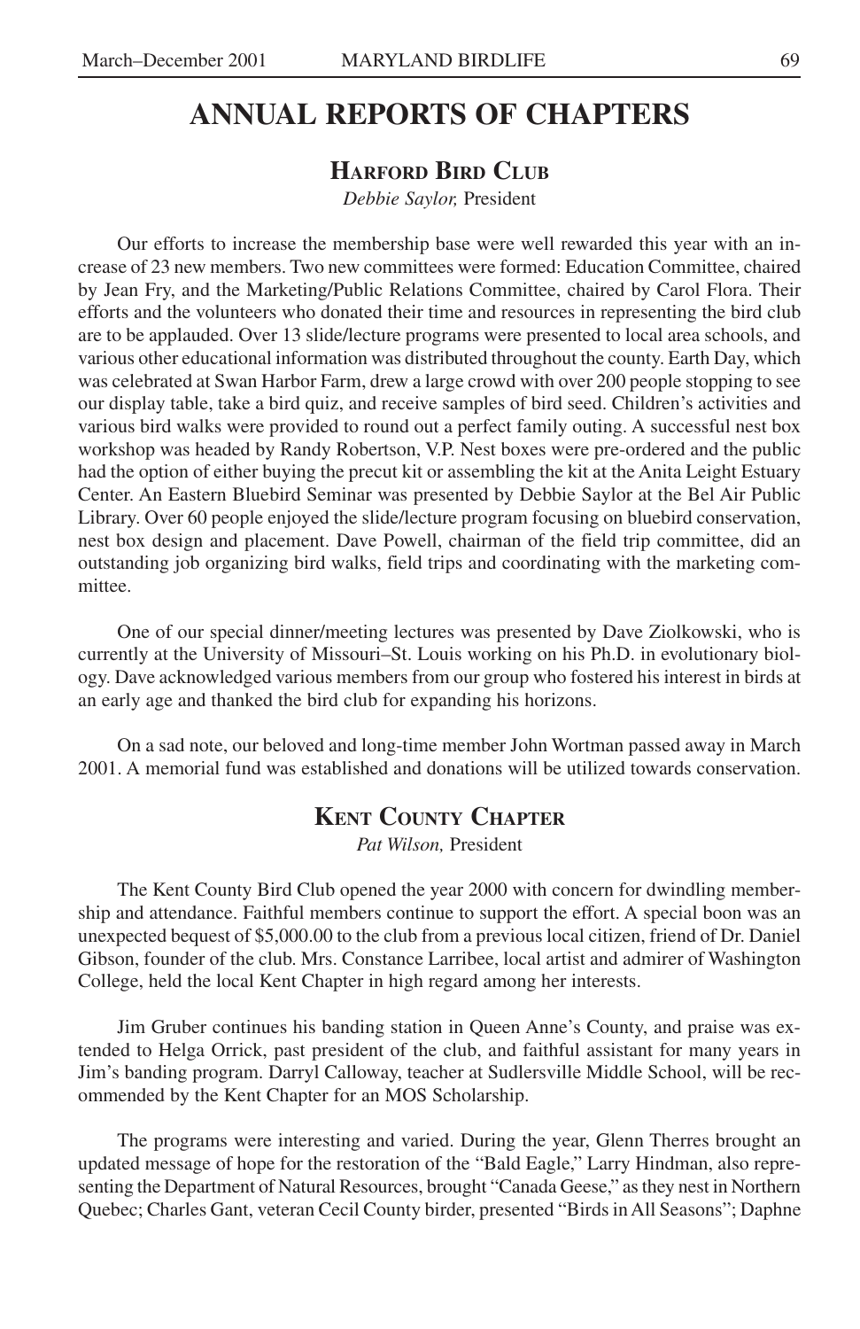# ANNUAL REPORTS OF CHAPTERS

## Harford Bird Club

*Debbie Saylor,* President

Our efforts to increase the membership base were well rewarded this year with an increase of 23 new members. Two new committees were formed: Education Committee, chaired by Jean Fry, and the Marketing/Public Relations Committee, chaired by Carol Flora. Their efforts and the volunteers who donated their time and resources in representing the bird club are to be applauded. Over 13 slide/lecture programs were presented to local area schools, and various other educational information was distributed throughout the county. Earth Day, which was celebrated at Swan Harbor Farm, drew a large crowd with over 200 people stopping to see our display table, take a bird quiz, and receive samples of bird seed. Children's activities and various bird walks were provided to round out a perfect family outing. A successful nest box workshop was headed by Randy Robertson, V.P. Nest boxes were pre-ordered and the public had the option of either buying the precut kit or assembling the kit at the Anita Leight Estuary Center. An Eastern Bluebird Seminar was presented by Debbie Saylor at the Bel Air Public Library. Over 60 people enjoyed the slide/lecture program focusing on bluebird conservation, nest box design and placement. Dave Powell, chairman of the field trip committee, did an outstanding job organizing bird walks, field trips and coordinating with the marketing committee.

One of our special dinner/meeting lectures was presented by Dave Ziolkowski, who is currently at the University of Missouri–St. Louis working on his Ph.D. in evolutionary biology. Dave acknowledged various members from our group who fostered his interest in birds at an early age and thanked the bird club for expanding his horizons.

On a sad note, our beloved and long-time member John Wortman passed away in March 2001. A memorial fund was established and donations will be utilized towards conservation.

## Kent County Chapter

*Pat Wilson,* President

The Kent County Bird Club opened the year 2000 with concern for dwindling membership and attendance. Faithful members continue to support the effort. A special boon was an unexpected bequest of $5,000.00 to the club from a previous local citizen, friend of Dr. Daniel Gibson, founder of the club. Mrs. Constance Larribee, local artist and admirer of Washington College, held the local Kent Chapter in high regard among her interests.

Jim Gruber continues his banding station in Queen Anne's County, and praise was extended to Helga Orrick, past president of the club, and faithful assistant for many years in Jim's banding program. Darryl Calloway, teacher at Sudlersville Middle School, will be recommended by the Kent Chapter for an MOS Scholarship.

The programs were interesting and varied. During the year, Glenn Therres brought an updated message of hope for the restoration of the "Bald Eagle," Larry Hindman, also representing the Department of Natural Resources, brought "Canada Geese," as they nest in Northern Quebec; Charles Gant, veteran Cecil County birder, presented "Birds in All Seasons"; Daphne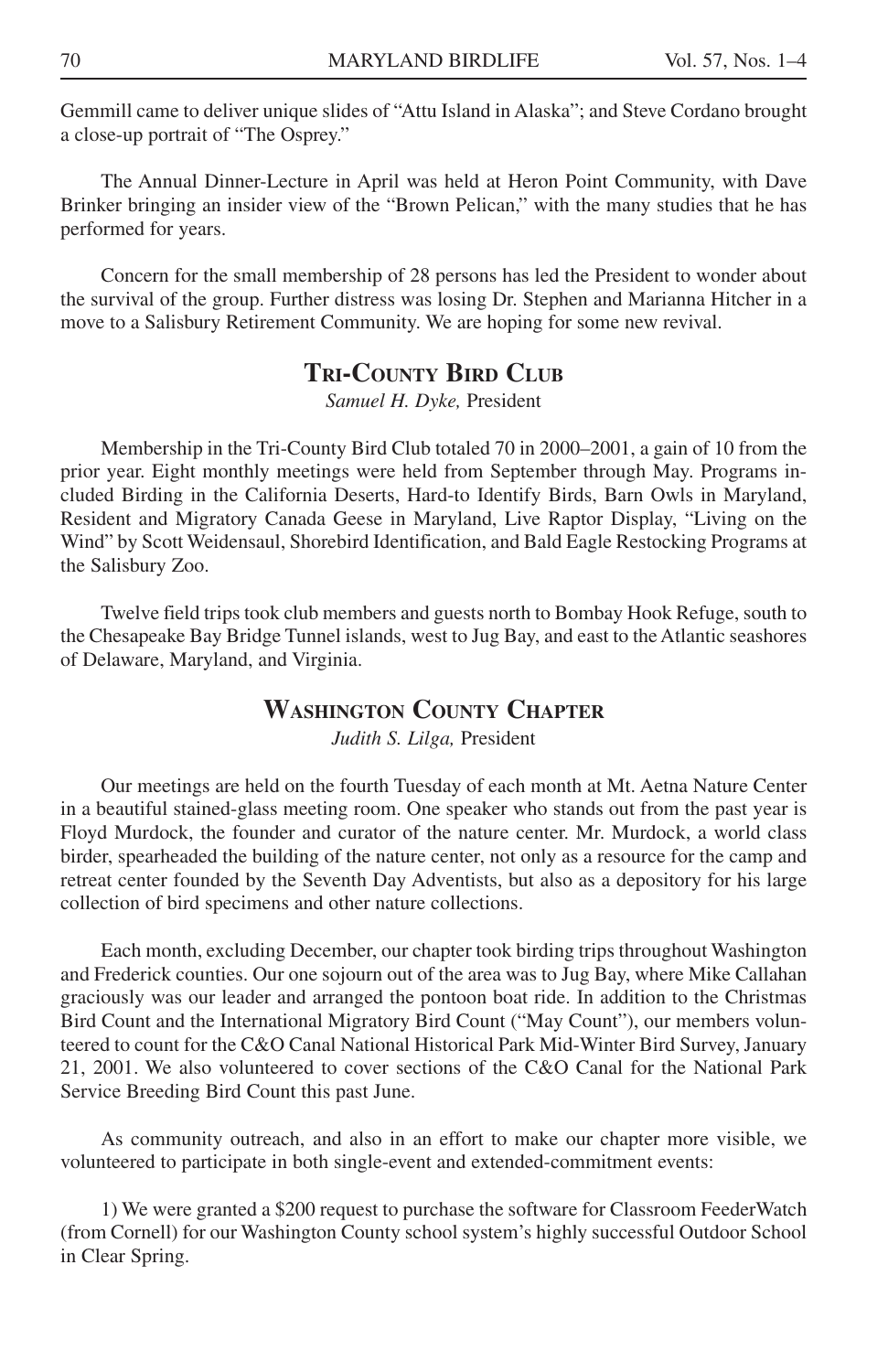Gemmill came to deliver unique slides of "Attu Island in Alaska"; and Steve Cordano brought a close-up portrait of "The Osprey."

The Annual Dinner-Lecture in April was held at Heron Point Community, with Dave Brinker bringing an insider view of the "Brown Pelican," with the many studies that he has performed for years.

Concern for the small membership of 28 persons has led the President to wonder about the survival of the group. Further distress was losing Dr. Stephen and Marianna Hitcher in a move to a Salisbury Retirement Community. We are hoping for some new revival.

## Tri-County Bird Club

*Samuel H. Dyke,* President

Membership in the Tri-County Bird Club totaled 70 in 2000–2001, a gain of 10 from the prior year. Eight monthly meetings were held from September through May. Programs included Birding in the California Deserts, Hard-to Identify Birds, Barn Owls in Maryland, Resident and Migratory Canada Geese in Maryland, Live Raptor Display, "Living on the Wind" by Scott Weidensaul, Shorebird Identification, and Bald Eagle Restocking Programs at the Salisbury Zoo.

Twelve field trips took club members and guests north to Bombay Hook Refuge, south to the Chesapeake Bay Bridge Tunnel islands, west to Jug Bay, and east to the Atlantic seashores of Delaware, Maryland, and Virginia.

## Washington County Chapter

*Judith S. Lilga,* President

Our meetings are held on the fourth Tuesday of each month at Mt. Aetna Nature Center in a beautiful stained-glass meeting room. One speaker who stands out from the past year is Floyd Murdock, the founder and curator of the nature center. Mr. Murdock, a world class birder, spearheaded the building of the nature center, not only as a resource for the camp and retreat center founded by the Seventh Day Adventists, but also as a depository for his large collection of bird specimens and other nature collections.

Each month, excluding December, our chapter took birding trips throughout Washington and Frederick counties. Our one sojourn out of the area was to Jug Bay, where Mike Callahan graciously was our leader and arranged the pontoon boat ride. In addition to the Christmas Bird Count and the International Migratory Bird Count ("May Count"), our members volunteered to count for the C&O Canal National Historical Park Mid-Winter Bird Survey, January 21, 2001. We also volunteered to cover sections of the C&O Canal for the National Park Service Breeding Bird Count this past June.

As community outreach, and also in an effort to make our chapter more visible, we volunteered to participate in both single-event and extended-commitment events:

1) We were granted a $200 request to purchase the software for Classroom FeederWatch (from Cornell) for our Washington County school system's highly successful Outdoor School in Clear Spring.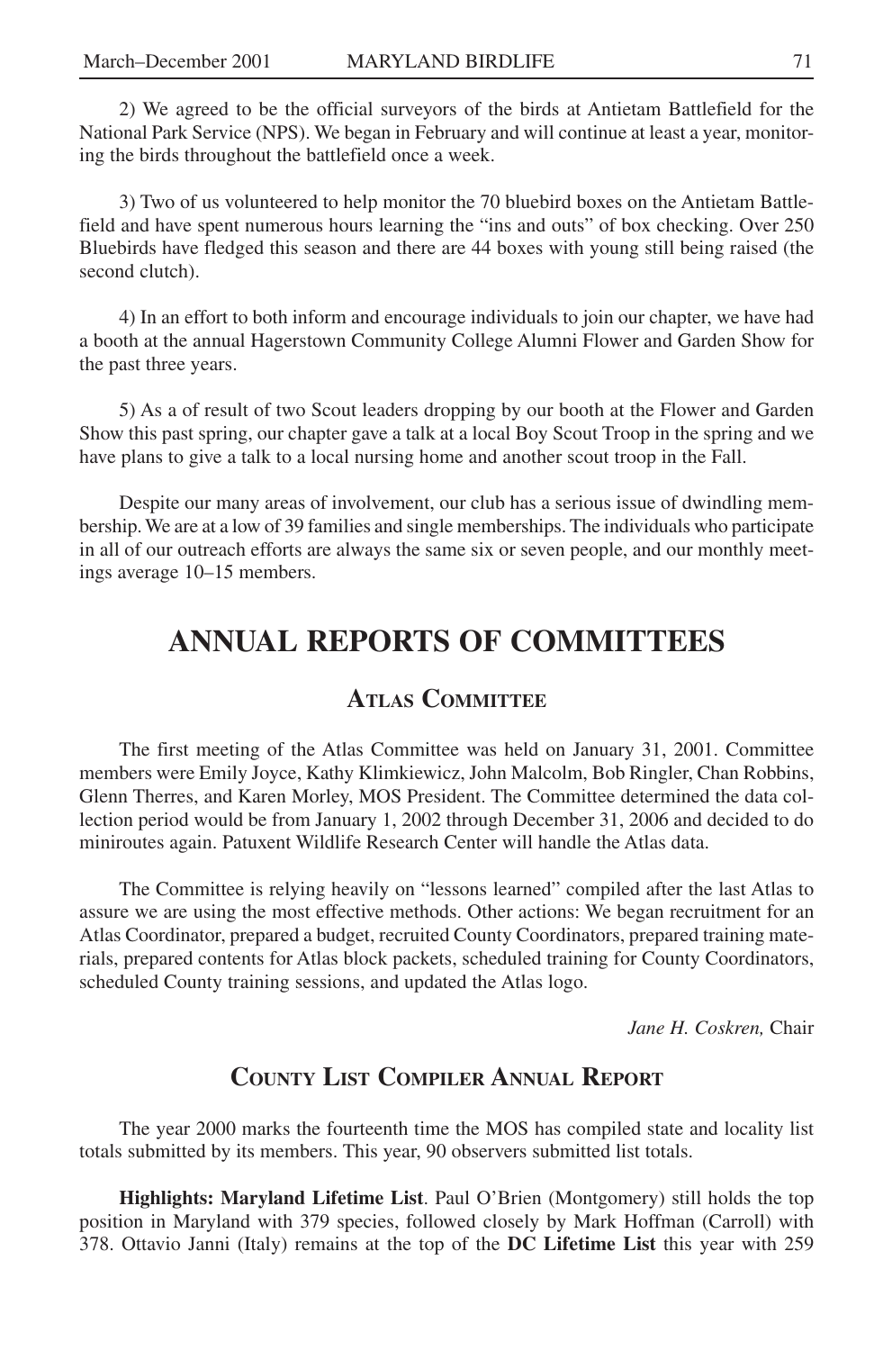2) We agreed to be the official surveyors of the birds at Antietam Battlefield for the National Park Service (NPS). We began in February and will continue at least a year, monitoring the birds throughout the battlefield once a week.

3) Two of us volunteered to help monitor the 70 bluebird boxes on the Antietam Battlefield and have spent numerous hours learning the "ins and outs" of box checking. Over 250 Bluebirds have fledged this season and there are 44 boxes with young still being raised (the second clutch).

4) In an effort to both inform and encourage individuals to join our chapter, we have had a booth at the annual Hagerstown Community College Alumni Flower and Garden Show for the past three years.

5) As a of result of two Scout leaders dropping by our booth at the Flower and Garden Show this past spring, our chapter gave a talk at a local Boy Scout Troop in the spring and we have plans to give a talk to a local nursing home and another scout troop in the Fall.

Despite our many areas of involvement, our club has a serious issue of dwindling membership. We are at a low of 39 families and single memberships. The individuals who participate in all of our outreach efforts are always the same six or seven people, and our monthly meetings average 10–15 members.

# ANNUAL REPORTS OF COMMITTEES

## Atlas Committee

The first meeting of the Atlas Committee was held on January 31, 2001. Committee members were Emily Joyce, Kathy Klimkiewicz, John Malcolm, Bob Ringler, Chan Robbins, Glenn Therres, and Karen Morley, MOS President. The Committee determined the data collection period would be from January 1, 2002 through December 31, 2006 and decided to do miniroutes again. Patuxent Wildlife Research Center will handle the Atlas data.

The Committee is relying heavily on "lessons learned" compiled after the last Atlas to assure we are using the most effective methods. Other actions: We began recruitment for an Atlas Coordinator, prepared a budget, recruited County Coordinators, prepared training materials, prepared contents for Atlas block packets, scheduled training for County Coordinators, scheduled County training sessions, and updated the Atlas logo.

*Jane H. Coskren,* Chair

## County List Compiler Annual Report

The year 2000 marks the fourteenth time the MOS has compiled state and locality list totals submitted by its members. This year, 90 observers submitted list totals.

**Highlights: Maryland Lifetime List**. Paul O'Brien (Montgomery) still holds the top position in Maryland with 379 species, followed closely by Mark Hoffman (Carroll) with 378. Ottavio Janni (Italy) remains at the top of the **DC Lifetime List** this year with 259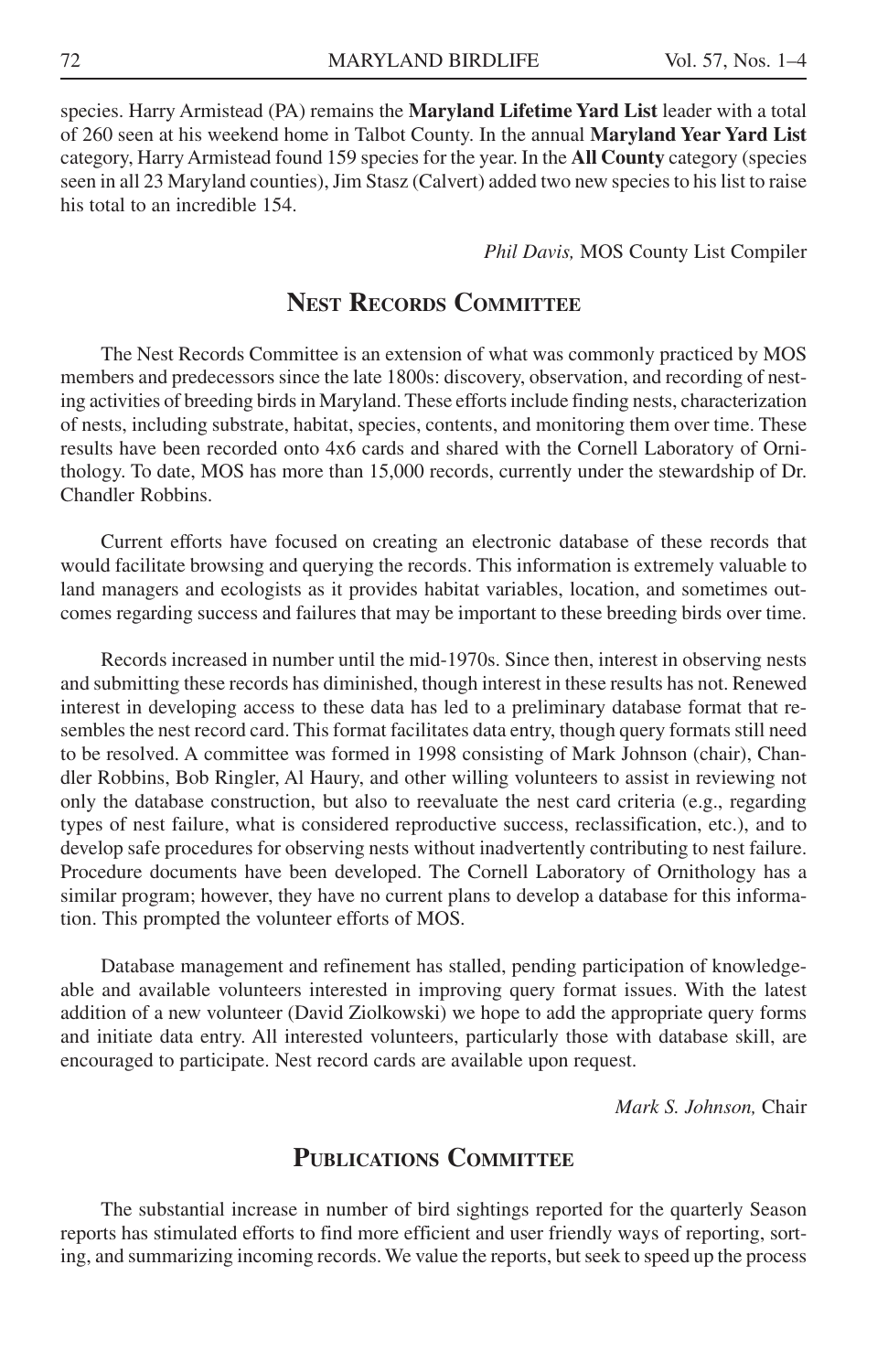species. Harry Armistead (PA) remains the **Maryland Lifetime Yard List** leader with a total of 260 seen at his weekend home in Talbot County. In the annual **Maryland Year Yard List** category, Harry Armistead found 159 species for the year. In the **All County** category (species seen in all 23 Maryland counties), Jim Stasz (Calvert) added two new species to his list to raise his total to an incredible 154.

*Phil Davis,* MOS County List Compiler

## Nest Records Committee

The Nest Records Committee is an extension of what was commonly practiced by MOS members and predecessors since the late 1800s: discovery, observation, and recording of nesting activities of breeding birds in Maryland. These efforts include finding nests, characterization of nests, including substrate, habitat, species, contents, and monitoring them over time. These results have been recorded onto 4x6 cards and shared with the Cornell Laboratory of Ornithology. To date, MOS has more than 15,000 records, currently under the stewardship of Dr. Chandler Robbins.

Current efforts have focused on creating an electronic database of these records that would facilitate browsing and querying the records. This information is extremely valuable to land managers and ecologists as it provides habitat variables, location, and sometimes outcomes regarding success and failures that may be important to these breeding birds over time.

Records increased in number until the mid-1970s. Since then, interest in observing nests and submitting these records has diminished, though interest in these results has not. Renewed interest in developing access to these data has led to a preliminary database format that resembles the nest record card. This format facilitates data entry, though query formats still need to be resolved. A committee was formed in 1998 consisting of Mark Johnson (chair), Chandler Robbins, Bob Ringler, Al Haury, and other willing volunteers to assist in reviewing not only the database construction, but also to reevaluate the nest card criteria (e.g., regarding types of nest failure, what is considered reproductive success, reclassification, etc.), and to develop safe procedures for observing nests without inadvertently contributing to nest failure. Procedure documents have been developed. The Cornell Laboratory of Ornithology has a similar program; however, they have no current plans to develop a database for this information. This prompted the volunteer efforts of MOS.

Database management and refinement has stalled, pending participation of knowledgeable and available volunteers interested in improving query format issues. With the latest addition of a new volunteer (David Ziolkowski) we hope to add the appropriate query forms and initiate data entry. All interested volunteers, particularly those with database skill, are encouraged to participate. Nest record cards are available upon request.

*Mark S. Johnson,* Chair

## Publications Committee

The substantial increase in number of bird sightings reported for the quarterly Season reports has stimulated efforts to find more efficient and user friendly ways of reporting, sorting, and summarizing incoming records. We value the reports, but seek to speed up the process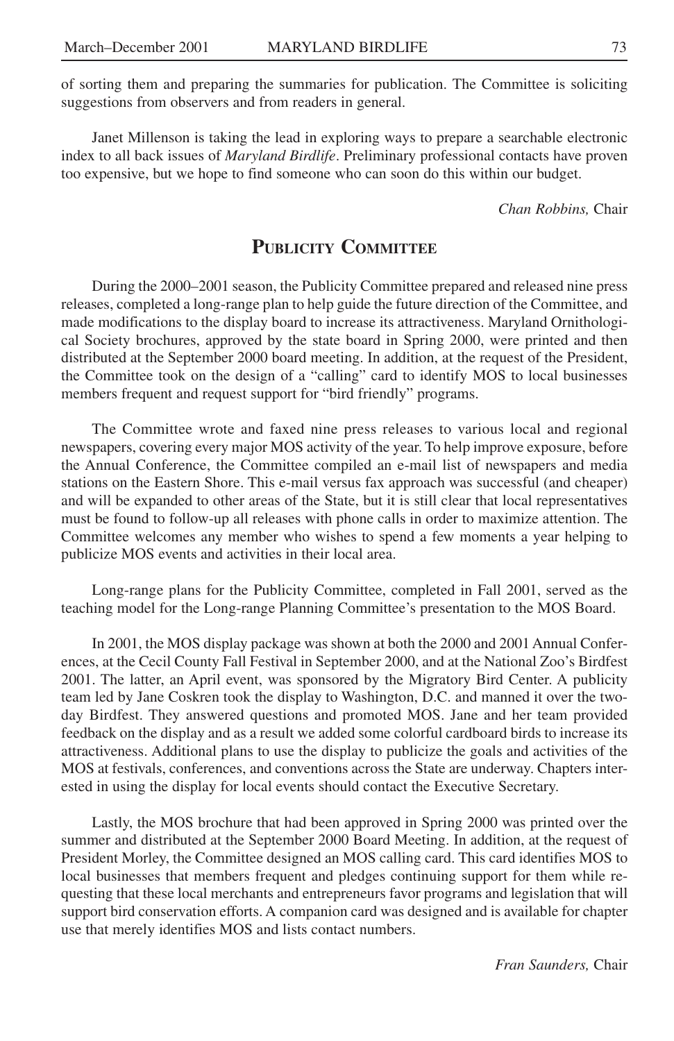of sorting them and preparing the summaries for publication. The Committee is soliciting suggestions from observers and from readers in general.

Janet Millenson is taking the lead in exploring ways to prepare a searchable electronic index to all back issues of *Maryland Birdlife*. Preliminary professional contacts have proven too expensive, but we hope to find someone who can soon do this within our budget.

*Chan Robbins,* Chair

## Publicity Committee

During the 2000–2001 season, the Publicity Committee prepared and released nine press releases, completed a long-range plan to help guide the future direction of the Committee, and made modifications to the display board to increase its attractiveness. Maryland Ornithological Society brochures, approved by the state board in Spring 2000, were printed and then distributed at the September 2000 board meeting. In addition, at the request of the President, the Committee took on the design of a "calling" card to identify MOS to local businesses members frequent and request support for "bird friendly" programs.

The Committee wrote and faxed nine press releases to various local and regional newspapers, covering every major MOS activity of the year. To help improve exposure, before the Annual Conference, the Committee compiled an e-mail list of newspapers and media stations on the Eastern Shore. This e-mail versus fax approach was successful (and cheaper) and will be expanded to other areas of the State, but it is still clear that local representatives must be found to follow-up all releases with phone calls in order to maximize attention. The Committee welcomes any member who wishes to spend a few moments a year helping to publicize MOS events and activities in their local area.

Long-range plans for the Publicity Committee, completed in Fall 2001, served as the teaching model for the Long-range Planning Committee's presentation to the MOS Board.

In 2001, the MOS display package was shown at both the 2000 and 2001 Annual Conferences, at the Cecil County Fall Festival in September 2000, and at the National Zoo's Birdfest 2001. The latter, an April event, was sponsored by the Migratory Bird Center. A publicity team led by Jane Coskren took the display to Washington, D.C. and manned it over the two-day Birdfest. They answered questions and promoted MOS. Jane and her team provided feedback on the display and as a result we added some colorful cardboard birds to increase its attractiveness. Additional plans to use the display to publicize the goals and activities of the MOS at festivals, conferences, and conventions across the State are underway. Chapters interested in using the display for local events should contact the Executive Secretary.

Lastly, the MOS brochure that had been approved in Spring 2000 was printed over the summer and distributed at the September 2000 Board Meeting. In addition, at the request of President Morley, the Committee designed an MOS calling card. This card identifies MOS to local businesses that members frequent and pledges continuing support for them while requesting that these local merchants and entrepreneurs favor programs and legislation that will support bird conservation efforts. A companion card was designed and is available for chapter use that merely identifies MOS and lists contact numbers.

*Fran Saunders,* Chair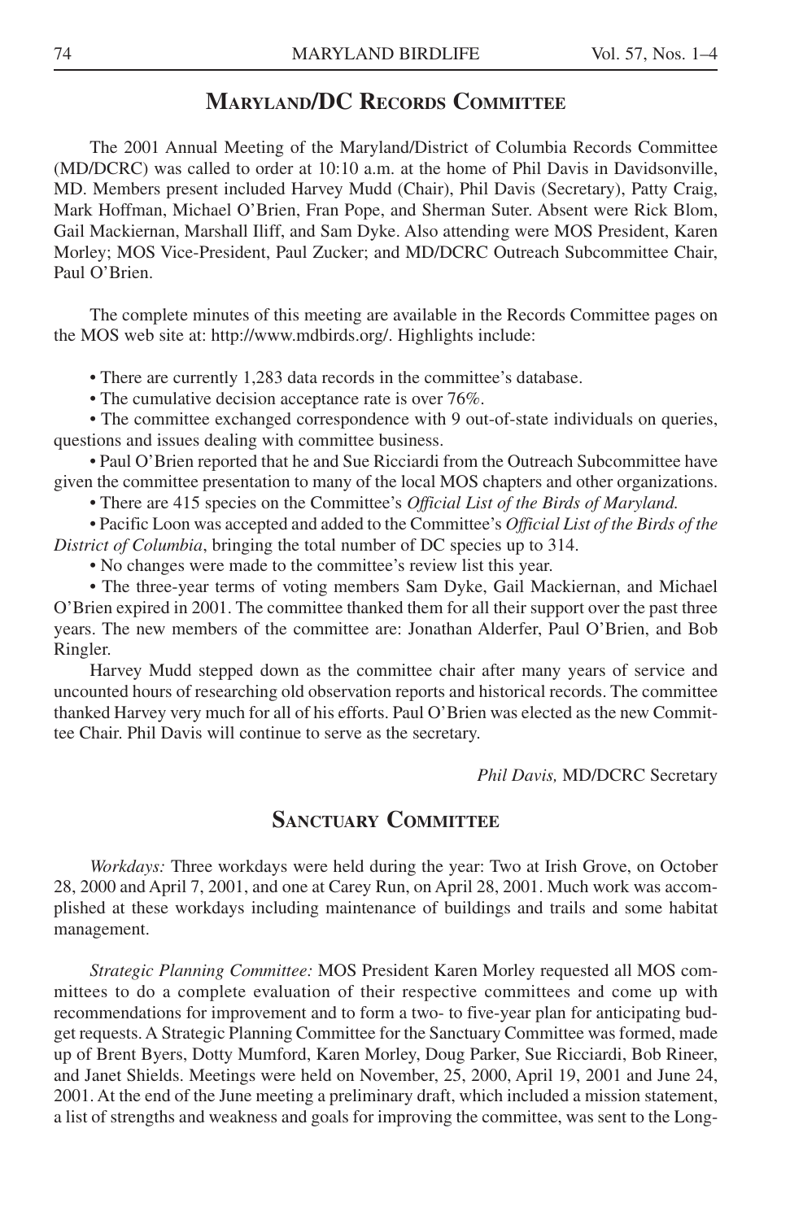## Maryland/DC Records Committee

The 2001 Annual Meeting of the Maryland/District of Columbia Records Committee (MD/DCRC) was called to order at 10:10 a.m. at the home of Phil Davis in Davidsonville, MD. Members present included Harvey Mudd (Chair), Phil Davis (Secretary), Patty Craig, Mark Hoffman, Michael O'Brien, Fran Pope, and Sherman Suter. Absent were Rick Blom, Gail Mackiernan, Marshall Iliff, and Sam Dyke. Also attending were MOS President, Karen Morley; MOS Vice-President, Paul Zucker; and MD/DCRC Outreach Subcommittee Chair, Paul O'Brien.

The complete minutes of this meeting are available in the Records Committee pages on the MOS web site at: http://www.mdbirds.org/. Highlights include:

- There are currently 1,283 data records in the committee's database.
- The cumulative decision acceptance rate is over 76%.
- The committee exchanged correspondence with 9 out-of-state individuals on queries, questions and issues dealing with committee business.
- Paul O'Brien reported that he and Sue Ricciardi from the Outreach Subcommittee have given the committee presentation to many of the local MOS chapters and other organizations.
- There are 415 species on the Committee's *Official List of the Birds of Maryland.*
- Pacific Loon was accepted and added to the Committee's *Official List of the Birds of the District of Columbia*, bringing the total number of DC species up to 314.
- No changes were made to the committee's review list this year.
- The three-year terms of voting members Sam Dyke, Gail Mackiernan, and Michael O'Brien expired in 2001. The committee thanked them for all their support over the past three years. The new members of the committee are: Jonathan Alderfer, Paul O'Brien, and Bob Ringler.

Harvey Mudd stepped down as the committee chair after many years of service and uncounted hours of researching old observation reports and historical records. The committee thanked Harvey very much for all of his efforts. Paul O'Brien was elected as the new Committee Chair. Phil Davis will continue to serve as the secretary.

*Phil Davis,* MD/DCRC Secretary

## Sanctuary Committee

*Workdays:* Three workdays were held during the year: Two at Irish Grove, on October 28, 2000 and April 7, 2001, and one at Carey Run, on April 28, 2001. Much work was accomplished at these workdays including maintenance of buildings and trails and some habitat management.

*Strategic Planning Committee:* MOS President Karen Morley requested all MOS committees to do a complete evaluation of their respective committees and come up with recommendations for improvement and to form a two- to five-year plan for anticipating budget requests. A Strategic Planning Committee for the Sanctuary Committee was formed, made up of Brent Byers, Dotty Mumford, Karen Morley, Doug Parker, Sue Ricciardi, Bob Rineer, and Janet Shields. Meetings were held on November, 25, 2000, April 19, 2001 and June 24, 2001. At the end of the June meeting a preliminary draft, which included a mission statement, a list of strengths and weakness and goals for improving the committee, was sent to the Long-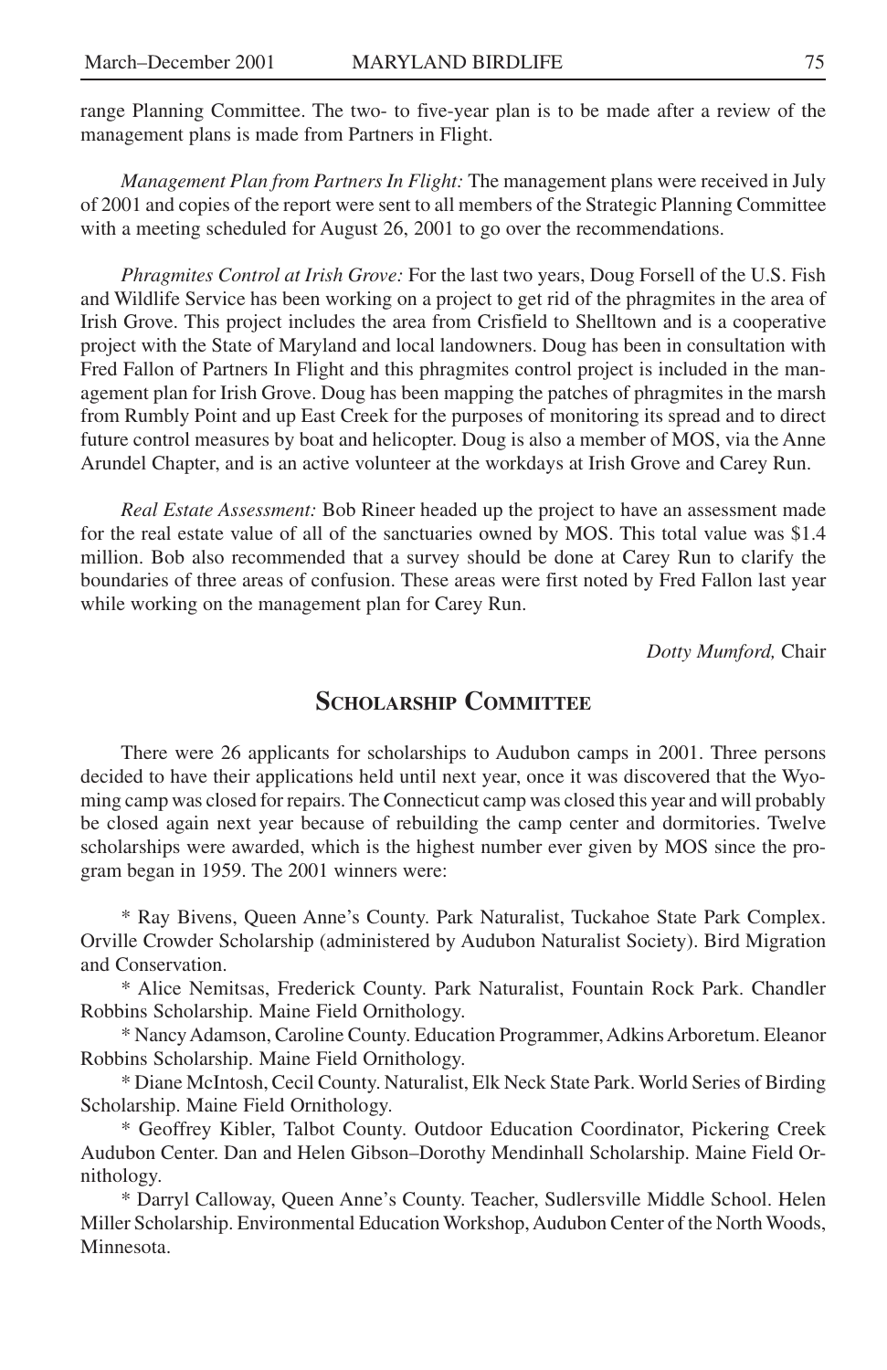range Planning Committee. The two- to five-year plan is to be made after a review of the management plans is made from Partners in Flight.

*Management Plan from Partners In Flight:* The management plans were received in July of 2001 and copies of the report were sent to all members of the Strategic Planning Committee with a meeting scheduled for August 26, 2001 to go over the recommendations.

*Phragmites Control at Irish Grove:* For the last two years, Doug Forsell of the U.S. Fish and Wildlife Service has been working on a project to get rid of the phragmites in the area of Irish Grove. This project includes the area from Crisfield to Shelltown and is a cooperative project with the State of Maryland and local landowners. Doug has been in consultation with Fred Fallon of Partners In Flight and this phragmites control project is included in the management plan for Irish Grove. Doug has been mapping the patches of phragmites in the marsh from Rumbly Point and up East Creek for the purposes of monitoring its spread and to direct future control measures by boat and helicopter. Doug is also a member of MOS, via the Anne Arundel Chapter, and is an active volunteer at the workdays at Irish Grove and Carey Run.

*Real Estate Assessment:* Bob Rineer headed up the project to have an assessment made for the real estate value of all of the sanctuaries owned by MOS. This total value was $1.4 million. Bob also recommended that a survey should be done at Carey Run to clarify the boundaries of three areas of confusion. These areas were first noted by Fred Fallon last year while working on the management plan for Carey Run.

*Dotty Mumford,* Chair

## Scholarship Committee

There were 26 applicants for scholarships to Audubon camps in 2001. Three persons decided to have their applications held until next year, once it was discovered that the Wyoming camp was closed for repairs. The Connecticut camp was closed this year and will probably be closed again next year because of rebuilding the camp center and dormitories. Twelve scholarships were awarded, which is the highest number ever given by MOS since the program began in 1959. The 2001 winners were:

\* Ray Bivens, Queen Anne's County. Park Naturalist, Tuckahoe State Park Complex. Orville Crowder Scholarship (administered by Audubon Naturalist Society). Bird Migration and Conservation.

\* Alice Nemitsas, Frederick County. Park Naturalist, Fountain Rock Park. Chandler Robbins Scholarship. Maine Field Ornithology.

\* Nancy Adamson, Caroline County. Education Programmer, Adkins Arboretum. Eleanor Robbins Scholarship. Maine Field Ornithology.

\* Diane McIntosh, Cecil County. Naturalist, Elk Neck State Park. World Series of Birding Scholarship. Maine Field Ornithology.

\* Geoffrey Kibler, Talbot County. Outdoor Education Coordinator, Pickering Creek Audubon Center. Dan and Helen Gibson–Dorothy Mendinhall Scholarship. Maine Field Ornithology.

\* Darryl Calloway, Queen Anne's County. Teacher, Sudlersville Middle School. Helen Miller Scholarship. Environmental Education Workshop, Audubon Center of the North Woods, Minnesota.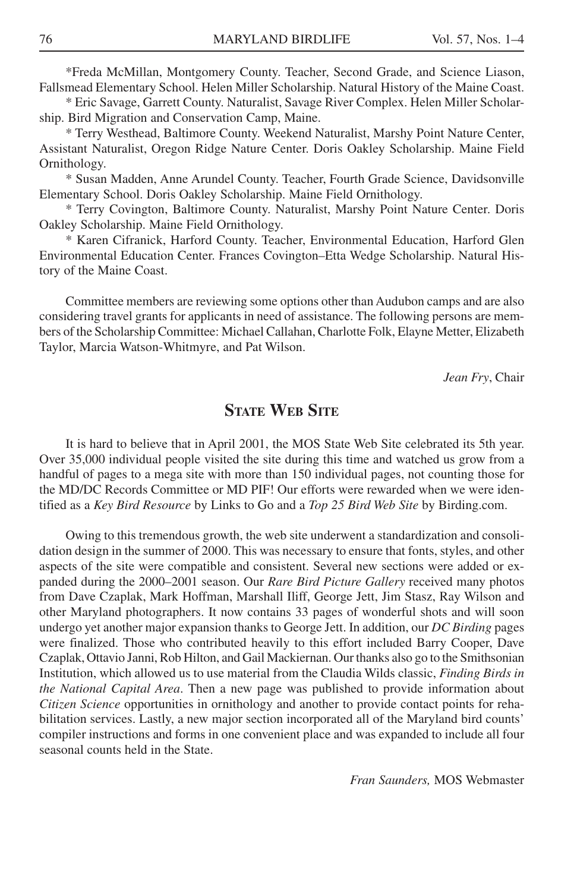*Freda McMillan, Montgomery County. Teacher, Second Grade, and Science Liason, Fallsmead Elementary School. Helen Miller Scholarship. Natural History of the Maine Coast.

* Eric Savage, Garrett County. Naturalist, Savage River Complex. Helen Miller Scholarship. Bird Migration and Conservation Camp, Maine.

* Terry Westhead, Baltimore County. Weekend Naturalist, Marshy Point Nature Center, Assistant Naturalist, Oregon Ridge Nature Center. Doris Oakley Scholarship. Maine Field Ornithology.

* Susan Madden, Anne Arundel County. Teacher, Fourth Grade Science, Davidsonville Elementary School. Doris Oakley Scholarship. Maine Field Ornithology.

* Terry Covington, Baltimore County. Naturalist, Marshy Point Nature Center. Doris Oakley Scholarship. Maine Field Ornithology.

* Karen Cifranick, Harford County. Teacher, Environmental Education, Harford Glen Environmental Education Center. Frances Covington–Etta Wedge Scholarship. Natural History of the Maine Coast.

Committee members are reviewing some options other than Audubon camps and are also considering travel grants for applicants in need of assistance. The following persons are members of the Scholarship Committee: Michael Callahan, Charlotte Folk, Elayne Metter, Elizabeth Taylor, Marcia Watson-Whitmyre, and Pat Wilson.

*Jean Fry*, Chair

## State Web Site

It is hard to believe that in April 2001, the MOS State Web Site celebrated its 5th year. Over 35,000 individual people visited the site during this time and watched us grow from a handful of pages to a mega site with more than 150 individual pages, not counting those for the MD/DC Records Committee or MD PIF! Our efforts were rewarded when we were identified as a *Key Bird Resource* by Links to Go and a *Top 25 Bird Web Site* by Birding.com.

Owing to this tremendous growth, the web site underwent a standardization and consolidation design in the summer of 2000. This was necessary to ensure that fonts, styles, and other aspects of the site were compatible and consistent. Several new sections were added or expanded during the 2000–2001 season. Our *Rare Bird Picture Gallery* received many photos from Dave Czaplak, Mark Hoffman, Marshall Iliff, George Jett, Jim Stasz, Ray Wilson and other Maryland photographers. It now contains 33 pages of wonderful shots and will soon undergo yet another major expansion thanks to George Jett. In addition, our *DC Birding* pages were finalized. Those who contributed heavily to this effort included Barry Cooper, Dave Czaplak, Ottavio Janni, Rob Hilton, and Gail Mackiernan. Our thanks also go to the Smithsonian Institution, which allowed us to use material from the Claudia Wilds classic, *Finding Birds in the National Capital Area*. Then a new page was published to provide information about *Citizen Science* opportunities in ornithology and another to provide contact points for rehabilitation services. Lastly, a new major section incorporated all of the Maryland bird counts' compiler instructions and forms in one convenient place and was expanded to include all four seasonal counts held in the State.

*Fran Saunders,* MOS Webmaster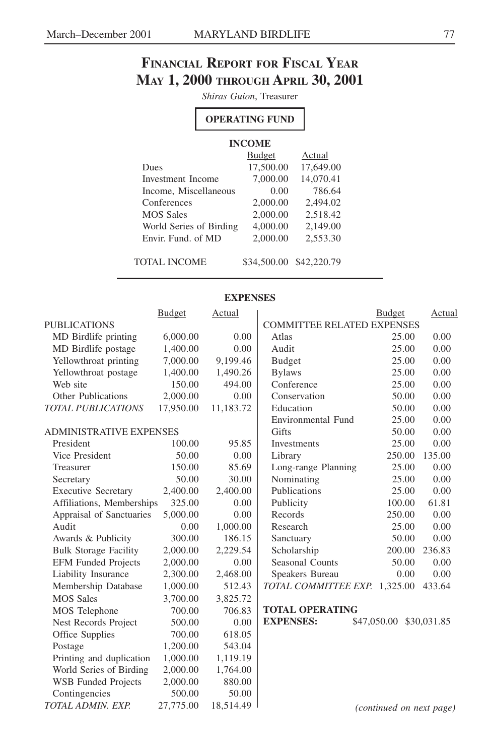# Financial Report for Fiscal Year May 1, 2000 through April 30, 2001

*Shiras Guion*, Treasurer

## OPERATING FUND

### INCOME

| | Budget | Actual |
|---|---|---|
| Dues | 17,500.00 | 17,649.00 |
| Investment Income | 7,000.00 | 14,070.41 |
| Income, Miscellaneous | 0.00 | 786.64 |
| Conferences | 2,000.00 | 2,494.02 |
| MOS Sales | 2,000.00 | 2,518.42 |
| World Series of Birding | 4,000.00 | 2,149.00 |
| Envir. Fund. of MD | 2,000.00 | 2,553.30 |
| TOTAL INCOME | $34,500.00 | $42,220.79 |

### EXPENSES

| | Budget | Actual |
|---|---|---|
| PUBLICATIONS | | |
| MD Birdlife printing | 6,000.00 | 0.00 |
| MD Birdlife postage | 1,400.00 | 0.00 |
| Yellowthroat printing | 7,000.00 | 9,199.46 |
| Yellowthroat postage | 1,400.00 | 1,490.26 |
| Web site | 150.00 | 494.00 |
| Other Publications | 2,000.00 | 0.00 |
| *TOTAL PUBLICATIONS* | 17,950.00 | 11,183.72 |
| ADMINISTRATIVE EXPENSES | | |
| President | 100.00 | 95.85 |
| Vice President | 50.00 | 0.00 |
| Treasurer | 150.00 | 85.69 |
| Secretary | 50.00 | 30.00 |
| Executive Secretary | 2,400.00 | 2,400.00 |
| Affiliations, Memberships | 325.00 | 0.00 |
| Appraisal of Sanctuaries | 5,000.00 | 0.00 |
| Audit | 0.00 | 1,000.00 |
| Awards & Publicity | 300.00 | 186.15 |
| Bulk Storage Facility | 2,000.00 | 2,229.54 |
| EFM Funded Projects | 2,000.00 | 0.00 |
| Liability Insurance | 2,300.00 | 2,468.00 |
| Membership Database | 1,000.00 | 512.43 |
| MOS Sales | 3,700.00 | 3,825.72 |
| MOS Telephone | 700.00 | 706.83 |
| Nest Records Project | 500.00 | 0.00 |
| Office Supplies | 700.00 | 618.05 |
| Postage | 1,200.00 | 543.04 |
| Printing and duplication | 1,000.00 | 1,119.19 |
| World Series of Birding | 2,000.00 | 1,764.00 |
| WSB Funded Projects | 2,000.00 | 880.00 |
| Contingencies | 500.00 | 50.00 |
| *TOTAL ADMIN. EXP.* | 27,775.00 | 18,514.49 |

| | Budget | Actual |
|---|---|---|
| COMMITTEE RELATED EXPENSES | | |
| Atlas | 25.00 | 0.00 |
| Audit | 25.00 | 0.00 |
| Budget | 25.00 | 0.00 |
| Bylaws | 25.00 | 0.00 |
| Conference | 25.00 | 0.00 |
| Conservation | 50.00 | 0.00 |
| Education | 50.00 | 0.00 |
| Environmental Fund | 25.00 | 0.00 |
| Gifts | 50.00 | 0.00 |
| Investments | 25.00 | 0.00 |
| Library | 250.00 | 135.00 |
| Long-range Planning | 25.00 | 0.00 |
| Nominating | 25.00 | 0.00 |
| Publications | 25.00 | 0.00 |
| Publicity | 100.00 | 61.81 |
| Records | 250.00 | 0.00 |
| Research | 25.00 | 0.00 |
| Sanctuary | 50.00 | 0.00 |
| Scholarship | 200.00 | 236.83 |
| Seasonal Counts | 50.00 | 0.00 |
| Speakers Bureau | 0.00 | 0.00 |
| *TOTAL COMMITTEE EXP.* | 1,325.00 | 433.64 |

**TOTAL OPERATING EXPENSES:** $47,050.00 $30,031.85

*(continued on next page)*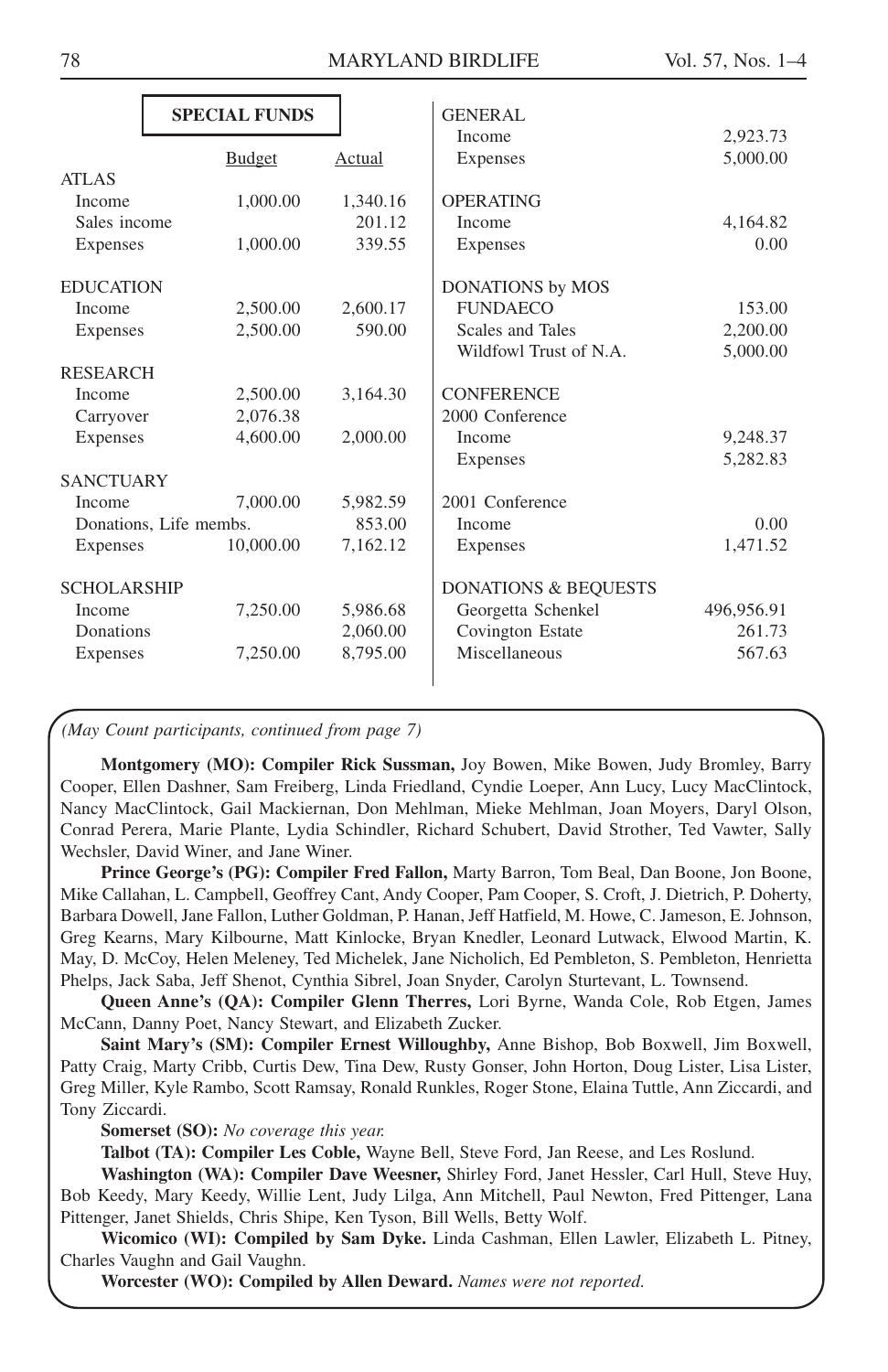**SPECIAL FUNDS**

| | Budget | Actual |
|---|---|---|
| ATLAS | | |
| Income | 1,000.00 | 1,340.16 |
| Sales income | | 201.12 |
| Expenses | 1,000.00 | 339.55 |
| EDUCATION | | |
| Income | 2,500.00 | 2,600.17 |
| Expenses | 2,500.00 | 590.00 |
| RESEARCH | | |
| Income | 2,500.00 | 3,164.30 |
| Carryover | 2,076.38 | |
| Expenses | 4,600.00 | 2,000.00 |
| SANCTUARY | | |
| Income | 7,000.00 | 5,982.59 |
| Donations, Life membs. | | 853.00 |
| Expenses | 10,000.00 | 7,162.12 |
| SCHOLARSHIP | | |
| Income | 7,250.00 | 5,986.68 |
| Donations | | 2,060.00 |
| Expenses | 7,250.00 | 8,795.00 |

| | |
|---|---|
| GENERAL | |
| Income | 2,923.73 |
| Expenses | 5,000.00 |
| OPERATING | |
| Income | 4,164.82 |
| Expenses | 0.00 |
| DONATIONS by MOS | |
| FUNDAECO | 153.00 |
| Scales and Tales | 2,200.00 |
| Wildfowl Trust of N.A. | 5,000.00 |
| CONFERENCE | |
| 2000 Conference | |
| Income | 9,248.37 |
| Expenses | 5,282.83 |
| 2001 Conference | |
| Income | 0.00 |
| Expenses | 1,471.52 |
| DONATIONS & BEQUESTS | |
| Georgetta Schenkel | 496,956.91 |
| Covington Estate | 261.73 |
| Miscellaneous | 567.63 |

*(May Count participants, continued from page 7)*

**Montgomery (MO): Compiler Rick Sussman,** Joy Bowen, Mike Bowen, Judy Bromley, Barry Cooper, Ellen Dashner, Sam Freiberg, Linda Friedland, Cyndie Loeper, Ann Lucy, Lucy MacClintock, Nancy MacClintock, Gail Mackiernan, Don Mehlman, Mieke Mehlman, Joan Moyers, Daryl Olson, Conrad Perera, Marie Plante, Lydia Schindler, Richard Schubert, David Strother, Ted Vawter, Sally Wechsler, David Winer, and Jane Winer.

**Prince George's (PG): Compiler Fred Fallon,** Marty Barron, Tom Beal, Dan Boone, Jon Boone, Mike Callahan, L. Campbell, Geoffrey Cant, Andy Cooper, Pam Cooper, S. Croft, J. Dietrich, P. Doherty, Barbara Dowell, Jane Fallon, Luther Goldman, P. Hanan, Jeff Hatfield, M. Howe, C. Jameson, E. Johnson, Greg Kearns, Mary Kilbourne, Matt Kinlocke, Bryan Knedler, Leonard Lutwack, Elwood Martin, K. May, D. McCoy, Helen Meleney, Ted Michelek, Jane Nicholich, Ed Pembleton, S. Pembleton, Henrietta Phelps, Jack Saba, Jeff Shenot, Cynthia Sibrel, Joan Snyder, Carolyn Sturtevant, L. Townsend.

**Queen Anne's (QA): Compiler Glenn Therres,** Lori Byrne, Wanda Cole, Rob Etgen, James McCann, Danny Poet, Nancy Stewart, and Elizabeth Zucker.

**Saint Mary's (SM): Compiler Ernest Willoughby,** Anne Bishop, Bob Boxwell, Jim Boxwell, Patty Craig, Marty Cribb, Curtis Dew, Tina Dew, Rusty Gonser, John Horton, Doug Lister, Lisa Lister, Greg Miller, Kyle Rambo, Scott Ramsay, Ronald Runkles, Roger Stone, Elaina Tuttle, Ann Ziccardi, and Tony Ziccardi.

**Somerset (SO):** *No coverage this year.*

**Talbot (TA): Compiler Les Coble,** Wayne Bell, Steve Ford, Jan Reese, and Les Roslund.

**Washington (WA): Compiler Dave Weesner,** Shirley Ford, Janet Hessler, Carl Hull, Steve Huy, Bob Keedy, Mary Keedy, Willie Lent, Judy Lilga, Ann Mitchell, Paul Newton, Fred Pittenger, Lana Pittenger, Janet Shields, Chris Shipe, Ken Tyson, Bill Wells, Betty Wolf.

**Wicomico (WI): Compiled by Sam Dyke.** Linda Cashman, Ellen Lawler, Elizabeth L. Pitney, Charles Vaughn and Gail Vaughn.

**Worcester (WO): Compiled by Allen Deward.** *Names were not reported.*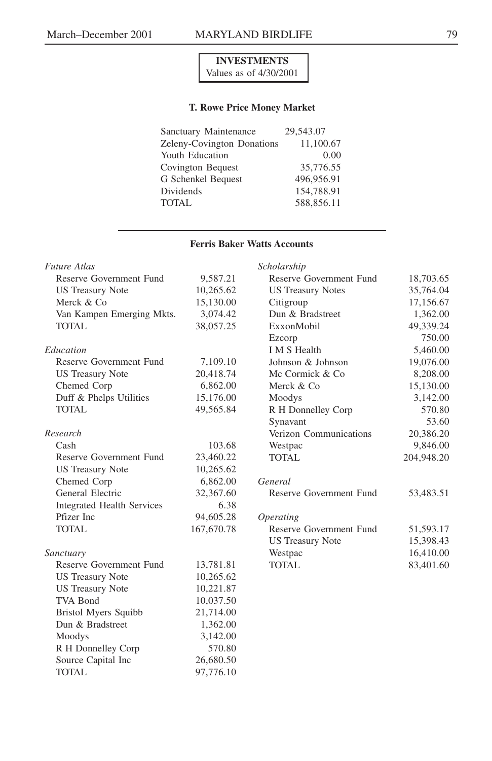## INVESTMENTS

Values as of 4/30/2001

### T. Rowe Price Money Market

| | |
|---|---|
| Sanctuary Maintenance | 29,543.07 |
| Zeleny-Covington Donations | 11,100.67 |
| Youth Education | 0.00 |
| Covington Bequest | 35,776.55 |
| G Schenkel Bequest | 496,956.91 |
| Dividends | 154,788.91 |
| TOTAL | 588,856.11 |

### Ferris Baker Watts Accounts

*Future Atlas*

| | |
|---|---|
| Reserve Government Fund | 9,587.21 |
| US Treasury Note | 10,265.62 |
| Merck & Co | 15,130.00 |
| Van Kampen Emerging Mkts. | 3,074.42 |
| TOTAL | 38,057.25 |

*Education*

| | |
|---|---|
| Reserve Government Fund | 7,109.10 |
| US Treasury Note | 20,418.74 |
| Chemed Corp | 6,862.00 |
| Duff & Phelps Utilities | 15,176.00 |
| TOTAL | 49,565.84 |

*Research*

| | |
|---|---|
| Cash | 103.68 |
| Reserve Government Fund | 23,460.22 |
| US Treasury Note | 10,265.62 |
| Chemed Corp | 6,862.00 |
| General Electric | 32,367.60 |
| Integrated Health Services | 6.38 |
| Pfizer Inc | 94,605.28 |
| TOTAL | 167,670.78 |

*Sanctuary*

| | |
|---|---|
| Reserve Government Fund | 13,781.81 |
| US Treasury Note | 10,265.62 |
| US Treasury Note | 10,221.87 |
| TVA Bond | 10,037.50 |
| Bristol Myers Squibb | 21,714.00 |
| Dun & Bradstreet | 1,362.00 |
| Moodys | 3,142.00 |
| R H Donnelley Corp | 570.80 |
| Source Capital Inc | 26,680.50 |
| TOTAL | 97,776.10 |

*Scholarship*

| | |
|---|---|
| Reserve Government Fund | 18,703.65 |
| US Treasury Notes | 35,764.04 |
| Citigroup | 17,156.67 |
| Dun & Bradstreet | 1,362.00 |
| ExxonMobil | 49,339.24 |
| Ezcorp | 750.00 |
| I M S Health | 5,460.00 |
| Johnson & Johnson | 19,076.00 |
| Mc Cormick & Co | 8,208.00 |
| Merck & Co | 15,130.00 |
| Moodys | 3,142.00 |
| R H Donnelley Corp | 570.80 |
| Synavant | 53.60 |
| Verizon Communications | 20,386.20 |
| Westpac | 9,846.00 |
| TOTAL | 204,948.20 |

*General*

| | |
|---|---|
| Reserve Government Fund | 53,483.51 |

*Operating*

| | |
|---|---|
| Reserve Government Fund | 51,593.17 |
| US Treasury Note | 15,398.43 |
| Westpac | 16,410.00 |
| TOTAL | 83,401.60 |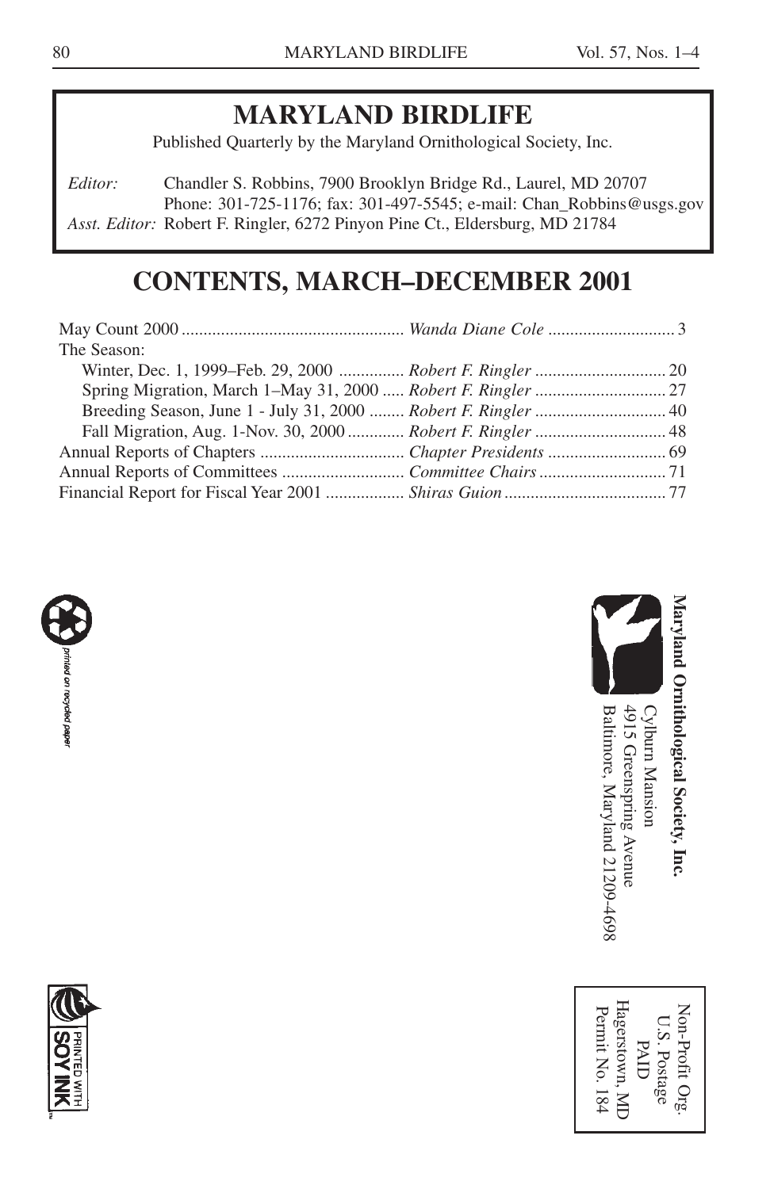# MARYLAND BIRDLIFE

Published Quarterly by the Maryland Ornithological Society, Inc.

*Editor:* Chandler S. Robbins, 7900 Brooklyn Bridge Rd., Laurel, MD 20707
Phone: 301-725-1176; fax: 301-497-5545; e-mail: Chan_Robbins@usgs.gov

*Asst. Editor:* Robert F. Ringler, 6272 Pinyon Pine Ct., Eldersburg, MD 21784

# CONTENTS, MARCH–DECEMBER 2001

May Count 2000 .................................................. *Wanda Diane Cole* ............................ 3

The Season:

- Winter, Dec. 1, 1999–Feb. 29, 2000 .............. *Robert F. Ringler* .............................. 20
- Spring Migration, March 1–May 31, 2000 ..... *Robert F. Ringler* .............................. 27
- Breeding Season, June 1 - July 31, 2000 ........ *Robert F. Ringler* .............................. 40
- Fall Migration, Aug. 1-Nov. 30, 2000 ............. *Robert F. Ringler* .............................. 48

Annual Reports of Chapters ................................ *Chapter Presidents* ........................... 69

Annual Reports of Committees ........................... *Committee Chairs* ............................. 71

Financial Report for Fiscal Year 2001 ................. *Shiras Guion* ..................................... 77

printed on recycled paper

**Maryland Ornithological Society, Inc.**
Cylburn Mansion
4915 Greenspring Avenue
Baltimore, Maryland 21209-4698

Non-Profit Org.
U.S. Postage
PAID
Hagerstown, MD
Permit No. 184

PRINTED WITH SOY INK